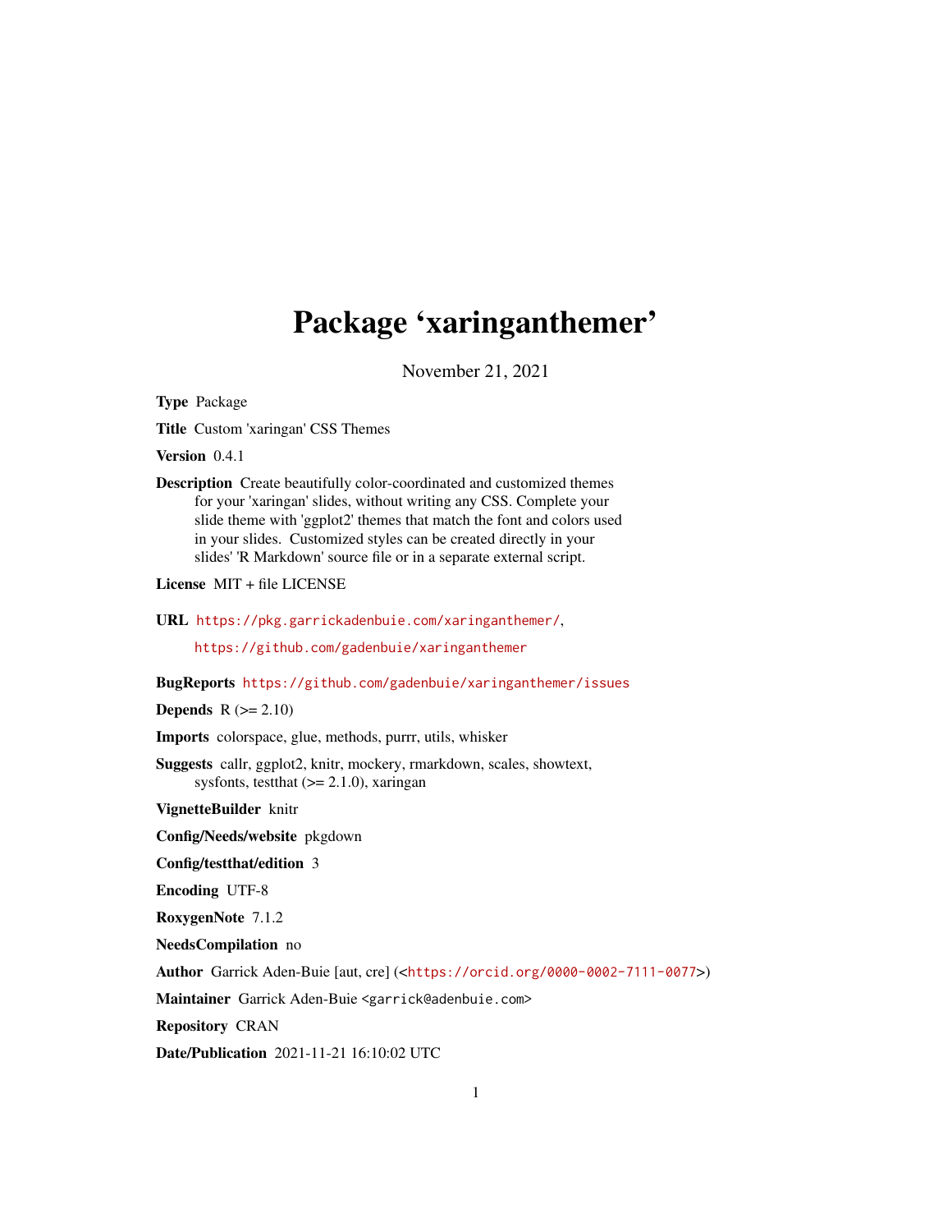# Package 'xaringanthemer'

November 21, 2021

**Type** Package

**Title** Custom 'xaringan' CSS Themes

**Version** 0.4.1

**Description** Create beautifully color-coordinated and customized themes for your 'xaringan' slides, without writing any CSS. Complete your slide theme with 'ggplot2' themes that match the font and colors used in your slides. Customized styles can be created directly in your slides' 'R Markdown' source file or in a separate external script.

**License** MIT + file LICENSE

**URL** https://pkg.garrickadenbuie.com/xaringanthemer/, https://github.com/gadenbuie/xaringanthemer

**BugReports** https://github.com/gadenbuie/xaringanthemer/issues

**Depends** R (>= 2.10)

**Imports** colorspace, glue, methods, purrr, utils, whisker

**Suggests** callr, ggplot2, knitr, mockery, rmarkdown, scales, showtext, sysfonts, testthat (>= 2.1.0), xaringan

**VignetteBuilder** knitr

**Config/Needs/website** pkgdown

**Config/testthat/edition** 3

**Encoding** UTF-8

**RoxygenNote** 7.1.2

**NeedsCompilation** no

**Author** Garrick Aden-Buie [aut, cre] (<https://orcid.org/0000-0002-7111-0077>)

**Maintainer** Garrick Aden-Buie <garrick@adenbuie.com>

**Repository** CRAN

**Date/Publication** 2021-11-21 16:10:02 UTC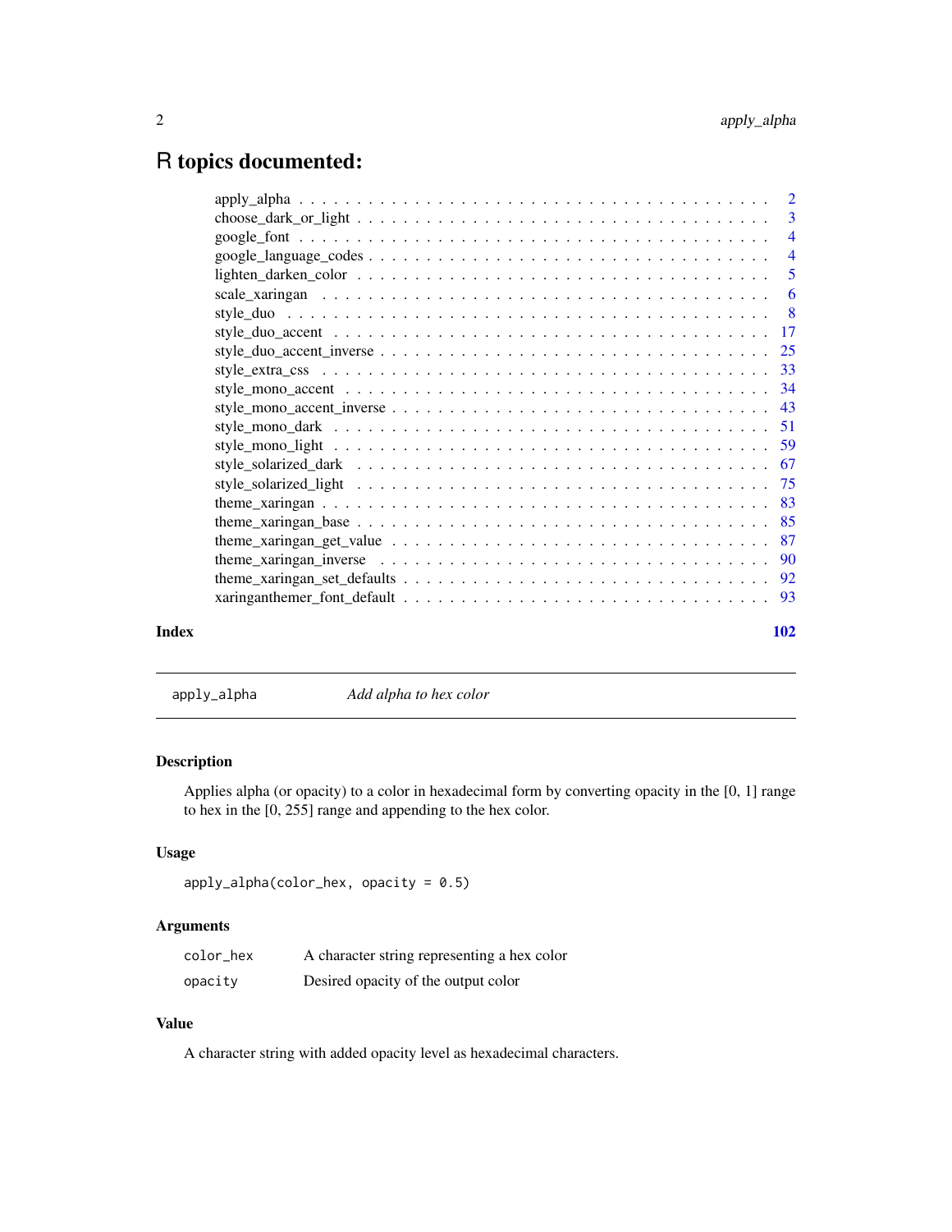# R topics documented:

| | |
|---|---|
| apply_alpha | 2 |
| choose_dark_or_light | 3 |
| google_font | 4 |
| google_language_codes | 4 |
| lighten_darken_color | 5 |
| scale_xaringan | 6 |
| style_duo | 8 |
| style_duo_accent | 17 |
| style_duo_accent_inverse | 25 |
| style_extra_css | 33 |
| style_mono_accent | 34 |
| style_mono_accent_inverse | 43 |
| style_mono_dark | 51 |
| style_mono_light | 59 |
| style_solarized_dark | 67 |
| style_solarized_light | 75 |
| theme_xaringan | 83 |
| theme_xaringan_base | 85 |
| theme_xaringan_get_value | 87 |
| theme_xaringan_inverse | 90 |
| theme_xaringan_set_defaults | 92 |
| xaringanthemer_font_default | 93 |

**Index** **102**

---

`apply_alpha` *Add alpha to hex color*

---

## Description

Applies alpha (or opacity) to a color in hexadecimal form by converting opacity in the [0, 1] range to hex in the [0, 255] range and appending to the hex color.

## Usage

```
apply_alpha(color_hex, opacity = 0.5)
```

## Arguments

| | |
|---|---|
| `color_hex` | A character string representing a hex color |
| `opacity` | Desired opacity of the output color |

## Value

A character string with added opacity level as hexadecimal characters.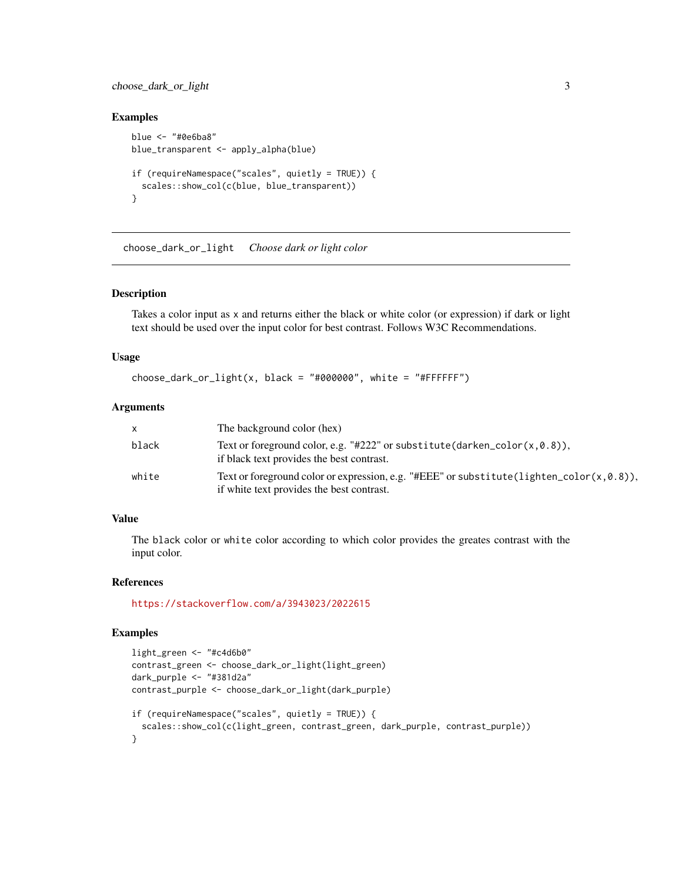## Examples

```
blue <- "#0e6ba8"
blue_transparent <- apply_alpha(blue)

if (requireNamespace("scales", quietly = TRUE)) {
  scales::show_col(c(blue, blue_transparent))
}
```

---

# choose_dark_or_light *Choose dark or light color*

---

## Description

Takes a color input as x and returns either the black or white color (or expression) if dark or light text should be used over the input color for best contrast. Follows W3C Recommendations.

## Usage

```
choose_dark_or_light(x, black = "#000000", white = "#FFFFFF")
```

## Arguments

| | |
|---|---|
| x | The background color (hex) |
| black | Text or foreground color, e.g. "#222" or substitute(darken_color(x,0.8)), if black text provides the best contrast. |
| white | Text or foreground color or expression, e.g. "#EEE" or substitute(lighten_color(x,0.8)), if white text provides the best contrast. |

## Value

The black color or white color according to which color provides the greates contrast with the input color.

## References

https://stackoverflow.com/a/3943023/2022615

## Examples

```
light_green <- "#c4d6b0"
contrast_green <- choose_dark_or_light(light_green)
dark_purple <- "#381d2a"
contrast_purple <- choose_dark_or_light(dark_purple)

if (requireNamespace("scales", quietly = TRUE)) {
  scales::show_col(c(light_green, contrast_green, dark_purple, contrast_purple))
}
```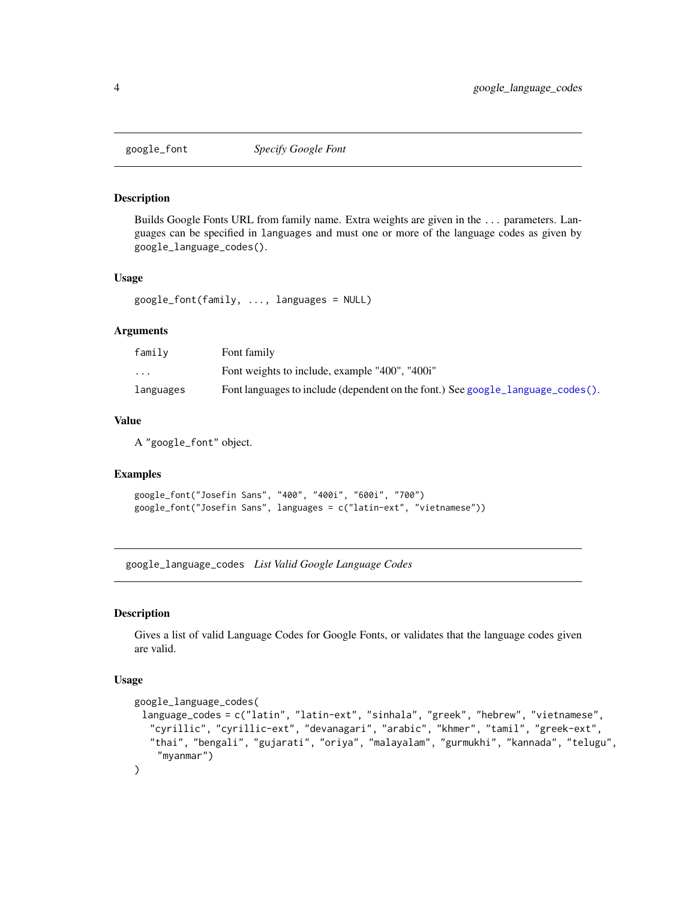## google_font *Specify Google Font*

### Description

Builds Google Fonts URL from family name. Extra weights are given in the ... parameters. Languages can be specified in languages and must one or more of the language codes as given by google_language_codes().

### Usage

```
google_font(family, ..., languages = NULL)
```

### Arguments

| | |
|---|---|
| family | Font family |
| ... | Font weights to include, example "400", "400i" |
| languages | Font languages to include (dependent on the font.) See google_language_codes(). |

### Value

A "google_font" object.

### Examples

```
google_font("Josefin Sans", "400", "400i", "600i", "700")
google_font("Josefin Sans", languages = c("latin-ext", "vietnamese"))
```

## google_language_codes *List Valid Google Language Codes*

### Description

Gives a list of valid Language Codes for Google Fonts, or validates that the language codes given are valid.

### Usage

```
google_language_codes(
  language_codes = c("latin", "latin-ext", "sinhala", "greek", "hebrew", "vietnamese",
    "cyrillic", "cyrillic-ext", "devanagari", "arabic", "khmer", "tamil", "greek-ext",
    "thai", "bengali", "gujarati", "oriya", "malayalam", "gurmukhi", "kannada", "telugu",
     "myanmar")
)
```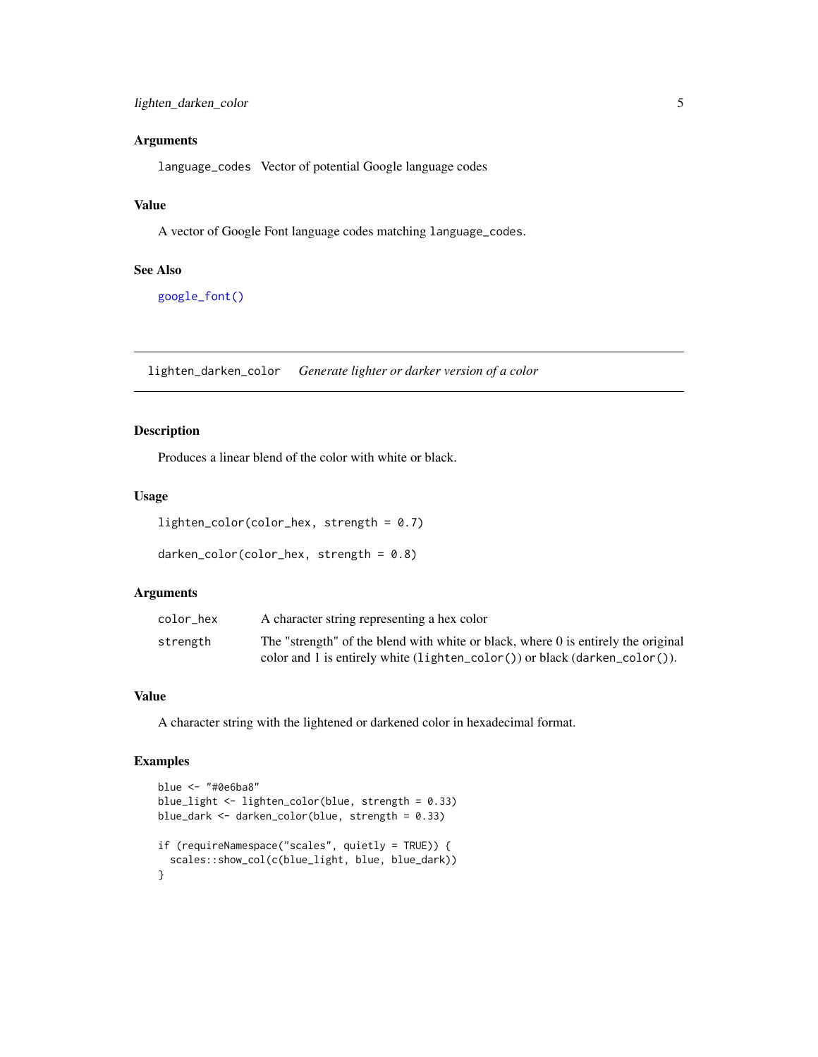### Arguments

`language_codes` Vector of potential Google language codes

### Value

A vector of Google Font language codes matching `language_codes`.

### See Also

`google_font()`

---

## lighten_darken_color *Generate lighter or darker version of a color*

### Description

Produces a linear blend of the color with white or black.

### Usage

```
lighten_color(color_hex, strength = 0.7)

darken_color(color_hex, strength = 0.8)
```

### Arguments

| | |
|---|---|
| `color_hex` | A character string representing a hex color |
| `strength` | The "strength" of the blend with white or black, where 0 is entirely the original color and 1 is entirely white (`lighten_color()`) or black (`darken_color()`). |

### Value

A character string with the lightened or darkened color in hexadecimal format.

### Examples

```
blue <- "#0e6ba8"
blue_light <- lighten_color(blue, strength = 0.33)
blue_dark <- darken_color(blue, strength = 0.33)

if (requireNamespace("scales", quietly = TRUE)) {
  scales::show_col(c(blue_light, blue, blue_dark))
}
```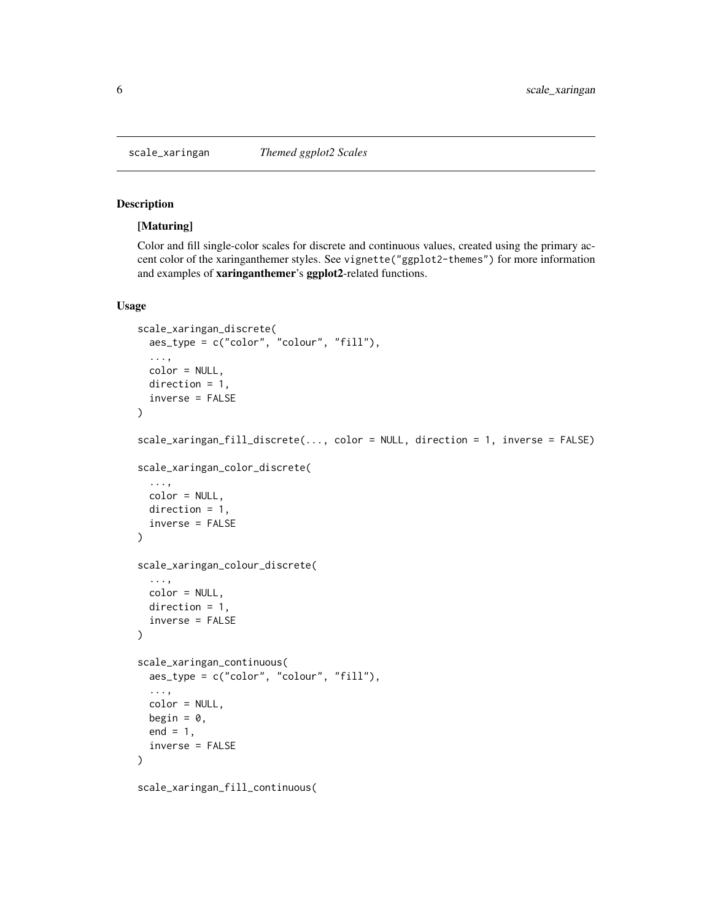scale_xaringan *Themed ggplot2 Scales*

## Description

**[Maturing]**

Color and fill single-color scales for discrete and continuous values, created using the primary accent color of the xaringanthemer styles. See `vignette("ggplot2-themes")` for more information and examples of **xaringanthemer**'s **ggplot2**-related functions.

## Usage

```
scale_xaringan_discrete(
  aes_type = c("color", "colour", "fill"),
  ...,
  color = NULL,
  direction = 1,
  inverse = FALSE
)

scale_xaringan_fill_discrete(..., color = NULL, direction = 1, inverse = FALSE)

scale_xaringan_color_discrete(
  ...,
  color = NULL,
  direction = 1,
  inverse = FALSE
)

scale_xaringan_colour_discrete(
  ...,
  color = NULL,
  direction = 1,
  inverse = FALSE
)

scale_xaringan_continuous(
  aes_type = c("color", "colour", "fill"),
  ...,
  color = NULL,
  begin = 0,
  end = 1,
  inverse = FALSE
)

scale_xaringan_fill_continuous(
```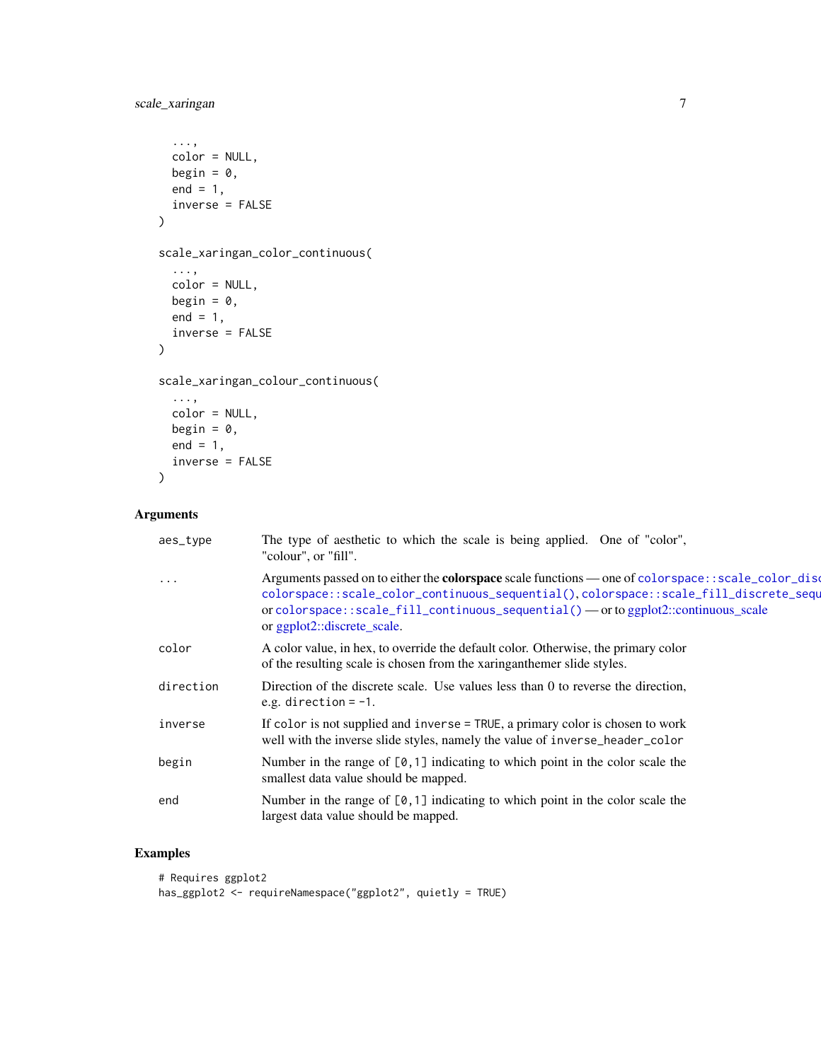```
  ...,
  color = NULL,
  begin = 0,
  end = 1,
  inverse = FALSE
)

scale_xaringan_color_continuous(
  ...,
  color = NULL,
  begin = 0,
  end = 1,
  inverse = FALSE
)

scale_xaringan_colour_continuous(
  ...,
  color = NULL,
  begin = 0,
  end = 1,
  inverse = FALSE
)
```

## Arguments

| | |
|---|---|
| `aes_type` | The type of aesthetic to which the scale is being applied. One of "color", "colour", or "fill". |
| `...` | Arguments passed on to either the **colorspace** scale functions — one of `colorspace::scale_color_discrete_sequential()`, `colorspace::scale_color_continuous_sequential()`, `colorspace::scale_fill_discrete_sequential()`, or `colorspace::scale_fill_continuous_sequential()` — or to ggplot2::continuous_scale or ggplot2::discrete_scale. |
| `color` | A color value, in hex, to override the default color. Otherwise, the primary color of the resulting scale is chosen from the xaringanthemer slide styles. |
| `direction` | Direction of the discrete scale. Use values less than 0 to reverse the direction, e.g. `direction = -1`. |
| `inverse` | If `color` is not supplied and `inverse = TRUE`, a primary color is chosen to work well with the inverse slide styles, namely the value of `inverse_header_color` |
| `begin` | Number in the range of `[0,1]` indicating to which point in the color scale the smallest data value should be mapped. |
| `end` | Number in the range of `[0,1]` indicating to which point in the color scale the largest data value should be mapped. |

## Examples

```
# Requires ggplot2
has_ggplot2 <- requireNamespace("ggplot2", quietly = TRUE)
```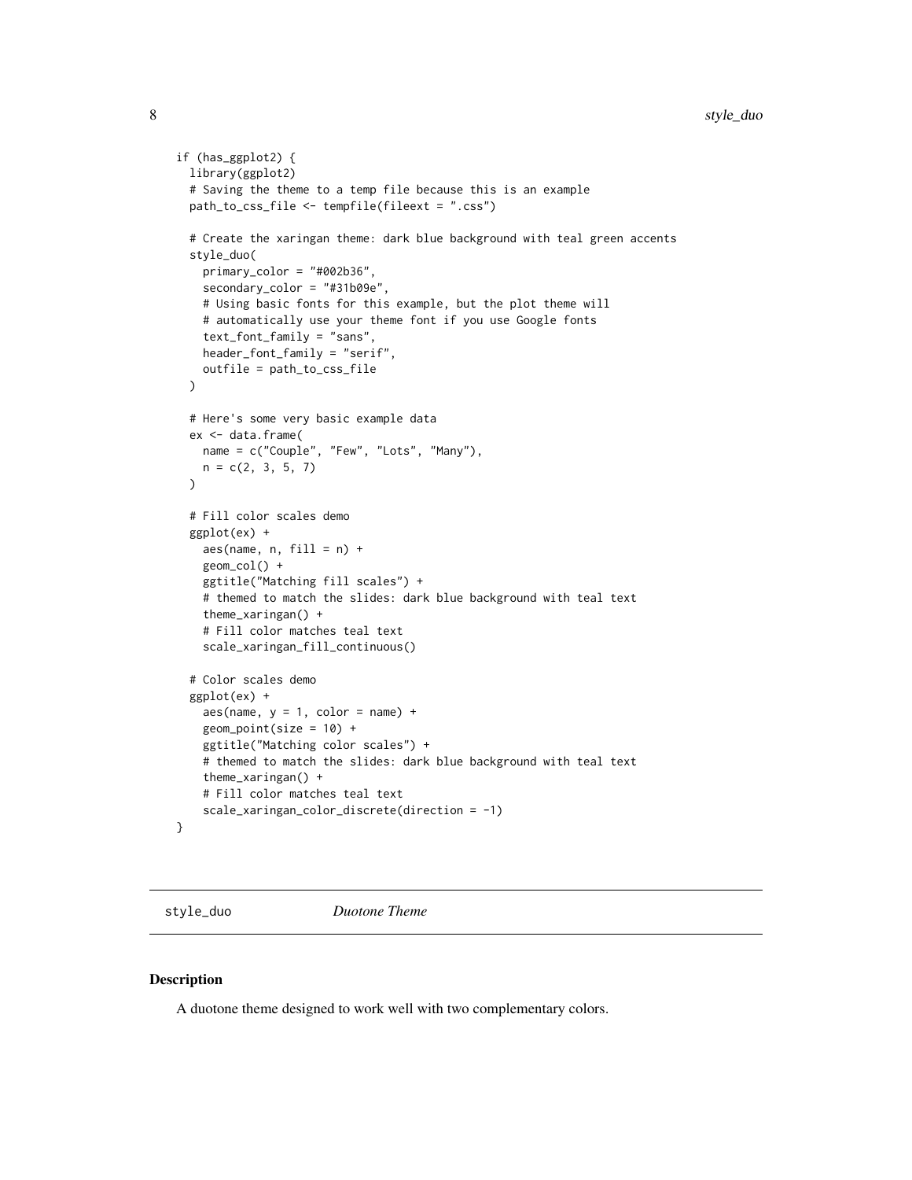```r
if (has_ggplot2) {
  library(ggplot2)
  # Saving the theme to a temp file because this is an example
  path_to_css_file <- tempfile(fileext = ".css")

  # Create the xaringan theme: dark blue background with teal green accents
  style_duo(
    primary_color = "#002b36",
    secondary_color = "#31b09e",
    # Using basic fonts for this example, but the plot theme will
    # automatically use your theme font if you use Google fonts
    text_font_family = "sans",
    header_font_family = "serif",
    outfile = path_to_css_file
  )

  # Here's some very basic example data
  ex <- data.frame(
    name = c("Couple", "Few", "Lots", "Many"),
    n = c(2, 3, 5, 7)
  )

  # Fill color scales demo
  ggplot(ex) +
    aes(name, n, fill = n) +
    geom_col() +
    ggtitle("Matching fill scales") +
    # themed to match the slides: dark blue background with teal text
    theme_xaringan() +
    # Fill color matches teal text
    scale_xaringan_fill_continuous()

  # Color scales demo
  ggplot(ex) +
    aes(name, y = 1, color = name) +
    geom_point(size = 10) +
    ggtitle("Matching color scales") +
    # themed to match the slides: dark blue background with teal text
    theme_xaringan() +
    # Fill color matches teal text
    scale_xaringan_color_discrete(direction = -1)
}
```

## style_duo *Duotone Theme*

### Description

A duotone theme designed to work well with two complementary colors.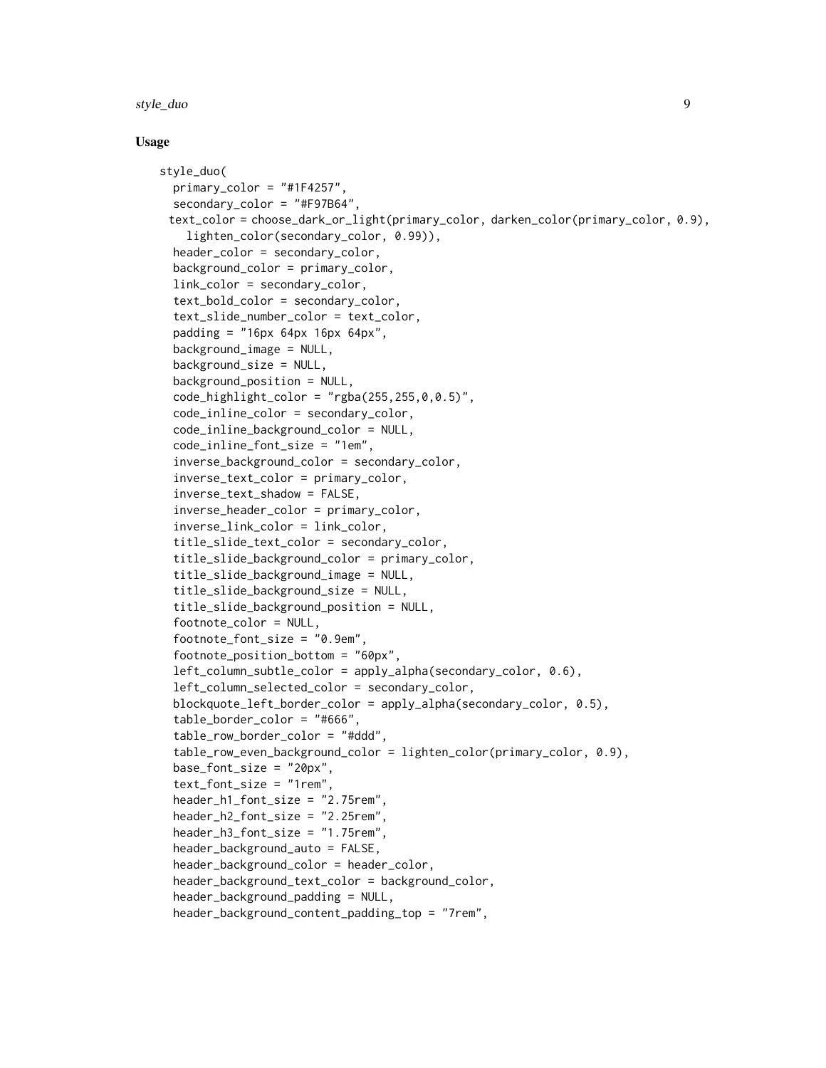## Usage

```
style_duo(
  primary_color = "#1F4257",
  secondary_color = "#F97B64",
  text_color = choose_dark_or_light(primary_color, darken_color(primary_color, 0.9),
    lighten_color(secondary_color, 0.99)),
  header_color = secondary_color,
  background_color = primary_color,
  link_color = secondary_color,
  text_bold_color = secondary_color,
  text_slide_number_color = text_color,
  padding = "16px 64px 16px 64px",
  background_image = NULL,
  background_size = NULL,
  background_position = NULL,
  code_highlight_color = "rgba(255,255,0,0.5)",
  code_inline_color = secondary_color,
  code_inline_background_color = NULL,
  code_inline_font_size = "1em",
  inverse_background_color = secondary_color,
  inverse_text_color = primary_color,
  inverse_text_shadow = FALSE,
  inverse_header_color = primary_color,
  inverse_link_color = link_color,
  title_slide_text_color = secondary_color,
  title_slide_background_color = primary_color,
  title_slide_background_image = NULL,
  title_slide_background_size = NULL,
  title_slide_background_position = NULL,
  footnote_color = NULL,
  footnote_font_size = "0.9em",
  footnote_position_bottom = "60px",
  left_column_subtle_color = apply_alpha(secondary_color, 0.6),
  left_column_selected_color = secondary_color,
  blockquote_left_border_color = apply_alpha(secondary_color, 0.5),
  table_border_color = "#666",
  table_row_border_color = "#ddd",
  table_row_even_background_color = lighten_color(primary_color, 0.9),
  base_font_size = "20px",
  text_font_size = "1rem",
  header_h1_font_size = "2.75rem",
  header_h2_font_size = "2.25rem",
  header_h3_font_size = "1.75rem",
  header_background_auto = FALSE,
  header_background_color = header_color,
  header_background_text_color = background_color,
  header_background_padding = NULL,
  header_background_content_padding_top = "7rem",
```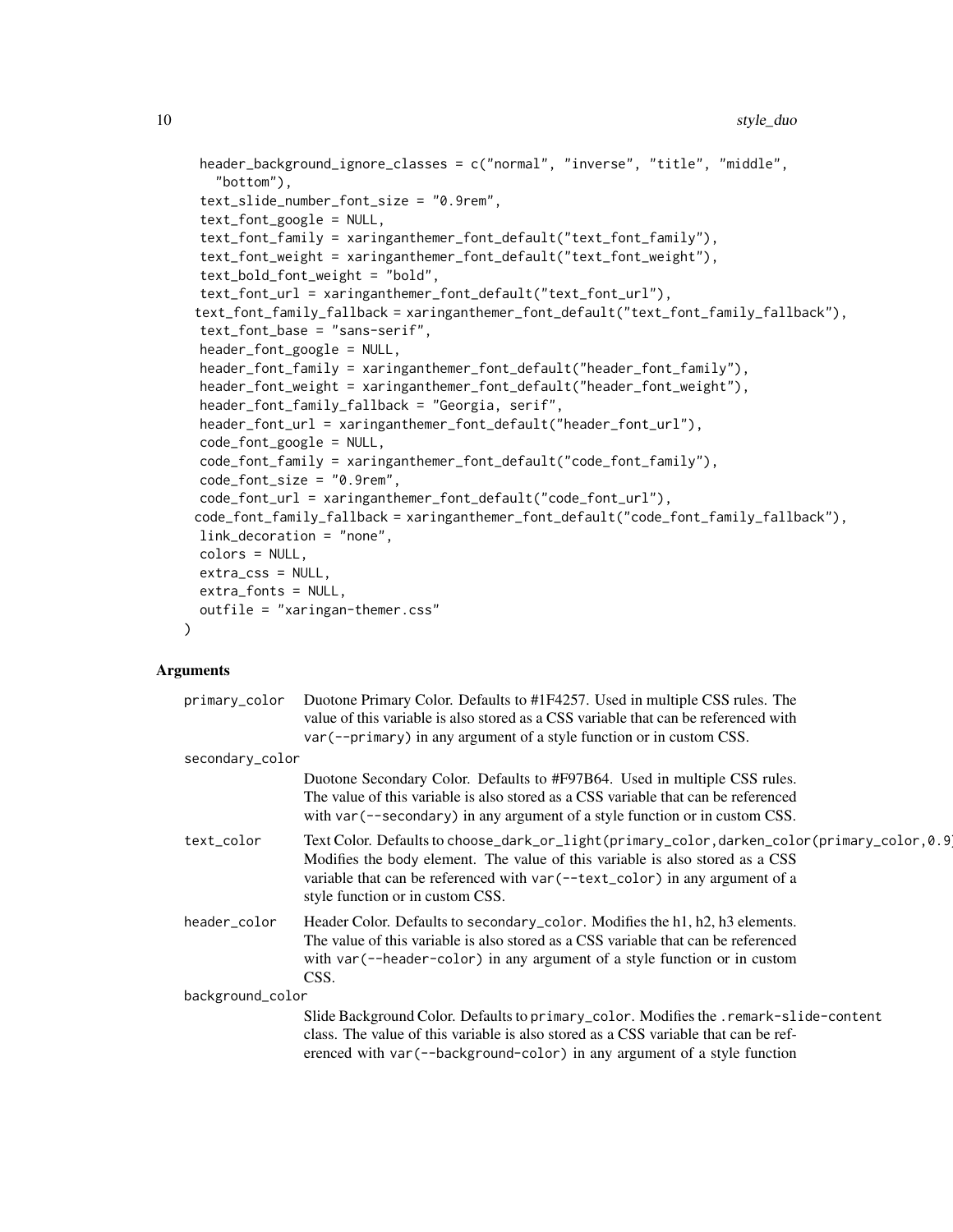```
  header_background_ignore_classes = c("normal", "inverse", "title", "middle",
    "bottom"),
  text_slide_number_font_size = "0.9rem",
  text_font_google = NULL,
  text_font_family = xaringanthemer_font_default("text_font_family"),
  text_font_weight = xaringanthemer_font_default("text_font_weight"),
  text_bold_font_weight = "bold",
  text_font_url = xaringanthemer_font_default("text_font_url"),
  text_font_family_fallback = xaringanthemer_font_default("text_font_family_fallback"),
  text_font_base = "sans-serif",
  header_font_google = NULL,
  header_font_family = xaringanthemer_font_default("header_font_family"),
  header_font_weight = xaringanthemer_font_default("header_font_weight"),
  header_font_family_fallback = "Georgia, serif",
  header_font_url = xaringanthemer_font_default("header_font_url"),
  code_font_google = NULL,
  code_font_family = xaringanthemer_font_default("code_font_family"),
  code_font_size = "0.9rem",
  code_font_url = xaringanthemer_font_default("code_font_url"),
  code_font_family_fallback = xaringanthemer_font_default("code_font_family_fallback"),
  link_decoration = "none",
  colors = NULL,
  extra_css = NULL,
  extra_fonts = NULL,
  outfile = "xaringan-themer.css"
)
```

## Arguments

**primary_color**
Duotone Primary Color. Defaults to #1F4257. Used in multiple CSS rules. The value of this variable is also stored as a CSS variable that can be referenced with `var(--primary)` in any argument of a style function or in custom CSS.

**secondary_color**
Duotone Secondary Color. Defaults to #F97B64. Used in multiple CSS rules. The value of this variable is also stored as a CSS variable that can be referenced with `var(--secondary)` in any argument of a style function or in custom CSS.

**text_color**
Text Color. Defaults to `choose_dark_or_light(primary_color,darken_color(primary_color,0.9)` Modifies the body element. The value of this variable is also stored as a CSS variable that can be referenced with `var(--text_color)` in any argument of a style function or in custom CSS.

**header_color**
Header Color. Defaults to `secondary_color`. Modifies the h1, h2, h3 elements. The value of this variable is also stored as a CSS variable that can be referenced with `var(--header-color)` in any argument of a style function or in custom CSS.

**background_color**
Slide Background Color. Defaults to `primary_color`. Modifies the `.remark-slide-content` class. The value of this variable is also stored as a CSS variable that can be referenced with `var(--background-color)` in any argument of a style function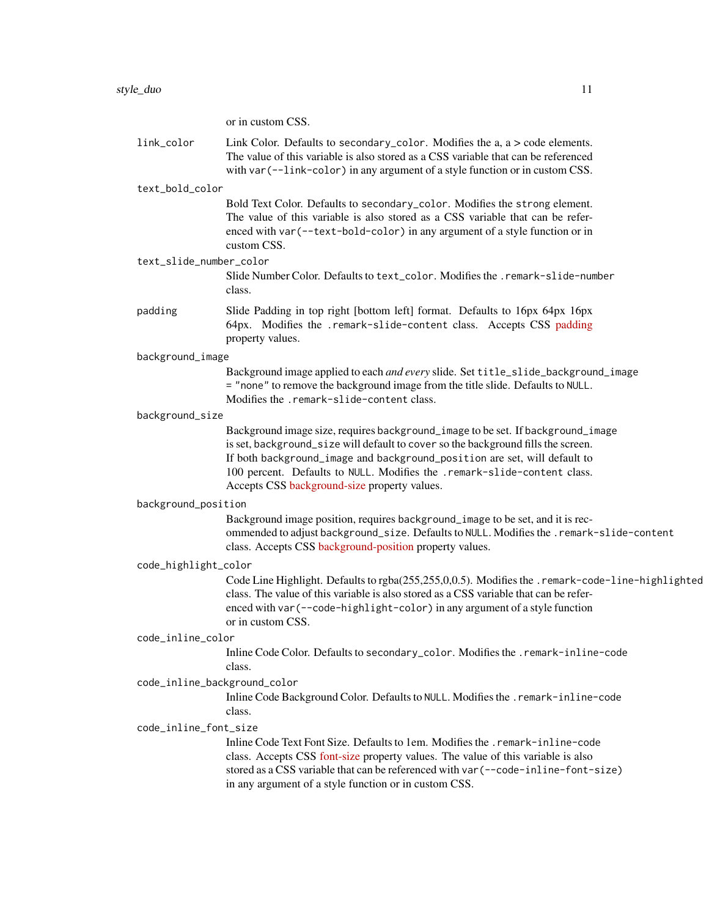or in custom CSS.

`link_color`
: Link Color. Defaults to `secondary_color`. Modifies the a, a > code elements. The value of this variable is also stored as a CSS variable that can be referenced with `var(--link-color)` in any argument of a style function or in custom CSS.

`text_bold_color`
: Bold Text Color. Defaults to `secondary_color`. Modifies the `strong` element. The value of this variable is also stored as a CSS variable that can be referenced with `var(--text-bold-color)` in any argument of a style function or in custom CSS.

`text_slide_number_color`
: Slide Number Color. Defaults to `text_color`. Modifies the `.remark-slide-number` class.

`padding`
: Slide Padding in top right [bottom left] format. Defaults to 16px 64px 16px 64px. Modifies the `.remark-slide-content` class. Accepts CSS padding property values.

`background_image`
: Background image applied to each *and every* slide. Set `title_slide_background_image = "none"` to remove the background image from the title slide. Defaults to `NULL`. Modifies the `.remark-slide-content` class.

`background_size`
: Background image size, requires `background_image` to be set. If `background_image` is set, `background_size` will default to `cover` so the background fills the screen. If both `background_image` and `background_position` are set, will default to 100 percent. Defaults to `NULL`. Modifies the `.remark-slide-content` class. Accepts CSS background-size property values.

`background_position`
: Background image position, requires `background_image` to be set, and it is recommended to adjust `background_size`. Defaults to `NULL`. Modifies the `.remark-slide-content` class. Accepts CSS background-position property values.

`code_highlight_color`
: Code Line Highlight. Defaults to rgba(255,255,0,0.5). Modifies the `.remark-code-line-highlighted` class. The value of this variable is also stored as a CSS variable that can be referenced with `var(--code-highlight-color)` in any argument of a style function or in custom CSS.

`code_inline_color`
: Inline Code Color. Defaults to `secondary_color`. Modifies the `.remark-inline-code` class.

`code_inline_background_color`
: Inline Code Background Color. Defaults to `NULL`. Modifies the `.remark-inline-code` class.

`code_inline_font_size`
: Inline Code Text Font Size. Defaults to 1em. Modifies the `.remark-inline-code` class. Accepts CSS font-size property values. The value of this variable is also stored as a CSS variable that can be referenced with `var(--code-inline-font-size)` in any argument of a style function or in custom CSS.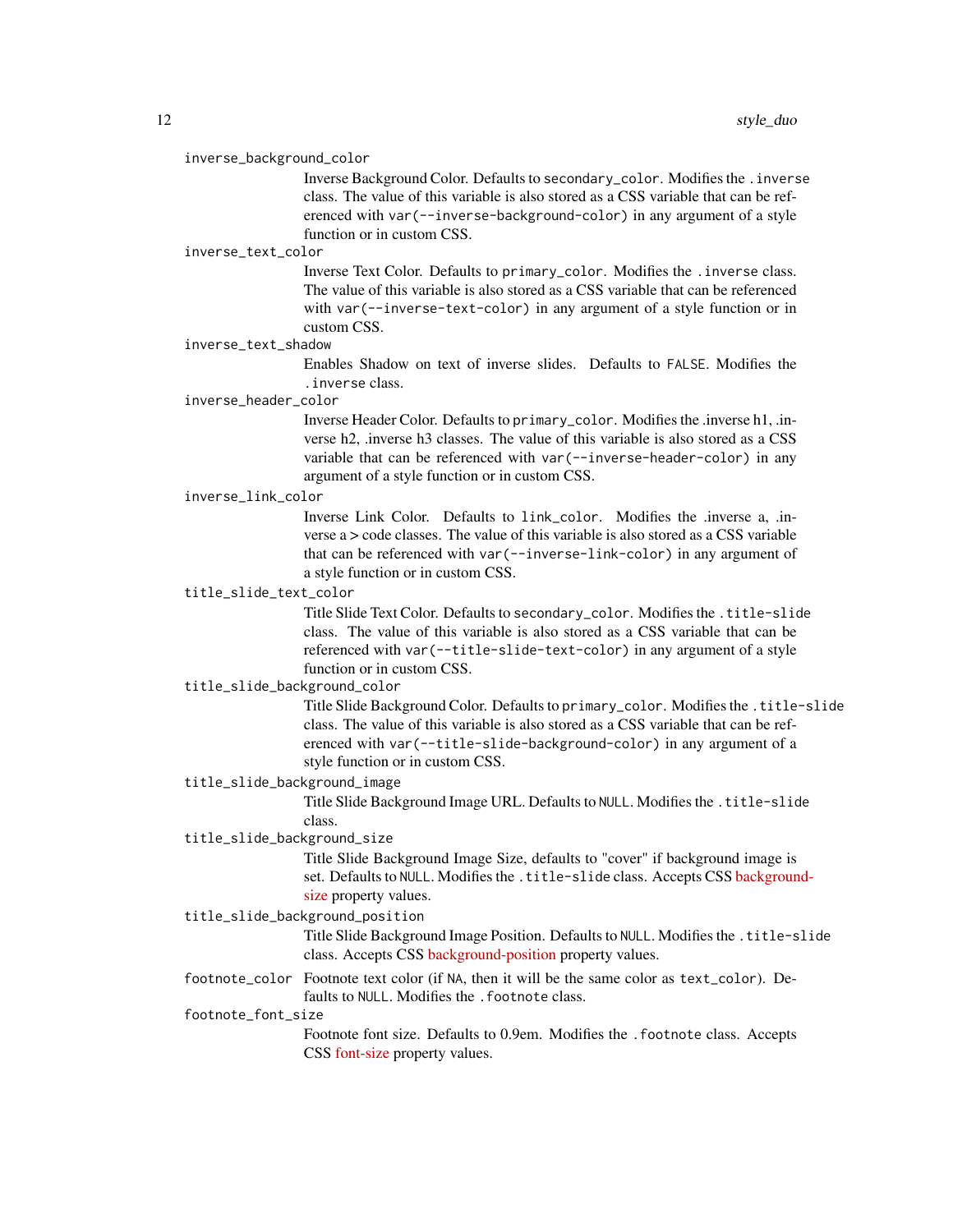`inverse_background_color`
: Inverse Background Color. Defaults to `secondary_color`. Modifies the `.inverse` class. The value of this variable is also stored as a CSS variable that can be referenced with `var(--inverse-background-color)` in any argument of a style function or in custom CSS.

`inverse_text_color`
: Inverse Text Color. Defaults to `primary_color`. Modifies the `.inverse` class. The value of this variable is also stored as a CSS variable that can be referenced with `var(--inverse-text-color)` in any argument of a style function or in custom CSS.

`inverse_text_shadow`
: Enables Shadow on text of inverse slides. Defaults to `FALSE`. Modifies the `.inverse` class.

`inverse_header_color`
: Inverse Header Color. Defaults to `primary_color`. Modifies the .inverse h1, .inverse h2, .inverse h3 classes. The value of this variable is also stored as a CSS variable that can be referenced with `var(--inverse-header-color)` in any argument of a style function or in custom CSS.

`inverse_link_color`
: Inverse Link Color. Defaults to `link_color`. Modifies the .inverse a, .inverse a > code classes. The value of this variable is also stored as a CSS variable that can be referenced with `var(--inverse-link-color)` in any argument of a style function or in custom CSS.

`title_slide_text_color`
: Title Slide Text Color. Defaults to `secondary_color`. Modifies the `.title-slide` class. The value of this variable is also stored as a CSS variable that can be referenced with `var(--title-slide-text-color)` in any argument of a style function or in custom CSS.

`title_slide_background_color`
: Title Slide Background Color. Defaults to `primary_color`. Modifies the `.title-slide` class. The value of this variable is also stored as a CSS variable that can be referenced with `var(--title-slide-background-color)` in any argument of a style function or in custom CSS.

`title_slide_background_image`
: Title Slide Background Image URL. Defaults to `NULL`. Modifies the `.title-slide` class.

`title_slide_background_size`
: Title Slide Background Image Size, defaults to "cover" if background image is set. Defaults to `NULL`. Modifies the `.title-slide` class. Accepts CSS background-size property values.

`title_slide_background_position`
: Title Slide Background Image Position. Defaults to `NULL`. Modifies the `.title-slide` class. Accepts CSS background-position property values.

`footnote_color`
: Footnote text color (if `NA`, then it will be the same color as `text_color`). Defaults to `NULL`. Modifies the `.footnote` class.

`footnote_font_size`
: Footnote font size. Defaults to 0.9em. Modifies the `.footnote` class. Accepts CSS font-size property values.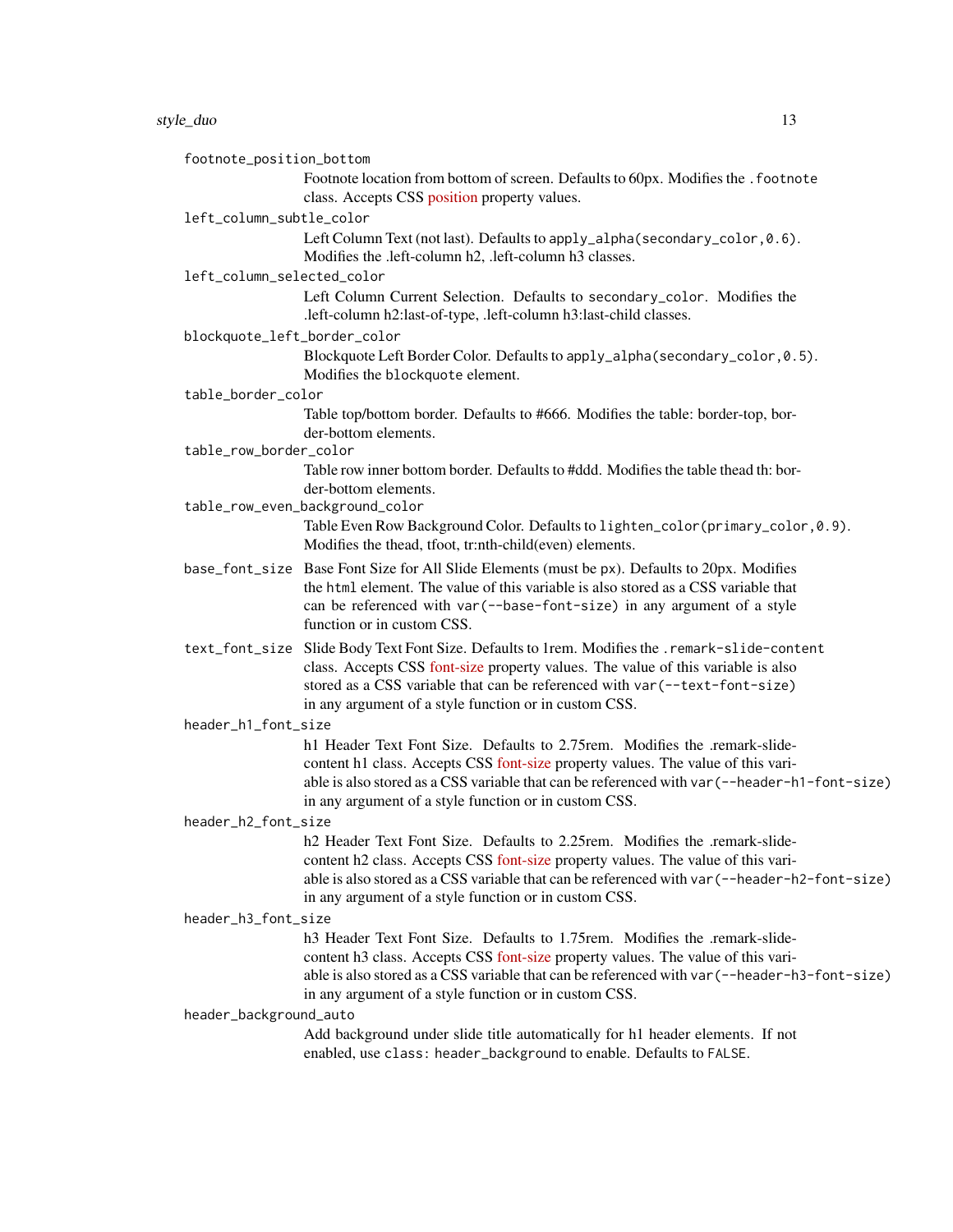`footnote_position_bottom`
: Footnote location from bottom of screen. Defaults to 60px. Modifies the `.footnote` class. Accepts CSS position property values.

`left_column_subtle_color`
: Left Column Text (not last). Defaults to `apply_alpha(secondary_color,0.6)`. Modifies the .left-column h2, .left-column h3 classes.

`left_column_selected_color`
: Left Column Current Selection. Defaults to `secondary_color`. Modifies the .left-column h2:last-of-type, .left-column h3:last-child classes.

`blockquote_left_border_color`
: Blockquote Left Border Color. Defaults to `apply_alpha(secondary_color,0.5)`. Modifies the `blockquote` element.

`table_border_color`
: Table top/bottom border. Defaults to #666. Modifies the table: border-top, border-bottom elements.

`table_row_border_color`
: Table row inner bottom border. Defaults to #ddd. Modifies the table thead th: border-bottom elements.

`table_row_even_background_color`
: Table Even Row Background Color. Defaults to `lighten_color(primary_color,0.9)`. Modifies the thead, tfoot, tr:nth-child(even) elements.

`base_font_size`
: Base Font Size for All Slide Elements (must be `px`). Defaults to 20px. Modifies the `html` element. The value of this variable is also stored as a CSS variable that can be referenced with `var(--base-font-size)` in any argument of a style function or in custom CSS.

`text_font_size`
: Slide Body Text Font Size. Defaults to 1rem. Modifies the `.remark-slide-content` class. Accepts CSS font-size property values. The value of this variable is also stored as a CSS variable that can be referenced with `var(--text-font-size)` in any argument of a style function or in custom CSS.

`header_h1_font_size`
: h1 Header Text Font Size. Defaults to 2.75rem. Modifies the .remark-slide-content h1 class. Accepts CSS font-size property values. The value of this variable is also stored as a CSS variable that can be referenced with `var(--header-h1-font-size)` in any argument of a style function or in custom CSS.

`header_h2_font_size`
: h2 Header Text Font Size. Defaults to 2.25rem. Modifies the .remark-slide-content h2 class. Accepts CSS font-size property values. The value of this variable is also stored as a CSS variable that can be referenced with `var(--header-h2-font-size)` in any argument of a style function or in custom CSS.

`header_h3_font_size`
: h3 Header Text Font Size. Defaults to 1.75rem. Modifies the .remark-slide-content h3 class. Accepts CSS font-size property values. The value of this variable is also stored as a CSS variable that can be referenced with `var(--header-h3-font-size)` in any argument of a style function or in custom CSS.

`header_background_auto`
: Add background under slide title automatically for h1 header elements. If not enabled, use `class: header_background` to enable. Defaults to `FALSE`.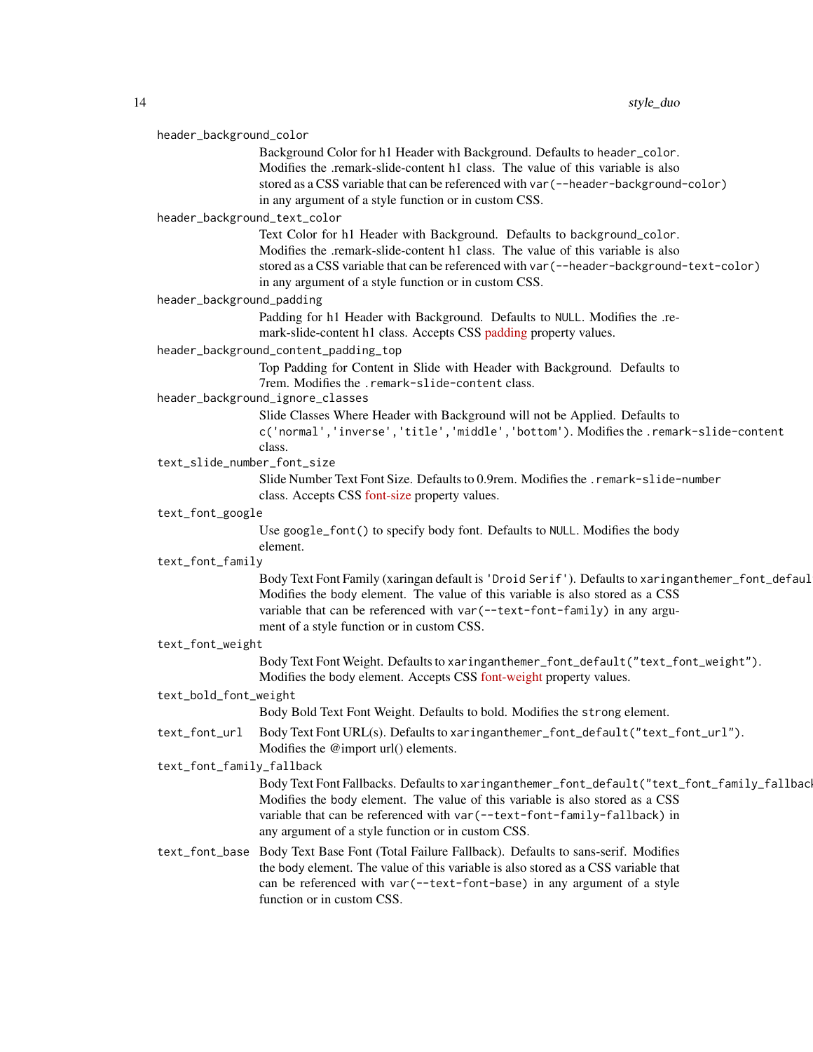`header_background_color`
: Background Color for h1 Header with Background. Defaults to `header_color`. Modifies the .remark-slide-content h1 class. The value of this variable is also stored as a CSS variable that can be referenced with `var(--header-background-color)` in any argument of a style function or in custom CSS.

`header_background_text_color`
: Text Color for h1 Header with Background. Defaults to `background_color`. Modifies the .remark-slide-content h1 class. The value of this variable is also stored as a CSS variable that can be referenced with `var(--header-background-text-color)` in any argument of a style function or in custom CSS.

`header_background_padding`
: Padding for h1 Header with Background. Defaults to `NULL`. Modifies the .remark-slide-content h1 class. Accepts CSS padding property values.

`header_background_content_padding_top`
: Top Padding for Content in Slide with Header with Background. Defaults to 7rem. Modifies the `.remark-slide-content` class.

`header_background_ignore_classes`
: Slide Classes Where Header with Background will not be Applied. Defaults to `c('normal','inverse','title','middle','bottom')`. Modifies the `.remark-slide-content` class.

`text_slide_number_font_size`
: Slide Number Text Font Size. Defaults to 0.9rem. Modifies the `.remark-slide-number` class. Accepts CSS font-size property values.

`text_font_google`
: Use `google_font()` to specify body font. Defaults to `NULL`. Modifies the body element.

`text_font_family`
: Body Text Font Family (xaringan default is `'Droid Serif'`). Defaults to `xaringanthemer_font_default("text_font_family")`. Modifies the body element. The value of this variable is also stored as a CSS variable that can be referenced with `var(--text-font-family)` in any argument of a style function or in custom CSS.

`text_font_weight`
: Body Text Font Weight. Defaults to `xaringanthemer_font_default("text_font_weight")`. Modifies the body element. Accepts CSS font-weight property values.

`text_bold_font_weight`
: Body Bold Text Font Weight. Defaults to bold. Modifies the `strong` element.

`text_font_url`
: Body Text Font URL(s). Defaults to `xaringanthemer_font_default("text_font_url")`. Modifies the @import url() elements.

`text_font_family_fallback`
: Body Text Font Fallbacks. Defaults to `xaringanthemer_font_default("text_font_family_fallback")`. Modifies the body element. The value of this variable is also stored as a CSS variable that can be referenced with `var(--text-font-family-fallback)` in any argument of a style function or in custom CSS.

`text_font_base`
: Body Text Base Font (Total Failure Fallback). Defaults to sans-serif. Modifies the body element. The value of this variable is also stored as a CSS variable that can be referenced with `var(--text-font-base)` in any argument of a style function or in custom CSS.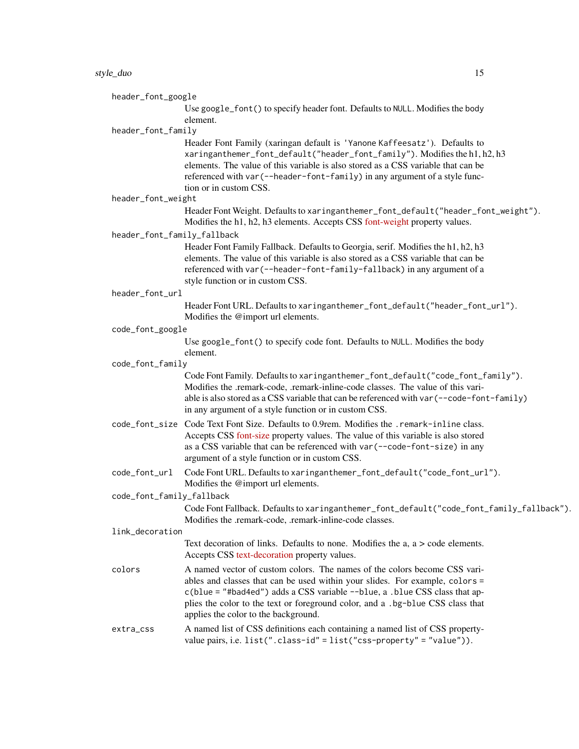`header_font_google`
: Use `google_font()` to specify header font. Defaults to `NULL`. Modifies the body element.

`header_font_family`
: Header Font Family (xaringan default is `'Yanone Kaffeesatz'`). Defaults to `xaringanthemer_font_default("header_font_family")`. Modifies the h1, h2, h3 elements. The value of this variable is also stored as a CSS variable that can be referenced with `var(--header-font-family)` in any argument of a style function or in custom CSS.

`header_font_weight`
: Header Font Weight. Defaults to `xaringanthemer_font_default("header_font_weight")`. Modifies the h1, h2, h3 elements. Accepts CSS font-weight property values.

`header_font_family_fallback`
: Header Font Family Fallback. Defaults to Georgia, serif. Modifies the h1, h2, h3 elements. The value of this variable is also stored as a CSS variable that can be referenced with `var(--header-font-family-fallback)` in any argument of a style function or in custom CSS.

`header_font_url`
: Header Font URL. Defaults to `xaringanthemer_font_default("header_font_url")`. Modifies the @import url elements.

`code_font_google`
: Use `google_font()` to specify code font. Defaults to `NULL`. Modifies the body element.

`code_font_family`
: Code Font Family. Defaults to `xaringanthemer_font_default("code_font_family")`. Modifies the .remark-code, .remark-inline-code classes. The value of this variable is also stored as a CSS variable that can be referenced with `var(--code-font-family)` in any argument of a style function or in custom CSS.

`code_font_size`
: Code Text Font Size. Defaults to 0.9rem. Modifies the `.remark-inline` class. Accepts CSS font-size property values. The value of this variable is also stored as a CSS variable that can be referenced with `var(--code-font-size)` in any argument of a style function or in custom CSS.

`code_font_url`
: Code Font URL. Defaults to `xaringanthemer_font_default("code_font_url")`. Modifies the @import url elements.

`code_font_family_fallback`
: Code Font Fallback. Defaults to `xaringanthemer_font_default("code_font_family_fallback")`. Modifies the .remark-code, .remark-inline-code classes.

`link_decoration`
: Text decoration of links. Defaults to none. Modifies the a, a > code elements. Accepts CSS text-decoration property values.

`colors`
: A named vector of custom colors. The names of the colors become CSS variables and classes that can be used within your slides. For example, `colors = c(blue = "#bad4ed")` adds a CSS variable `--blue`, a `.blue` CSS class that applies the color to the text or foreground color, and a `.bg-blue` CSS class that applies the color to the background.

`extra_css`
: A named list of CSS definitions each containing a named list of CSS property-value pairs, i.e. `list(".class-id" = list("css-property" = "value"))`.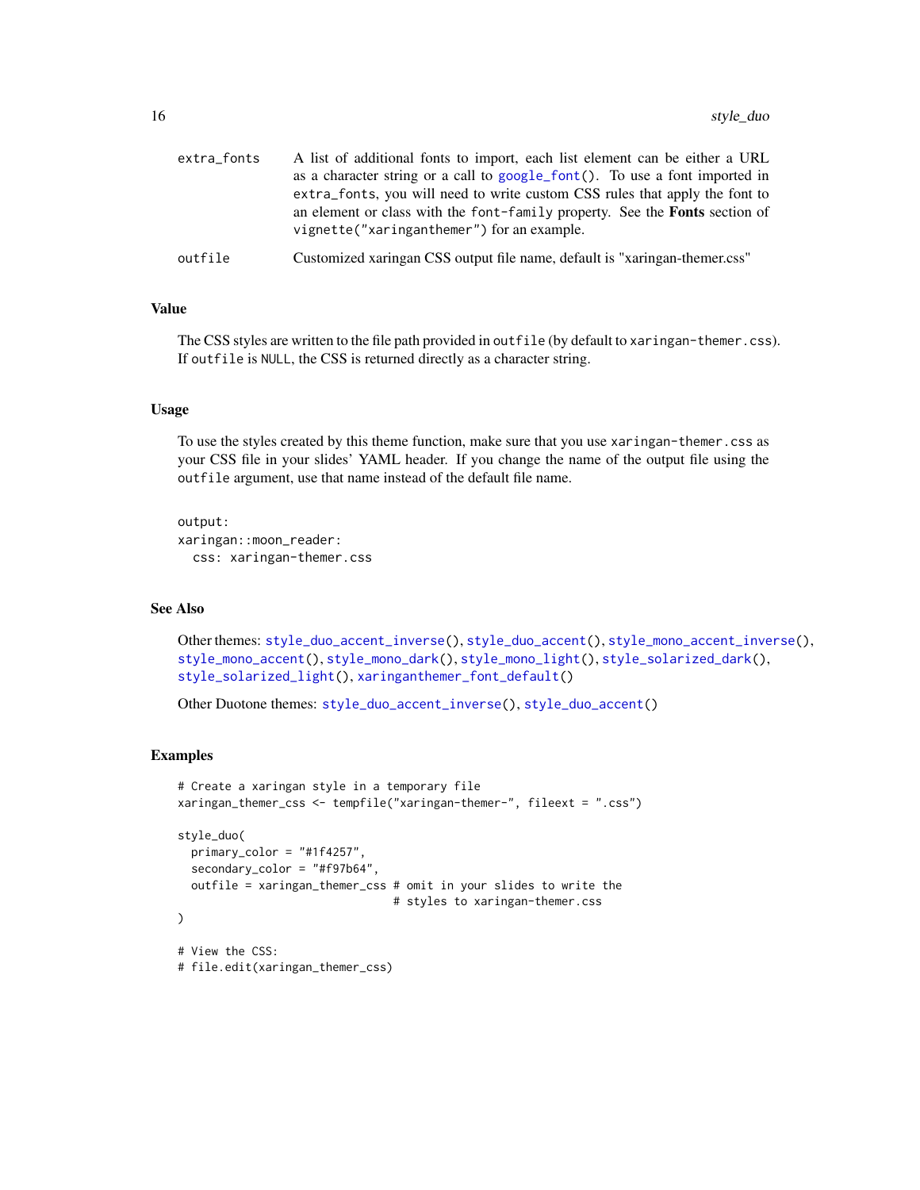| | |
|---|---|
| `extra_fonts` | A list of additional fonts to import, each list element can be either a URL as a character string or a call to `google_font()`. To use a font imported in `extra_fonts`, you will need to write custom CSS rules that apply the font to an element or class with the `font-family` property. See the **Fonts** section of `vignette("xaringanthemer")` for an example. |
| `outfile` | Customized xaringan CSS output file name, default is "xaringan-themer.css" |

### Value

The CSS styles are written to the file path provided in `outfile` (by default to `xaringan-themer.css`). If `outfile` is `NULL`, the CSS is returned directly as a character string.

### Usage

To use the styles created by this theme function, make sure that you use `xaringan-themer.css` as your CSS file in your slides' YAML header. If you change the name of the output file using the `outfile` argument, use that name instead of the default file name.

```
output:
xaringan::moon_reader:
  css: xaringan-themer.css
```

### See Also

Other themes: `style_duo_accent_inverse()`, `style_duo_accent()`, `style_mono_accent_inverse()`, `style_mono_accent()`, `style_mono_dark()`, `style_mono_light()`, `style_solarized_dark()`, `style_solarized_light()`, `xaringanthemer_font_default()`

Other Duotone themes: `style_duo_accent_inverse()`, `style_duo_accent()`

### Examples

```
# Create a xaringan style in a temporary file
xaringan_themer_css <- tempfile("xaringan-themer-", fileext = ".css")

style_duo(
  primary_color = "#1f4257",
  secondary_color = "#f97b64",
  outfile = xaringan_themer_css # omit in your slides to write the
                                # styles to xaringan-themer.css
)

# View the CSS:
# file.edit(xaringan_themer_css)
```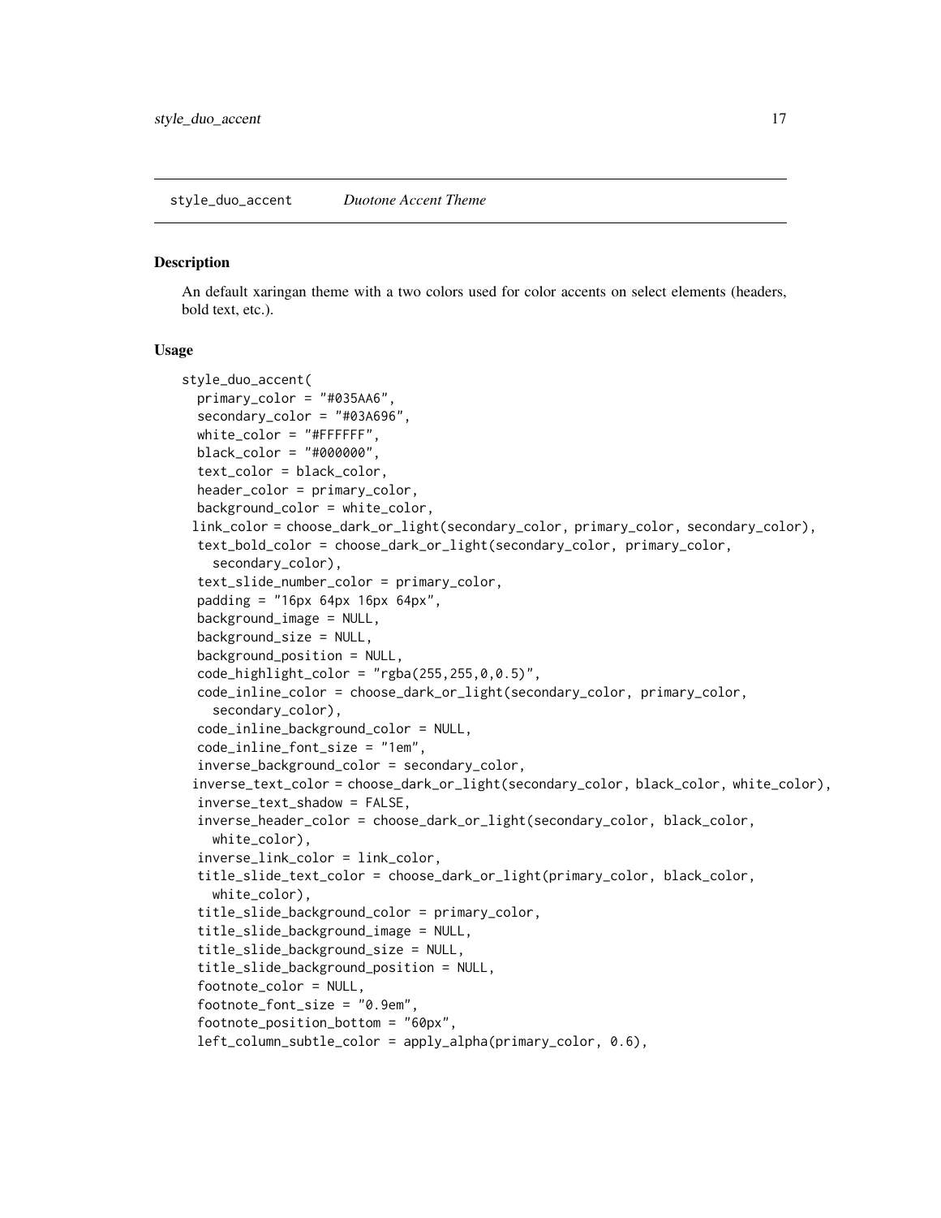## style_duo_accent *Duotone Accent Theme*

### Description

An default xaringan theme with a two colors used for color accents on select elements (headers, bold text, etc.).

### Usage

```
style_duo_accent(
  primary_color = "#035AA6",
  secondary_color = "#03A696",
  white_color = "#FFFFFF",
  black_color = "#000000",
  text_color = black_color,
  header_color = primary_color,
  background_color = white_color,
  link_color = choose_dark_or_light(secondary_color, primary_color, secondary_color),
  text_bold_color = choose_dark_or_light(secondary_color, primary_color,
    secondary_color),
  text_slide_number_color = primary_color,
  padding = "16px 64px 16px 64px",
  background_image = NULL,
  background_size = NULL,
  background_position = NULL,
  code_highlight_color = "rgba(255,255,0,0.5)",
  code_inline_color = choose_dark_or_light(secondary_color, primary_color,
    secondary_color),
  code_inline_background_color = NULL,
  code_inline_font_size = "1em",
  inverse_background_color = secondary_color,
  inverse_text_color = choose_dark_or_light(secondary_color, black_color, white_color),
  inverse_text_shadow = FALSE,
  inverse_header_color = choose_dark_or_light(secondary_color, black_color,
    white_color),
  inverse_link_color = link_color,
  title_slide_text_color = choose_dark_or_light(primary_color, black_color,
    white_color),
  title_slide_background_color = primary_color,
  title_slide_background_image = NULL,
  title_slide_background_size = NULL,
  title_slide_background_position = NULL,
  footnote_color = NULL,
  footnote_font_size = "0.9em",
  footnote_position_bottom = "60px",
  left_column_subtle_color = apply_alpha(primary_color, 0.6),
```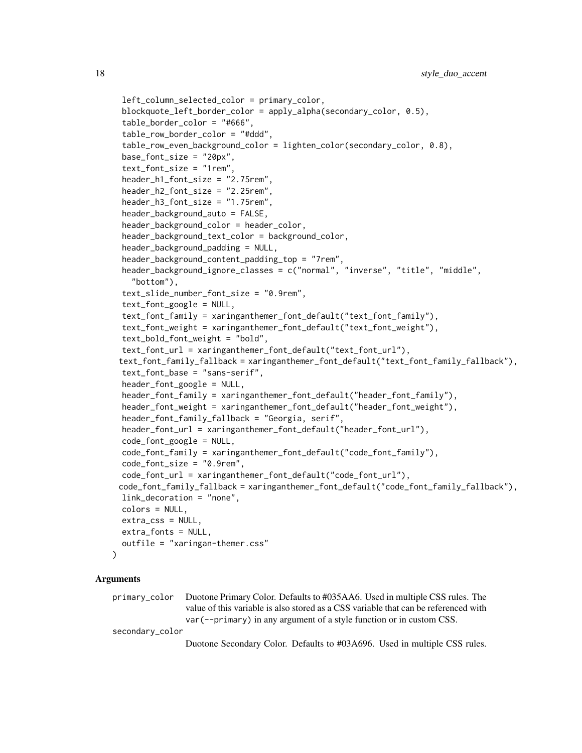```
  left_column_selected_color = primary_color,
  blockquote_left_border_color = apply_alpha(secondary_color, 0.5),
  table_border_color = "#666",
  table_row_border_color = "#ddd",
  table_row_even_background_color = lighten_color(secondary_color, 0.8),
  base_font_size = "20px",
  text_font_size = "1rem",
  header_h1_font_size = "2.75rem",
  header_h2_font_size = "2.25rem",
  header_h3_font_size = "1.75rem",
  header_background_auto = FALSE,
  header_background_color = header_color,
  header_background_text_color = background_color,
  header_background_padding = NULL,
  header_background_content_padding_top = "7rem",
  header_background_ignore_classes = c("normal", "inverse", "title", "middle",
    "bottom"),
  text_slide_number_font_size = "0.9rem",
  text_font_google = NULL,
  text_font_family = xaringanthemer_font_default("text_font_family"),
  text_font_weight = xaringanthemer_font_default("text_font_weight"),
  text_bold_font_weight = "bold",
  text_font_url = xaringanthemer_font_default("text_font_url"),
  text_font_family_fallback = xaringanthemer_font_default("text_font_family_fallback"),
  text_font_base = "sans-serif",
  header_font_google = NULL,
  header_font_family = xaringanthemer_font_default("header_font_family"),
  header_font_weight = xaringanthemer_font_default("header_font_weight"),
  header_font_family_fallback = "Georgia, serif",
  header_font_url = xaringanthemer_font_default("header_font_url"),
  code_font_google = NULL,
  code_font_family = xaringanthemer_font_default("code_font_family"),
  code_font_size = "0.9rem",
  code_font_url = xaringanthemer_font_default("code_font_url"),
  code_font_family_fallback = xaringanthemer_font_default("code_font_family_fallback"),
  link_decoration = "none",
  colors = NULL,
  extra_css = NULL,
  extra_fonts = NULL,
  outfile = "xaringan-themer.css"
)
```

## Arguments

`primary_color` Duotone Primary Color. Defaults to #035AA6. Used in multiple CSS rules. The value of this variable is also stored as a CSS variable that can be referenced with `var(--primary)` in any argument of a style function or in custom CSS.

`secondary_color` Duotone Secondary Color. Defaults to #03A696. Used in multiple CSS rules.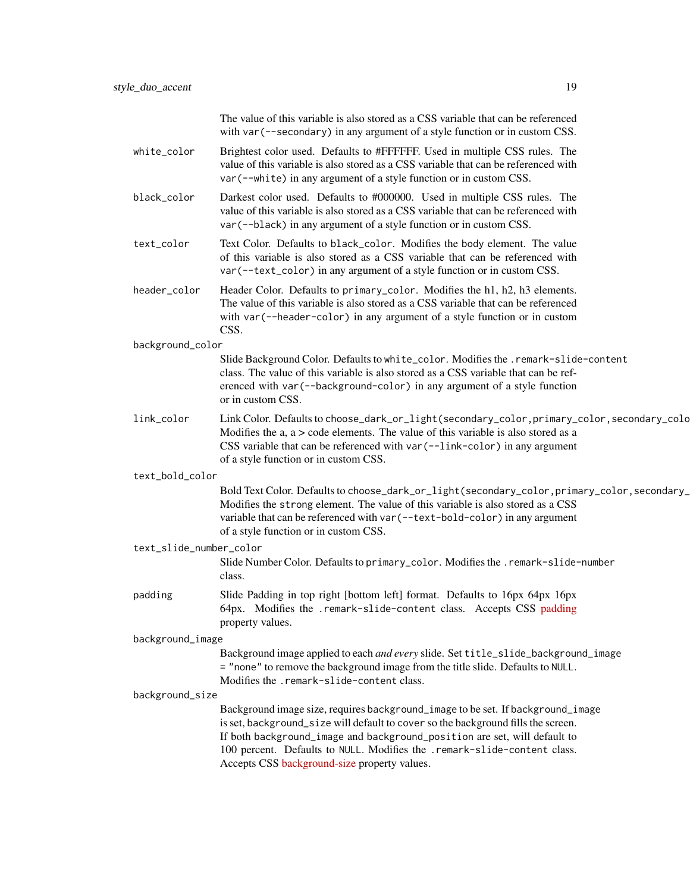The value of this variable is also stored as a CSS variable that can be referenced with `var(--secondary)` in any argument of a style function or in custom CSS.

`white_color`
: Brightest color used. Defaults to #FFFFFF. Used in multiple CSS rules. The value of this variable is also stored as a CSS variable that can be referenced with `var(--white)` in any argument of a style function or in custom CSS.

`black_color`
: Darkest color used. Defaults to #000000. Used in multiple CSS rules. The value of this variable is also stored as a CSS variable that can be referenced with `var(--black)` in any argument of a style function or in custom CSS.

`text_color`
: Text Color. Defaults to `black_color`. Modifies the `body` element. The value of this variable is also stored as a CSS variable that can be referenced with `var(--text_color)` in any argument of a style function or in custom CSS.

`header_color`
: Header Color. Defaults to `primary_color`. Modifies the `h1, h2, h3` elements. The value of this variable is also stored as a CSS variable that can be referenced with `var(--header-color)` in any argument of a style function or in custom CSS.

`background_color`
: Slide Background Color. Defaults to `white_color`. Modifies the `.remark-slide-content` class. The value of this variable is also stored as a CSS variable that can be referenced with `var(--background-color)` in any argument of a style function or in custom CSS.

`link_color`
: Link Color. Defaults to `choose_dark_or_light(secondary_color,primary_color,secondary_colo` Modifies the `a, a > code` elements. The value of this variable is also stored as a CSS variable that can be referenced with `var(--link-color)` in any argument of a style function or in custom CSS.

`text_bold_color`
: Bold Text Color. Defaults to `choose_dark_or_light(secondary_color,primary_color,secondary_` Modifies the `strong` element. The value of this variable is also stored as a CSS variable that can be referenced with `var(--text-bold-color)` in any argument of a style function or in custom CSS.

`text_slide_number_color`
: Slide Number Color. Defaults to `primary_color`. Modifies the `.remark-slide-number` class.

`padding`
: Slide Padding in `top right [bottom left]` format. Defaults to 16px 64px 16px 64px. Modifies the `.remark-slide-content` class. Accepts CSS padding property values.

`background_image`
: Background image applied to each *and every* slide. Set `title_slide_background_image = "none"` to remove the background image from the title slide. Defaults to `NULL`. Modifies the `.remark-slide-content` class.

`background_size`
: Background image size, requires `background_image` to be set. If `background_image` is set, `background_size` will default to `cover` so the background fills the screen. If both `background_image` and `background_position` are set, will default to 100 percent. Defaults to `NULL`. Modifies the `.remark-slide-content` class. Accepts CSS background-size property values.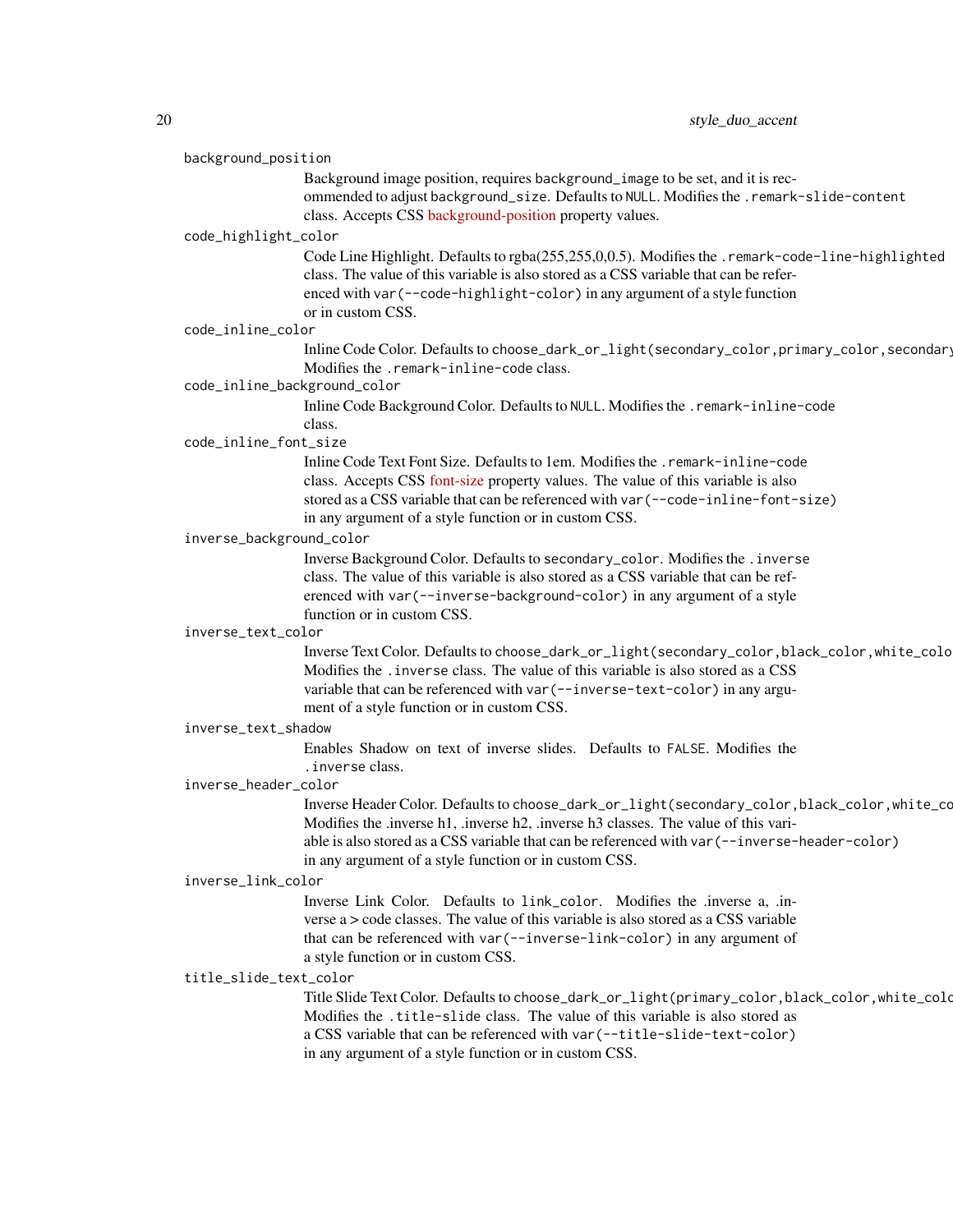`background_position`
: Background image position, requires `background_image` to be set, and it is recommended to adjust `background_size`. Defaults to `NULL`. Modifies the `.remark-slide-content` class. Accepts CSS background-position property values.

`code_highlight_color`
: Code Line Highlight. Defaults to rgba(255,255,0,0.5). Modifies the `.remark-code-line-highlighted` class. The value of this variable is also stored as a CSS variable that can be referenced with `var(--code-highlight-color)` in any argument of a style function or in custom CSS.

`code_inline_color`
: Inline Code Color. Defaults to `choose_dark_or_light(secondary_color,primary_color,secondary` Modifies the `.remark-inline-code` class.

`code_inline_background_color`
: Inline Code Background Color. Defaults to `NULL`. Modifies the `.remark-inline-code` class.

`code_inline_font_size`
: Inline Code Text Font Size. Defaults to `1em`. Modifies the `.remark-inline-code` class. Accepts CSS font-size property values. The value of this variable is also stored as a CSS variable that can be referenced with `var(--code-inline-font-size)` in any argument of a style function or in custom CSS.

`inverse_background_color`
: Inverse Background Color. Defaults to `secondary_color`. Modifies the `.inverse` class. The value of this variable is also stored as a CSS variable that can be referenced with `var(--inverse-background-color)` in any argument of a style function or in custom CSS.

`inverse_text_color`
: Inverse Text Color. Defaults to `choose_dark_or_light(secondary_color,black_color,white_colo` Modifies the `.inverse` class. The value of this variable is also stored as a CSS variable that can be referenced with `var(--inverse-text-color)` in any argument of a style function or in custom CSS.

`inverse_text_shadow`
: Enables Shadow on text of inverse slides. Defaults to `FALSE`. Modifies the `.inverse` class.

`inverse_header_color`
: Inverse Header Color. Defaults to `choose_dark_or_light(secondary_color,black_color,white_co` Modifies the .inverse h1, .inverse h2, .inverse h3 classes. The value of this variable is also stored as a CSS variable that can be referenced with `var(--inverse-header-color)` in any argument of a style function or in custom CSS.

`inverse_link_color`
: Inverse Link Color. Defaults to `link_color`. Modifies the .inverse a, .inverse a > code classes. The value of this variable is also stored as a CSS variable that can be referenced with `var(--inverse-link-color)` in any argument of a style function or in custom CSS.

`title_slide_text_color`
: Title Slide Text Color. Defaults to `choose_dark_or_light(primary_color,black_color,white_colo` Modifies the `.title-slide` class. The value of this variable is also stored as a CSS variable that can be referenced with `var(--title-slide-text-color)` in any argument of a style function or in custom CSS.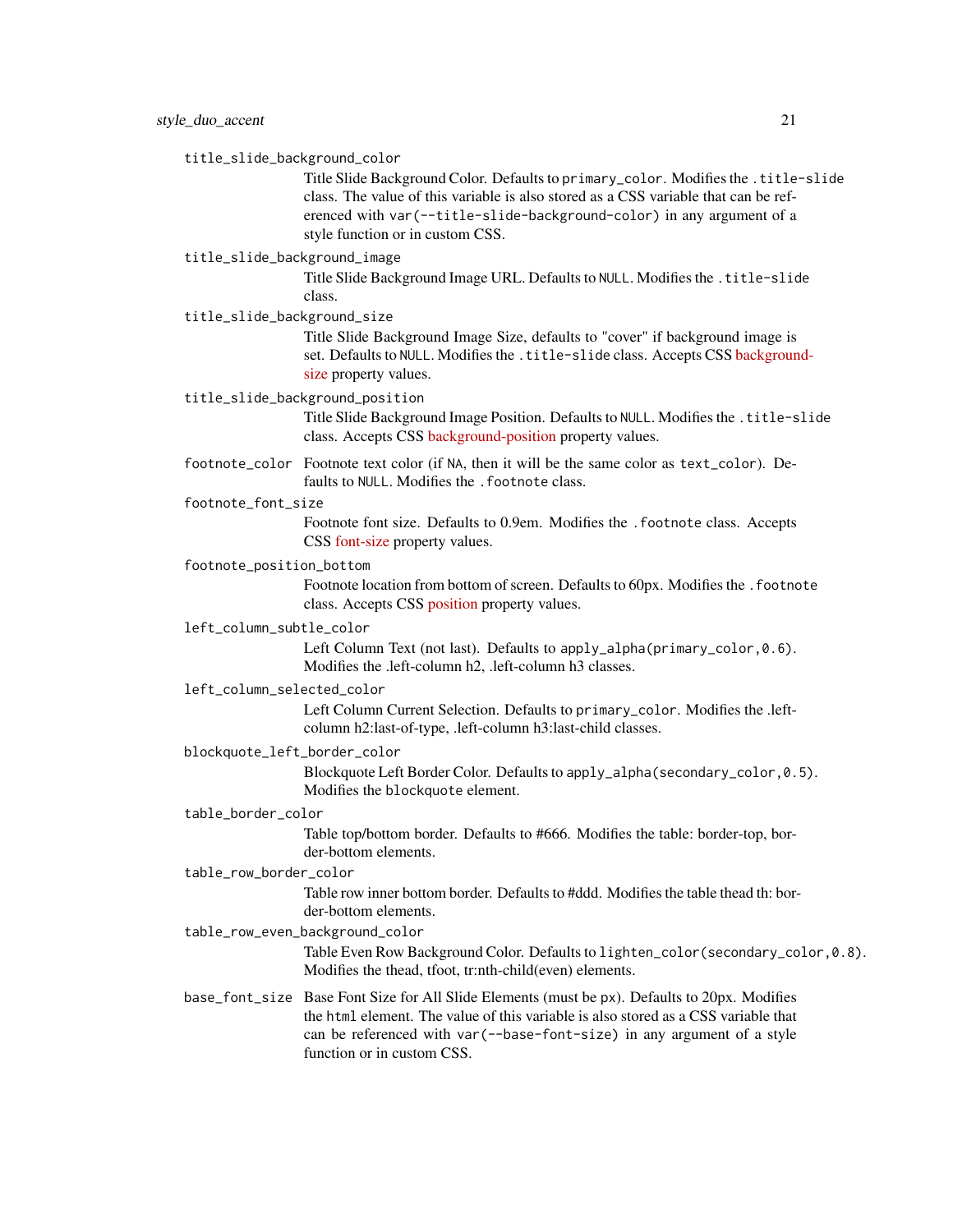`title_slide_background_color`
: Title Slide Background Color. Defaults to `primary_color`. Modifies the `.title-slide` class. The value of this variable is also stored as a CSS variable that can be referenced with `var(--title-slide-background-color)` in any argument of a style function or in custom CSS.

`title_slide_background_image`
: Title Slide Background Image URL. Defaults to `NULL`. Modifies the `.title-slide` class.

`title_slide_background_size`
: Title Slide Background Image Size, defaults to "cover" if background image is set. Defaults to `NULL`. Modifies the `.title-slide` class. Accepts CSS background-size property values.

`title_slide_background_position`
: Title Slide Background Image Position. Defaults to `NULL`. Modifies the `.title-slide` class. Accepts CSS background-position property values.

`footnote_color`
: Footnote text color (if `NA`, then it will be the same color as `text_color`). Defaults to `NULL`. Modifies the `.footnote` class.

`footnote_font_size`
: Footnote font size. Defaults to 0.9em. Modifies the `.footnote` class. Accepts CSS font-size property values.

`footnote_position_bottom`
: Footnote location from bottom of screen. Defaults to 60px. Modifies the `.footnote` class. Accepts CSS position property values.

`left_column_subtle_color`
: Left Column Text (not last). Defaults to `apply_alpha(primary_color,0.6)`. Modifies the .left-column h2, .left-column h3 classes.

`left_column_selected_color`
: Left Column Current Selection. Defaults to `primary_color`. Modifies the .left-column h2:last-of-type, .left-column h3:last-child classes.

`blockquote_left_border_color`
: Blockquote Left Border Color. Defaults to `apply_alpha(secondary_color,0.5)`. Modifies the `blockquote` element.

`table_border_color`
: Table top/bottom border. Defaults to #666. Modifies the table: border-top, border-bottom elements.

`table_row_border_color`
: Table row inner bottom border. Defaults to #ddd. Modifies the table thead th: border-bottom elements.

`table_row_even_background_color`
: Table Even Row Background Color. Defaults to `lighten_color(secondary_color,0.8)`. Modifies the thead, tfoot, tr:nth-child(even) elements.

`base_font_size`
: Base Font Size for All Slide Elements (must be `px`). Defaults to 20px. Modifies the `html` element. The value of this variable is also stored as a CSS variable that can be referenced with `var(--base-font-size)` in any argument of a style function or in custom CSS.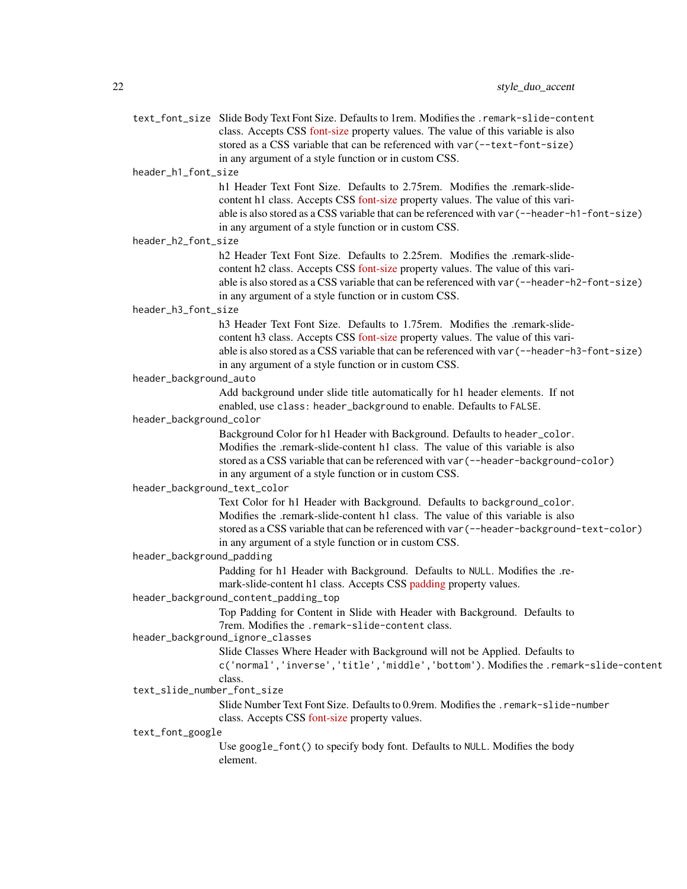`text_font_size` Slide Body Text Font Size. Defaults to 1rem. Modifies the `.remark-slide-content` class. Accepts CSS font-size property values. The value of this variable is also stored as a CSS variable that can be referenced with `var(--text-font-size)` in any argument of a style function or in custom CSS.

`header_h1_font_size`
: h1 Header Text Font Size. Defaults to 2.75rem. Modifies the .remark-slide-content h1 class. Accepts CSS font-size property values. The value of this variable is also stored as a CSS variable that can be referenced with `var(--header-h1-font-size)` in any argument of a style function or in custom CSS.

`header_h2_font_size`
: h2 Header Text Font Size. Defaults to 2.25rem. Modifies the .remark-slide-content h2 class. Accepts CSS font-size property values. The value of this variable is also stored as a CSS variable that can be referenced with `var(--header-h2-font-size)` in any argument of a style function or in custom CSS.

`header_h3_font_size`
: h3 Header Text Font Size. Defaults to 1.75rem. Modifies the .remark-slide-content h3 class. Accepts CSS font-size property values. The value of this variable is also stored as a CSS variable that can be referenced with `var(--header-h3-font-size)` in any argument of a style function or in custom CSS.

`header_background_auto`
: Add background under slide title automatically for h1 header elements. If not enabled, use `class: header_background` to enable. Defaults to `FALSE`.

`header_background_color`
: Background Color for h1 Header with Background. Defaults to `header_color`. Modifies the .remark-slide-content h1 class. The value of this variable is also stored as a CSS variable that can be referenced with `var(--header-background-color)` in any argument of a style function or in custom CSS.

`header_background_text_color`
: Text Color for h1 Header with Background. Defaults to `background_color`. Modifies the .remark-slide-content h1 class. The value of this variable is also stored as a CSS variable that can be referenced with `var(--header-background-text-color)` in any argument of a style function or in custom CSS.

`header_background_padding`
: Padding for h1 Header with Background. Defaults to `NULL`. Modifies the .remark-slide-content h1 class. Accepts CSS padding property values.

`header_background_content_padding_top`
: Top Padding for Content in Slide with Header with Background. Defaults to 7rem. Modifies the `.remark-slide-content` class.

`header_background_ignore_classes`
: Slide Classes Where Header with Background will not be Applied. Defaults to `c('normal','inverse','title','middle','bottom')`. Modifies the `.remark-slide-content` class.

`text_slide_number_font_size`
: Slide Number Text Font Size. Defaults to 0.9rem. Modifies the `.remark-slide-number` class. Accepts CSS font-size property values.

`text_font_google`
: Use `google_font()` to specify body font. Defaults to `NULL`. Modifies the body element.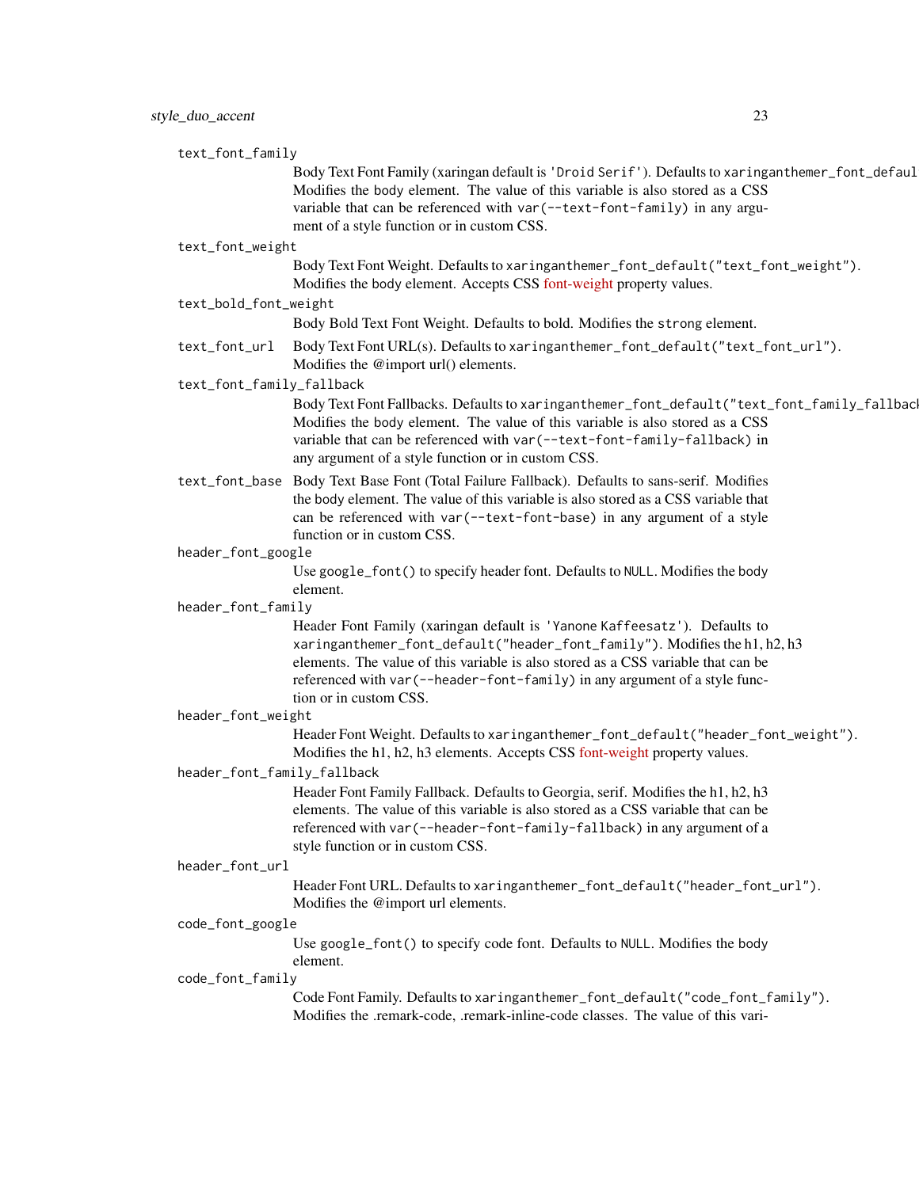`text_font_family`
: Body Text Font Family (xaringan default is `'Droid Serif'`). Defaults to `xaringanthemer_font_default("text_font_family")`. Modifies the body element. The value of this variable is also stored as a CSS variable that can be referenced with `var(--text-font-family)` in any argument of a style function or in custom CSS.

`text_font_weight`
: Body Text Font Weight. Defaults to `xaringanthemer_font_default("text_font_weight")`. Modifies the body element. Accepts CSS font-weight property values.

`text_bold_font_weight`
: Body Bold Text Font Weight. Defaults to bold. Modifies the `strong` element.

`text_font_url`
: Body Text Font URL(s). Defaults to `xaringanthemer_font_default("text_font_url")`. Modifies the @import url() elements.

`text_font_family_fallback`
: Body Text Font Fallbacks. Defaults to `xaringanthemer_font_default("text_font_family_fallback")`. Modifies the body element. The value of this variable is also stored as a CSS variable that can be referenced with `var(--text-font-family-fallback)` in any argument of a style function or in custom CSS.

`text_font_base`
: Body Text Base Font (Total Failure Fallback). Defaults to sans-serif. Modifies the body element. The value of this variable is also stored as a CSS variable that can be referenced with `var(--text-font-base)` in any argument of a style function or in custom CSS.

`header_font_google`
: Use `google_font()` to specify header font. Defaults to `NULL`. Modifies the body element.

`header_font_family`
: Header Font Family (xaringan default is `'Yanone Kaffeesatz'`). Defaults to `xaringanthemer_font_default("header_font_family")`. Modifies the h1, h2, h3 elements. The value of this variable is also stored as a CSS variable that can be referenced with `var(--header-font-family)` in any argument of a style function or in custom CSS.

`header_font_weight`
: Header Font Weight. Defaults to `xaringanthemer_font_default("header_font_weight")`. Modifies the h1, h2, h3 elements. Accepts CSS font-weight property values.

`header_font_family_fallback`
: Header Font Family Fallback. Defaults to Georgia, serif. Modifies the h1, h2, h3 elements. The value of this variable is also stored as a CSS variable that can be referenced with `var(--header-font-family-fallback)` in any argument of a style function or in custom CSS.

`header_font_url`
: Header Font URL. Defaults to `xaringanthemer_font_default("header_font_url")`. Modifies the @import url elements.

`code_font_google`
: Use `google_font()` to specify code font. Defaults to `NULL`. Modifies the body element.

`code_font_family`
: Code Font Family. Defaults to `xaringanthemer_font_default("code_font_family")`. Modifies the .remark-code, .remark-inline-code classes. The value of this vari-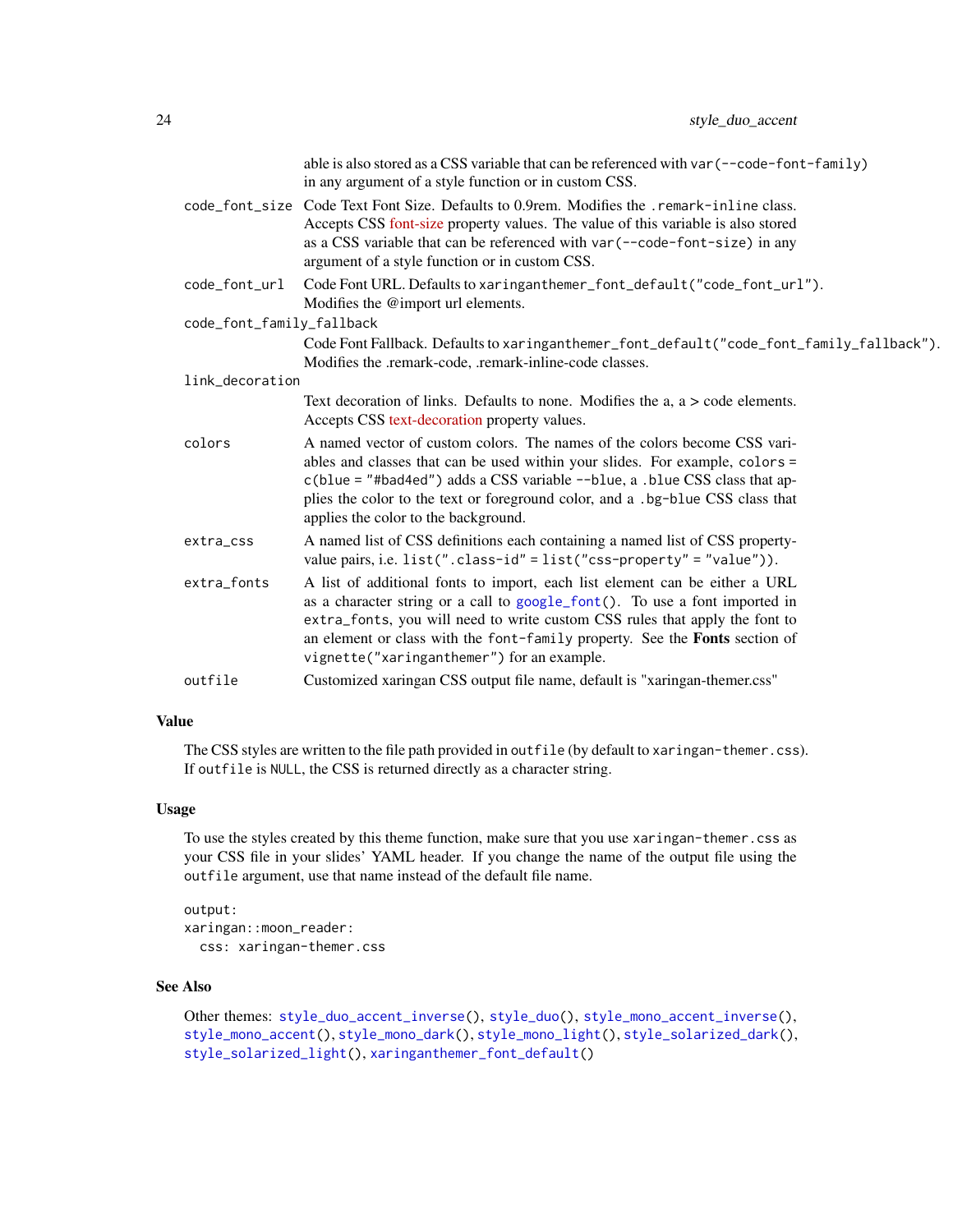able is also stored as a CSS variable that can be referenced with `var(--code-font-family)` in any argument of a style function or in custom CSS.

`code_font_size`
: Code Text Font Size. Defaults to 0.9rem. Modifies the `.remark-inline` class. Accepts CSS font-size property values. The value of this variable is also stored as a CSS variable that can be referenced with `var(--code-font-size)` in any argument of a style function or in custom CSS.

`code_font_url`
: Code Font URL. Defaults to `xaringanthemer_font_default("code_font_url")`. Modifies the @import url elements.

`code_font_family_fallback`
: Code Font Fallback. Defaults to `xaringanthemer_font_default("code_font_family_fallback")`. Modifies the .remark-code, .remark-inline-code classes.

`link_decoration`
: Text decoration of links. Defaults to none. Modifies the a, a > code elements. Accepts CSS text-decoration property values.

`colors`
: A named vector of custom colors. The names of the colors become CSS variables and classes that can be used within your slides. For example, `colors = c(blue = "#bad4ed")` adds a CSS variable `--blue`, a `.blue` CSS class that applies the color to the text or foreground color, and a `.bg-blue` CSS class that applies the color to the background.

`extra_css`
: A named list of CSS definitions each containing a named list of CSS property-value pairs, i.e. `list(".class-id" = list("css-property" = "value"))`.

`extra_fonts`
: A list of additional fonts to import, each list element can be either a URL as a character string or a call to `google_font()`. To use a font imported in `extra_fonts`, you will need to write custom CSS rules that apply the font to an element or class with the `font-family` property. See the **Fonts** section of `vignette("xaringanthemer")` for an example.

`outfile`
: Customized xaringan CSS output file name, default is "xaringan-themer.css"

## Value

The CSS styles are written to the file path provided in `outfile` (by default to `xaringan-themer.css`). If `outfile` is `NULL`, the CSS is returned directly as a character string.

## Usage

To use the styles created by this theme function, make sure that you use `xaringan-themer.css` as your CSS file in your slides' YAML header. If you change the name of the output file using the `outfile` argument, use that name instead of the default file name.

```
output:
xaringan::moon_reader:
  css: xaringan-themer.css
```

## See Also

Other themes: `style_duo_accent_inverse()`, `style_duo()`, `style_mono_accent_inverse()`, `style_mono_accent()`, `style_mono_dark()`, `style_mono_light()`, `style_solarized_dark()`, `style_solarized_light()`, `xaringanthemer_font_default()`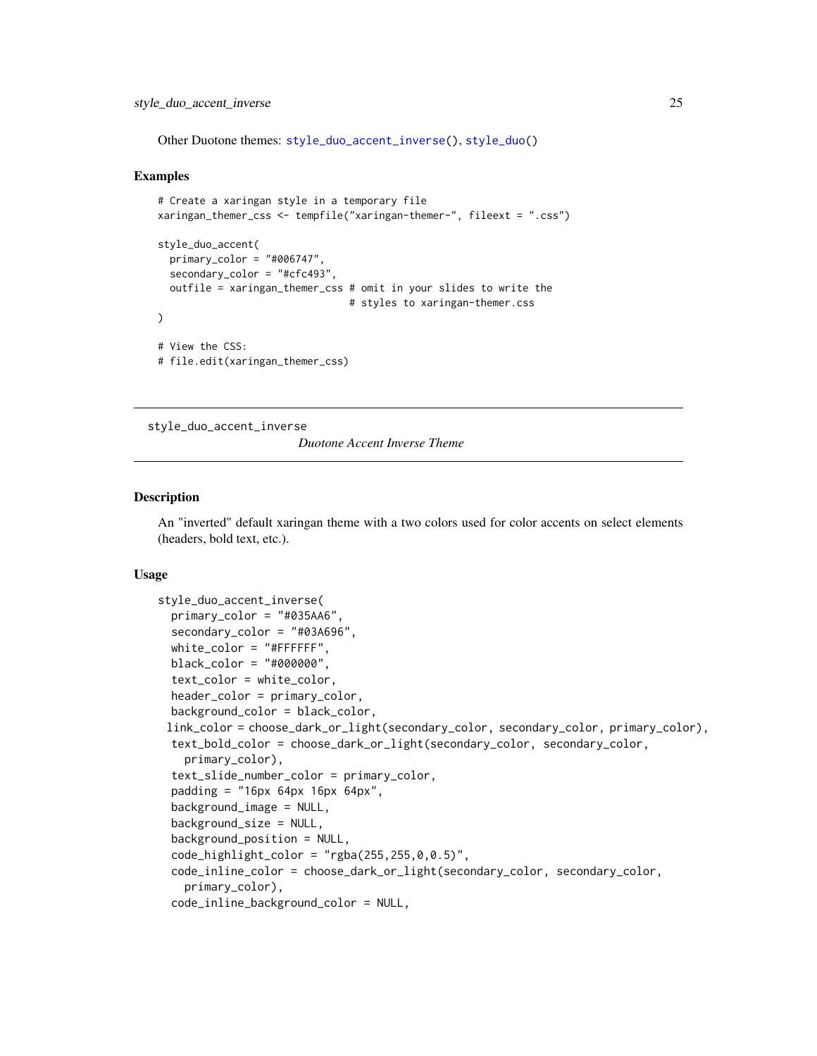Other Duotone themes: style_duo_accent_inverse(), style_duo()

### Examples

```
# Create a xaringan style in a temporary file
xaringan_themer_css <- tempfile("xaringan-themer-", fileext = ".css")

style_duo_accent(
  primary_color = "#006747",
  secondary_color = "#cfc493",
  outfile = xaringan_themer_css # omit in your slides to write the
                                # styles to xaringan-themer.css
)

# View the CSS:
# file.edit(xaringan_themer_css)
```

---

## style_duo_accent_inverse    *Duotone Accent Inverse Theme*

---

### Description

An "inverted" default xaringan theme with a two colors used for color accents on select elements (headers, bold text, etc.).

### Usage

```
style_duo_accent_inverse(
  primary_color = "#035AA6",
  secondary_color = "#03A696",
  white_color = "#FFFFFF",
  black_color = "#000000",
  text_color = white_color,
  header_color = primary_color,
  background_color = black_color,
 link_color = choose_dark_or_light(secondary_color, secondary_color, primary_color),
  text_bold_color = choose_dark_or_light(secondary_color, secondary_color,
    primary_color),
  text_slide_number_color = primary_color,
  padding = "16px 64px 16px 64px",
  background_image = NULL,
  background_size = NULL,
  background_position = NULL,
  code_highlight_color = "rgba(255,255,0,0.5)",
  code_inline_color = choose_dark_or_light(secondary_color, secondary_color,
    primary_color),
  code_inline_background_color = NULL,
```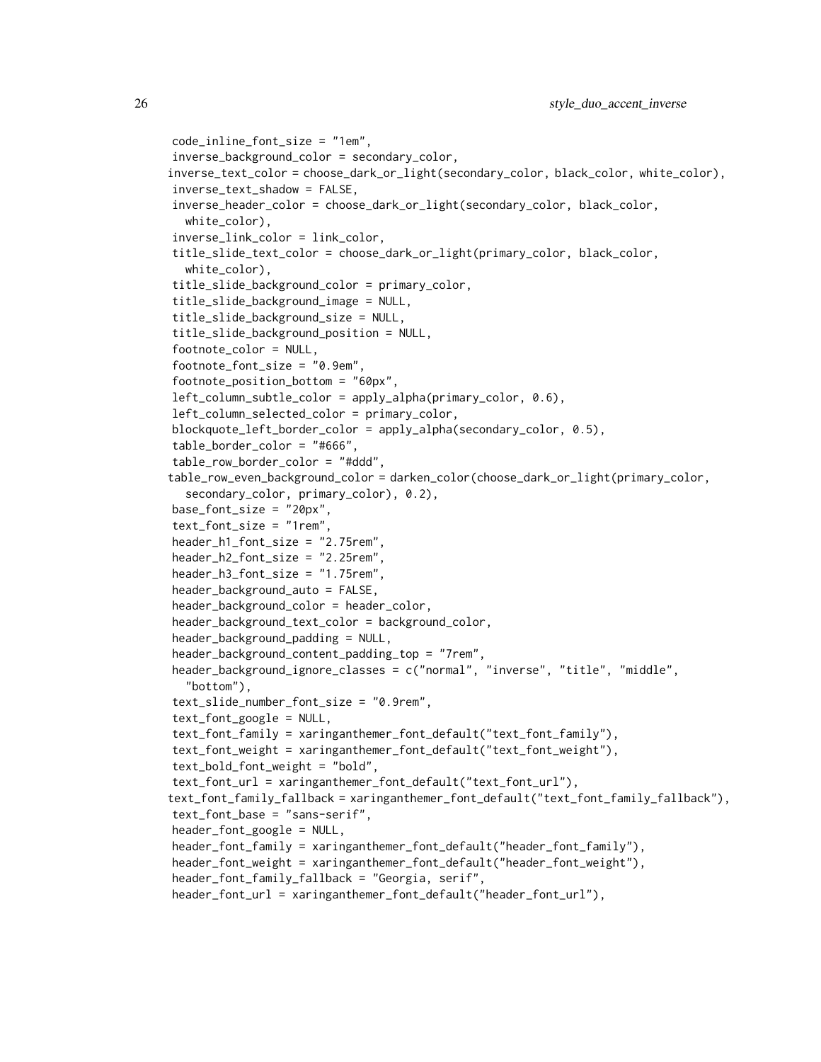```
  code_inline_font_size = "1em",
  inverse_background_color = secondary_color,
  inverse_text_color = choose_dark_or_light(secondary_color, black_color, white_color),
  inverse_text_shadow = FALSE,
  inverse_header_color = choose_dark_or_light(secondary_color, black_color,
    white_color),
  inverse_link_color = link_color,
  title_slide_text_color = choose_dark_or_light(primary_color, black_color,
    white_color),
  title_slide_background_color = primary_color,
  title_slide_background_image = NULL,
  title_slide_background_size = NULL,
  title_slide_background_position = NULL,
  footnote_color = NULL,
  footnote_font_size = "0.9em",
  footnote_position_bottom = "60px",
  left_column_subtle_color = apply_alpha(primary_color, 0.6),
  left_column_selected_color = primary_color,
  blockquote_left_border_color = apply_alpha(secondary_color, 0.5),
  table_border_color = "#666",
  table_row_border_color = "#ddd",
  table_row_even_background_color = darken_color(choose_dark_or_light(primary_color,
    secondary_color, primary_color), 0.2),
  base_font_size = "20px",
  text_font_size = "1rem",
  header_h1_font_size = "2.75rem",
  header_h2_font_size = "2.25rem",
  header_h3_font_size = "1.75rem",
  header_background_auto = FALSE,
  header_background_color = header_color,
  header_background_text_color = background_color,
  header_background_padding = NULL,
  header_background_content_padding_top = "7rem",
  header_background_ignore_classes = c("normal", "inverse", "title", "middle",
    "bottom"),
  text_slide_number_font_size = "0.9rem",
  text_font_google = NULL,
  text_font_family = xaringanthemer_font_default("text_font_family"),
  text_font_weight = xaringanthemer_font_default("text_font_weight"),
  text_bold_font_weight = "bold",
  text_font_url = xaringanthemer_font_default("text_font_url"),
  text_font_family_fallback = xaringanthemer_font_default("text_font_family_fallback"),
  text_font_base = "sans-serif",
  header_font_google = NULL,
  header_font_family = xaringanthemer_font_default("header_font_family"),
  header_font_weight = xaringanthemer_font_default("header_font_weight"),
  header_font_family_fallback = "Georgia, serif",
  header_font_url = xaringanthemer_font_default("header_font_url"),
```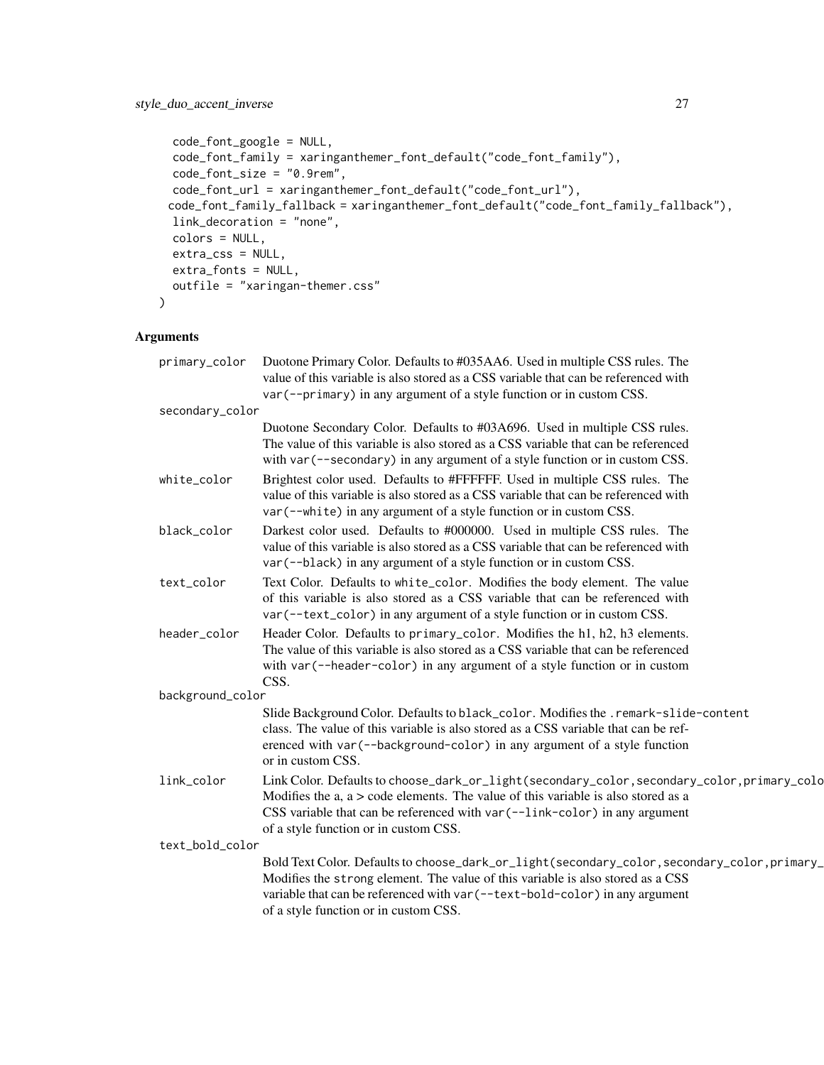```
  code_font_google = NULL,
  code_font_family = xaringanthemer_font_default("code_font_family"),
  code_font_size = "0.9rem",
  code_font_url = xaringanthemer_font_default("code_font_url"),
  code_font_family_fallback = xaringanthemer_font_default("code_font_family_fallback"),
  link_decoration = "none",
  colors = NULL,
  extra_css = NULL,
  extra_fonts = NULL,
  outfile = "xaringan-themer.css"
)
```

## Arguments

| | |
|---|---|
| primary_color | Duotone Primary Color. Defaults to #035AA6. Used in multiple CSS rules. The value of this variable is also stored as a CSS variable that can be referenced with `var(--primary)` in any argument of a style function or in custom CSS. |
| secondary_color | Duotone Secondary Color. Defaults to #03A696. Used in multiple CSS rules. The value of this variable is also stored as a CSS variable that can be referenced with `var(--secondary)` in any argument of a style function or in custom CSS. |
| white_color | Brightest color used. Defaults to #FFFFFF. Used in multiple CSS rules. The value of this variable is also stored as a CSS variable that can be referenced with `var(--white)` in any argument of a style function or in custom CSS. |
| black_color | Darkest color used. Defaults to #000000. Used in multiple CSS rules. The value of this variable is also stored as a CSS variable that can be referenced with `var(--black)` in any argument of a style function or in custom CSS. |
| text_color | Text Color. Defaults to `white_color`. Modifies the body element. The value of this variable is also stored as a CSS variable that can be referenced with `var(--text_color)` in any argument of a style function or in custom CSS. |
| header_color | Header Color. Defaults to `primary_color`. Modifies the h1, h2, h3 elements. The value of this variable is also stored as a CSS variable that can be referenced with `var(--header-color)` in any argument of a style function or in custom CSS. |
| background_color | Slide Background Color. Defaults to `black_color`. Modifies the `.remark-slide-content` class. The value of this variable is also stored as a CSS variable that can be referenced with `var(--background-color)` in any argument of a style function or in custom CSS. |
| link_color | Link Color. Defaults to `choose_dark_or_light(secondary_color,secondary_color,primary_colo` Modifies the a, a > code elements. The value of this variable is also stored as a CSS variable that can be referenced with `var(--link-color)` in any argument of a style function or in custom CSS. |
| text_bold_color | Bold Text Color. Defaults to `choose_dark_or_light(secondary_color,secondary_color,primary_` Modifies the `strong` element. The value of this variable is also stored as a CSS variable that can be referenced with `var(--text-bold-color)` in any argument of a style function or in custom CSS. |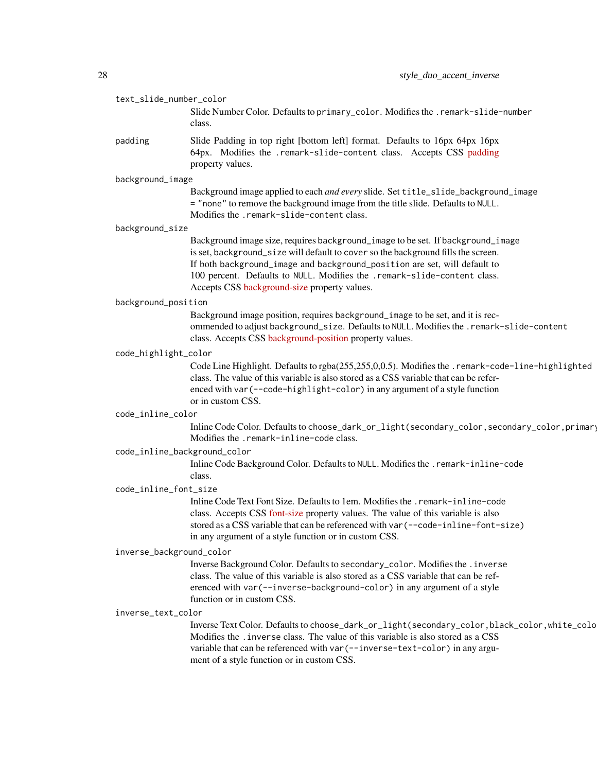`text_slide_number_color`
: Slide Number Color. Defaults to `primary_color`. Modifies the `.remark-slide-number` class.

`padding`
: Slide Padding in top right [bottom left] format. Defaults to 16px 64px 16px 64px. Modifies the `.remark-slide-content` class. Accepts CSS padding property values.

`background_image`
: Background image applied to each *and every* slide. Set `title_slide_background_image = "none"` to remove the background image from the title slide. Defaults to `NULL`. Modifies the `.remark-slide-content` class.

`background_size`
: Background image size, requires `background_image` to be set. If `background_image` is set, `background_size` will default to `cover` so the background fills the screen. If both `background_image` and `background_position` are set, will default to 100 percent. Defaults to `NULL`. Modifies the `.remark-slide-content` class. Accepts CSS background-size property values.

`background_position`
: Background image position, requires `background_image` to be set, and it is recommended to adjust `background_size`. Defaults to `NULL`. Modifies the `.remark-slide-content` class. Accepts CSS background-position property values.

`code_highlight_color`
: Code Line Highlight. Defaults to rgba(255,255,0,0.5). Modifies the `.remark-code-line-highlighted` class. The value of this variable is also stored as a CSS variable that can be referenced with `var(--code-highlight-color)` in any argument of a style function or in custom CSS.

`code_inline_color`
: Inline Code Color. Defaults to `choose_dark_or_light(secondary_color,secondary_color,primary` Modifies the `.remark-inline-code` class.

`code_inline_background_color`
: Inline Code Background Color. Defaults to `NULL`. Modifies the `.remark-inline-code` class.

`code_inline_font_size`
: Inline Code Text Font Size. Defaults to 1em. Modifies the `.remark-inline-code` class. Accepts CSS font-size property values. The value of this variable is also stored as a CSS variable that can be referenced with `var(--code-inline-font-size)` in any argument of a style function or in custom CSS.

`inverse_background_color`
: Inverse Background Color. Defaults to `secondary_color`. Modifies the `.inverse` class. The value of this variable is also stored as a CSS variable that can be referenced with `var(--inverse-background-color)` in any argument of a style function or in custom CSS.

`inverse_text_color`
: Inverse Text Color. Defaults to `choose_dark_or_light(secondary_color,black_color,white_colo` Modifies the `.inverse` class. The value of this variable is also stored as a CSS variable that can be referenced with `var(--inverse-text-color)` in any argument of a style function or in custom CSS.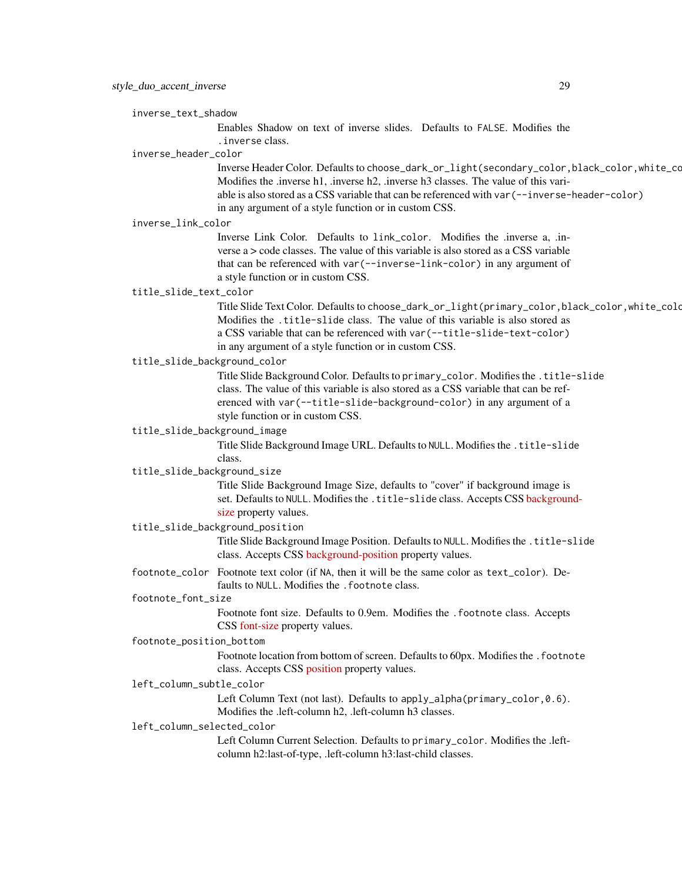inverse_text_shadow
: Enables Shadow on text of inverse slides. Defaults to `FALSE`. Modifies the `.inverse` class.

inverse_header_color
: Inverse Header Color. Defaults to `choose_dark_or_light(secondary_color,black_color,white_co`
Modifies the .inverse h1, .inverse h2, .inverse h3 classes. The value of this variable is also stored as a CSS variable that can be referenced with `var(--inverse-header-color)` in any argument of a style function or in custom CSS.

inverse_link_color
: Inverse Link Color. Defaults to `link_color`. Modifies the .inverse a, .inverse a > code classes. The value of this variable is also stored as a CSS variable that can be referenced with `var(--inverse-link-color)` in any argument of a style function or in custom CSS.

title_slide_text_color
: Title Slide Text Color. Defaults to `choose_dark_or_light(primary_color,black_color,white_colo`
Modifies the `.title-slide` class. The value of this variable is also stored as a CSS variable that can be referenced with `var(--title-slide-text-color)` in any argument of a style function or in custom CSS.

title_slide_background_color
: Title Slide Background Color. Defaults to `primary_color`. Modifies the `.title-slide` class. The value of this variable is also stored as a CSS variable that can be referenced with `var(--title-slide-background-color)` in any argument of a style function or in custom CSS.

title_slide_background_image
: Title Slide Background Image URL. Defaults to `NULL`. Modifies the `.title-slide` class.

title_slide_background_size
: Title Slide Background Image Size, defaults to "cover" if background image is set. Defaults to `NULL`. Modifies the `.title-slide` class. Accepts CSS background-size property values.

title_slide_background_position
: Title Slide Background Image Position. Defaults to `NULL`. Modifies the `.title-slide` class. Accepts CSS background-position property values.

footnote_color
: Footnote text color (if `NA`, then it will be the same color as `text_color`). Defaults to `NULL`. Modifies the `.footnote` class.

footnote_font_size
: Footnote font size. Defaults to 0.9em. Modifies the `.footnote` class. Accepts CSS font-size property values.

footnote_position_bottom
: Footnote location from bottom of screen. Defaults to 60px. Modifies the `.footnote` class. Accepts CSS position property values.

left_column_subtle_color
: Left Column Text (not last). Defaults to `apply_alpha(primary_color,0.6)`. Modifies the .left-column h2, .left-column h3 classes.

left_column_selected_color
: Left Column Current Selection. Defaults to `primary_color`. Modifies the .left-column h2:last-of-type, .left-column h3:last-child classes.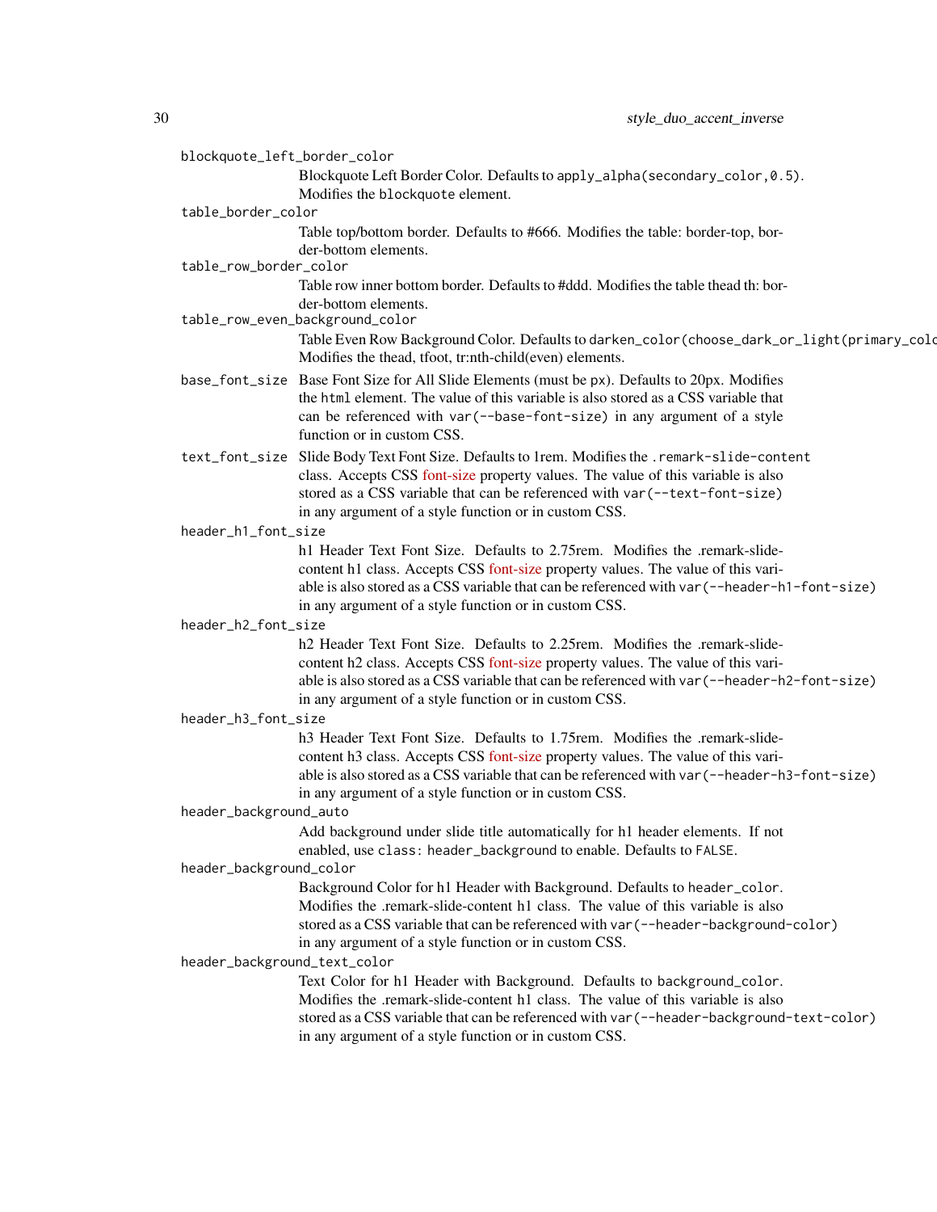`blockquote_left_border_color`
: Blockquote Left Border Color. Defaults to `apply_alpha(secondary_color,0.5)`. Modifies the `blockquote` element.

`table_border_color`
: Table top/bottom border. Defaults to #666. Modifies the table: border-top, border-bottom elements.

`table_row_border_color`
: Table row inner bottom border. Defaults to #ddd. Modifies the table thead th: border-bottom elements.

`table_row_even_background_color`
: Table Even Row Background Color. Defaults to `darken_color(choose_dark_or_light(primary_colo`
Modifies the thead, tfoot, tr:nth-child(even) elements.

`base_font_size`
: Base Font Size for All Slide Elements (must be `px`). Defaults to 20px. Modifies the `html` element. The value of this variable is also stored as a CSS variable that can be referenced with `var(--base-font-size)` in any argument of a style function or in custom CSS.

`text_font_size`
: Slide Body Text Font Size. Defaults to 1rem. Modifies the `.remark-slide-content` class. Accepts CSS font-size property values. The value of this variable is also stored as a CSS variable that can be referenced with `var(--text-font-size)` in any argument of a style function or in custom CSS.

`header_h1_font_size`
: h1 Header Text Font Size. Defaults to 2.75rem. Modifies the .remark-slide-content h1 class. Accepts CSS font-size property values. The value of this variable is also stored as a CSS variable that can be referenced with `var(--header-h1-font-size)` in any argument of a style function or in custom CSS.

`header_h2_font_size`
: h2 Header Text Font Size. Defaults to 2.25rem. Modifies the .remark-slide-content h2 class. Accepts CSS font-size property values. The value of this variable is also stored as a CSS variable that can be referenced with `var(--header-h2-font-size)` in any argument of a style function or in custom CSS.

`header_h3_font_size`
: h3 Header Text Font Size. Defaults to 1.75rem. Modifies the .remark-slide-content h3 class. Accepts CSS font-size property values. The value of this variable is also stored as a CSS variable that can be referenced with `var(--header-h3-font-size)` in any argument of a style function or in custom CSS.

`header_background_auto`
: Add background under slide title automatically for h1 header elements. If not enabled, use `class: header_background` to enable. Defaults to `FALSE`.

`header_background_color`
: Background Color for h1 Header with Background. Defaults to `header_color`. Modifies the .remark-slide-content h1 class. The value of this variable is also stored as a CSS variable that can be referenced with `var(--header-background-color)` in any argument of a style function or in custom CSS.

`header_background_text_color`
: Text Color for h1 Header with Background. Defaults to `background_color`. Modifies the .remark-slide-content h1 class. The value of this variable is also stored as a CSS variable that can be referenced with `var(--header-background-text-color)` in any argument of a style function or in custom CSS.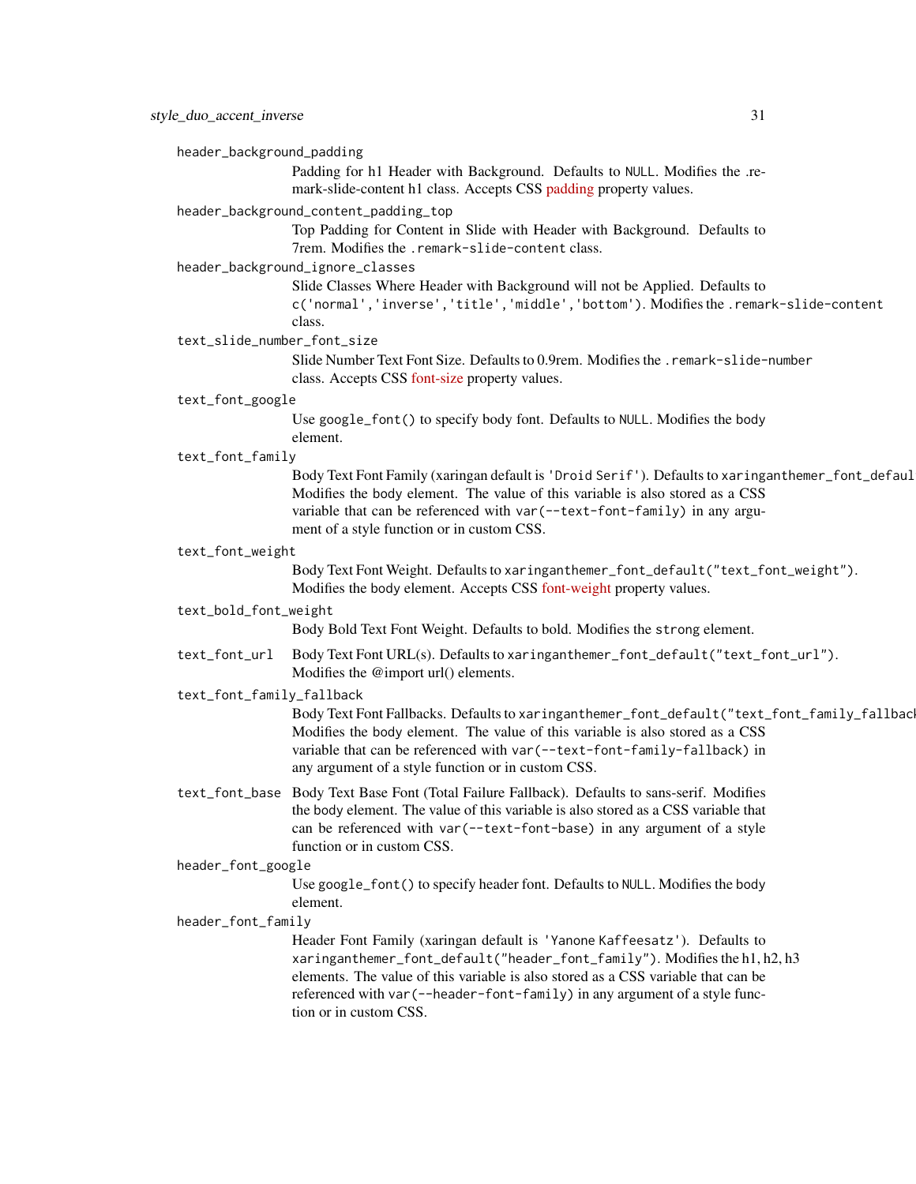`header_background_padding`
: Padding for h1 Header with Background. Defaults to `NULL`. Modifies the .remark-slide-content h1 class. Accepts CSS padding property values.

`header_background_content_padding_top`
: Top Padding for Content in Slide with Header with Background. Defaults to 7rem. Modifies the `.remark-slide-content` class.

`header_background_ignore_classes`
: Slide Classes Where Header with Background will not be Applied. Defaults to `c('normal','inverse','title','middle','bottom')`. Modifies the `.remark-slide-content` class.

`text_slide_number_font_size`
: Slide Number Text Font Size. Defaults to 0.9rem. Modifies the `.remark-slide-number` class. Accepts CSS font-size property values.

`text_font_google`
: Use `google_font()` to specify body font. Defaults to `NULL`. Modifies the body element.

`text_font_family`
: Body Text Font Family (xaringan default is `'Droid Serif'`). Defaults to `xaringanthemer_font_default("text_font_family")`. Modifies the body element. The value of this variable is also stored as a CSS variable that can be referenced with `var(--text-font-family)` in any argument of a style function or in custom CSS.

`text_font_weight`
: Body Text Font Weight. Defaults to `xaringanthemer_font_default("text_font_weight")`. Modifies the body element. Accepts CSS font-weight property values.

`text_bold_font_weight`
: Body Bold Text Font Weight. Defaults to bold. Modifies the `strong` element.

`text_font_url`
: Body Text Font URL(s). Defaults to `xaringanthemer_font_default("text_font_url")`. Modifies the @import url() elements.

`text_font_family_fallback`
: Body Text Font Fallbacks. Defaults to `xaringanthemer_font_default("text_font_family_fallback")`. Modifies the body element. The value of this variable is also stored as a CSS variable that can be referenced with `var(--text-font-family-fallback)` in any argument of a style function or in custom CSS.

`text_font_base`
: Body Text Base Font (Total Failure Fallback). Defaults to sans-serif. Modifies the body element. The value of this variable is also stored as a CSS variable that can be referenced with `var(--text-font-base)` in any argument of a style function or in custom CSS.

`header_font_google`
: Use `google_font()` to specify header font. Defaults to `NULL`. Modifies the body element.

`header_font_family`
: Header Font Family (xaringan default is `'Yanone Kaffeesatz'`). Defaults to `xaringanthemer_font_default("header_font_family")`. Modifies the h1, h2, h3 elements. The value of this variable is also stored as a CSS variable that can be referenced with `var(--header-font-family)` in any argument of a style function or in custom CSS.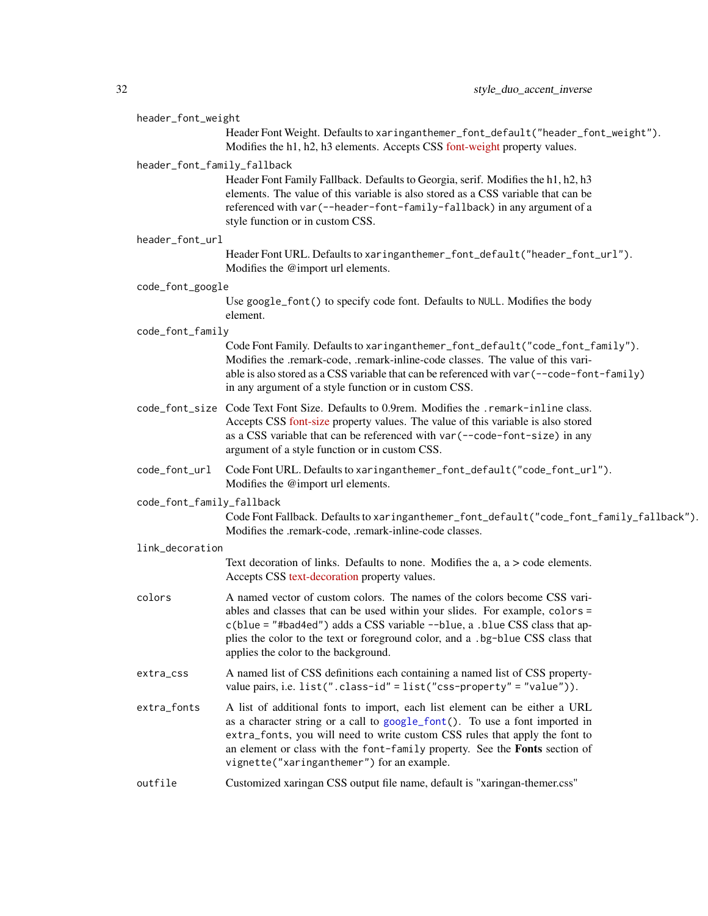`header_font_weight`
: Header Font Weight. Defaults to `xaringanthemer_font_default("header_font_weight")`. Modifies the h1, h2, h3 elements. Accepts CSS font-weight property values.

`header_font_family_fallback`
: Header Font Family Fallback. Defaults to Georgia, serif. Modifies the h1, h2, h3 elements. The value of this variable is also stored as a CSS variable that can be referenced with `var(--header-font-family-fallback)` in any argument of a style function or in custom CSS.

`header_font_url`
: Header Font URL. Defaults to `xaringanthemer_font_default("header_font_url")`. Modifies the @import url elements.

`code_font_google`
: Use `google_font()` to specify code font. Defaults to `NULL`. Modifies the body element.

`code_font_family`
: Code Font Family. Defaults to `xaringanthemer_font_default("code_font_family")`. Modifies the .remark-code, .remark-inline-code classes. The value of this variable is also stored as a CSS variable that can be referenced with `var(--code-font-family)` in any argument of a style function or in custom CSS.

`code_font_size`
: Code Text Font Size. Defaults to 0.9rem. Modifies the `.remark-inline` class. Accepts CSS font-size property values. The value of this variable is also stored as a CSS variable that can be referenced with `var(--code-font-size)` in any argument of a style function or in custom CSS.

`code_font_url`
: Code Font URL. Defaults to `xaringanthemer_font_default("code_font_url")`. Modifies the @import url elements.

`code_font_family_fallback`
: Code Font Fallback. Defaults to `xaringanthemer_font_default("code_font_family_fallback")`. Modifies the .remark-code, .remark-inline-code classes.

`link_decoration`
: Text decoration of links. Defaults to none. Modifies the a, a > code elements. Accepts CSS text-decoration property values.

`colors`
: A named vector of custom colors. The names of the colors become CSS variables and classes that can be used within your slides. For example, `colors = c(blue = "#bad4ed")` adds a CSS variable `--blue`, a `.blue` CSS class that applies the color to the text or foreground color, and a `.bg-blue` CSS class that applies the color to the background.

`extra_css`
: A named list of CSS definitions each containing a named list of CSS property-value pairs, i.e. `list(".class-id" = list("css-property" = "value"))`.

`extra_fonts`
: A list of additional fonts to import, each list element can be either a URL as a character string or a call to `google_font()`. To use a font imported in `extra_fonts`, you will need to write custom CSS rules that apply the font to an element or class with the `font-family` property. See the **Fonts** section of `vignette("xaringanthemer")` for an example.

`outfile`
: Customized xaringan CSS output file name, default is "xaringan-themer.css"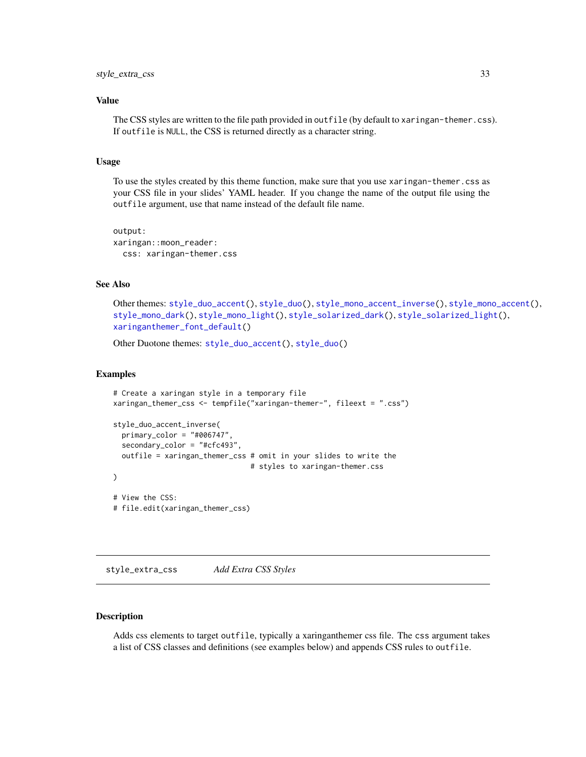## Value

The CSS styles are written to the file path provided in `outfile` (by default to `xaringan-themer.css`). If `outfile` is `NULL`, the CSS is returned directly as a character string.

## Usage

To use the styles created by this theme function, make sure that you use `xaringan-themer.css` as your CSS file in your slides' YAML header. If you change the name of the output file using the `outfile` argument, use that name instead of the default file name.

```
output:
xaringan::moon_reader:
  css: xaringan-themer.css
```

## See Also

Other themes: `style_duo_accent()`, `style_duo()`, `style_mono_accent_inverse()`, `style_mono_accent()`, `style_mono_dark()`, `style_mono_light()`, `style_solarized_dark()`, `style_solarized_light()`, `xaringanthemer_font_default()`

Other Duotone themes: `style_duo_accent()`, `style_duo()`

## Examples

```
# Create a xaringan style in a temporary file
xaringan_themer_css <- tempfile("xaringan-themer-", fileext = ".css")

style_duo_accent_inverse(
  primary_color = "#006747",
  secondary_color = "#cfc493",
  outfile = xaringan_themer_css # omit in your slides to write the
                                # styles to xaringan-themer.css
)

# View the CSS:
# file.edit(xaringan_themer_css)
```

---

# style_extra_css — *Add Extra CSS Styles*

## Description

Adds css elements to target `outfile`, typically a xaringanthemer css file. The `css` argument takes a list of CSS classes and definitions (see examples below) and appends CSS rules to `outfile`.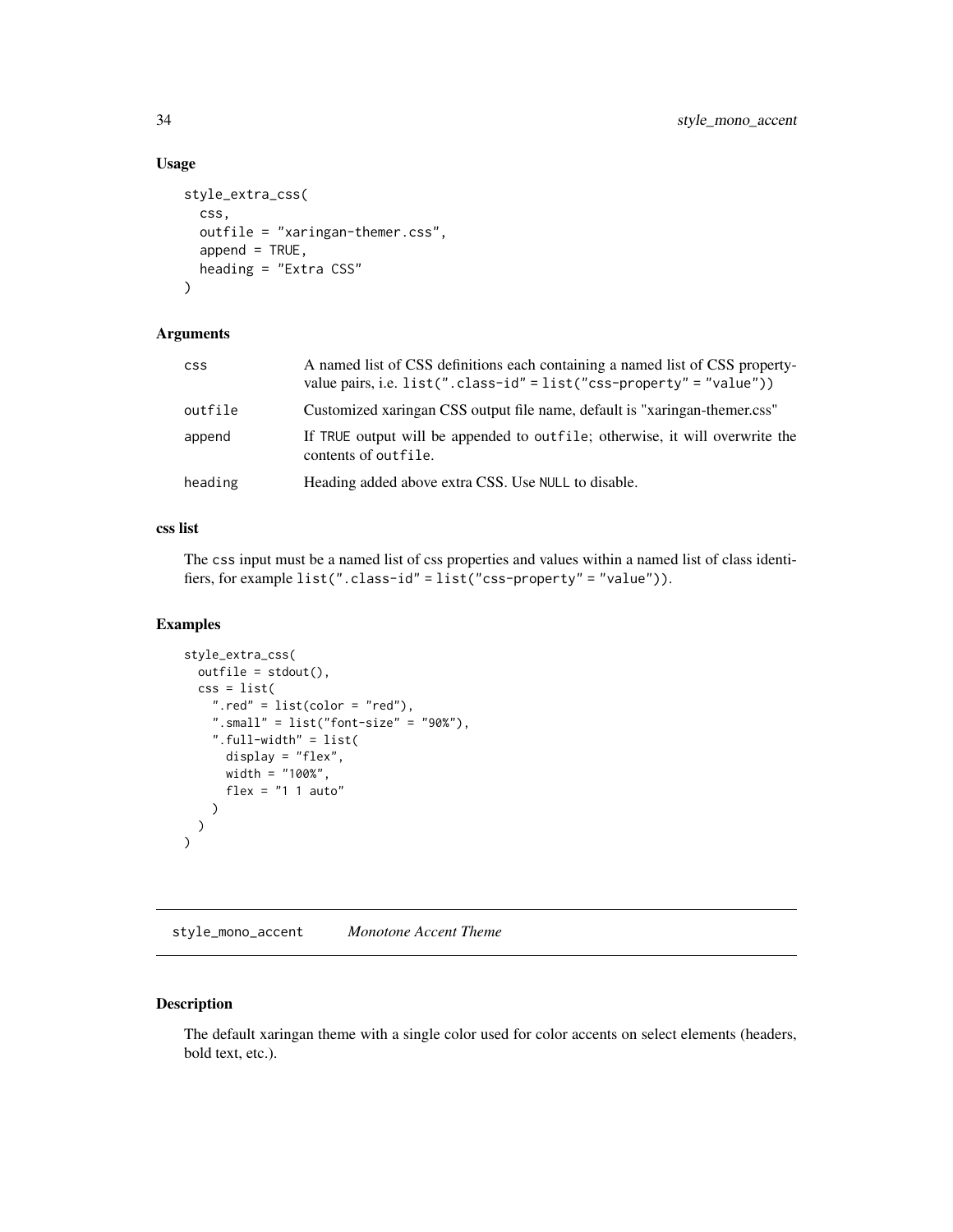## Usage

```
style_extra_css(
  css,
  outfile = "xaringan-themer.css",
  append = TRUE,
  heading = "Extra CSS"
)
```

## Arguments

| | |
|---|---|
| `css` | A named list of CSS definitions each containing a named list of CSS property-value pairs, i.e. `list(".class-id" = list("css-property" = "value"))` |
| `outfile` | Customized xaringan CSS output file name, default is "xaringan-themer.css" |
| `append` | If `TRUE` output will be appended to `outfile`; otherwise, it will overwrite the contents of `outfile`. |
| `heading` | Heading added above extra CSS. Use `NULL` to disable. |

## css list

The `css` input must be a named list of css properties and values within a named list of class identifiers, for example `list(".class-id" = list("css-property" = "value"))`.

## Examples

```
style_extra_css(
  outfile = stdout(),
  css = list(
    ".red" = list(color = "red"),
    ".small" = list("font-size" = "90%"),
    ".full-width" = list(
      display = "flex",
      width = "100%",
      flex = "1 1 auto"
    )
  )
)
```

---

# `style_mono_accent` *Monotone Accent Theme*

## Description

The default xaringan theme with a single color used for color accents on select elements (headers, bold text, etc.).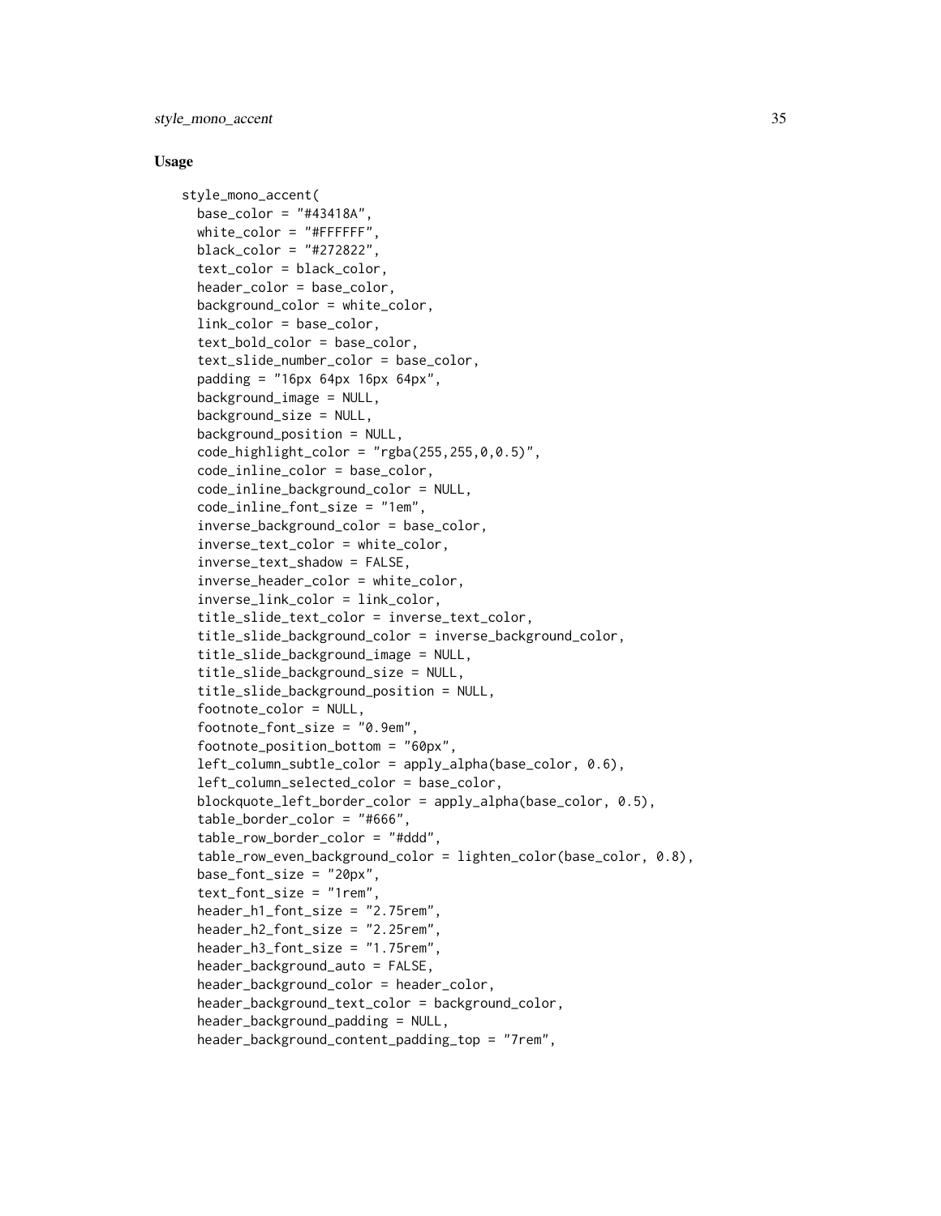## Usage

```
style_mono_accent(
  base_color = "#43418A",
  white_color = "#FFFFFF",
  black_color = "#272822",
  text_color = black_color,
  header_color = base_color,
  background_color = white_color,
  link_color = base_color,
  text_bold_color = base_color,
  text_slide_number_color = base_color,
  padding = "16px 64px 16px 64px",
  background_image = NULL,
  background_size = NULL,
  background_position = NULL,
  code_highlight_color = "rgba(255,255,0,0.5)",
  code_inline_color = base_color,
  code_inline_background_color = NULL,
  code_inline_font_size = "1em",
  inverse_background_color = base_color,
  inverse_text_color = white_color,
  inverse_text_shadow = FALSE,
  inverse_header_color = white_color,
  inverse_link_color = link_color,
  title_slide_text_color = inverse_text_color,
  title_slide_background_color = inverse_background_color,
  title_slide_background_image = NULL,
  title_slide_background_size = NULL,
  title_slide_background_position = NULL,
  footnote_color = NULL,
  footnote_font_size = "0.9em",
  footnote_position_bottom = "60px",
  left_column_subtle_color = apply_alpha(base_color, 0.6),
  left_column_selected_color = base_color,
  blockquote_left_border_color = apply_alpha(base_color, 0.5),
  table_border_color = "#666",
  table_row_border_color = "#ddd",
  table_row_even_background_color = lighten_color(base_color, 0.8),
  base_font_size = "20px",
  text_font_size = "1rem",
  header_h1_font_size = "2.75rem",
  header_h2_font_size = "2.25rem",
  header_h3_font_size = "1.75rem",
  header_background_auto = FALSE,
  header_background_color = header_color,
  header_background_text_color = background_color,
  header_background_padding = NULL,
  header_background_content_padding_top = "7rem",
```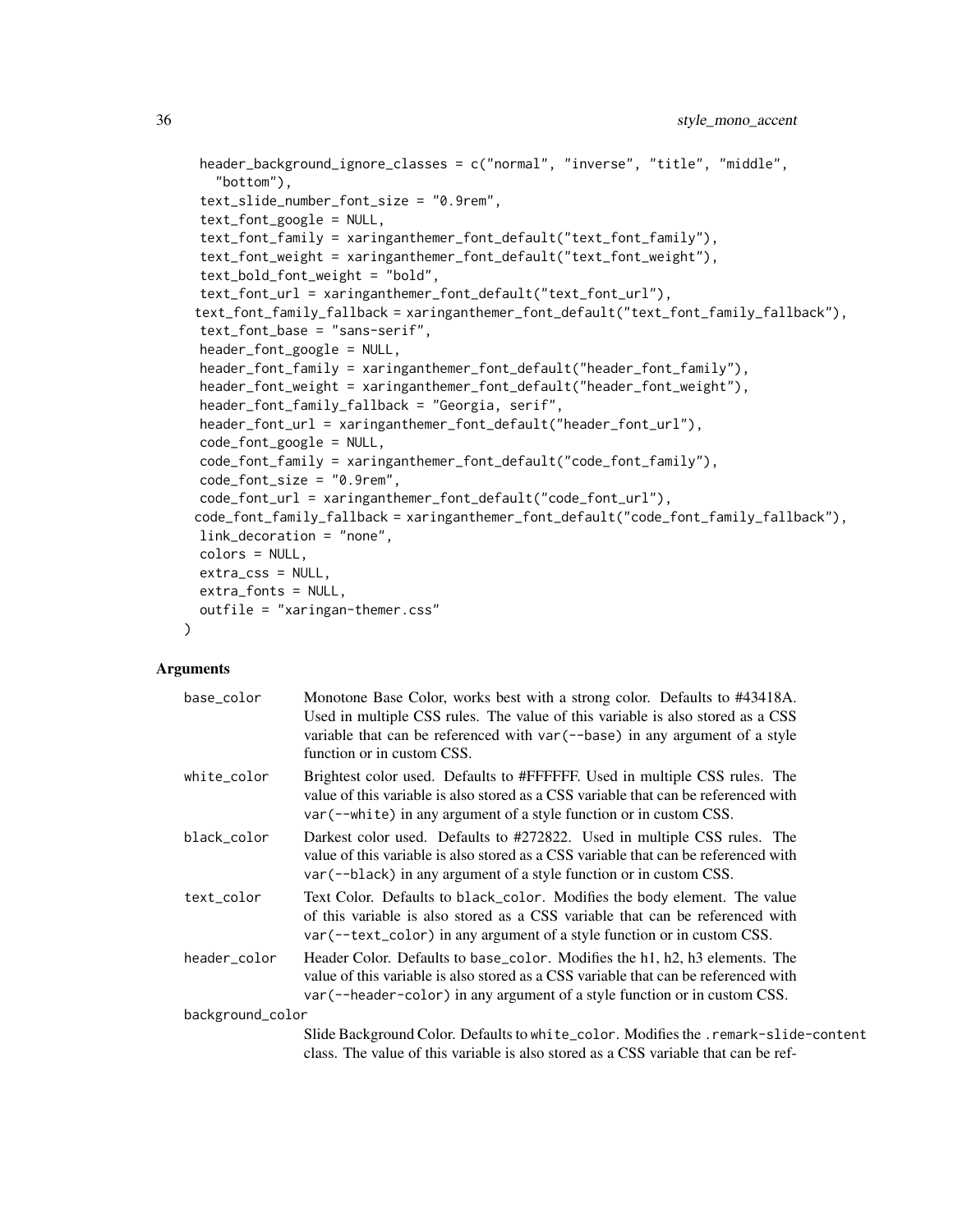```
  header_background_ignore_classes = c("normal", "inverse", "title", "middle",
    "bottom"),
  text_slide_number_font_size = "0.9rem",
  text_font_google = NULL,
  text_font_family = xaringanthemer_font_default("text_font_family"),
  text_font_weight = xaringanthemer_font_default("text_font_weight"),
  text_bold_font_weight = "bold",
  text_font_url = xaringanthemer_font_default("text_font_url"),
  text_font_family_fallback = xaringanthemer_font_default("text_font_family_fallback"),
  text_font_base = "sans-serif",
  header_font_google = NULL,
  header_font_family = xaringanthemer_font_default("header_font_family"),
  header_font_weight = xaringanthemer_font_default("header_font_weight"),
  header_font_family_fallback = "Georgia, serif",
  header_font_url = xaringanthemer_font_default("header_font_url"),
  code_font_google = NULL,
  code_font_family = xaringanthemer_font_default("code_font_family"),
  code_font_size = "0.9rem",
  code_font_url = xaringanthemer_font_default("code_font_url"),
  code_font_family_fallback = xaringanthemer_font_default("code_font_family_fallback"),
  link_decoration = "none",
  colors = NULL,
  extra_css = NULL,
  extra_fonts = NULL,
  outfile = "xaringan-themer.css"
)
```

## Arguments

`base_color`
: Monotone Base Color, works best with a strong color. Defaults to #43418A. Used in multiple CSS rules. The value of this variable is also stored as a CSS variable that can be referenced with `var(--base)` in any argument of a style function or in custom CSS.

`white_color`
: Brightest color used. Defaults to #FFFFFF. Used in multiple CSS rules. The value of this variable is also stored as a CSS variable that can be referenced with `var(--white)` in any argument of a style function or in custom CSS.

`black_color`
: Darkest color used. Defaults to #272822. Used in multiple CSS rules. The value of this variable is also stored as a CSS variable that can be referenced with `var(--black)` in any argument of a style function or in custom CSS.

`text_color`
: Text Color. Defaults to `black_color`. Modifies the body element. The value of this variable is also stored as a CSS variable that can be referenced with `var(--text_color)` in any argument of a style function or in custom CSS.

`header_color`
: Header Color. Defaults to `base_color`. Modifies the h1, h2, h3 elements. The value of this variable is also stored as a CSS variable that can be referenced with `var(--header-color)` in any argument of a style function or in custom CSS.

`background_color`
: Slide Background Color. Defaults to `white_color`. Modifies the `.remark-slide-content` class. The value of this variable is also stored as a CSS variable that can be ref-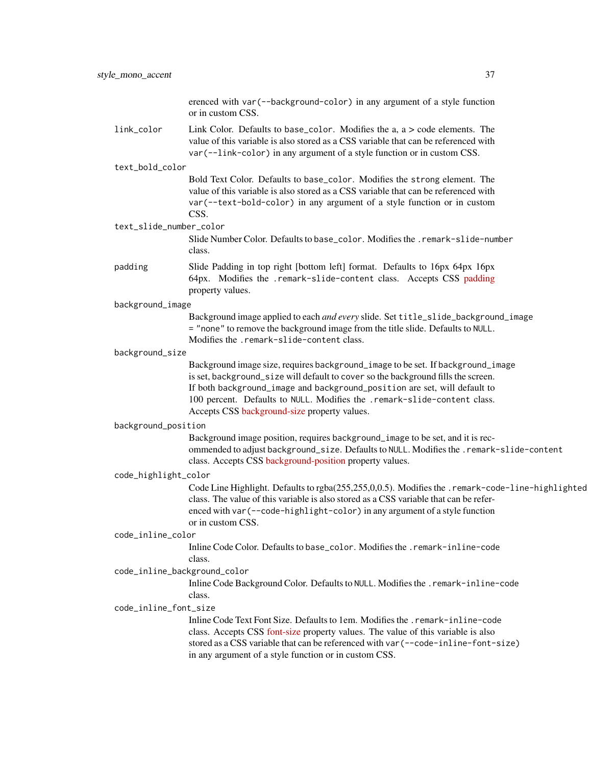erenced with `var(--background-color)` in any argument of a style function or in custom CSS.

`link_color`
: Link Color. Defaults to `base_color`. Modifies the a, a > code elements. The value of this variable is also stored as a CSS variable that can be referenced with `var(--link-color)` in any argument of a style function or in custom CSS.

`text_bold_color`
: Bold Text Color. Defaults to `base_color`. Modifies the `strong` element. The value of this variable is also stored as a CSS variable that can be referenced with `var(--text-bold-color)` in any argument of a style function or in custom CSS.

`text_slide_number_color`
: Slide Number Color. Defaults to `base_color`. Modifies the `.remark-slide-number` class.

`padding`
: Slide Padding in top right [bottom left] format. Defaults to 16px 64px 16px 64px. Modifies the `.remark-slide-content` class. Accepts CSS padding property values.

`background_image`
: Background image applied to each *and every* slide. Set `title_slide_background_image = "none"` to remove the background image from the title slide. Defaults to `NULL`. Modifies the `.remark-slide-content` class.

`background_size`
: Background image size, requires `background_image` to be set. If `background_image` is set, `background_size` will default to `cover` so the background fills the screen. If both `background_image` and `background_position` are set, will default to 100 percent. Defaults to `NULL`. Modifies the `.remark-slide-content` class. Accepts CSS background-size property values.

`background_position`
: Background image position, requires `background_image` to be set, and it is recommended to adjust `background_size`. Defaults to `NULL`. Modifies the `.remark-slide-content` class. Accepts CSS background-position property values.

`code_highlight_color`
: Code Line Highlight. Defaults to rgba(255,255,0,0.5). Modifies the `.remark-code-line-highlighted` class. The value of this variable is also stored as a CSS variable that can be referenced with `var(--code-highlight-color)` in any argument of a style function or in custom CSS.

`code_inline_color`
: Inline Code Color. Defaults to `base_color`. Modifies the `.remark-inline-code` class.

`code_inline_background_color`
: Inline Code Background Color. Defaults to `NULL`. Modifies the `.remark-inline-code` class.

`code_inline_font_size`
: Inline Code Text Font Size. Defaults to 1em. Modifies the `.remark-inline-code` class. Accepts CSS font-size property values. The value of this variable is also stored as a CSS variable that can be referenced with `var(--code-inline-font-size)` in any argument of a style function or in custom CSS.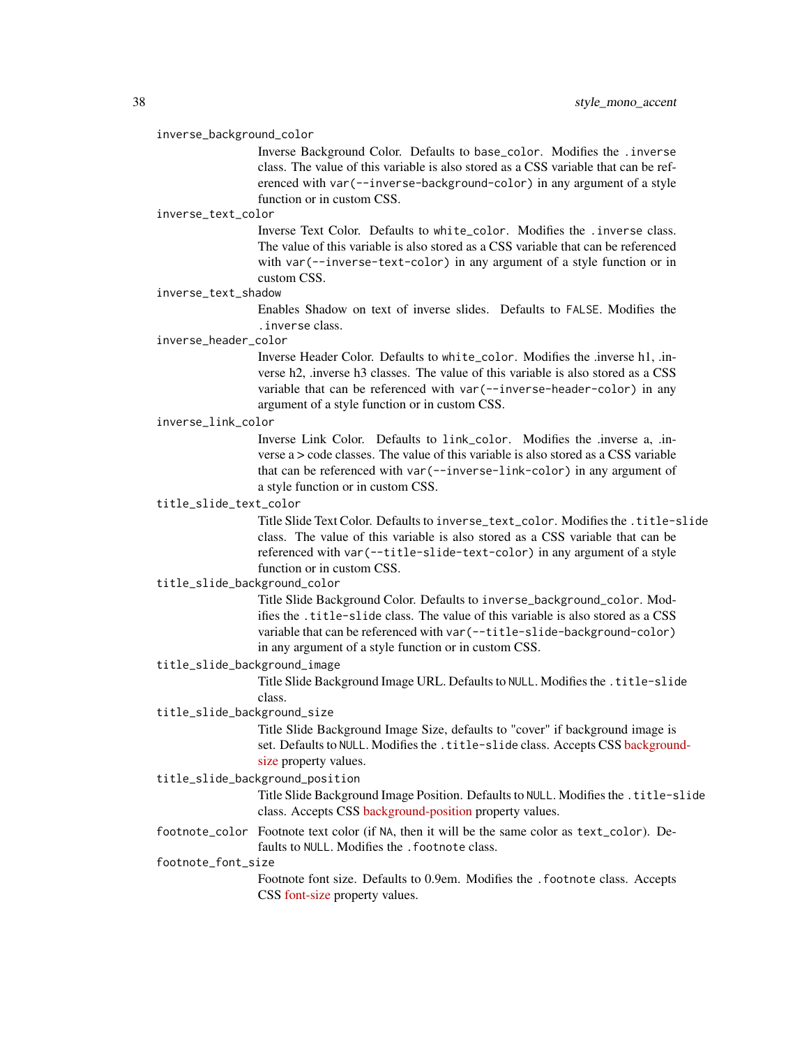`inverse_background_color`
: Inverse Background Color. Defaults to `base_color`. Modifies the `.inverse` class. The value of this variable is also stored as a CSS variable that can be referenced with `var(--inverse-background-color)` in any argument of a style function or in custom CSS.

`inverse_text_color`
: Inverse Text Color. Defaults to `white_color`. Modifies the `.inverse` class. The value of this variable is also stored as a CSS variable that can be referenced with `var(--inverse-text-color)` in any argument of a style function or in custom CSS.

`inverse_text_shadow`
: Enables Shadow on text of inverse slides. Defaults to `FALSE`. Modifies the `.inverse` class.

`inverse_header_color`
: Inverse Header Color. Defaults to `white_color`. Modifies the .inverse h1, .inverse h2, .inverse h3 classes. The value of this variable is also stored as a CSS variable that can be referenced with `var(--inverse-header-color)` in any argument of a style function or in custom CSS.

`inverse_link_color`
: Inverse Link Color. Defaults to `link_color`. Modifies the .inverse a, .inverse a > code classes. The value of this variable is also stored as a CSS variable that can be referenced with `var(--inverse-link-color)` in any argument of a style function or in custom CSS.

`title_slide_text_color`
: Title Slide Text Color. Defaults to `inverse_text_color`. Modifies the `.title-slide` class. The value of this variable is also stored as a CSS variable that can be referenced with `var(--title-slide-text-color)` in any argument of a style function or in custom CSS.

`title_slide_background_color`
: Title Slide Background Color. Defaults to `inverse_background_color`. Modifies the `.title-slide` class. The value of this variable is also stored as a CSS variable that can be referenced with `var(--title-slide-background-color)` in any argument of a style function or in custom CSS.

`title_slide_background_image`
: Title Slide Background Image URL. Defaults to `NULL`. Modifies the `.title-slide` class.

`title_slide_background_size`
: Title Slide Background Image Size, defaults to "cover" if background image is set. Defaults to `NULL`. Modifies the `.title-slide` class. Accepts CSS background-size property values.

`title_slide_background_position`
: Title Slide Background Image Position. Defaults to `NULL`. Modifies the `.title-slide` class. Accepts CSS background-position property values.

`footnote_color`
: Footnote text color (if `NA`, then it will be the same color as `text_color`). Defaults to `NULL`. Modifies the `.footnote` class.

`footnote_font_size`
: Footnote font size. Defaults to 0.9em. Modifies the `.footnote` class. Accepts CSS font-size property values.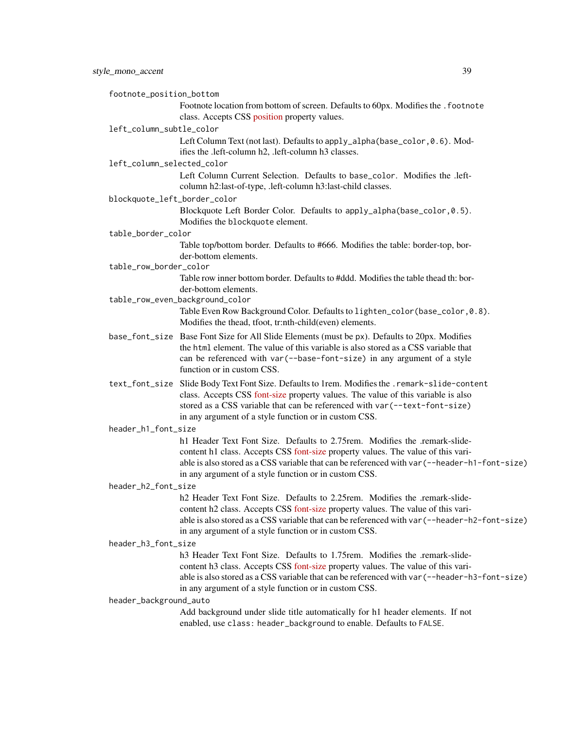`footnote_position_bottom`
: Footnote location from bottom of screen. Defaults to 60px. Modifies the `.footnote` class. Accepts CSS position property values.

`left_column_subtle_color`
: Left Column Text (not last). Defaults to `apply_alpha(base_color,0.6)`. Modifies the .left-column h2, .left-column h3 classes.

`left_column_selected_color`
: Left Column Current Selection. Defaults to `base_color`. Modifies the .left-column h2:last-of-type, .left-column h3:last-child classes.

`blockquote_left_border_color`
: Blockquote Left Border Color. Defaults to `apply_alpha(base_color,0.5)`. Modifies the `blockquote` element.

`table_border_color`
: Table top/bottom border. Defaults to #666. Modifies the table: border-top, border-bottom elements.

`table_row_border_color`
: Table row inner bottom border. Defaults to #ddd. Modifies the table thead th: border-bottom elements.

`table_row_even_background_color`
: Table Even Row Background Color. Defaults to `lighten_color(base_color,0.8)`. Modifies the thead, tfoot, tr:nth-child(even) elements.

`base_font_size`
: Base Font Size for All Slide Elements (must be `px`). Defaults to 20px. Modifies the `html` element. The value of this variable is also stored as a CSS variable that can be referenced with `var(--base-font-size)` in any argument of a style function or in custom CSS.

`text_font_size`
: Slide Body Text Font Size. Defaults to 1rem. Modifies the `.remark-slide-content` class. Accepts CSS font-size property values. The value of this variable is also stored as a CSS variable that can be referenced with `var(--text-font-size)` in any argument of a style function or in custom CSS.

`header_h1_font_size`
: h1 Header Text Font Size. Defaults to 2.75rem. Modifies the .remark-slide-content h1 class. Accepts CSS font-size property values. The value of this variable is also stored as a CSS variable that can be referenced with `var(--header-h1-font-size)` in any argument of a style function or in custom CSS.

`header_h2_font_size`
: h2 Header Text Font Size. Defaults to 2.25rem. Modifies the .remark-slide-content h2 class. Accepts CSS font-size property values. The value of this variable is also stored as a CSS variable that can be referenced with `var(--header-h2-font-size)` in any argument of a style function or in custom CSS.

`header_h3_font_size`
: h3 Header Text Font Size. Defaults to 1.75rem. Modifies the .remark-slide-content h3 class. Accepts CSS font-size property values. The value of this variable is also stored as a CSS variable that can be referenced with `var(--header-h3-font-size)` in any argument of a style function or in custom CSS.

`header_background_auto`
: Add background under slide title automatically for h1 header elements. If not enabled, use `class: header_background` to enable. Defaults to `FALSE`.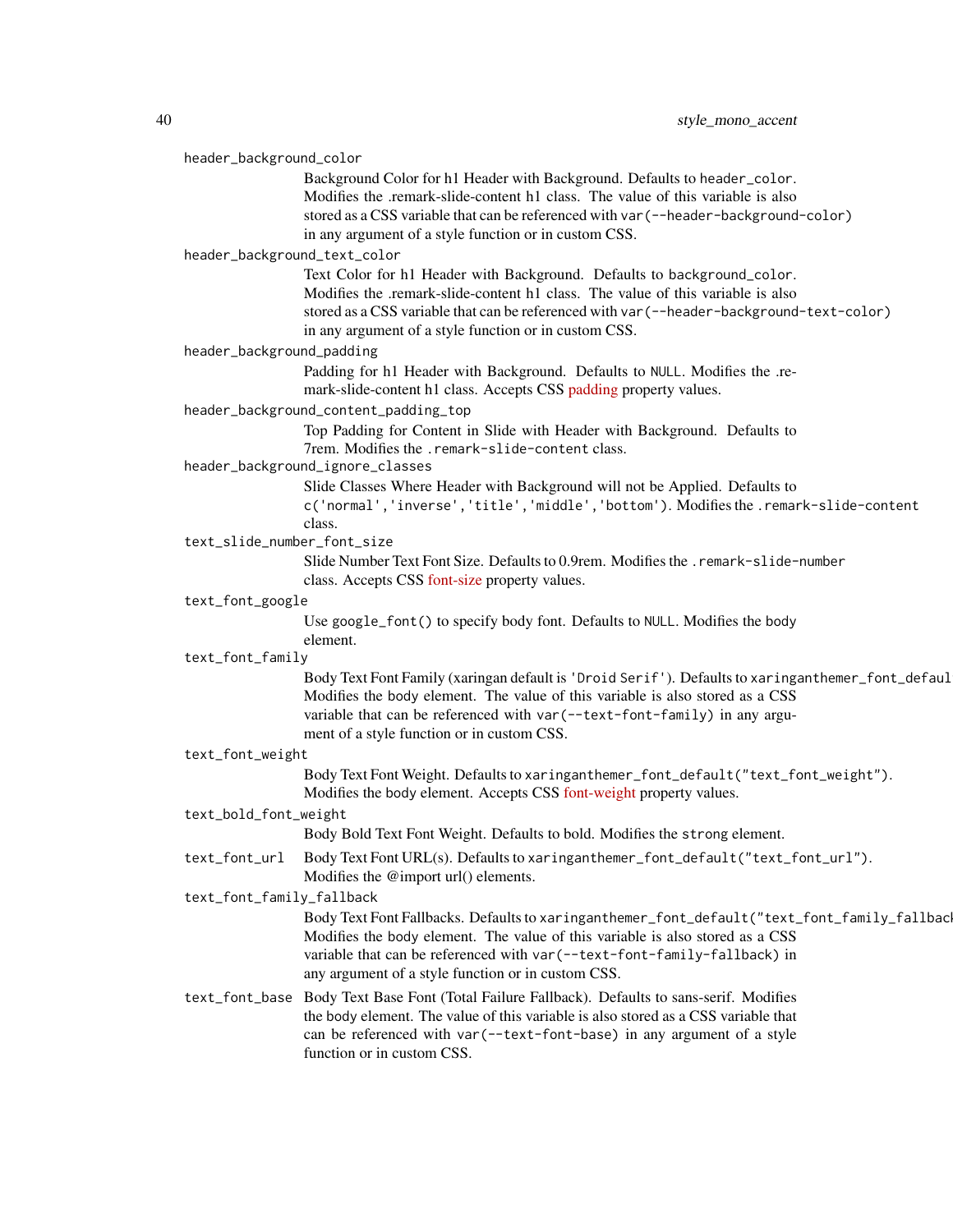header_background_color
: Background Color for h1 Header with Background. Defaults to `header_color`. Modifies the .remark-slide-content h1 class. The value of this variable is also stored as a CSS variable that can be referenced with `var(--header-background-color)` in any argument of a style function or in custom CSS.

header_background_text_color
: Text Color for h1 Header with Background. Defaults to `background_color`. Modifies the .remark-slide-content h1 class. The value of this variable is also stored as a CSS variable that can be referenced with `var(--header-background-text-color)` in any argument of a style function or in custom CSS.

header_background_padding
: Padding for h1 Header with Background. Defaults to `NULL`. Modifies the .remark-slide-content h1 class. Accepts CSS padding property values.

header_background_content_padding_top
: Top Padding for Content in Slide with Header with Background. Defaults to 7rem. Modifies the `.remark-slide-content` class.

header_background_ignore_classes
: Slide Classes Where Header with Background will not be Applied. Defaults to `c('normal','inverse','title','middle','bottom')`. Modifies the `.remark-slide-content` class.

text_slide_number_font_size
: Slide Number Text Font Size. Defaults to 0.9rem. Modifies the `.remark-slide-number` class. Accepts CSS font-size property values.

text_font_google
: Use `google_font()` to specify body font. Defaults to `NULL`. Modifies the body element.

text_font_family
: Body Text Font Family (xaringan default is `'Droid Serif'`). Defaults to `xaringanthemer_font_default("text_font_family")`. Modifies the body element. The value of this variable is also stored as a CSS variable that can be referenced with `var(--text-font-family)` in any argument of a style function or in custom CSS.

text_font_weight
: Body Text Font Weight. Defaults to `xaringanthemer_font_default("text_font_weight")`. Modifies the body element. Accepts CSS font-weight property values.

text_bold_font_weight
: Body Bold Text Font Weight. Defaults to bold. Modifies the `strong` element.

text_font_url
: Body Text Font URL(s). Defaults to `xaringanthemer_font_default("text_font_url")`. Modifies the @import url() elements.

text_font_family_fallback
: Body Text Font Fallbacks. Defaults to `xaringanthemer_font_default("text_font_family_fallback")`. Modifies the body element. The value of this variable is also stored as a CSS variable that can be referenced with `var(--text-font-family-fallback)` in any argument of a style function or in custom CSS.

text_font_base
: Body Text Base Font (Total Failure Fallback). Defaults to sans-serif. Modifies the body element. The value of this variable is also stored as a CSS variable that can be referenced with `var(--text-font-base)` in any argument of a style function or in custom CSS.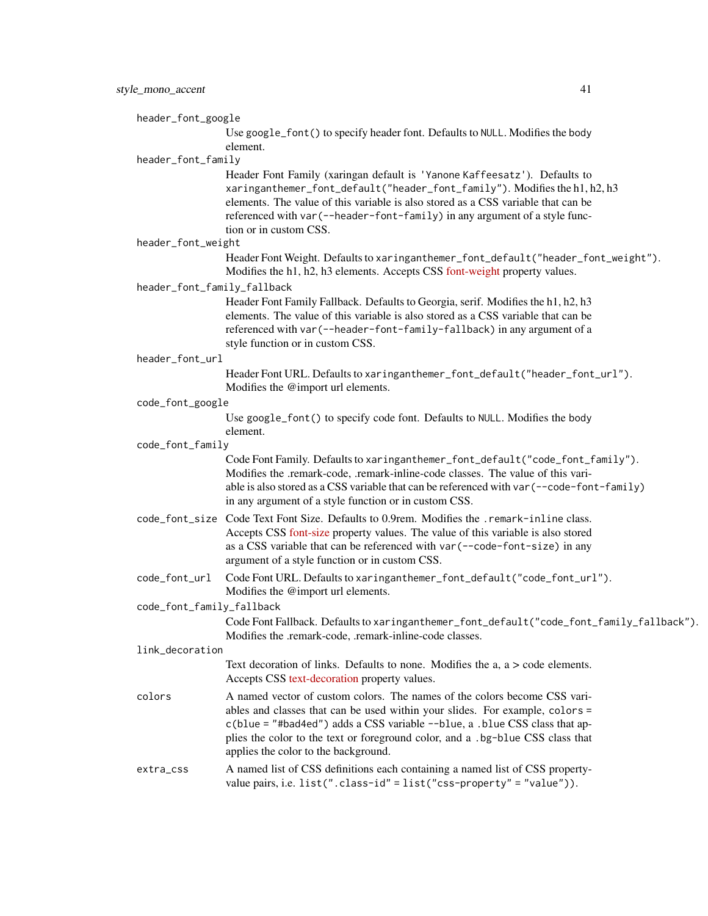`header_font_google`
: Use `google_font()` to specify header font. Defaults to `NULL`. Modifies the body element.

`header_font_family`
: Header Font Family (xaringan default is `'Yanone Kaffeesatz'`). Defaults to `xaringanthemer_font_default("header_font_family")`. Modifies the h1, h2, h3 elements. The value of this variable is also stored as a CSS variable that can be referenced with `var(--header-font-family)` in any argument of a style function or in custom CSS.

`header_font_weight`
: Header Font Weight. Defaults to `xaringanthemer_font_default("header_font_weight")`. Modifies the h1, h2, h3 elements. Accepts CSS font-weight property values.

`header_font_family_fallback`
: Header Font Family Fallback. Defaults to Georgia, serif. Modifies the h1, h2, h3 elements. The value of this variable is also stored as a CSS variable that can be referenced with `var(--header-font-family-fallback)` in any argument of a style function or in custom CSS.

`header_font_url`
: Header Font URL. Defaults to `xaringanthemer_font_default("header_font_url")`. Modifies the @import url elements.

`code_font_google`
: Use `google_font()` to specify code font. Defaults to `NULL`. Modifies the body element.

`code_font_family`
: Code Font Family. Defaults to `xaringanthemer_font_default("code_font_family")`. Modifies the .remark-code, .remark-inline-code classes. The value of this variable is also stored as a CSS variable that can be referenced with `var(--code-font-family)` in any argument of a style function or in custom CSS.

`code_font_size`
: Code Text Font Size. Defaults to 0.9rem. Modifies the `.remark-inline` class. Accepts CSS font-size property values. The value of this variable is also stored as a CSS variable that can be referenced with `var(--code-font-size)` in any argument of a style function or in custom CSS.

`code_font_url`
: Code Font URL. Defaults to `xaringanthemer_font_default("code_font_url")`. Modifies the @import url elements.

`code_font_family_fallback`
: Code Font Fallback. Defaults to `xaringanthemer_font_default("code_font_family_fallback")`. Modifies the .remark-code, .remark-inline-code classes.

`link_decoration`
: Text decoration of links. Defaults to none. Modifies the a, a > code elements. Accepts CSS text-decoration property values.

`colors`
: A named vector of custom colors. The names of the colors become CSS variables and classes that can be used within your slides. For example, `colors = c(blue = "#bad4ed")` adds a CSS variable `--blue`, a `.blue` CSS class that applies the color to the text or foreground color, and a `.bg-blue` CSS class that applies the color to the background.

`extra_css`
: A named list of CSS definitions each containing a named list of CSS property-value pairs, i.e. `list(".class-id" = list("css-property" = "value"))`.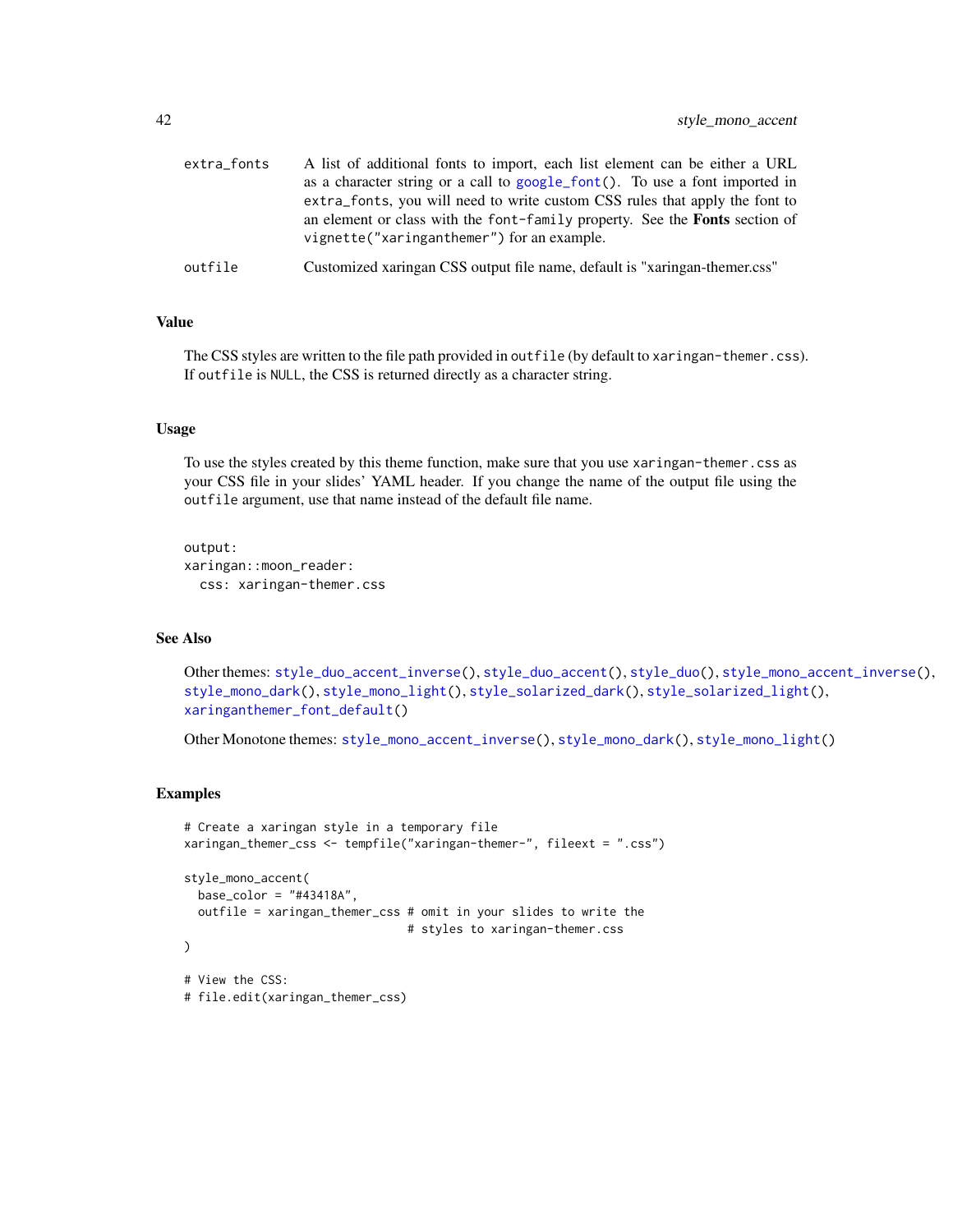| | |
|---|---|
| `extra_fonts` | A list of additional fonts to import, each list element can be either a URL as a character string or a call to `google_font()`. To use a font imported in `extra_fonts`, you will need to write custom CSS rules that apply the font to an element or class with the `font-family` property. See the **Fonts** section of `vignette("xaringanthemer")` for an example. |
| `outfile` | Customized xaringan CSS output file name, default is "xaringan-themer.css" |

### Value

The CSS styles are written to the file path provided in `outfile` (by default to `xaringan-themer.css`). If `outfile` is `NULL`, the CSS is returned directly as a character string.

### Usage

To use the styles created by this theme function, make sure that you use `xaringan-themer.css` as your CSS file in your slides' YAML header. If you change the name of the output file using the `outfile` argument, use that name instead of the default file name.

```
output:
xaringan::moon_reader:
  css: xaringan-themer.css
```

### See Also

Other themes: `style_duo_accent_inverse()`, `style_duo_accent()`, `style_duo()`, `style_mono_accent_inverse()`, `style_mono_dark()`, `style_mono_light()`, `style_solarized_dark()`, `style_solarized_light()`, `xaringanthemer_font_default()`

Other Monotone themes: `style_mono_accent_inverse()`, `style_mono_dark()`, `style_mono_light()`

### Examples

```
# Create a xaringan style in a temporary file
xaringan_themer_css <- tempfile("xaringan-themer-", fileext = ".css")

style_mono_accent(
  base_color = "#43418A",
  outfile = xaringan_themer_css # omit in your slides to write the
                                # styles to xaringan-themer.css
)

# View the CSS:
# file.edit(xaringan_themer_css)
```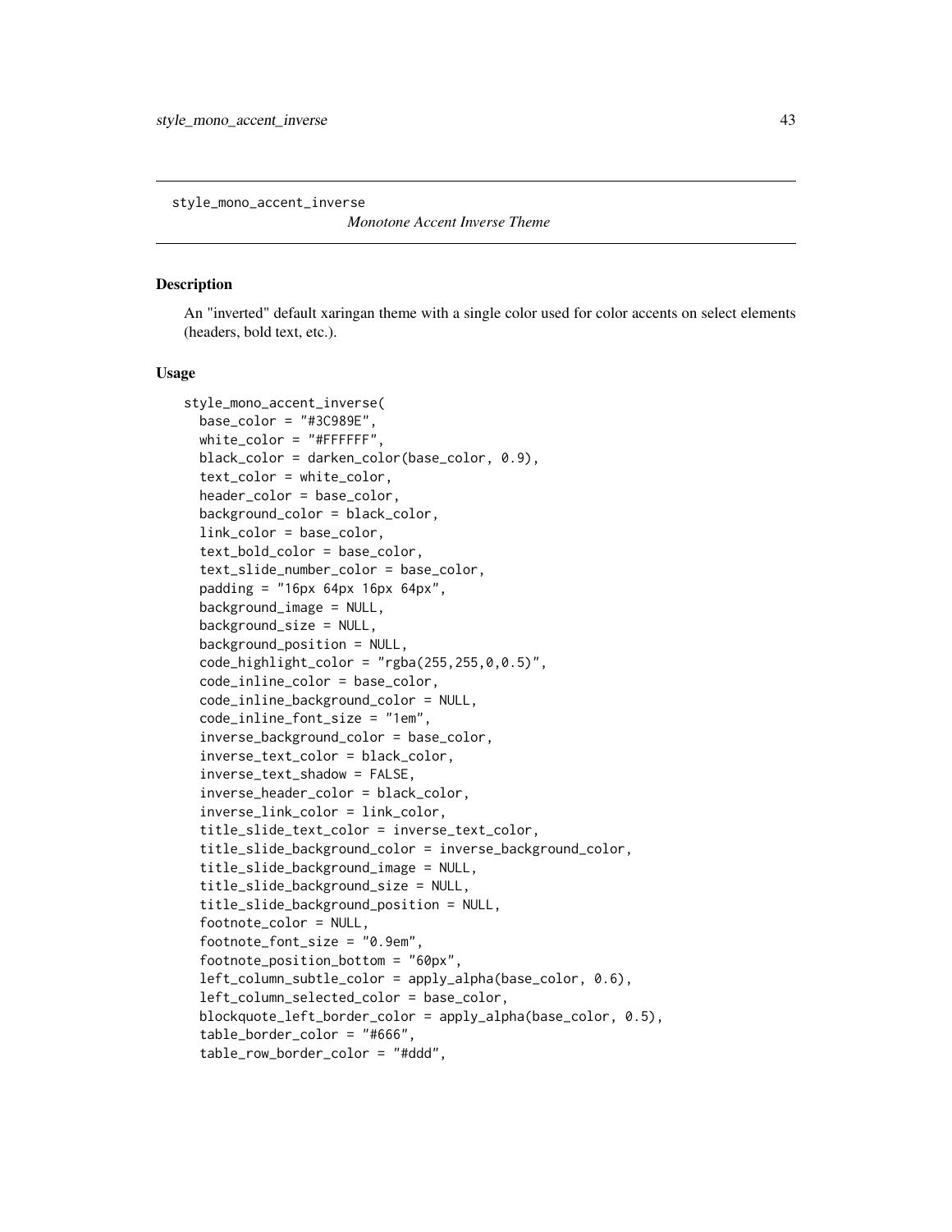style_mono_accent_inverse    *Monotone Accent Inverse Theme*

## Description

An "inverted" default xaringan theme with a single color used for color accents on select elements (headers, bold text, etc.).

## Usage

```
style_mono_accent_inverse(
  base_color = "#3C989E",
  white_color = "#FFFFFF",
  black_color = darken_color(base_color, 0.9),
  text_color = white_color,
  header_color = base_color,
  background_color = black_color,
  link_color = base_color,
  text_bold_color = base_color,
  text_slide_number_color = base_color,
  padding = "16px 64px 16px 64px",
  background_image = NULL,
  background_size = NULL,
  background_position = NULL,
  code_highlight_color = "rgba(255,255,0,0.5)",
  code_inline_color = base_color,
  code_inline_background_color = NULL,
  code_inline_font_size = "1em",
  inverse_background_color = base_color,
  inverse_text_color = black_color,
  inverse_text_shadow = FALSE,
  inverse_header_color = black_color,
  inverse_link_color = link_color,
  title_slide_text_color = inverse_text_color,
  title_slide_background_color = inverse_background_color,
  title_slide_background_image = NULL,
  title_slide_background_size = NULL,
  title_slide_background_position = NULL,
  footnote_color = NULL,
  footnote_font_size = "0.9em",
  footnote_position_bottom = "60px",
  left_column_subtle_color = apply_alpha(base_color, 0.6),
  left_column_selected_color = base_color,
  blockquote_left_border_color = apply_alpha(base_color, 0.5),
  table_border_color = "#666",
  table_row_border_color = "#ddd",
```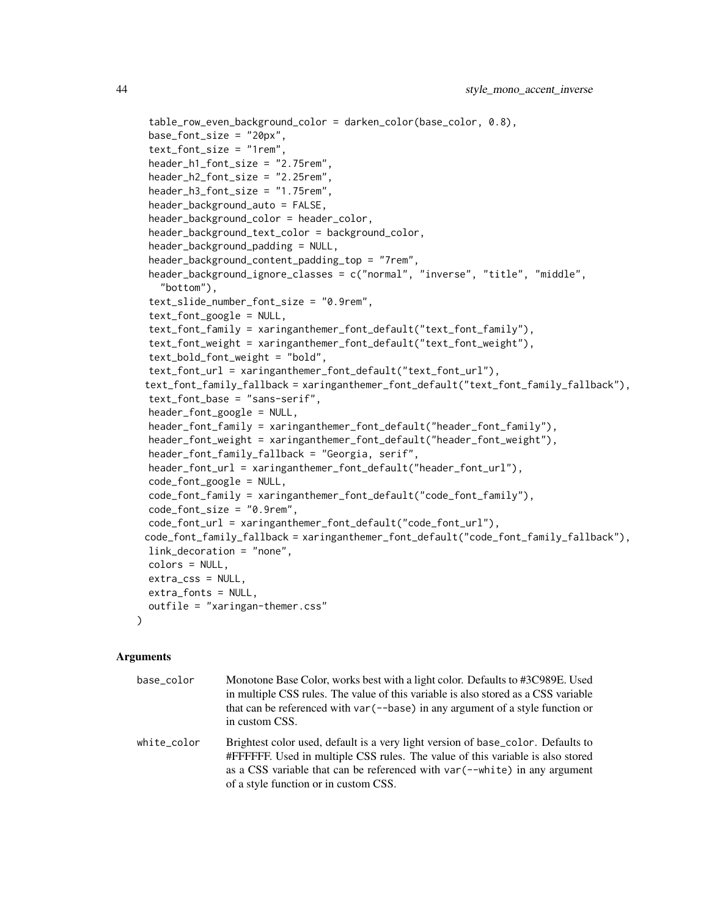```
  table_row_even_background_color = darken_color(base_color, 0.8),
  base_font_size = "20px",
  text_font_size = "1rem",
  header_h1_font_size = "2.75rem",
  header_h2_font_size = "2.25rem",
  header_h3_font_size = "1.75rem",
  header_background_auto = FALSE,
  header_background_color = header_color,
  header_background_text_color = background_color,
  header_background_padding = NULL,
  header_background_content_padding_top = "7rem",
  header_background_ignore_classes = c("normal", "inverse", "title", "middle",
    "bottom"),
  text_slide_number_font_size = "0.9rem",
  text_font_google = NULL,
  text_font_family = xaringanthemer_font_default("text_font_family"),
  text_font_weight = xaringanthemer_font_default("text_font_weight"),
  text_bold_font_weight = "bold",
  text_font_url = xaringanthemer_font_default("text_font_url"),
  text_font_family_fallback = xaringanthemer_font_default("text_font_family_fallback"),
  text_font_base = "sans-serif",
  header_font_google = NULL,
  header_font_family = xaringanthemer_font_default("header_font_family"),
  header_font_weight = xaringanthemer_font_default("header_font_weight"),
  header_font_family_fallback = "Georgia, serif",
  header_font_url = xaringanthemer_font_default("header_font_url"),
  code_font_google = NULL,
  code_font_family = xaringanthemer_font_default("code_font_family"),
  code_font_size = "0.9rem",
  code_font_url = xaringanthemer_font_default("code_font_url"),
  code_font_family_fallback = xaringanthemer_font_default("code_font_family_fallback"),
  link_decoration = "none",
  colors = NULL,
  extra_css = NULL,
  extra_fonts = NULL,
  outfile = "xaringan-themer.css"
)
```

## Arguments

| | |
|---|---|
| base_color | Monotone Base Color, works best with a light color. Defaults to #3C989E. Used in multiple CSS rules. The value of this variable is also stored as a CSS variable that can be referenced with `var(--base)` in any argument of a style function or in custom CSS. |
| white_color | Brightest color used, default is a very light version of `base_color`. Defaults to #FFFFFF. Used in multiple CSS rules. The value of this variable is also stored as a CSS variable that can be referenced with `var(--white)` in any argument of a style function or in custom CSS. |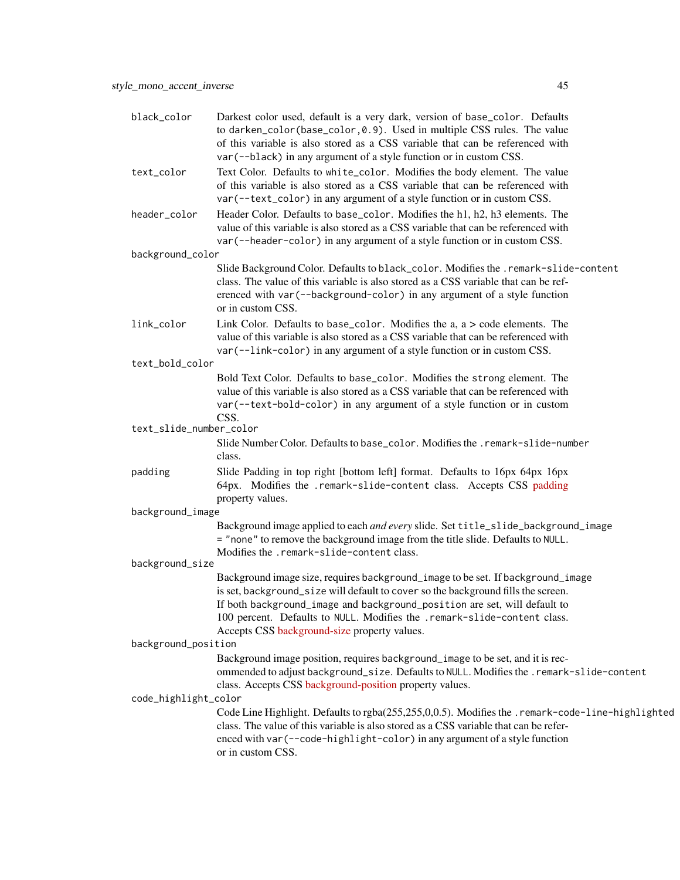`black_color`
: Darkest color used, default is a very dark, version of `base_color`. Defaults to `darken_color(base_color,0.9)`. Used in multiple CSS rules. The value of this variable is also stored as a CSS variable that can be referenced with `var(--black)` in any argument of a style function or in custom CSS.

`text_color`
: Text Color. Defaults to `white_color`. Modifies the body element. The value of this variable is also stored as a CSS variable that can be referenced with `var(--text_color)` in any argument of a style function or in custom CSS.

`header_color`
: Header Color. Defaults to `base_color`. Modifies the h1, h2, h3 elements. The value of this variable is also stored as a CSS variable that can be referenced with `var(--header-color)` in any argument of a style function or in custom CSS.

`background_color`
: Slide Background Color. Defaults to `black_color`. Modifies the `.remark-slide-content` class. The value of this variable is also stored as a CSS variable that can be referenced with `var(--background-color)` in any argument of a style function or in custom CSS.

`link_color`
: Link Color. Defaults to `base_color`. Modifies the a, a > code elements. The value of this variable is also stored as a CSS variable that can be referenced with `var(--link-color)` in any argument of a style function or in custom CSS.

`text_bold_color`
: Bold Text Color. Defaults to `base_color`. Modifies the `strong` element. The value of this variable is also stored as a CSS variable that can be referenced with `var(--text-bold-color)` in any argument of a style function or in custom CSS.

`text_slide_number_color`
: Slide Number Color. Defaults to `base_color`. Modifies the `.remark-slide-number` class.

`padding`
: Slide Padding in top right [bottom left] format. Defaults to 16px 64px 16px 64px. Modifies the `.remark-slide-content` class. Accepts CSS padding property values.

`background_image`
: Background image applied to each *and every* slide. Set `title_slide_background_image = "none"` to remove the background image from the title slide. Defaults to `NULL`. Modifies the `.remark-slide-content` class.

`background_size`
: Background image size, requires `background_image` to be set. If `background_image` is set, `background_size` will default to `cover` so the background fills the screen. If both `background_image` and `background_position` are set, will default to 100 percent. Defaults to `NULL`. Modifies the `.remark-slide-content` class. Accepts CSS background-size property values.

`background_position`
: Background image position, requires `background_image` to be set, and it is recommended to adjust `background_size`. Defaults to `NULL`. Modifies the `.remark-slide-content` class. Accepts CSS background-position property values.

`code_highlight_color`
: Code Line Highlight. Defaults to rgba(255,255,0,0.5). Modifies the `.remark-code-line-highlighted` class. The value of this variable is also stored as a CSS variable that can be referenced with `var(--code-highlight-color)` in any argument of a style function or in custom CSS.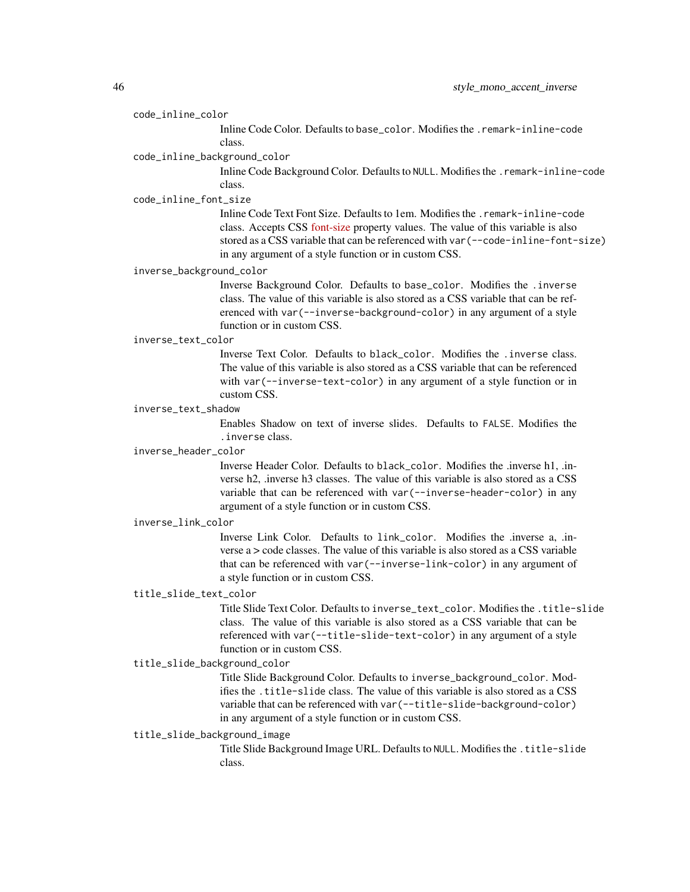`code_inline_color`
: Inline Code Color. Defaults to `base_color`. Modifies the `.remark-inline-code` class.

`code_inline_background_color`
: Inline Code Background Color. Defaults to `NULL`. Modifies the `.remark-inline-code` class.

`code_inline_font_size`
: Inline Code Text Font Size. Defaults to 1em. Modifies the `.remark-inline-code` class. Accepts CSS font-size property values. The value of this variable is also stored as a CSS variable that can be referenced with `var(--code-inline-font-size)` in any argument of a style function or in custom CSS.

`inverse_background_color`
: Inverse Background Color. Defaults to `base_color`. Modifies the `.inverse` class. The value of this variable is also stored as a CSS variable that can be referenced with `var(--inverse-background-color)` in any argument of a style function or in custom CSS.

`inverse_text_color`
: Inverse Text Color. Defaults to `black_color`. Modifies the `.inverse` class. The value of this variable is also stored as a CSS variable that can be referenced with `var(--inverse-text-color)` in any argument of a style function or in custom CSS.

`inverse_text_shadow`
: Enables Shadow on text of inverse slides. Defaults to `FALSE`. Modifies the `.inverse` class.

`inverse_header_color`
: Inverse Header Color. Defaults to `black_color`. Modifies the .inverse h1, .inverse h2, .inverse h3 classes. The value of this variable is also stored as a CSS variable that can be referenced with `var(--inverse-header-color)` in any argument of a style function or in custom CSS.

`inverse_link_color`
: Inverse Link Color. Defaults to `link_color`. Modifies the .inverse a, .inverse a > code classes. The value of this variable is also stored as a CSS variable that can be referenced with `var(--inverse-link-color)` in any argument of a style function or in custom CSS.

`title_slide_text_color`
: Title Slide Text Color. Defaults to `inverse_text_color`. Modifies the `.title-slide` class. The value of this variable is also stored as a CSS variable that can be referenced with `var(--title-slide-text-color)` in any argument of a style function or in custom CSS.

`title_slide_background_color`
: Title Slide Background Color. Defaults to `inverse_background_color`. Modifies the `.title-slide` class. The value of this variable is also stored as a CSS variable that can be referenced with `var(--title-slide-background-color)` in any argument of a style function or in custom CSS.

`title_slide_background_image`
: Title Slide Background Image URL. Defaults to `NULL`. Modifies the `.title-slide` class.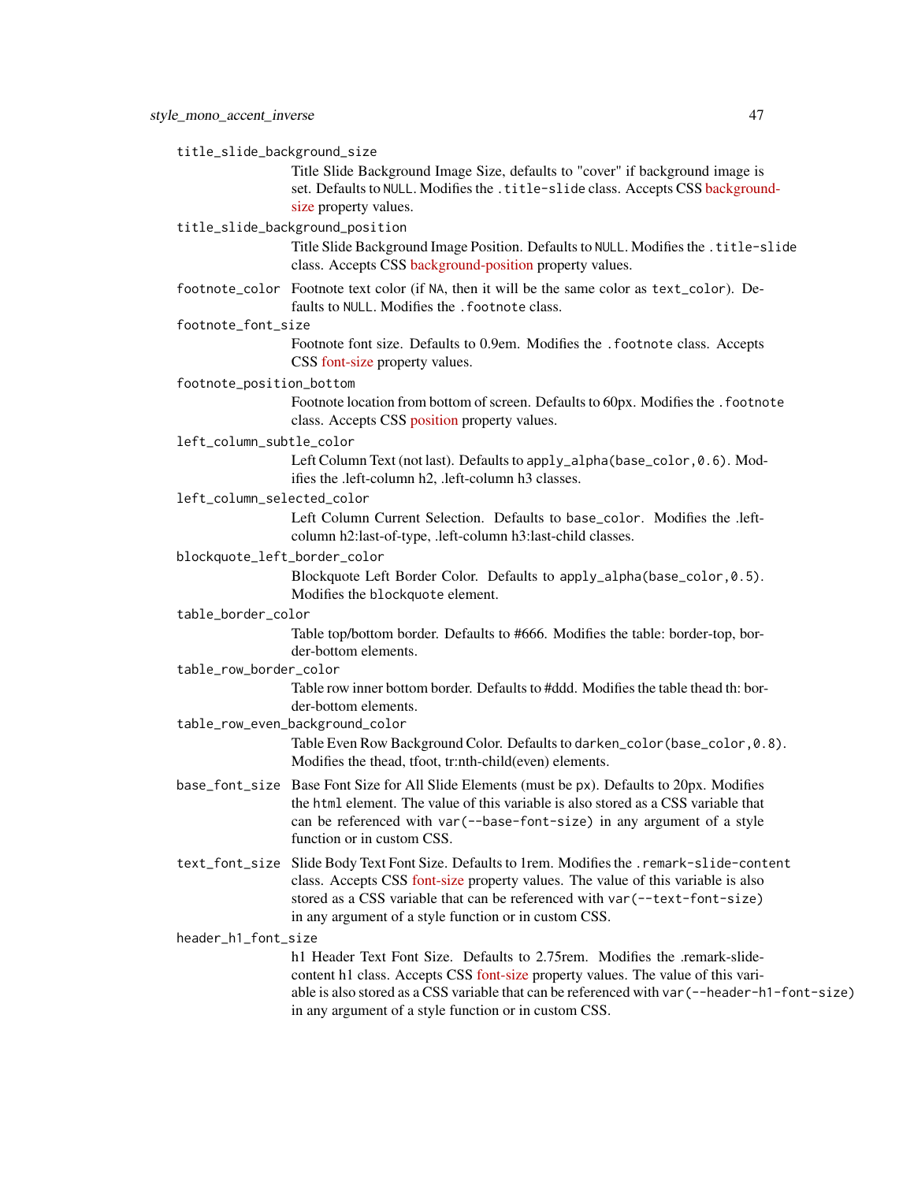`title_slide_background_size`
: Title Slide Background Image Size, defaults to "cover" if background image is set. Defaults to `NULL`. Modifies the `.title-slide` class. Accepts CSS background-size property values.

`title_slide_background_position`
: Title Slide Background Image Position. Defaults to `NULL`. Modifies the `.title-slide` class. Accepts CSS background-position property values.

`footnote_color`
: Footnote text color (if `NA`, then it will be the same color as `text_color`). Defaults to `NULL`. Modifies the `.footnote` class.

`footnote_font_size`
: Footnote font size. Defaults to 0.9em. Modifies the `.footnote` class. Accepts CSS font-size property values.

`footnote_position_bottom`
: Footnote location from bottom of screen. Defaults to 60px. Modifies the `.footnote` class. Accepts CSS position property values.

`left_column_subtle_color`
: Left Column Text (not last). Defaults to `apply_alpha(base_color,0.6)`. Modifies the .left-column h2, .left-column h3 classes.

`left_column_selected_color`
: Left Column Current Selection. Defaults to `base_color`. Modifies the .left-column h2:last-of-type, .left-column h3:last-child classes.

`blockquote_left_border_color`
: Blockquote Left Border Color. Defaults to `apply_alpha(base_color,0.5)`. Modifies the `blockquote` element.

`table_border_color`
: Table top/bottom border. Defaults to #666. Modifies the table: border-top, border-bottom elements.

`table_row_border_color`
: Table row inner bottom border. Defaults to #ddd. Modifies the table thead th: border-bottom elements.

`table_row_even_background_color`
: Table Even Row Background Color. Defaults to `darken_color(base_color,0.8)`. Modifies the thead, tfoot, tr:nth-child(even) elements.

`base_font_size`
: Base Font Size for All Slide Elements (must be `px`). Defaults to 20px. Modifies the `html` element. The value of this variable is also stored as a CSS variable that can be referenced with `var(--base-font-size)` in any argument of a style function or in custom CSS.

`text_font_size`
: Slide Body Text Font Size. Defaults to 1rem. Modifies the `.remark-slide-content` class. Accepts CSS font-size property values. The value of this variable is also stored as a CSS variable that can be referenced with `var(--text-font-size)` in any argument of a style function or in custom CSS.

`header_h1_font_size`
: h1 Header Text Font Size. Defaults to 2.75rem. Modifies the .remark-slide-content h1 class. Accepts CSS font-size property values. The value of this variable is also stored as a CSS variable that can be referenced with `var(--header-h1-font-size)` in any argument of a style function or in custom CSS.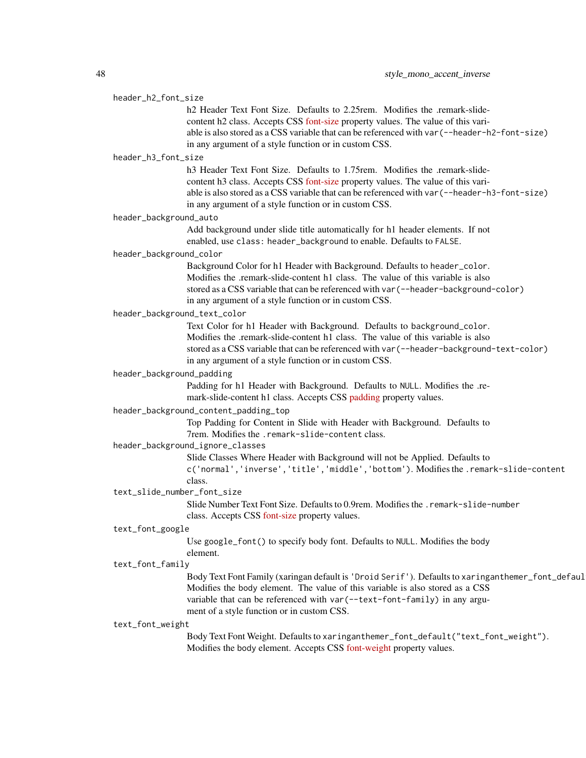`header_h2_font_size`
: h2 Header Text Font Size. Defaults to 2.25rem. Modifies the .remark-slide-content h2 class. Accepts CSS font-size property values. The value of this variable is also stored as a CSS variable that can be referenced with `var(--header-h2-font-size)` in any argument of a style function or in custom CSS.

`header_h3_font_size`
: h3 Header Text Font Size. Defaults to 1.75rem. Modifies the .remark-slide-content h3 class. Accepts CSS font-size property values. The value of this variable is also stored as a CSS variable that can be referenced with `var(--header-h3-font-size)` in any argument of a style function or in custom CSS.

`header_background_auto`
: Add background under slide title automatically for h1 header elements. If not enabled, use `class: header_background` to enable. Defaults to `FALSE`.

`header_background_color`
: Background Color for h1 Header with Background. Defaults to `header_color`. Modifies the .remark-slide-content h1 class. The value of this variable is also stored as a CSS variable that can be referenced with `var(--header-background-color)` in any argument of a style function or in custom CSS.

`header_background_text_color`
: Text Color for h1 Header with Background. Defaults to `background_color`. Modifies the .remark-slide-content h1 class. The value of this variable is also stored as a CSS variable that can be referenced with `var(--header-background-text-color)` in any argument of a style function or in custom CSS.

`header_background_padding`
: Padding for h1 Header with Background. Defaults to `NULL`. Modifies the .remark-slide-content h1 class. Accepts CSS padding property values.

`header_background_content_padding_top`
: Top Padding for Content in Slide with Header with Background. Defaults to 7rem. Modifies the `.remark-slide-content` class.

`header_background_ignore_classes`
: Slide Classes Where Header with Background will not be Applied. Defaults to `c('normal','inverse','title','middle','bottom')`. Modifies the `.remark-slide-content` class.

`text_slide_number_font_size`
: Slide Number Text Font Size. Defaults to 0.9rem. Modifies the `.remark-slide-number` class. Accepts CSS font-size property values.

`text_font_google`
: Use `google_font()` to specify body font. Defaults to `NULL`. Modifies the body element.

`text_font_family`
: Body Text Font Family (xaringan default is `'Droid Serif'`). Defaults to `xaringanthemer_font_defaul` Modifies the body element. The value of this variable is also stored as a CSS variable that can be referenced with `var(--text-font-family)` in any argument of a style function or in custom CSS.

`text_font_weight`
: Body Text Font Weight. Defaults to `xaringanthemer_font_default("text_font_weight")`. Modifies the body element. Accepts CSS font-weight property values.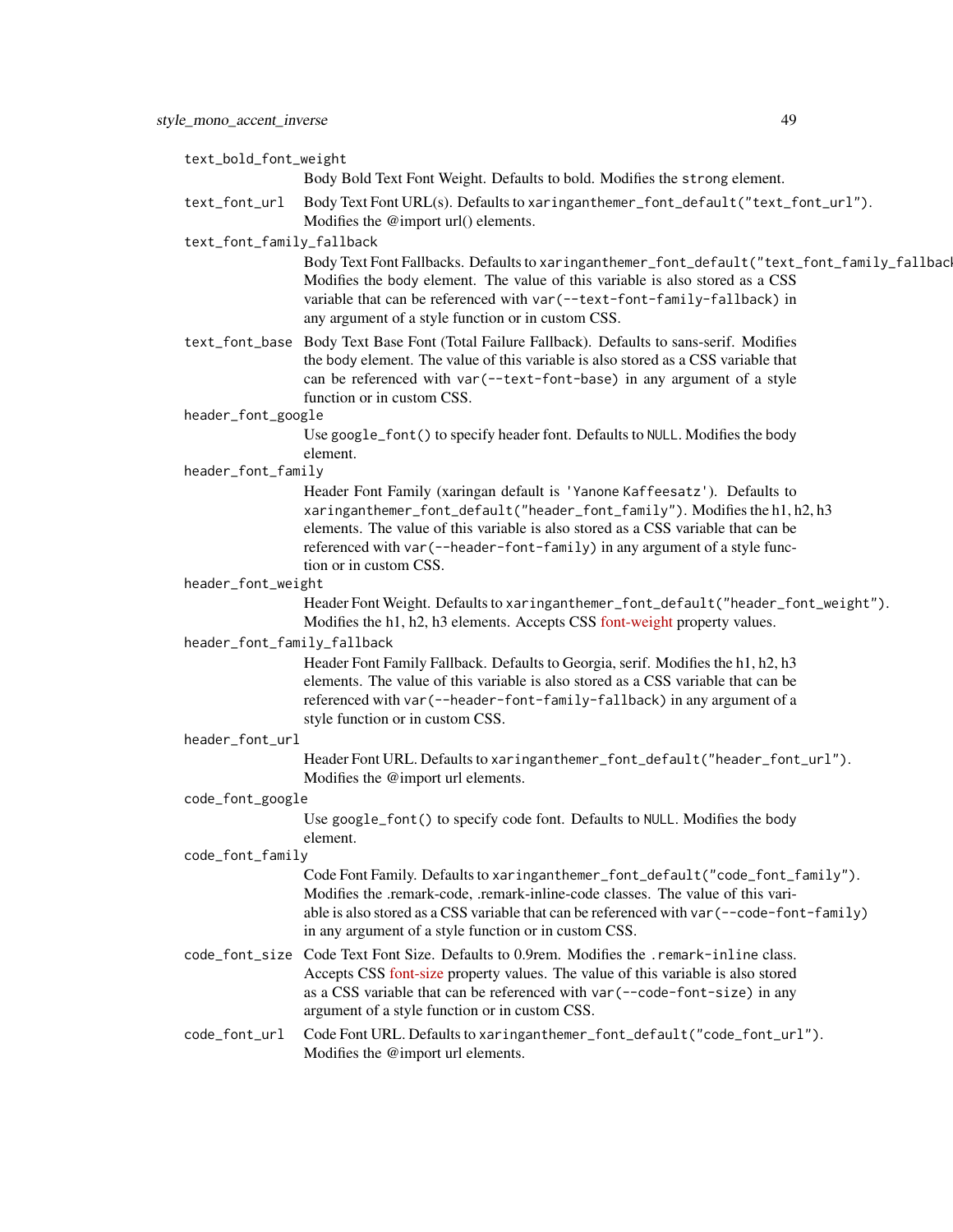text_bold_font_weight
: Body Bold Text Font Weight. Defaults to bold. Modifies the `strong` element.

text_font_url
: Body Text Font URL(s). Defaults to `xaringanthemer_font_default("text_font_url")`. Modifies the @import url() elements.

text_font_family_fallback
: Body Text Font Fallbacks. Defaults to `xaringanthemer_font_default("text_font_family_fallback")`. Modifies the body element. The value of this variable is also stored as a CSS variable that can be referenced with `var(--text-font-family-fallback)` in any argument of a style function or in custom CSS.

text_font_base
: Body Text Base Font (Total Failure Fallback). Defaults to sans-serif. Modifies the body element. The value of this variable is also stored as a CSS variable that can be referenced with `var(--text-font-base)` in any argument of a style function or in custom CSS.

header_font_google
: Use `google_font()` to specify header font. Defaults to `NULL`. Modifies the body element.

header_font_family
: Header Font Family (xaringan default is `'Yanone Kaffeesatz'`). Defaults to `xaringanthemer_font_default("header_font_family")`. Modifies the h1, h2, h3 elements. The value of this variable is also stored as a CSS variable that can be referenced with `var(--header-font-family)` in any argument of a style function or in custom CSS.

header_font_weight
: Header Font Weight. Defaults to `xaringanthemer_font_default("header_font_weight")`. Modifies the h1, h2, h3 elements. Accepts CSS font-weight property values.

header_font_family_fallback
: Header Font Family Fallback. Defaults to Georgia, serif. Modifies the h1, h2, h3 elements. The value of this variable is also stored as a CSS variable that can be referenced with `var(--header-font-family-fallback)` in any argument of a style function or in custom CSS.

header_font_url
: Header Font URL. Defaults to `xaringanthemer_font_default("header_font_url")`. Modifies the @import url elements.

code_font_google
: Use `google_font()` to specify code font. Defaults to `NULL`. Modifies the body element.

code_font_family
: Code Font Family. Defaults to `xaringanthemer_font_default("code_font_family")`. Modifies the .remark-code, .remark-inline-code classes. The value of this variable is also stored as a CSS variable that can be referenced with `var(--code-font-family)` in any argument of a style function or in custom CSS.

code_font_size
: Code Text Font Size. Defaults to 0.9rem. Modifies the `.remark-inline` class. Accepts CSS font-size property values. The value of this variable is also stored as a CSS variable that can be referenced with `var(--code-font-size)` in any argument of a style function or in custom CSS.

code_font_url
: Code Font URL. Defaults to `xaringanthemer_font_default("code_font_url")`. Modifies the @import url elements.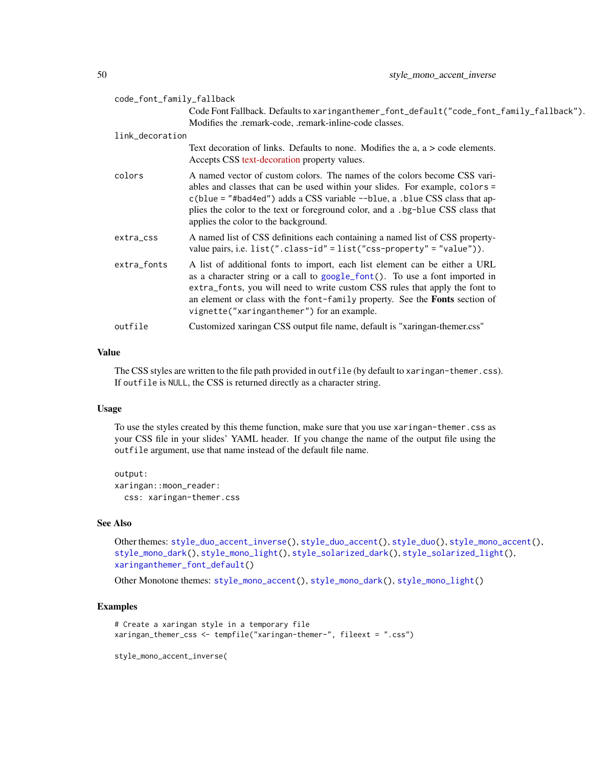code_font_family_fallback
: Code Font Fallback. Defaults to `xaringanthemer_font_default("code_font_family_fallback")`. Modifies the .remark-code, .remark-inline-code classes.

link_decoration
: Text decoration of links. Defaults to none. Modifies the a, a > code elements. Accepts CSS text-decoration property values.

colors
: A named vector of custom colors. The names of the colors become CSS variables and classes that can be used within your slides. For example, `colors = c(blue = "#bad4ed")` adds a CSS variable `--blue`, a `.blue` CSS class that applies the color to the text or foreground color, and a `.bg-blue` CSS class that applies the color to the background.

extra_css
: A named list of CSS definitions each containing a named list of CSS property-value pairs, i.e. `list(".class-id" = list("css-property" = "value"))`.

extra_fonts
: A list of additional fonts to import, each list element can be either a URL as a character string or a call to `google_font()`. To use a font imported in `extra_fonts`, you will need to write custom CSS rules that apply the font to an element or class with the `font-family` property. See the **Fonts** section of `vignette("xaringanthemer")` for an example.

outfile
: Customized xaringan CSS output file name, default is "xaringan-themer.css"

## Value

The CSS styles are written to the file path provided in `outfile` (by default to `xaringan-themer.css`). If `outfile` is `NULL`, the CSS is returned directly as a character string.

## Usage

To use the styles created by this theme function, make sure that you use `xaringan-themer.css` as your CSS file in your slides' YAML header. If you change the name of the output file using the `outfile` argument, use that name instead of the default file name.

```
output:
xaringan::moon_reader:
  css: xaringan-themer.css
```

## See Also

Other themes: `style_duo_accent_inverse()`, `style_duo_accent()`, `style_duo()`, `style_mono_accent()`, `style_mono_dark()`, `style_mono_light()`, `style_solarized_dark()`, `style_solarized_light()`, `xaringanthemer_font_default()`

Other Monotone themes: `style_mono_accent()`, `style_mono_dark()`, `style_mono_light()`

## Examples

```
# Create a xaringan style in a temporary file
xaringan_themer_css <- tempfile("xaringan-themer-", fileext = ".css")

style_mono_accent_inverse(
```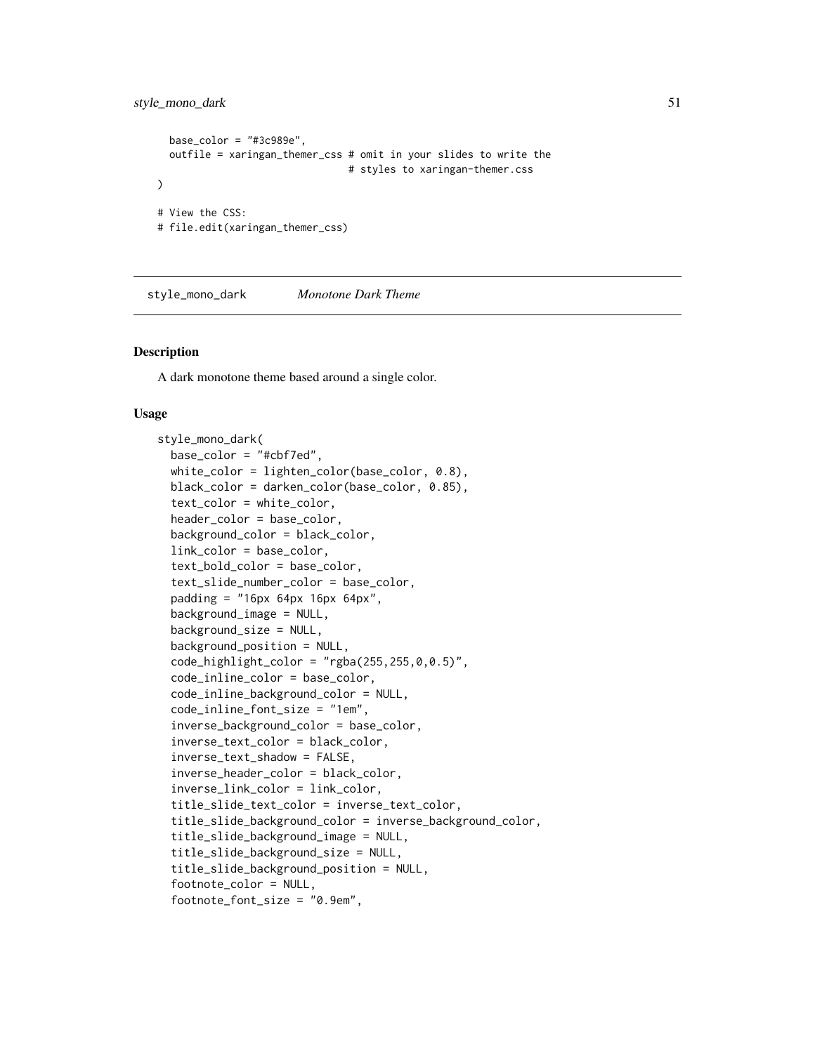```
  base_color = "#3c989e",
  outfile = xaringan_themer_css # omit in your slides to write the
                                # styles to xaringan-themer.css
)

# View the CSS:
# file.edit(xaringan_themer_css)
```

---

## style_mono_dark *Monotone Dark Theme*

---

### Description

A dark monotone theme based around a single color.

### Usage

```
style_mono_dark(
  base_color = "#cbf7ed",
  white_color = lighten_color(base_color, 0.8),
  black_color = darken_color(base_color, 0.85),
  text_color = white_color,
  header_color = base_color,
  background_color = black_color,
  link_color = base_color,
  text_bold_color = base_color,
  text_slide_number_color = base_color,
  padding = "16px 64px 16px 64px",
  background_image = NULL,
  background_size = NULL,
  background_position = NULL,
  code_highlight_color = "rgba(255,255,0,0.5)",
  code_inline_color = base_color,
  code_inline_background_color = NULL,
  code_inline_font_size = "1em",
  inverse_background_color = base_color,
  inverse_text_color = black_color,
  inverse_text_shadow = FALSE,
  inverse_header_color = black_color,
  inverse_link_color = link_color,
  title_slide_text_color = inverse_text_color,
  title_slide_background_color = inverse_background_color,
  title_slide_background_image = NULL,
  title_slide_background_size = NULL,
  title_slide_background_position = NULL,
  footnote_color = NULL,
  footnote_font_size = "0.9em",
```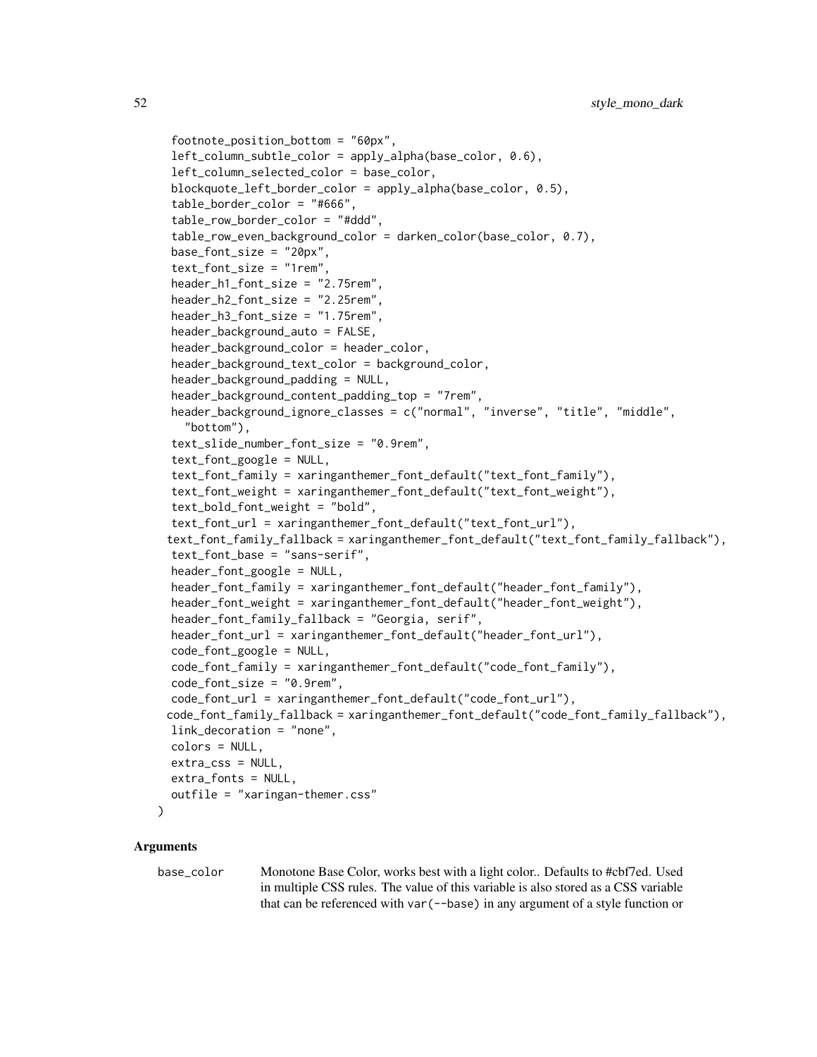```
  footnote_position_bottom = "60px",
  left_column_subtle_color = apply_alpha(base_color, 0.6),
  left_column_selected_color = base_color,
  blockquote_left_border_color = apply_alpha(base_color, 0.5),
  table_border_color = "#666",
  table_row_border_color = "#ddd",
  table_row_even_background_color = darken_color(base_color, 0.7),
  base_font_size = "20px",
  text_font_size = "1rem",
  header_h1_font_size = "2.75rem",
  header_h2_font_size = "2.25rem",
  header_h3_font_size = "1.75rem",
  header_background_auto = FALSE,
  header_background_color = header_color,
  header_background_text_color = background_color,
  header_background_padding = NULL,
  header_background_content_padding_top = "7rem",
  header_background_ignore_classes = c("normal", "inverse", "title", "middle",
    "bottom"),
  text_slide_number_font_size = "0.9rem",
  text_font_google = NULL,
  text_font_family = xaringanthemer_font_default("text_font_family"),
  text_font_weight = xaringanthemer_font_default("text_font_weight"),
  text_bold_font_weight = "bold",
  text_font_url = xaringanthemer_font_default("text_font_url"),
  text_font_family_fallback = xaringanthemer_font_default("text_font_family_fallback"),
  text_font_base = "sans-serif",
  header_font_google = NULL,
  header_font_family = xaringanthemer_font_default("header_font_family"),
  header_font_weight = xaringanthemer_font_default("header_font_weight"),
  header_font_family_fallback = "Georgia, serif",
  header_font_url = xaringanthemer_font_default("header_font_url"),
  code_font_google = NULL,
  code_font_family = xaringanthemer_font_default("code_font_family"),
  code_font_size = "0.9rem",
  code_font_url = xaringanthemer_font_default("code_font_url"),
  code_font_family_fallback = xaringanthemer_font_default("code_font_family_fallback"),
  link_decoration = "none",
  colors = NULL,
  extra_css = NULL,
  extra_fonts = NULL,
  outfile = "xaringan-themer.css"
)
```

## Arguments

`base_color` Monotone Base Color, works best with a light color.. Defaults to #cbf7ed. Used in multiple CSS rules. The value of this variable is also stored as a CSS variable that can be referenced with `var(--base)` in any argument of a style function or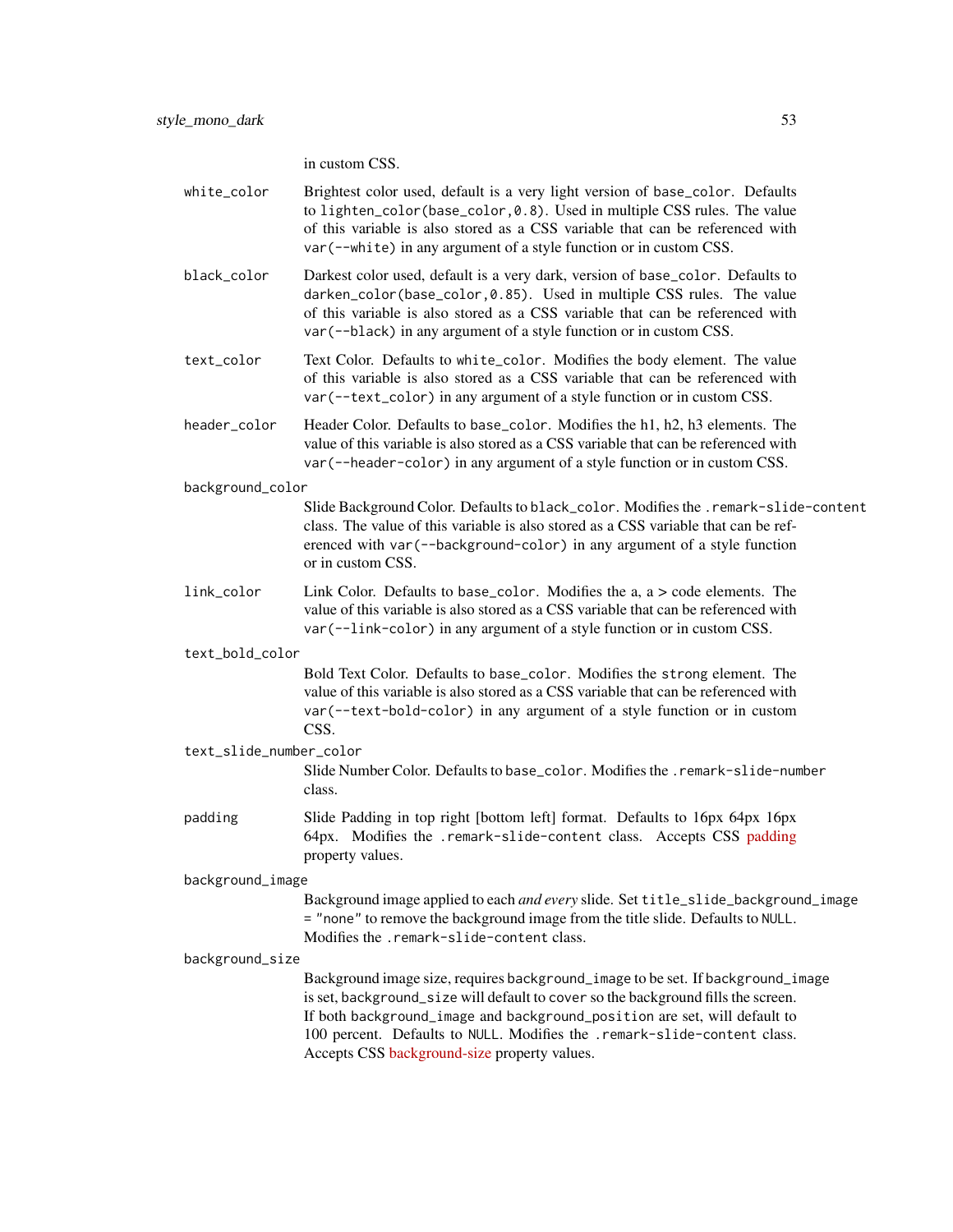in custom CSS.

`white_color`
: Brightest color used, default is a very light version of `base_color`. Defaults to `lighten_color(base_color,0.8)`. Used in multiple CSS rules. The value of this variable is also stored as a CSS variable that can be referenced with `var(--white)` in any argument of a style function or in custom CSS.

`black_color`
: Darkest color used, default is a very dark, version of `base_color`. Defaults to `darken_color(base_color,0.85)`. Used in multiple CSS rules. The value of this variable is also stored as a CSS variable that can be referenced with `var(--black)` in any argument of a style function or in custom CSS.

`text_color`
: Text Color. Defaults to `white_color`. Modifies the body element. The value of this variable is also stored as a CSS variable that can be referenced with `var(--text_color)` in any argument of a style function or in custom CSS.

`header_color`
: Header Color. Defaults to `base_color`. Modifies the h1, h2, h3 elements. The value of this variable is also stored as a CSS variable that can be referenced with `var(--header-color)` in any argument of a style function or in custom CSS.

`background_color`
: Slide Background Color. Defaults to `black_color`. Modifies the `.remark-slide-content` class. The value of this variable is also stored as a CSS variable that can be referenced with `var(--background-color)` in any argument of a style function or in custom CSS.

`link_color`
: Link Color. Defaults to `base_color`. Modifies the a, a > code elements. The value of this variable is also stored as a CSS variable that can be referenced with `var(--link-color)` in any argument of a style function or in custom CSS.

`text_bold_color`
: Bold Text Color. Defaults to `base_color`. Modifies the `strong` element. The value of this variable is also stored as a CSS variable that can be referenced with `var(--text-bold-color)` in any argument of a style function or in custom CSS.

`text_slide_number_color`
: Slide Number Color. Defaults to `base_color`. Modifies the `.remark-slide-number` class.

`padding`
: Slide Padding in top right [bottom left] format. Defaults to 16px 64px 16px 64px. Modifies the `.remark-slide-content` class. Accepts CSS padding property values.

`background_image`
: Background image applied to each *and every* slide. Set `title_slide_background_image = "none"` to remove the background image from the title slide. Defaults to `NULL`. Modifies the `.remark-slide-content` class.

`background_size`
: Background image size, requires `background_image` to be set. If `background_image` is set, `background_size` will default to `cover` so the background fills the screen. If both `background_image` and `background_position` are set, will default to 100 percent. Defaults to `NULL`. Modifies the `.remark-slide-content` class. Accepts CSS background-size property values.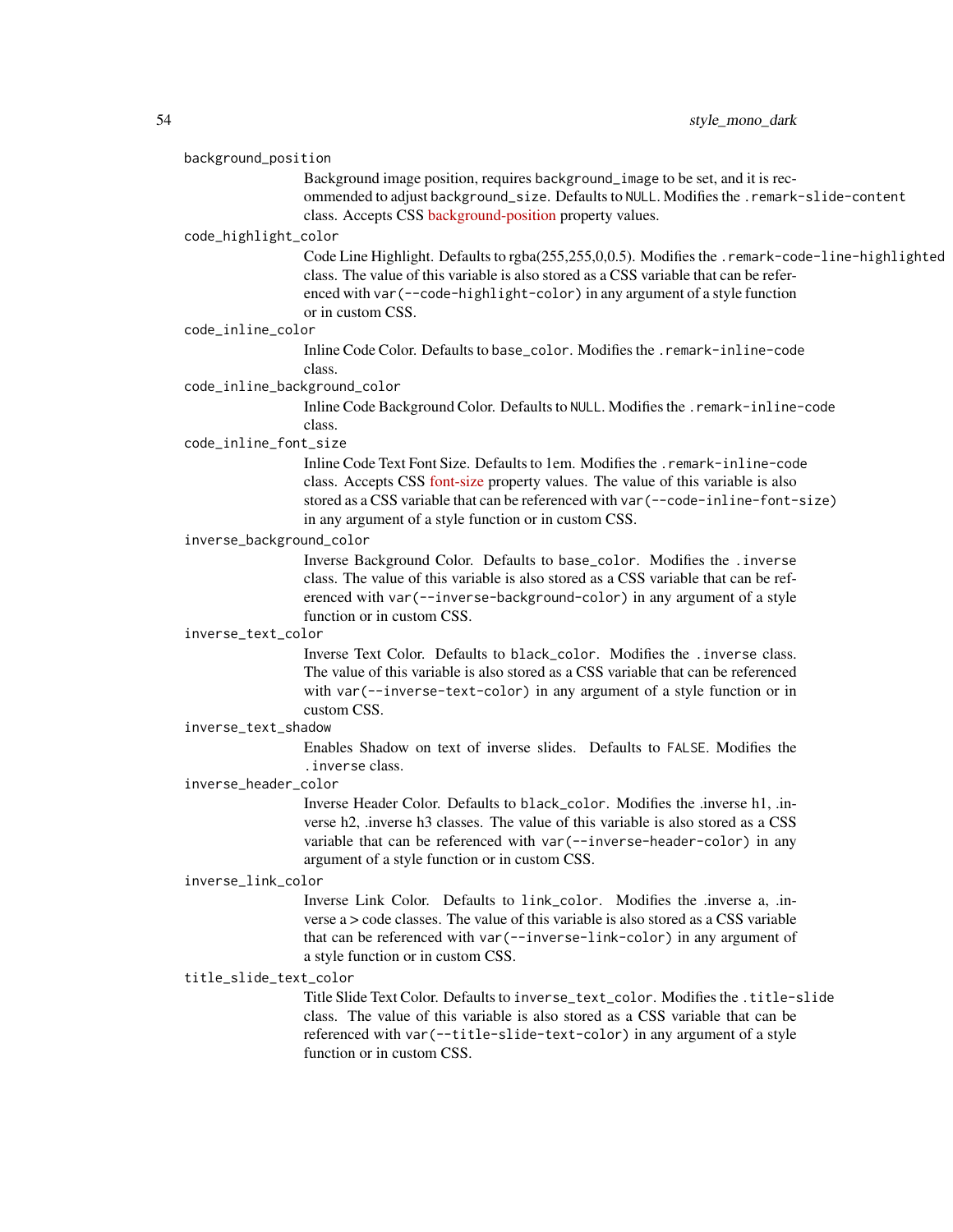background_position
: Background image position, requires `background_image` to be set, and it is recommended to adjust `background_size`. Defaults to `NULL`. Modifies the `.remark-slide-content` class. Accepts CSS background-position property values.

code_highlight_color
: Code Line Highlight. Defaults to rgba(255,255,0,0.5). Modifies the `.remark-code-line-highlighted` class. The value of this variable is also stored as a CSS variable that can be referenced with `var(--code-highlight-color)` in any argument of a style function or in custom CSS.

code_inline_color
: Inline Code Color. Defaults to `base_color`. Modifies the `.remark-inline-code` class.

code_inline_background_color
: Inline Code Background Color. Defaults to `NULL`. Modifies the `.remark-inline-code` class.

code_inline_font_size
: Inline Code Text Font Size. Defaults to 1em. Modifies the `.remark-inline-code` class. Accepts CSS font-size property values. The value of this variable is also stored as a CSS variable that can be referenced with `var(--code-inline-font-size)` in any argument of a style function or in custom CSS.

inverse_background_color
: Inverse Background Color. Defaults to `base_color`. Modifies the `.inverse` class. The value of this variable is also stored as a CSS variable that can be referenced with `var(--inverse-background-color)` in any argument of a style function or in custom CSS.

inverse_text_color
: Inverse Text Color. Defaults to `black_color`. Modifies the `.inverse` class. The value of this variable is also stored as a CSS variable that can be referenced with `var(--inverse-text-color)` in any argument of a style function or in custom CSS.

inverse_text_shadow
: Enables Shadow on text of inverse slides. Defaults to `FALSE`. Modifies the `.inverse` class.

inverse_header_color
: Inverse Header Color. Defaults to `black_color`. Modifies the .inverse h1, .inverse h2, .inverse h3 classes. The value of this variable is also stored as a CSS variable that can be referenced with `var(--inverse-header-color)` in any argument of a style function or in custom CSS.

inverse_link_color
: Inverse Link Color. Defaults to `link_color`. Modifies the .inverse a, .inverse a > code classes. The value of this variable is also stored as a CSS variable that can be referenced with `var(--inverse-link-color)` in any argument of a style function or in custom CSS.

title_slide_text_color
: Title Slide Text Color. Defaults to `inverse_text_color`. Modifies the `.title-slide` class. The value of this variable is also stored as a CSS variable that can be referenced with `var(--title-slide-text-color)` in any argument of a style function or in custom CSS.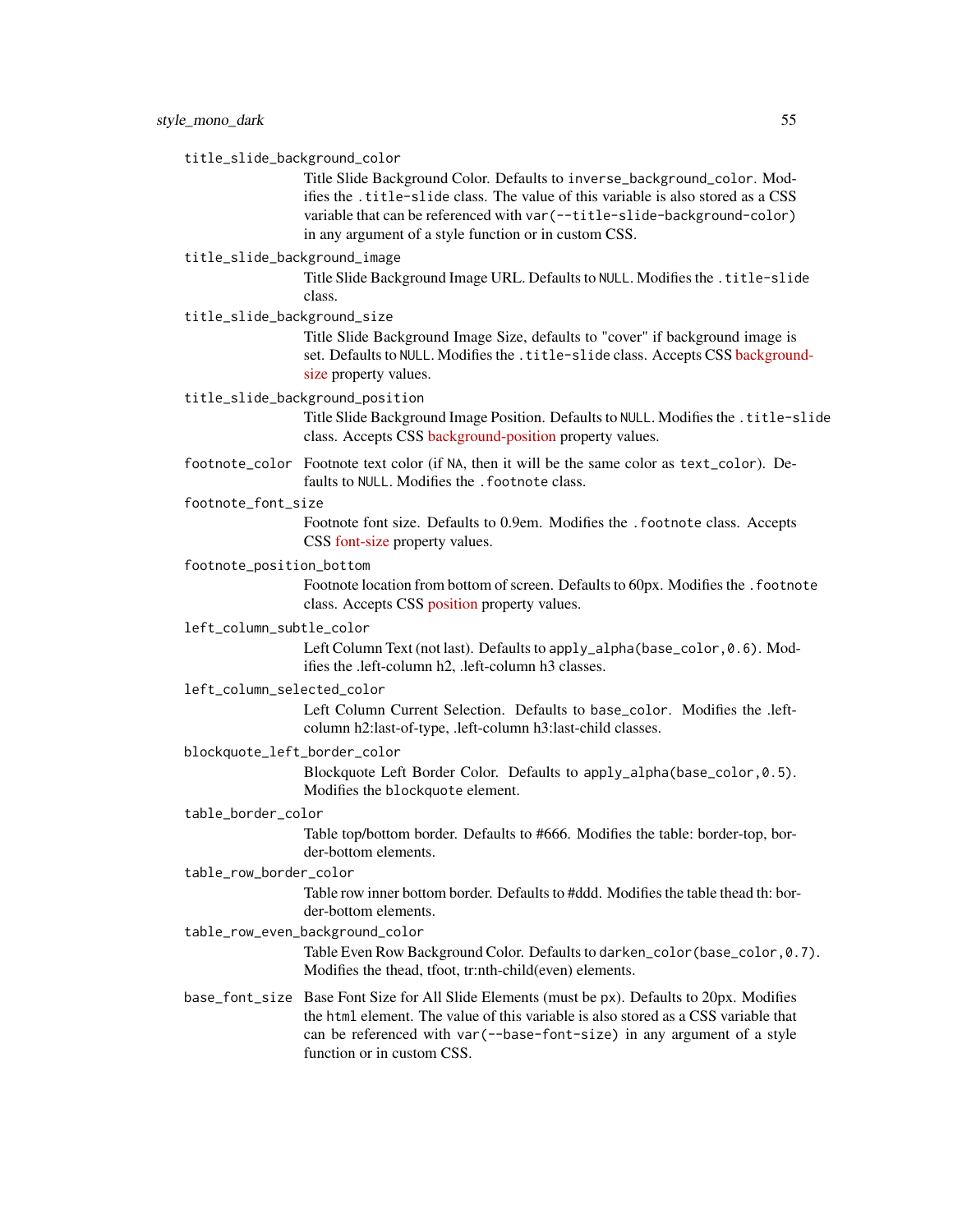`title_slide_background_color`
: Title Slide Background Color. Defaults to `inverse_background_color`. Modifies the `.title-slide` class. The value of this variable is also stored as a CSS variable that can be referenced with `var(--title-slide-background-color)` in any argument of a style function or in custom CSS.

`title_slide_background_image`
: Title Slide Background Image URL. Defaults to `NULL`. Modifies the `.title-slide` class.

`title_slide_background_size`
: Title Slide Background Image Size, defaults to "cover" if background image is set. Defaults to `NULL`. Modifies the `.title-slide` class. Accepts CSS background-size property values.

`title_slide_background_position`
: Title Slide Background Image Position. Defaults to `NULL`. Modifies the `.title-slide` class. Accepts CSS background-position property values.

`footnote_color`
: Footnote text color (if `NA`, then it will be the same color as `text_color`). Defaults to `NULL`. Modifies the `.footnote` class.

`footnote_font_size`
: Footnote font size. Defaults to 0.9em. Modifies the `.footnote` class. Accepts CSS font-size property values.

`footnote_position_bottom`
: Footnote location from bottom of screen. Defaults to 60px. Modifies the `.footnote` class. Accepts CSS position property values.

`left_column_subtle_color`
: Left Column Text (not last). Defaults to `apply_alpha(base_color,0.6)`. Modifies the .left-column h2, .left-column h3 classes.

`left_column_selected_color`
: Left Column Current Selection. Defaults to `base_color`. Modifies the .left-column h2:last-of-type, .left-column h3:last-child classes.

`blockquote_left_border_color`
: Blockquote Left Border Color. Defaults to `apply_alpha(base_color,0.5)`. Modifies the `blockquote` element.

`table_border_color`
: Table top/bottom border. Defaults to #666. Modifies the table: border-top, border-bottom elements.

`table_row_border_color`
: Table row inner bottom border. Defaults to #ddd. Modifies the table thead th: border-bottom elements.

`table_row_even_background_color`
: Table Even Row Background Color. Defaults to `darken_color(base_color,0.7)`. Modifies the thead, tfoot, tr:nth-child(even) elements.

`base_font_size`
: Base Font Size for All Slide Elements (must be `px`). Defaults to 20px. Modifies the `html` element. The value of this variable is also stored as a CSS variable that can be referenced with `var(--base-font-size)` in any argument of a style function or in custom CSS.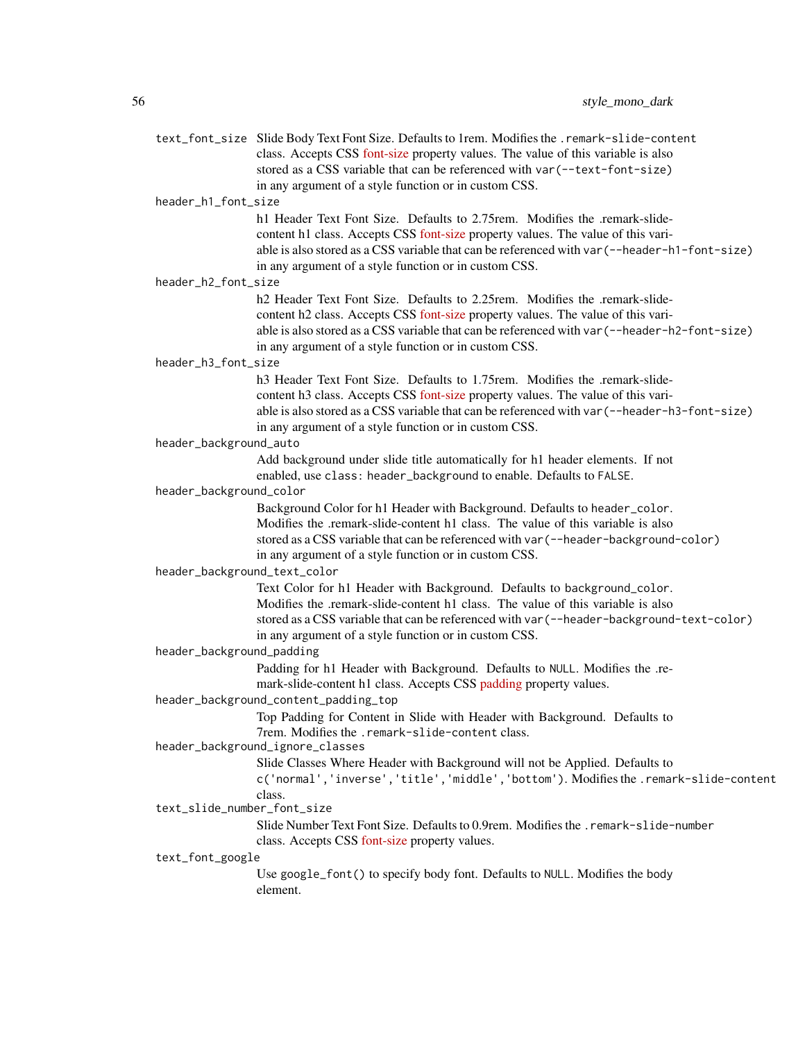`text_font_size`
: Slide Body Text Font Size. Defaults to 1rem. Modifies the `.remark-slide-content` class. Accepts CSS font-size property values. The value of this variable is also stored as a CSS variable that can be referenced with `var(--text-font-size)` in any argument of a style function or in custom CSS.

`header_h1_font_size`
: h1 Header Text Font Size. Defaults to 2.75rem. Modifies the .remark-slide-content h1 class. Accepts CSS font-size property values. The value of this variable is also stored as a CSS variable that can be referenced with `var(--header-h1-font-size)` in any argument of a style function or in custom CSS.

`header_h2_font_size`
: h2 Header Text Font Size. Defaults to 2.25rem. Modifies the .remark-slide-content h2 class. Accepts CSS font-size property values. The value of this variable is also stored as a CSS variable that can be referenced with `var(--header-h2-font-size)` in any argument of a style function or in custom CSS.

`header_h3_font_size`
: h3 Header Text Font Size. Defaults to 1.75rem. Modifies the .remark-slide-content h3 class. Accepts CSS font-size property values. The value of this variable is also stored as a CSS variable that can be referenced with `var(--header-h3-font-size)` in any argument of a style function or in custom CSS.

`header_background_auto`
: Add background under slide title automatically for h1 header elements. If not enabled, use `class: header_background` to enable. Defaults to `FALSE`.

`header_background_color`
: Background Color for h1 Header with Background. Defaults to `header_color`. Modifies the .remark-slide-content h1 class. The value of this variable is also stored as a CSS variable that can be referenced with `var(--header-background-color)` in any argument of a style function or in custom CSS.

`header_background_text_color`
: Text Color for h1 Header with Background. Defaults to `background_color`. Modifies the .remark-slide-content h1 class. The value of this variable is also stored as a CSS variable that can be referenced with `var(--header-background-text-color)` in any argument of a style function or in custom CSS.

`header_background_padding`
: Padding for h1 Header with Background. Defaults to `NULL`. Modifies the .remark-slide-content h1 class. Accepts CSS padding property values.

`header_background_content_padding_top`
: Top Padding for Content in Slide with Header with Background. Defaults to 7rem. Modifies the `.remark-slide-content` class.

`header_background_ignore_classes`
: Slide Classes Where Header with Background will not be Applied. Defaults to `c('normal','inverse','title','middle','bottom')`. Modifies the `.remark-slide-content` class.

`text_slide_number_font_size`
: Slide Number Text Font Size. Defaults to 0.9rem. Modifies the `.remark-slide-number` class. Accepts CSS font-size property values.

`text_font_google`
: Use `google_font()` to specify body font. Defaults to `NULL`. Modifies the body element.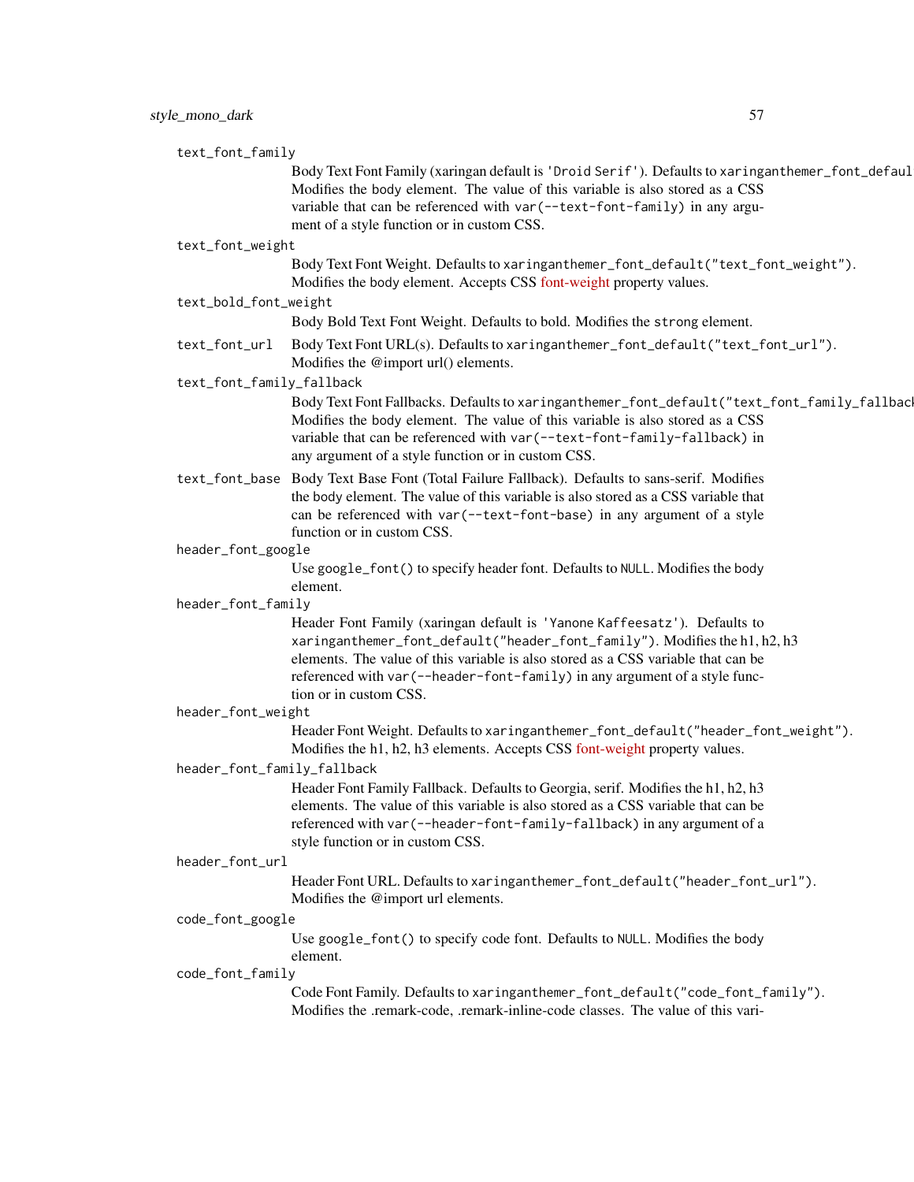`text_font_family`
: Body Text Font Family (xaringan default is `'Droid Serif'`). Defaults to `xaringanthemer_font_default("text_font_family")`. Modifies the body element. The value of this variable is also stored as a CSS variable that can be referenced with `var(--text-font-family)` in any argument of a style function or in custom CSS.

`text_font_weight`
: Body Text Font Weight. Defaults to `xaringanthemer_font_default("text_font_weight")`. Modifies the body element. Accepts CSS font-weight property values.

`text_bold_font_weight`
: Body Bold Text Font Weight. Defaults to bold. Modifies the `strong` element.

`text_font_url`
: Body Text Font URL(s). Defaults to `xaringanthemer_font_default("text_font_url")`. Modifies the @import url() elements.

`text_font_family_fallback`
: Body Text Font Fallbacks. Defaults to `xaringanthemer_font_default("text_font_family_fallback")`. Modifies the body element. The value of this variable is also stored as a CSS variable that can be referenced with `var(--text-font-family-fallback)` in any argument of a style function or in custom CSS.

`text_font_base`
: Body Text Base Font (Total Failure Fallback). Defaults to sans-serif. Modifies the body element. The value of this variable is also stored as a CSS variable that can be referenced with `var(--text-font-base)` in any argument of a style function or in custom CSS.

`header_font_google`
: Use `google_font()` to specify header font. Defaults to `NULL`. Modifies the body element.

`header_font_family`
: Header Font Family (xaringan default is `'Yanone Kaffeesatz'`). Defaults to `xaringanthemer_font_default("header_font_family")`. Modifies the h1, h2, h3 elements. The value of this variable is also stored as a CSS variable that can be referenced with `var(--header-font-family)` in any argument of a style function or in custom CSS.

`header_font_weight`
: Header Font Weight. Defaults to `xaringanthemer_font_default("header_font_weight")`. Modifies the h1, h2, h3 elements. Accepts CSS font-weight property values.

`header_font_family_fallback`
: Header Font Family Fallback. Defaults to Georgia, serif. Modifies the h1, h2, h3 elements. The value of this variable is also stored as a CSS variable that can be referenced with `var(--header-font-family-fallback)` in any argument of a style function or in custom CSS.

`header_font_url`
: Header Font URL. Defaults to `xaringanthemer_font_default("header_font_url")`. Modifies the @import url elements.

`code_font_google`
: Use `google_font()` to specify code font. Defaults to `NULL`. Modifies the body element.

`code_font_family`
: Code Font Family. Defaults to `xaringanthemer_font_default("code_font_family")`. Modifies the .remark-code, .remark-inline-code classes. The value of this vari-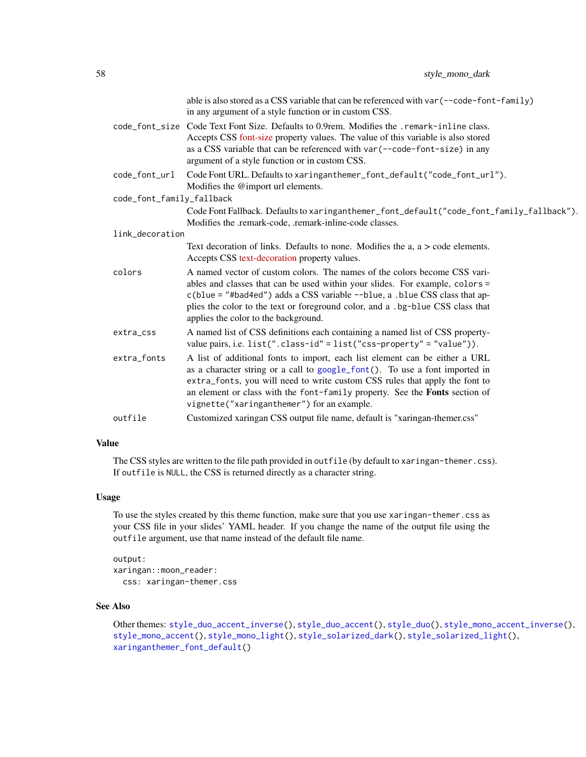able is also stored as a CSS variable that can be referenced with `var(--code-font-family)` in any argument of a style function or in custom CSS.

`code_font_size`
: Code Text Font Size. Defaults to 0.9rem. Modifies the `.remark-inline` class. Accepts CSS font-size property values. The value of this variable is also stored as a CSS variable that can be referenced with `var(--code-font-size)` in any argument of a style function or in custom CSS.

`code_font_url`
: Code Font URL. Defaults to `xaringanthemer_font_default("code_font_url")`. Modifies the @import url elements.

`code_font_family_fallback`
: Code Font Fallback. Defaults to `xaringanthemer_font_default("code_font_family_fallback")`. Modifies the .remark-code, .remark-inline-code classes.

`link_decoration`
: Text decoration of links. Defaults to none. Modifies the a, a > code elements. Accepts CSS text-decoration property values.

`colors`
: A named vector of custom colors. The names of the colors become CSS variables and classes that can be used within your slides. For example, `colors = c(blue = "#bad4ed")` adds a CSS variable `--blue`, a `.blue` CSS class that applies the color to the text or foreground color, and a `.bg-blue` CSS class that applies the color to the background.

`extra_css`
: A named list of CSS definitions each containing a named list of CSS property-value pairs, i.e. `list(".class-id" = list("css-property" = "value"))`.

`extra_fonts`
: A list of additional fonts to import, each list element can be either a URL as a character string or a call to `google_font()`. To use a font imported in `extra_fonts`, you will need to write custom CSS rules that apply the font to an element or class with the `font-family` property. See the **Fonts** section of `vignette("xaringanthemer")` for an example.

`outfile`
: Customized xaringan CSS output file name, default is "xaringan-themer.css"

## Value

The CSS styles are written to the file path provided in `outfile` (by default to `xaringan-themer.css`). If `outfile` is `NULL`, the CSS is returned directly as a character string.

## Usage

To use the styles created by this theme function, make sure that you use `xaringan-themer.css` as your CSS file in your slides' YAML header. If you change the name of the output file using the `outfile` argument, use that name instead of the default file name.

```
output:
xaringan::moon_reader:
  css: xaringan-themer.css
```

## See Also

Other themes: `style_duo_accent_inverse()`, `style_duo_accent()`, `style_duo()`, `style_mono_accent_inverse()`, `style_mono_accent()`, `style_mono_light()`, `style_solarized_dark()`, `style_solarized_light()`, `xaringanthemer_font_default()`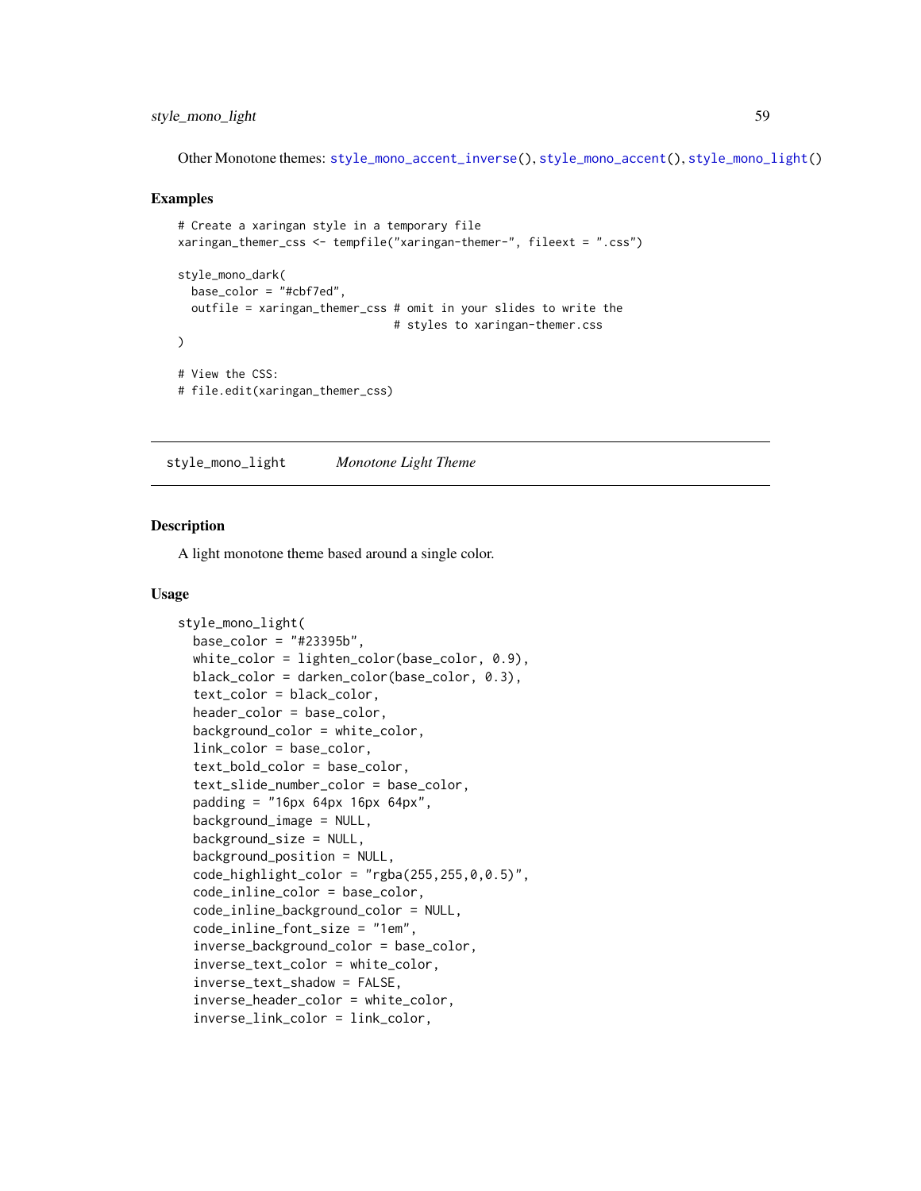Other Monotone themes: `style_mono_accent_inverse()`, `style_mono_accent()`, `style_mono_light()`

### Examples

```
# Create a xaringan style in a temporary file
xaringan_themer_css <- tempfile("xaringan-themer-", fileext = ".css")

style_mono_dark(
  base_color = "#cbf7ed",
  outfile = xaringan_themer_css # omit in your slides to write the
                                # styles to xaringan-themer.css
)

# View the CSS:
# file.edit(xaringan_themer_css)
```

---

## style_mono_light — *Monotone Light Theme*

### Description

A light monotone theme based around a single color.

### Usage

```
style_mono_light(
  base_color = "#23395b",
  white_color = lighten_color(base_color, 0.9),
  black_color = darken_color(base_color, 0.3),
  text_color = black_color,
  header_color = base_color,
  background_color = white_color,
  link_color = base_color,
  text_bold_color = base_color,
  text_slide_number_color = base_color,
  padding = "16px 64px 16px 64px",
  background_image = NULL,
  background_size = NULL,
  background_position = NULL,
  code_highlight_color = "rgba(255,255,0,0.5)",
  code_inline_color = base_color,
  code_inline_background_color = NULL,
  code_inline_font_size = "1em",
  inverse_background_color = base_color,
  inverse_text_color = white_color,
  inverse_text_shadow = FALSE,
  inverse_header_color = white_color,
  inverse_link_color = link_color,
```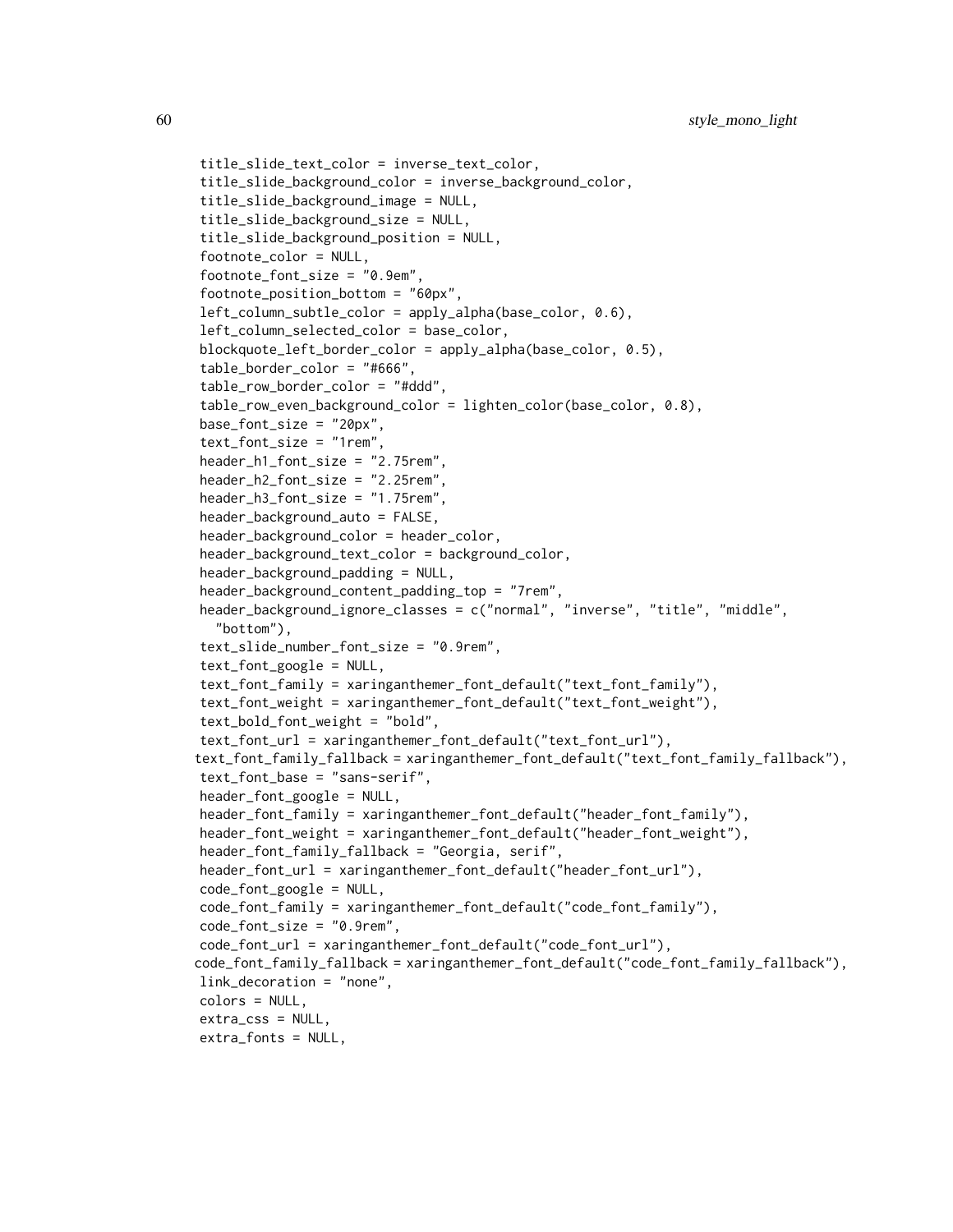```
title_slide_text_color = inverse_text_color,
title_slide_background_color = inverse_background_color,
title_slide_background_image = NULL,
title_slide_background_size = NULL,
title_slide_background_position = NULL,
footnote_color = NULL,
footnote_font_size = "0.9em",
footnote_position_bottom = "60px",
left_column_subtle_color = apply_alpha(base_color, 0.6),
left_column_selected_color = base_color,
blockquote_left_border_color = apply_alpha(base_color, 0.5),
table_border_color = "#666",
table_row_border_color = "#ddd",
table_row_even_background_color = lighten_color(base_color, 0.8),
base_font_size = "20px",
text_font_size = "1rem",
header_h1_font_size = "2.75rem",
header_h2_font_size = "2.25rem",
header_h3_font_size = "1.75rem",
header_background_auto = FALSE,
header_background_color = header_color,
header_background_text_color = background_color,
header_background_padding = NULL,
header_background_content_padding_top = "7rem",
header_background_ignore_classes = c("normal", "inverse", "title", "middle",
  "bottom"),
text_slide_number_font_size = "0.9rem",
text_font_google = NULL,
text_font_family = xaringanthemer_font_default("text_font_family"),
text_font_weight = xaringanthemer_font_default("text_font_weight"),
text_bold_font_weight = "bold",
text_font_url = xaringanthemer_font_default("text_font_url"),
text_font_family_fallback = xaringanthemer_font_default("text_font_family_fallback"),
text_font_base = "sans-serif",
header_font_google = NULL,
header_font_family = xaringanthemer_font_default("header_font_family"),
header_font_weight = xaringanthemer_font_default("header_font_weight"),
header_font_family_fallback = "Georgia, serif",
header_font_url = xaringanthemer_font_default("header_font_url"),
code_font_google = NULL,
code_font_family = xaringanthemer_font_default("code_font_family"),
code_font_size = "0.9rem",
code_font_url = xaringanthemer_font_default("code_font_url"),
code_font_family_fallback = xaringanthemer_font_default("code_font_family_fallback"),
link_decoration = "none",
colors = NULL,
extra_css = NULL,
extra_fonts = NULL,
```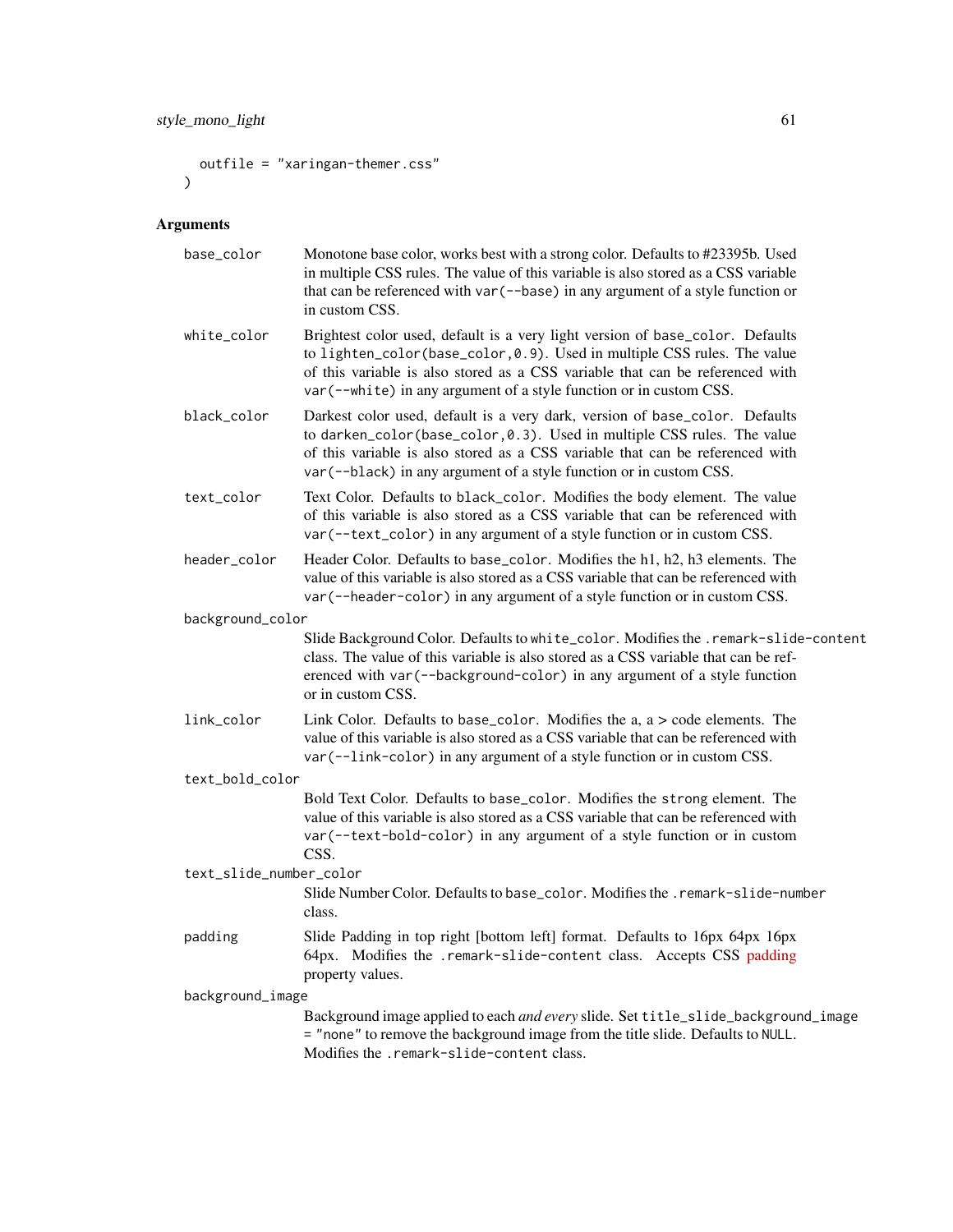```
  outfile = "xaringan-themer.css"
)
```

## Arguments

- `base_color` — Monotone base color, works best with a strong color. Defaults to #23395b. Used in multiple CSS rules. The value of this variable is also stored as a CSS variable that can be referenced with `var(--base)` in any argument of a style function or in custom CSS.
- `white_color` — Brightest color used, default is a very light version of `base_color`. Defaults to `lighten_color(base_color,0.9)`. Used in multiple CSS rules. The value of this variable is also stored as a CSS variable that can be referenced with `var(--white)` in any argument of a style function or in custom CSS.
- `black_color` — Darkest color used, default is a very dark, version of `base_color`. Defaults to `darken_color(base_color,0.3)`. Used in multiple CSS rules. The value of this variable is also stored as a CSS variable that can be referenced with `var(--black)` in any argument of a style function or in custom CSS.
- `text_color` — Text Color. Defaults to `black_color`. Modifies the body element. The value of this variable is also stored as a CSS variable that can be referenced with `var(--text_color)` in any argument of a style function or in custom CSS.
- `header_color` — Header Color. Defaults to `base_color`. Modifies the h1, h2, h3 elements. The value of this variable is also stored as a CSS variable that can be referenced with `var(--header-color)` in any argument of a style function or in custom CSS.
- `background_color` — Slide Background Color. Defaults to `white_color`. Modifies the `.remark-slide-content` class. The value of this variable is also stored as a CSS variable that can be referenced with `var(--background-color)` in any argument of a style function or in custom CSS.
- `link_color` — Link Color. Defaults to `base_color`. Modifies the a, a > code elements. The value of this variable is also stored as a CSS variable that can be referenced with `var(--link-color)` in any argument of a style function or in custom CSS.
- `text_bold_color` — Bold Text Color. Defaults to `base_color`. Modifies the `strong` element. The value of this variable is also stored as a CSS variable that can be referenced with `var(--text-bold-color)` in any argument of a style function or in custom CSS.
- `text_slide_number_color` — Slide Number Color. Defaults to `base_color`. Modifies the `.remark-slide-number` class.
- `padding` — Slide Padding in top right [bottom left] format. Defaults to 16px 64px 16px 64px. Modifies the `.remark-slide-content` class. Accepts CSS padding property values.
- `background_image` — Background image applied to each *and every* slide. Set `title_slide_background_image = "none"` to remove the background image from the title slide. Defaults to `NULL`. Modifies the `.remark-slide-content` class.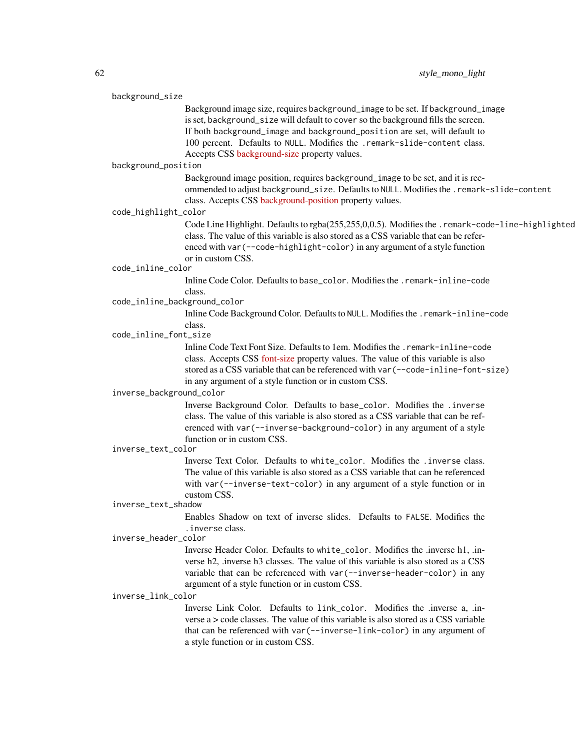`background_size`
: Background image size, requires `background_image` to be set. If `background_image` is set, `background_size` will default to `cover` so the background fills the screen. If both `background_image` and `background_position` are set, will default to 100 percent. Defaults to `NULL`. Modifies the `.remark-slide-content` class. Accepts CSS background-size property values.

`background_position`
: Background image position, requires `background_image` to be set, and it is recommended to adjust `background_size`. Defaults to `NULL`. Modifies the `.remark-slide-content` class. Accepts CSS background-position property values.

`code_highlight_color`
: Code Line Highlight. Defaults to rgba(255,255,0,0.5). Modifies the `.remark-code-line-highlighted` class. The value of this variable is also stored as a CSS variable that can be referenced with `var(--code-highlight-color)` in any argument of a style function or in custom CSS.

`code_inline_color`
: Inline Code Color. Defaults to `base_color`. Modifies the `.remark-inline-code` class.

`code_inline_background_color`
: Inline Code Background Color. Defaults to `NULL`. Modifies the `.remark-inline-code` class.

`code_inline_font_size`
: Inline Code Text Font Size. Defaults to 1em. Modifies the `.remark-inline-code` class. Accepts CSS font-size property values. The value of this variable is also stored as a CSS variable that can be referenced with `var(--code-inline-font-size)` in any argument of a style function or in custom CSS.

`inverse_background_color`
: Inverse Background Color. Defaults to `base_color`. Modifies the `.inverse` class. The value of this variable is also stored as a CSS variable that can be referenced with `var(--inverse-background-color)` in any argument of a style function or in custom CSS.

`inverse_text_color`
: Inverse Text Color. Defaults to `white_color`. Modifies the `.inverse` class. The value of this variable is also stored as a CSS variable that can be referenced with `var(--inverse-text-color)` in any argument of a style function or in custom CSS.

`inverse_text_shadow`
: Enables Shadow on text of inverse slides. Defaults to `FALSE`. Modifies the `.inverse` class.

`inverse_header_color`
: Inverse Header Color. Defaults to `white_color`. Modifies the .inverse h1, .inverse h2, .inverse h3 classes. The value of this variable is also stored as a CSS variable that can be referenced with `var(--inverse-header-color)` in any argument of a style function or in custom CSS.

`inverse_link_color`
: Inverse Link Color. Defaults to `link_color`. Modifies the .inverse a, .inverse a > code classes. The value of this variable is also stored as a CSS variable that can be referenced with `var(--inverse-link-color)` in any argument of a style function or in custom CSS.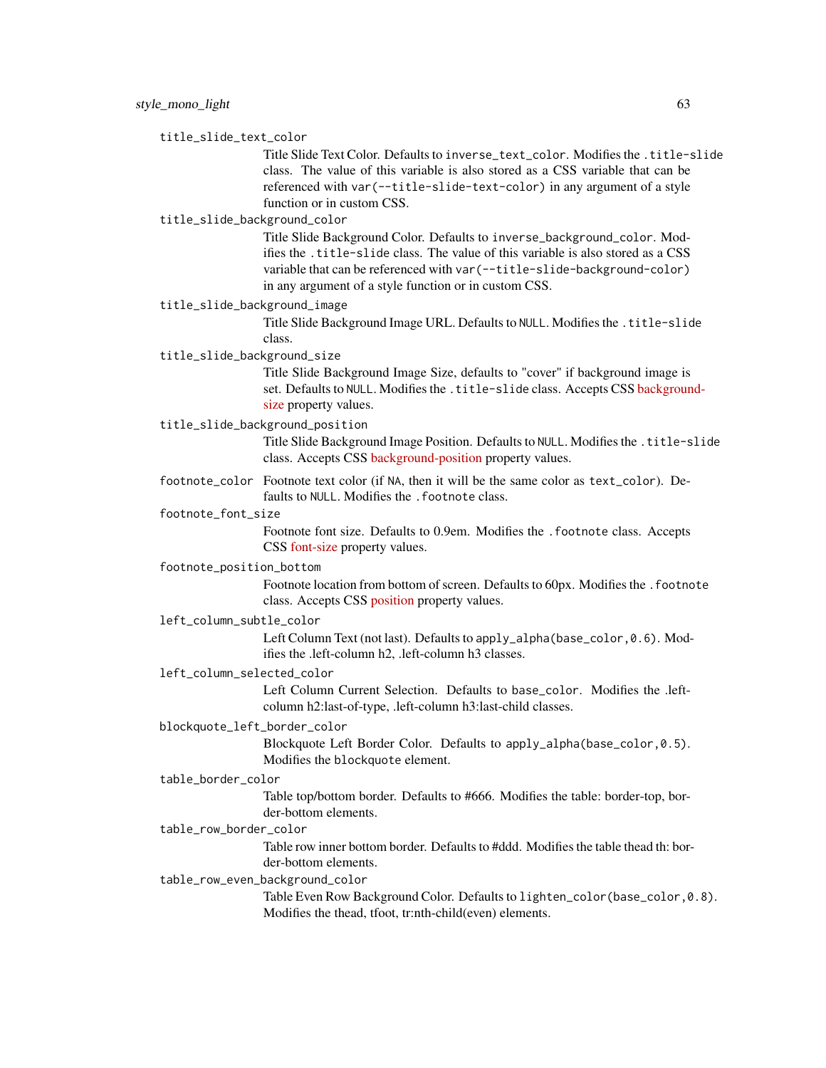`title_slide_text_color`
: Title Slide Text Color. Defaults to `inverse_text_color`. Modifies the `.title-slide` class. The value of this variable is also stored as a CSS variable that can be referenced with `var(--title-slide-text-color)` in any argument of a style function or in custom CSS.

`title_slide_background_color`
: Title Slide Background Color. Defaults to `inverse_background_color`. Modifies the `.title-slide` class. The value of this variable is also stored as a CSS variable that can be referenced with `var(--title-slide-background-color)` in any argument of a style function or in custom CSS.

`title_slide_background_image`
: Title Slide Background Image URL. Defaults to `NULL`. Modifies the `.title-slide` class.

`title_slide_background_size`
: Title Slide Background Image Size, defaults to "cover" if background image is set. Defaults to `NULL`. Modifies the `.title-slide` class. Accepts CSS background-size property values.

`title_slide_background_position`
: Title Slide Background Image Position. Defaults to `NULL`. Modifies the `.title-slide` class. Accepts CSS background-position property values.

`footnote_color`
: Footnote text color (if `NA`, then it will be the same color as `text_color`). Defaults to `NULL`. Modifies the `.footnote` class.

`footnote_font_size`
: Footnote font size. Defaults to 0.9em. Modifies the `.footnote` class. Accepts CSS font-size property values.

`footnote_position_bottom`
: Footnote location from bottom of screen. Defaults to 60px. Modifies the `.footnote` class. Accepts CSS position property values.

`left_column_subtle_color`
: Left Column Text (not last). Defaults to `apply_alpha(base_color,0.6)`. Modifies the .left-column h2, .left-column h3 classes.

`left_column_selected_color`
: Left Column Current Selection. Defaults to `base_color`. Modifies the .left-column h2:last-of-type, .left-column h3:last-child classes.

`blockquote_left_border_color`
: Blockquote Left Border Color. Defaults to `apply_alpha(base_color,0.5)`. Modifies the `blockquote` element.

`table_border_color`
: Table top/bottom border. Defaults to #666. Modifies the table: border-top, border-bottom elements.

`table_row_border_color`
: Table row inner bottom border. Defaults to #ddd. Modifies the table thead th: border-bottom elements.

`table_row_even_background_color`
: Table Even Row Background Color. Defaults to `lighten_color(base_color,0.8)`. Modifies the thead, tfoot, tr:nth-child(even) elements.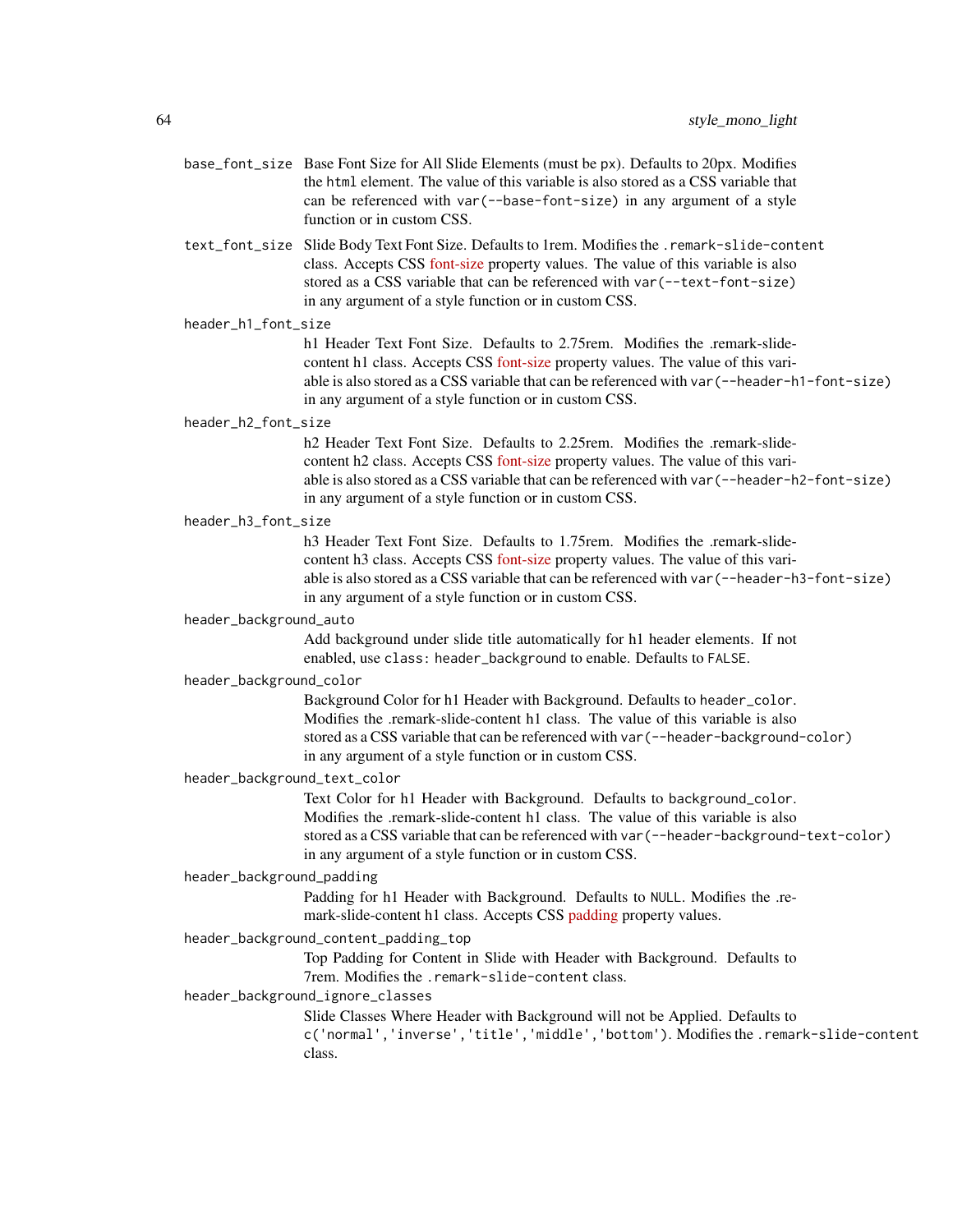`base_font_size`
: Base Font Size for All Slide Elements (must be `px`). Defaults to 20px. Modifies the `html` element. The value of this variable is also stored as a CSS variable that can be referenced with `var(--base-font-size)` in any argument of a style function or in custom CSS.

`text_font_size`
: Slide Body Text Font Size. Defaults to 1rem. Modifies the `.remark-slide-content` class. Accepts CSS font-size property values. The value of this variable is also stored as a CSS variable that can be referenced with `var(--text-font-size)` in any argument of a style function or in custom CSS.

`header_h1_font_size`
: h1 Header Text Font Size. Defaults to 2.75rem. Modifies the .remark-slide-content h1 class. Accepts CSS font-size property values. The value of this variable is also stored as a CSS variable that can be referenced with `var(--header-h1-font-size)` in any argument of a style function or in custom CSS.

`header_h2_font_size`
: h2 Header Text Font Size. Defaults to 2.25rem. Modifies the .remark-slide-content h2 class. Accepts CSS font-size property values. The value of this variable is also stored as a CSS variable that can be referenced with `var(--header-h2-font-size)` in any argument of a style function or in custom CSS.

`header_h3_font_size`
: h3 Header Text Font Size. Defaults to 1.75rem. Modifies the .remark-slide-content h3 class. Accepts CSS font-size property values. The value of this variable is also stored as a CSS variable that can be referenced with `var(--header-h3-font-size)` in any argument of a style function or in custom CSS.

`header_background_auto`
: Add background under slide title automatically for h1 header elements. If not enabled, use `class: header_background` to enable. Defaults to `FALSE`.

`header_background_color`
: Background Color for h1 Header with Background. Defaults to `header_color`. Modifies the .remark-slide-content h1 class. The value of this variable is also stored as a CSS variable that can be referenced with `var(--header-background-color)` in any argument of a style function or in custom CSS.

`header_background_text_color`
: Text Color for h1 Header with Background. Defaults to `background_color`. Modifies the .remark-slide-content h1 class. The value of this variable is also stored as a CSS variable that can be referenced with `var(--header-background-text-color)` in any argument of a style function or in custom CSS.

`header_background_padding`
: Padding for h1 Header with Background. Defaults to `NULL`. Modifies the .remark-slide-content h1 class. Accepts CSS padding property values.

`header_background_content_padding_top`
: Top Padding for Content in Slide with Header with Background. Defaults to 7rem. Modifies the `.remark-slide-content` class.

`header_background_ignore_classes`
: Slide Classes Where Header with Background will not be Applied. Defaults to `c('normal','inverse','title','middle','bottom')`. Modifies the `.remark-slide-content` class.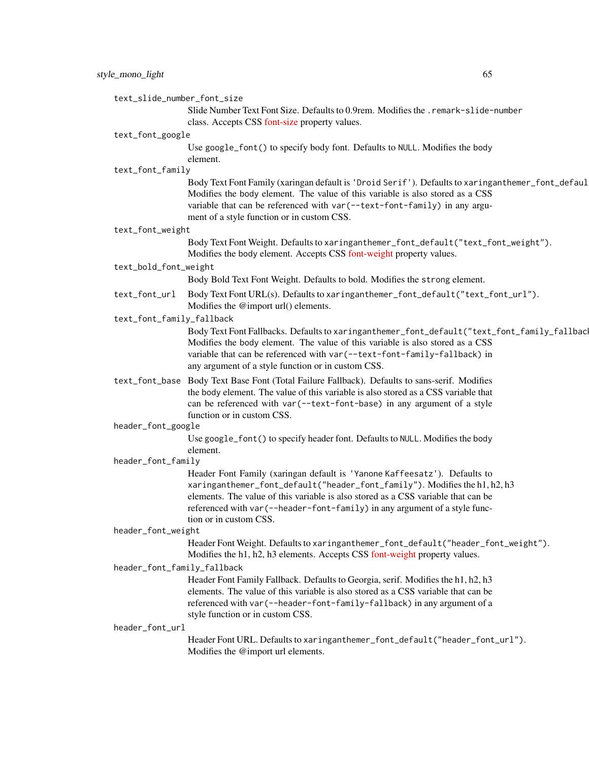`text_slide_number_font_size`
: Slide Number Text Font Size. Defaults to 0.9rem. Modifies the `.remark-slide-number` class. Accepts CSS font-size property values.

`text_font_google`
: Use `google_font()` to specify body font. Defaults to `NULL`. Modifies the body element.

`text_font_family`
: Body Text Font Family (xaringan default is `'Droid Serif'`). Defaults to `xaringanthemer_font_default("text_font_family")`. Modifies the body element. The value of this variable is also stored as a CSS variable that can be referenced with `var(--text-font-family)` in any argument of a style function or in custom CSS.

`text_font_weight`
: Body Text Font Weight. Defaults to `xaringanthemer_font_default("text_font_weight")`. Modifies the body element. Accepts CSS font-weight property values.

`text_bold_font_weight`
: Body Bold Text Font Weight. Defaults to bold. Modifies the `strong` element.

`text_font_url`
: Body Text Font URL(s). Defaults to `xaringanthemer_font_default("text_font_url")`. Modifies the @import url() elements.

`text_font_family_fallback`
: Body Text Font Fallbacks. Defaults to `xaringanthemer_font_default("text_font_family_fallback")`. Modifies the body element. The value of this variable is also stored as a CSS variable that can be referenced with `var(--text-font-family-fallback)` in any argument of a style function or in custom CSS.

`text_font_base`
: Body Text Base Font (Total Failure Fallback). Defaults to sans-serif. Modifies the body element. The value of this variable is also stored as a CSS variable that can be referenced with `var(--text-font-base)` in any argument of a style function or in custom CSS.

`header_font_google`
: Use `google_font()` to specify header font. Defaults to `NULL`. Modifies the body element.

`header_font_family`
: Header Font Family (xaringan default is `'Yanone Kaffeesatz'`). Defaults to `xaringanthemer_font_default("header_font_family")`. Modifies the h1, h2, h3 elements. The value of this variable is also stored as a CSS variable that can be referenced with `var(--header-font-family)` in any argument of a style function or in custom CSS.

`header_font_weight`
: Header Font Weight. Defaults to `xaringanthemer_font_default("header_font_weight")`. Modifies the h1, h2, h3 elements. Accepts CSS font-weight property values.

`header_font_family_fallback`
: Header Font Family Fallback. Defaults to Georgia, serif. Modifies the h1, h2, h3 elements. The value of this variable is also stored as a CSS variable that can be referenced with `var(--header-font-family-fallback)` in any argument of a style function or in custom CSS.

`header_font_url`
: Header Font URL. Defaults to `xaringanthemer_font_default("header_font_url")`. Modifies the @import url elements.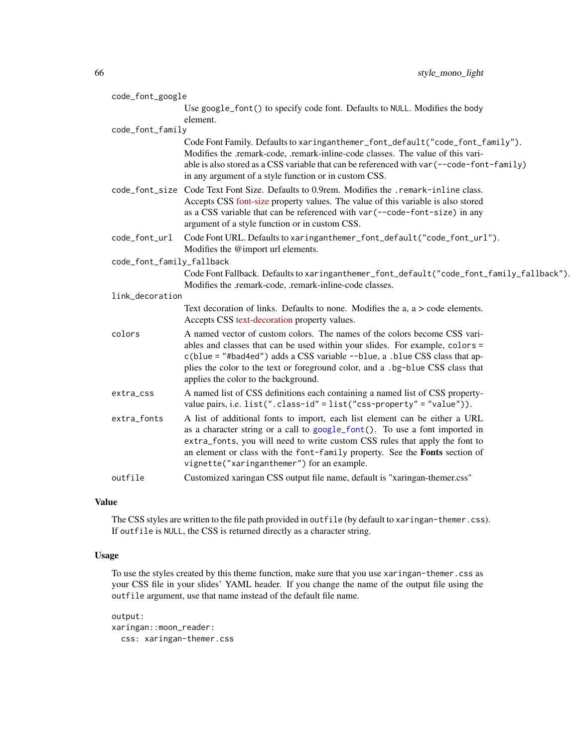code_font_google
: Use `google_font()` to specify code font. Defaults to `NULL`. Modifies the body element.

code_font_family
: Code Font Family. Defaults to `xaringanthemer_font_default("code_font_family")`. Modifies the .remark-code, .remark-inline-code classes. The value of this variable is also stored as a CSS variable that can be referenced with `var(--code-font-family)` in any argument of a style function or in custom CSS.

code_font_size
: Code Text Font Size. Defaults to 0.9rem. Modifies the `.remark-inline` class. Accepts CSS font-size property values. The value of this variable is also stored as a CSS variable that can be referenced with `var(--code-font-size)` in any argument of a style function or in custom CSS.

code_font_url
: Code Font URL. Defaults to `xaringanthemer_font_default("code_font_url")`. Modifies the @import url elements.

code_font_family_fallback
: Code Font Fallback. Defaults to `xaringanthemer_font_default("code_font_family_fallback")`. Modifies the .remark-code, .remark-inline-code classes.

link_decoration
: Text decoration of links. Defaults to none. Modifies the a, a > code elements. Accepts CSS text-decoration property values.

colors
: A named vector of custom colors. The names of the colors become CSS variables and classes that can be used within your slides. For example, `colors = c(blue = "#bad4ed")` adds a CSS variable `--blue`, a `.blue` CSS class that applies the color to the text or foreground color, and a `.bg-blue` CSS class that applies the color to the background.

extra_css
: A named list of CSS definitions each containing a named list of CSS property-value pairs, i.e. `list(".class-id" = list("css-property" = "value"))`.

extra_fonts
: A list of additional fonts to import, each list element can be either a URL as a character string or a call to `google_font()`. To use a font imported in `extra_fonts`, you will need to write custom CSS rules that apply the font to an element or class with the `font-family` property. See the **Fonts** section of `vignette("xaringanthemer")` for an example.

outfile
: Customized xaringan CSS output file name, default is "xaringan-themer.css"

## Value

The CSS styles are written to the file path provided in `outfile` (by default to `xaringan-themer.css`). If `outfile` is `NULL`, the CSS is returned directly as a character string.

## Usage

To use the styles created by this theme function, make sure that you use `xaringan-themer.css` as your CSS file in your slides' YAML header. If you change the name of the output file using the `outfile` argument, use that name instead of the default file name.

```
output:
xaringan::moon_reader:
  css: xaringan-themer.css
```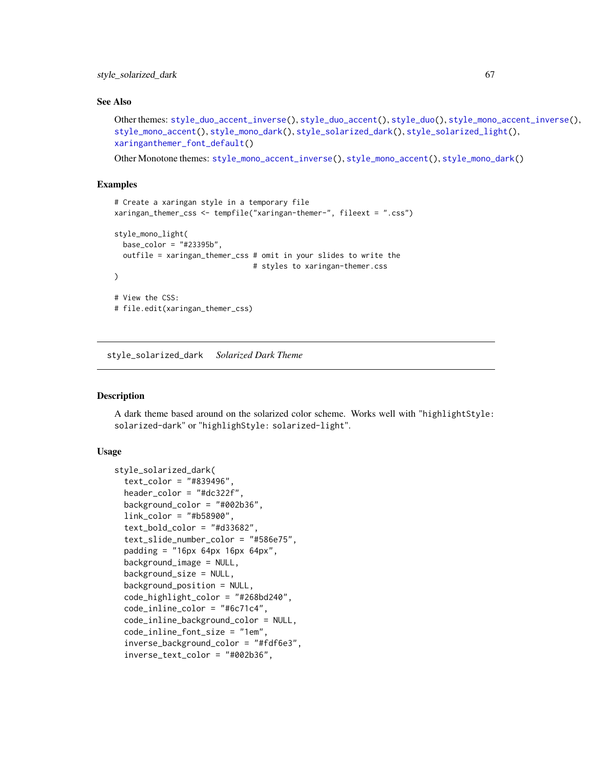### See Also

Other themes: `style_duo_accent_inverse()`, `style_duo_accent()`, `style_duo()`, `style_mono_accent_inverse()`, `style_mono_accent()`, `style_mono_dark()`, `style_solarized_dark()`, `style_solarized_light()`, `xaringanthemer_font_default()`

Other Monotone themes: `style_mono_accent_inverse()`, `style_mono_accent()`, `style_mono_dark()`

### Examples

```
# Create a xaringan style in a temporary file
xaringan_themer_css <- tempfile("xaringan-themer-", fileext = ".css")

style_mono_light(
  base_color = "#23395b",
  outfile = xaringan_themer_css # omit in your slides to write the
                                # styles to xaringan-themer.css
)

# View the CSS:
# file.edit(xaringan_themer_css)
```

---

## style_solarized_dark    *Solarized Dark Theme*

### Description

A dark theme based around on the solarized color scheme. Works well with "`highlightStyle: solarized-dark`" or "`highlighStyle: solarized-light`".

### Usage

```
style_solarized_dark(
  text_color = "#839496",
  header_color = "#dc322f",
  background_color = "#002b36",
  link_color = "#b58900",
  text_bold_color = "#d33682",
  text_slide_number_color = "#586e75",
  padding = "16px 64px 16px 64px",
  background_image = NULL,
  background_size = NULL,
  background_position = NULL,
  code_highlight_color = "#268bd240",
  code_inline_color = "#6c71c4",
  code_inline_background_color = NULL,
  code_inline_font_size = "1em",
  inverse_background_color = "#fdf6e3",
  inverse_text_color = "#002b36",
```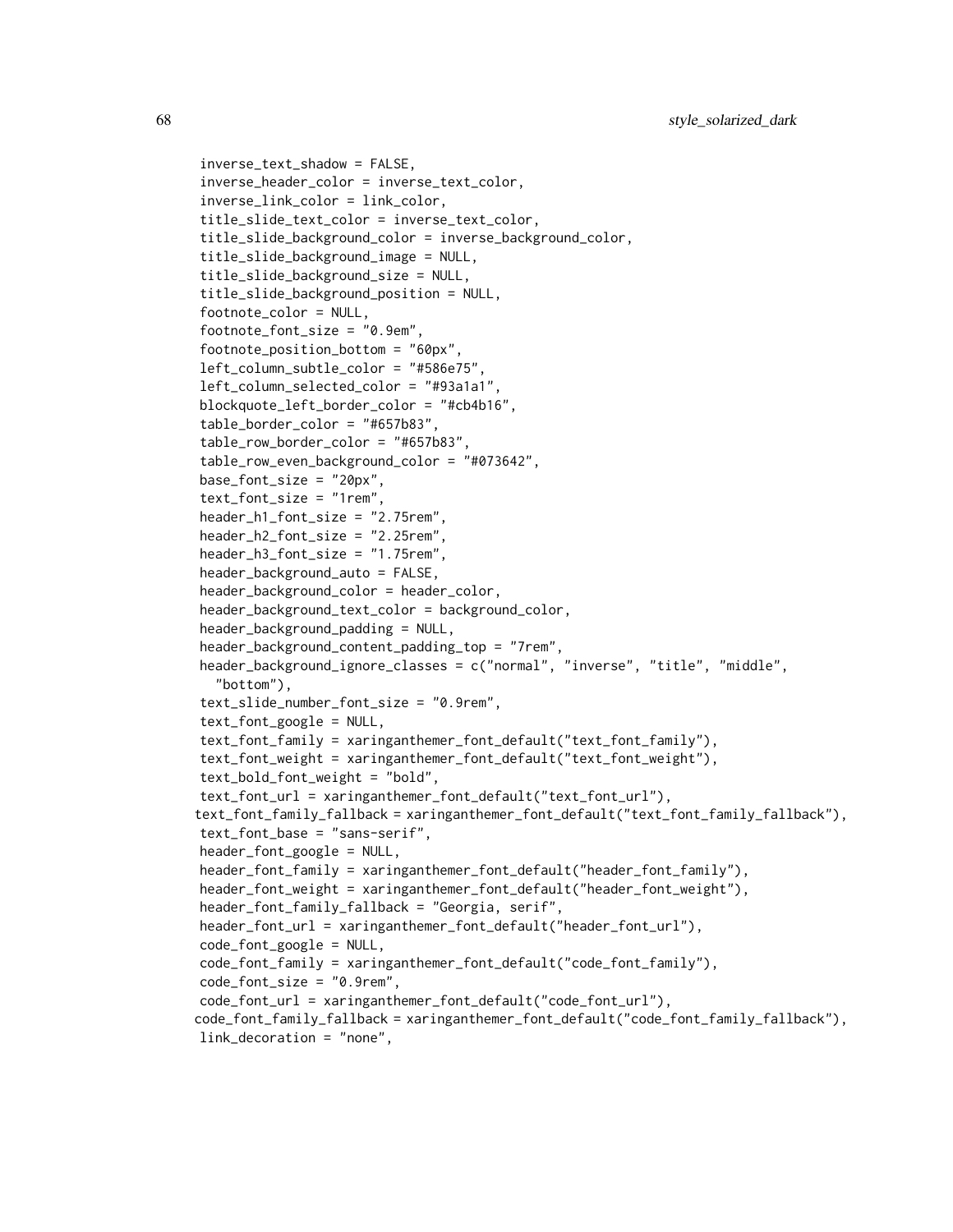```
inverse_text_shadow = FALSE,
inverse_header_color = inverse_text_color,
inverse_link_color = link_color,
title_slide_text_color = inverse_text_color,
title_slide_background_color = inverse_background_color,
title_slide_background_image = NULL,
title_slide_background_size = NULL,
title_slide_background_position = NULL,
footnote_color = NULL,
footnote_font_size = "0.9em",
footnote_position_bottom = "60px",
left_column_subtle_color = "#586e75",
left_column_selected_color = "#93a1a1",
blockquote_left_border_color = "#cb4b16",
table_border_color = "#657b83",
table_row_border_color = "#657b83",
table_row_even_background_color = "#073642",
base_font_size = "20px",
text_font_size = "1rem",
header_h1_font_size = "2.75rem",
header_h2_font_size = "2.25rem",
header_h3_font_size = "1.75rem",
header_background_auto = FALSE,
header_background_color = header_color,
header_background_text_color = background_color,
header_background_padding = NULL,
header_background_content_padding_top = "7rem",
header_background_ignore_classes = c("normal", "inverse", "title", "middle",
  "bottom"),
text_slide_number_font_size = "0.9rem",
text_font_google = NULL,
text_font_family = xaringanthemer_font_default("text_font_family"),
text_font_weight = xaringanthemer_font_default("text_font_weight"),
text_bold_font_weight = "bold",
text_font_url = xaringanthemer_font_default("text_font_url"),
text_font_family_fallback = xaringanthemer_font_default("text_font_family_fallback"),
text_font_base = "sans-serif",
header_font_google = NULL,
header_font_family = xaringanthemer_font_default("header_font_family"),
header_font_weight = xaringanthemer_font_default("header_font_weight"),
header_font_family_fallback = "Georgia, serif",
header_font_url = xaringanthemer_font_default("header_font_url"),
code_font_google = NULL,
code_font_family = xaringanthemer_font_default("code_font_family"),
code_font_size = "0.9rem",
code_font_url = xaringanthemer_font_default("code_font_url"),
code_font_family_fallback = xaringanthemer_font_default("code_font_family_fallback"),
link_decoration = "none",
```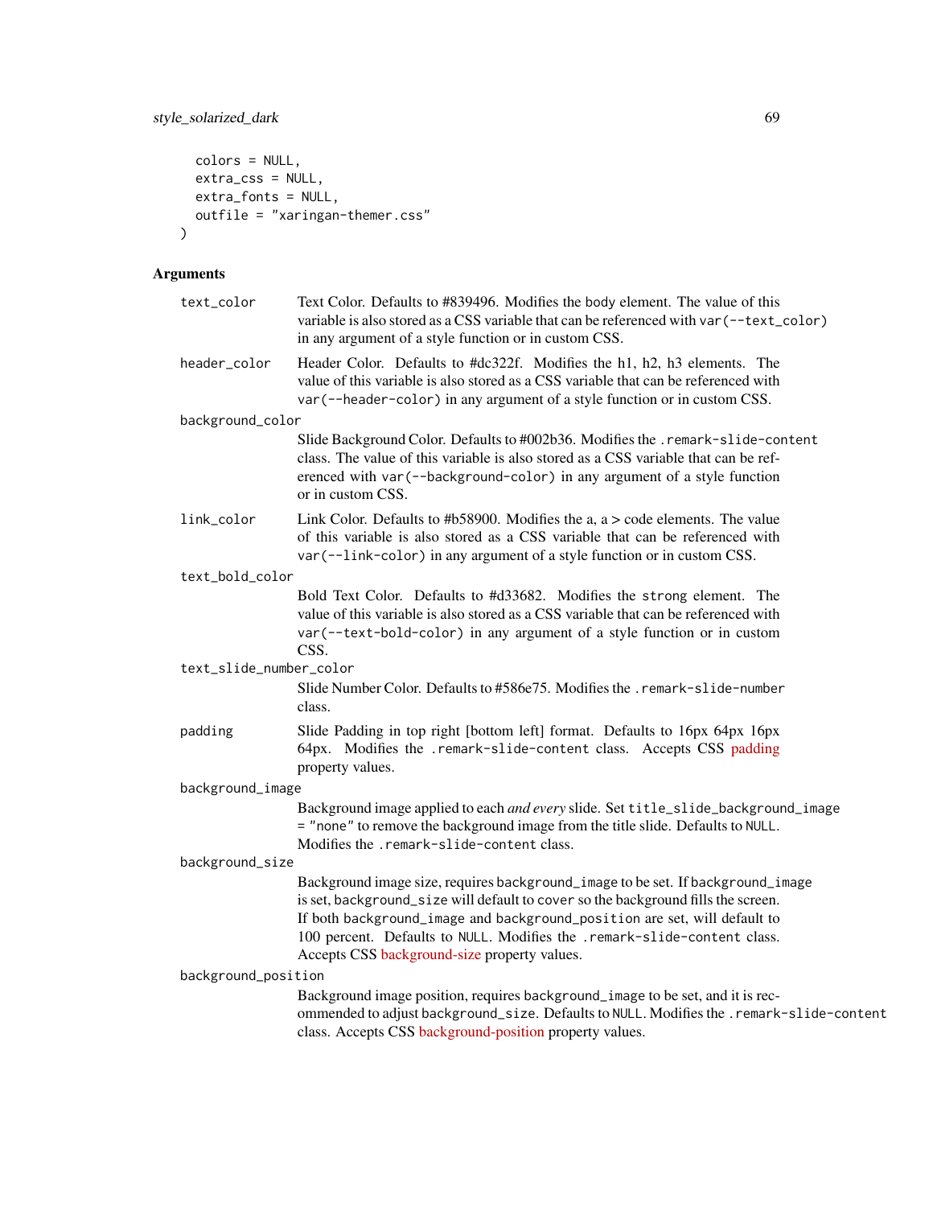```
  colors = NULL,
  extra_css = NULL,
  extra_fonts = NULL,
  outfile = "xaringan-themer.css"
)
```

### Arguments

**text_color** Text Color. Defaults to #839496. Modifies the body element. The value of this variable is also stored as a CSS variable that can be referenced with `var(--text_color)` in any argument of a style function or in custom CSS.

**header_color** Header Color. Defaults to #dc322f. Modifies the h1, h2, h3 elements. The value of this variable is also stored as a CSS variable that can be referenced with `var(--header-color)` in any argument of a style function or in custom CSS.

**background_color** Slide Background Color. Defaults to #002b36. Modifies the `.remark-slide-content` class. The value of this variable is also stored as a CSS variable that can be referenced with `var(--background-color)` in any argument of a style function or in custom CSS.

**link_color** Link Color. Defaults to #b58900. Modifies the a, a > code elements. The value of this variable is also stored as a CSS variable that can be referenced with `var(--link-color)` in any argument of a style function or in custom CSS.

**text_bold_color** Bold Text Color. Defaults to #d33682. Modifies the `strong` element. The value of this variable is also stored as a CSS variable that can be referenced with `var(--text-bold-color)` in any argument of a style function or in custom CSS.

**text_slide_number_color** Slide Number Color. Defaults to #586e75. Modifies the `.remark-slide-number` class.

**padding** Slide Padding in top right [bottom left] format. Defaults to 16px 64px 16px 64px. Modifies the `.remark-slide-content` class. Accepts CSS padding property values.

**background_image** Background image applied to each *and every* slide. Set `title_slide_background_image = "none"` to remove the background image from the title slide. Defaults to `NULL`. Modifies the `.remark-slide-content` class.

**background_size** Background image size, requires `background_image` to be set. If `background_image` is set, `background_size` will default to `cover` so the background fills the screen. If both `background_image` and `background_position` are set, will default to 100 percent. Defaults to `NULL`. Modifies the `.remark-slide-content` class. Accepts CSS background-size property values.

**background_position** Background image position, requires `background_image` to be set, and it is recommended to adjust `background_size`. Defaults to `NULL`. Modifies the `.remark-slide-content` class. Accepts CSS background-position property values.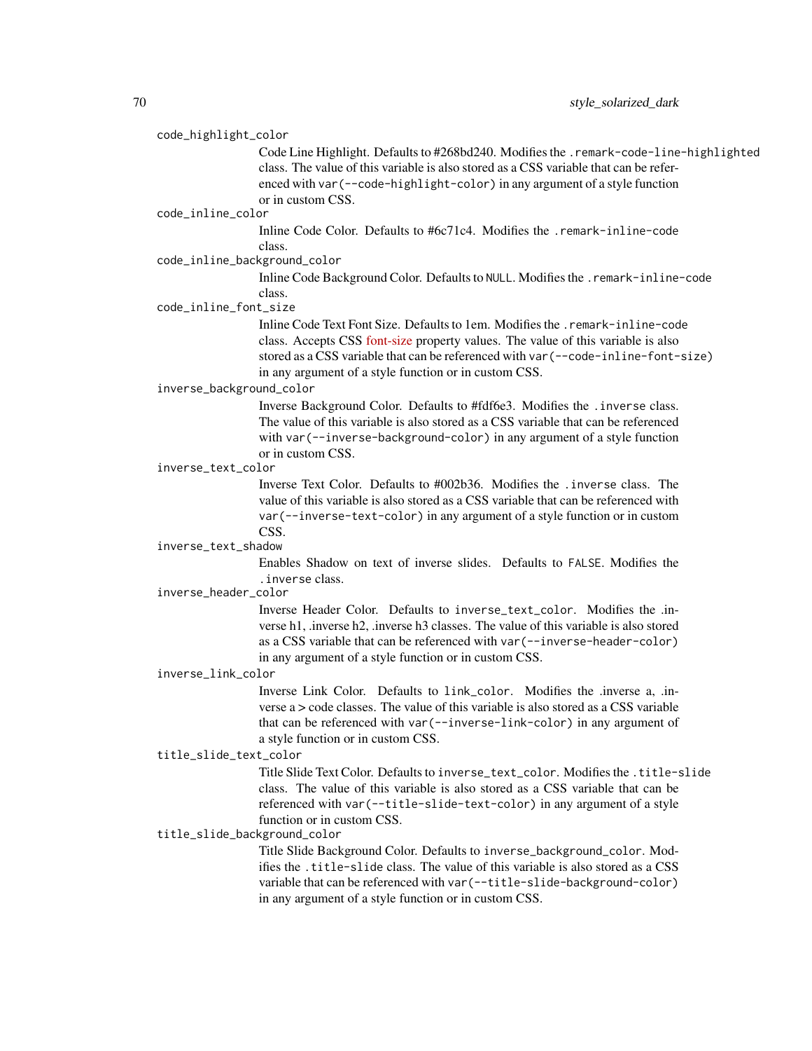`code_highlight_color`
: Code Line Highlight. Defaults to #268bd240. Modifies the `.remark-code-line-highlighted` class. The value of this variable is also stored as a CSS variable that can be referenced with `var(--code-highlight-color)` in any argument of a style function or in custom CSS.

`code_inline_color`
: Inline Code Color. Defaults to #6c71c4. Modifies the `.remark-inline-code` class.

`code_inline_background_color`
: Inline Code Background Color. Defaults to `NULL`. Modifies the `.remark-inline-code` class.

`code_inline_font_size`
: Inline Code Text Font Size. Defaults to 1em. Modifies the `.remark-inline-code` class. Accepts CSS font-size property values. The value of this variable is also stored as a CSS variable that can be referenced with `var(--code-inline-font-size)` in any argument of a style function or in custom CSS.

`inverse_background_color`
: Inverse Background Color. Defaults to #fdf6e3. Modifies the `.inverse` class. The value of this variable is also stored as a CSS variable that can be referenced with `var(--inverse-background-color)` in any argument of a style function or in custom CSS.

`inverse_text_color`
: Inverse Text Color. Defaults to #002b36. Modifies the `.inverse` class. The value of this variable is also stored as a CSS variable that can be referenced with `var(--inverse-text-color)` in any argument of a style function or in custom CSS.

`inverse_text_shadow`
: Enables Shadow on text of inverse slides. Defaults to `FALSE`. Modifies the `.inverse` class.

`inverse_header_color`
: Inverse Header Color. Defaults to `inverse_text_color`. Modifies the .inverse h1, .inverse h2, .inverse h3 classes. The value of this variable is also stored as a CSS variable that can be referenced with `var(--inverse-header-color)` in any argument of a style function or in custom CSS.

`inverse_link_color`
: Inverse Link Color. Defaults to `link_color`. Modifies the .inverse a, .inverse a > code classes. The value of this variable is also stored as a CSS variable that can be referenced with `var(--inverse-link-color)` in any argument of a style function or in custom CSS.

`title_slide_text_color`
: Title Slide Text Color. Defaults to `inverse_text_color`. Modifies the `.title-slide` class. The value of this variable is also stored as a CSS variable that can be referenced with `var(--title-slide-text-color)` in any argument of a style function or in custom CSS.

`title_slide_background_color`
: Title Slide Background Color. Defaults to `inverse_background_color`. Modifies the `.title-slide` class. The value of this variable is also stored as a CSS variable that can be referenced with `var(--title-slide-background-color)` in any argument of a style function or in custom CSS.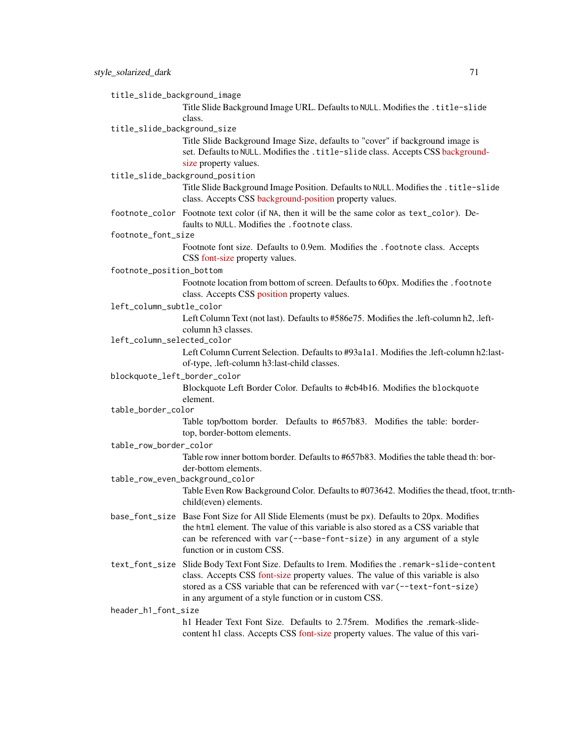`title_slide_background_image`
: Title Slide Background Image URL. Defaults to `NULL`. Modifies the `.title-slide` class.

`title_slide_background_size`
: Title Slide Background Image Size, defaults to "cover" if background image is set. Defaults to `NULL`. Modifies the `.title-slide` class. Accepts CSS background-size property values.

`title_slide_background_position`
: Title Slide Background Image Position. Defaults to `NULL`. Modifies the `.title-slide` class. Accepts CSS background-position property values.

`footnote_color`
: Footnote text color (if `NA`, then it will be the same color as `text_color`). Defaults to `NULL`. Modifies the `.footnote` class.

`footnote_font_size`
: Footnote font size. Defaults to 0.9em. Modifies the `.footnote` class. Accepts CSS font-size property values.

`footnote_position_bottom`
: Footnote location from bottom of screen. Defaults to 60px. Modifies the `.footnote` class. Accepts CSS position property values.

`left_column_subtle_color`
: Left Column Text (not last). Defaults to #586e75. Modifies the .left-column h2, .left-column h3 classes.

`left_column_selected_color`
: Left Column Current Selection. Defaults to #93a1a1. Modifies the .left-column h2:last-of-type, .left-column h3:last-child classes.

`blockquote_left_border_color`
: Blockquote Left Border Color. Defaults to #cb4b16. Modifies the `blockquote` element.

`table_border_color`
: Table top/bottom border. Defaults to #657b83. Modifies the table: border-top, border-bottom elements.

`table_row_border_color`
: Table row inner bottom border. Defaults to #657b83. Modifies the table thead th: border-bottom elements.

`table_row_even_background_color`
: Table Even Row Background Color. Defaults to #073642. Modifies the thead, tfoot, tr:nth-child(even) elements.

`base_font_size`
: Base Font Size for All Slide Elements (must be `px`). Defaults to 20px. Modifies the `html` element. The value of this variable is also stored as a CSS variable that can be referenced with `var(--base-font-size)` in any argument of a style function or in custom CSS.

`text_font_size`
: Slide Body Text Font Size. Defaults to 1rem. Modifies the `.remark-slide-content` class. Accepts CSS font-size property values. The value of this variable is also stored as a CSS variable that can be referenced with `var(--text-font-size)` in any argument of a style function or in custom CSS.

`header_h1_font_size`
: h1 Header Text Font Size. Defaults to 2.75rem. Modifies the .remark-slide-content h1 class. Accepts CSS font-size property values. The value of this vari-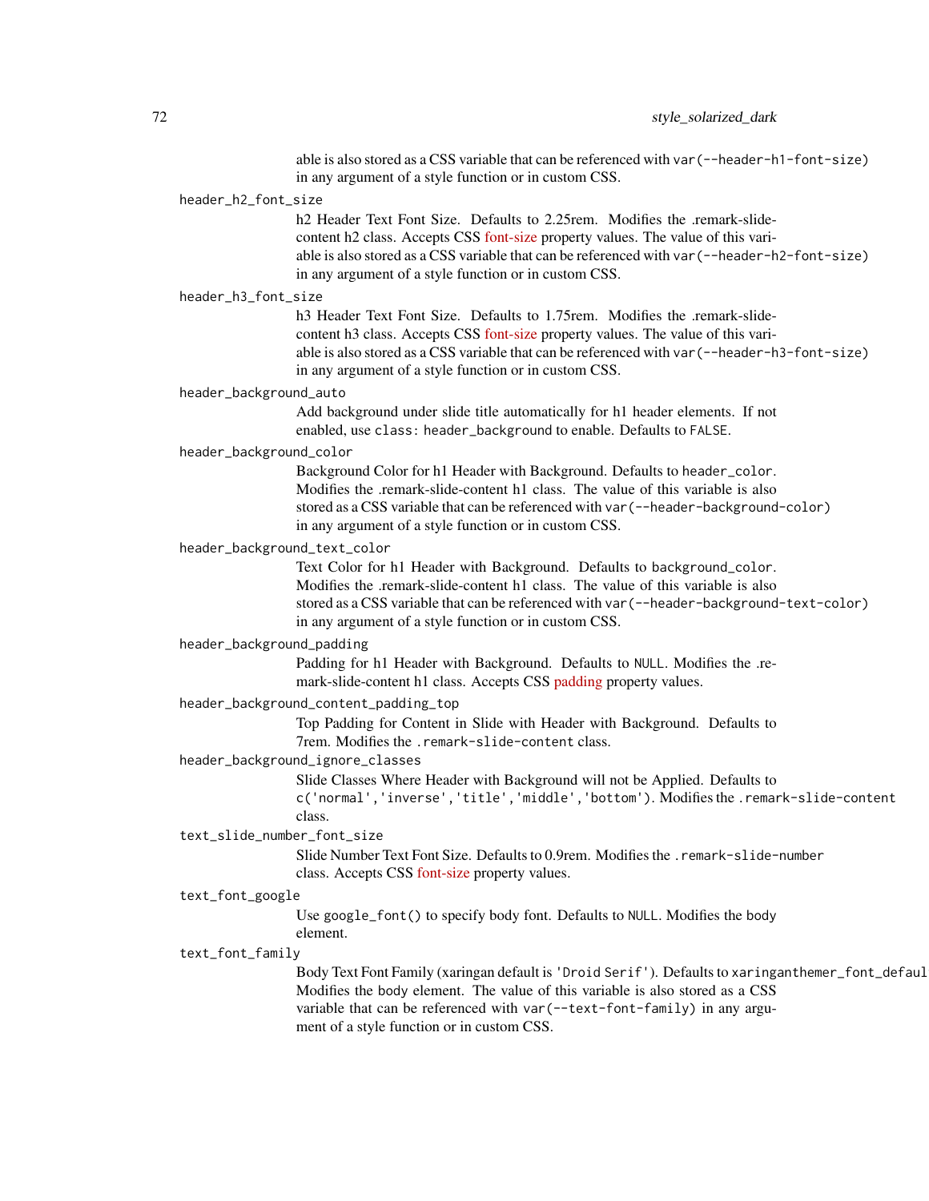able is also stored as a CSS variable that can be referenced with `var(--header-h1-font-size)` in any argument of a style function or in custom CSS.

`header_h2_font_size`
: h2 Header Text Font Size. Defaults to 2.25rem. Modifies the .remark-slide-content h2 class. Accepts CSS font-size property values. The value of this variable is also stored as a CSS variable that can be referenced with `var(--header-h2-font-size)` in any argument of a style function or in custom CSS.

`header_h3_font_size`
: h3 Header Text Font Size. Defaults to 1.75rem. Modifies the .remark-slide-content h3 class. Accepts CSS font-size property values. The value of this variable is also stored as a CSS variable that can be referenced with `var(--header-h3-font-size)` in any argument of a style function or in custom CSS.

`header_background_auto`
: Add background under slide title automatically for h1 header elements. If not enabled, use `class: header_background` to enable. Defaults to `FALSE`.

`header_background_color`
: Background Color for h1 Header with Background. Defaults to `header_color`. Modifies the .remark-slide-content h1 class. The value of this variable is also stored as a CSS variable that can be referenced with `var(--header-background-color)` in any argument of a style function or in custom CSS.

`header_background_text_color`
: Text Color for h1 Header with Background. Defaults to `background_color`. Modifies the .remark-slide-content h1 class. The value of this variable is also stored as a CSS variable that can be referenced with `var(--header-background-text-color)` in any argument of a style function or in custom CSS.

`header_background_padding`
: Padding for h1 Header with Background. Defaults to `NULL`. Modifies the .remark-slide-content h1 class. Accepts CSS padding property values.

`header_background_content_padding_top`
: Top Padding for Content in Slide with Header with Background. Defaults to 7rem. Modifies the `.remark-slide-content` class.

`header_background_ignore_classes`
: Slide Classes Where Header with Background will not be Applied. Defaults to `c('normal','inverse','title','middle','bottom')`. Modifies the `.remark-slide-content` class.

`text_slide_number_font_size`
: Slide Number Text Font Size. Defaults to 0.9rem. Modifies the `.remark-slide-number` class. Accepts CSS font-size property values.

`text_font_google`
: Use `google_font()` to specify body font. Defaults to `NULL`. Modifies the body element.

`text_font_family`
: Body Text Font Family (xaringan default is `'Droid Serif'`). Defaults to `xaringanthemer_font_defaul` Modifies the body element. The value of this variable is also stored as a CSS variable that can be referenced with `var(--text-font-family)` in any argument of a style function or in custom CSS.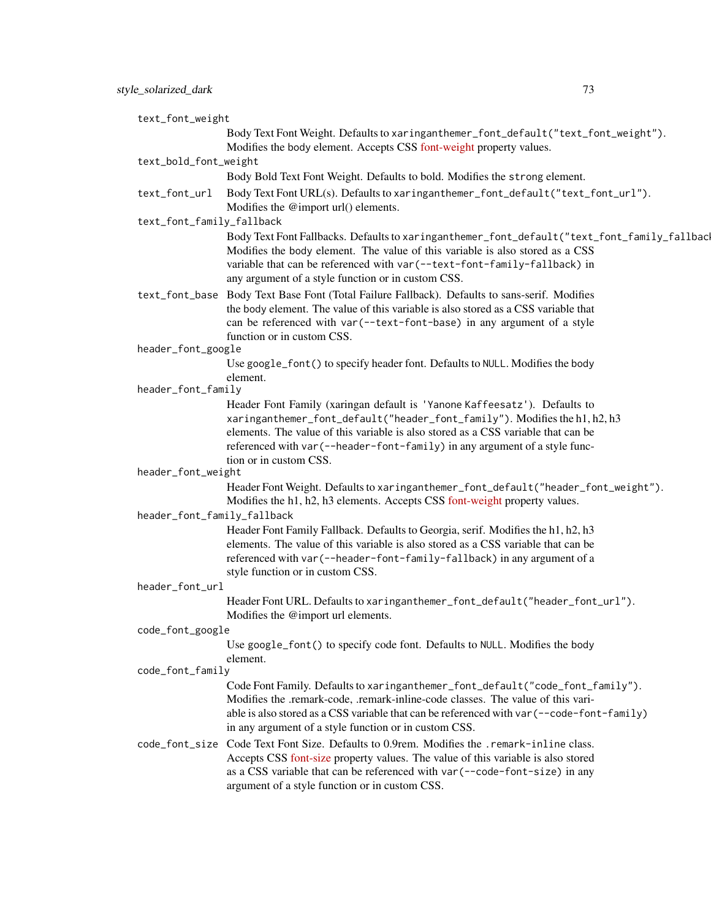`text_font_weight`
: Body Text Font Weight. Defaults to `xaringanthemer_font_default("text_font_weight")`. Modifies the body element. Accepts CSS font-weight property values.

`text_bold_font_weight`
: Body Bold Text Font Weight. Defaults to bold. Modifies the `strong` element.

`text_font_url`
: Body Text Font URL(s). Defaults to `xaringanthemer_font_default("text_font_url")`. Modifies the @import url() elements.

`text_font_family_fallback`
: Body Text Font Fallbacks. Defaults to `xaringanthemer_font_default("text_font_family_fallback")`. Modifies the body element. The value of this variable is also stored as a CSS variable that can be referenced with `var(--text-font-family-fallback)` in any argument of a style function or in custom CSS.

`text_font_base`
: Body Text Base Font (Total Failure Fallback). Defaults to sans-serif. Modifies the body element. The value of this variable is also stored as a CSS variable that can be referenced with `var(--text-font-base)` in any argument of a style function or in custom CSS.

`header_font_google`
: Use `google_font()` to specify header font. Defaults to `NULL`. Modifies the body element.

`header_font_family`
: Header Font Family (xaringan default is `'Yanone Kaffeesatz'`). Defaults to `xaringanthemer_font_default("header_font_family")`. Modifies the h1, h2, h3 elements. The value of this variable is also stored as a CSS variable that can be referenced with `var(--header-font-family)` in any argument of a style function or in custom CSS.

`header_font_weight`
: Header Font Weight. Defaults to `xaringanthemer_font_default("header_font_weight")`. Modifies the h1, h2, h3 elements. Accepts CSS font-weight property values.

`header_font_family_fallback`
: Header Font Family Fallback. Defaults to Georgia, serif. Modifies the h1, h2, h3 elements. The value of this variable is also stored as a CSS variable that can be referenced with `var(--header-font-family-fallback)` in any argument of a style function or in custom CSS.

`header_font_url`
: Header Font URL. Defaults to `xaringanthemer_font_default("header_font_url")`. Modifies the @import url elements.

`code_font_google`
: Use `google_font()` to specify code font. Defaults to `NULL`. Modifies the body element.

`code_font_family`
: Code Font Family. Defaults to `xaringanthemer_font_default("code_font_family")`. Modifies the .remark-code, .remark-inline-code classes. The value of this variable is also stored as a CSS variable that can be referenced with `var(--code-font-family)` in any argument of a style function or in custom CSS.

`code_font_size`
: Code Text Font Size. Defaults to 0.9rem. Modifies the `.remark-inline` class. Accepts CSS font-size property values. The value of this variable is also stored as a CSS variable that can be referenced with `var(--code-font-size)` in any argument of a style function or in custom CSS.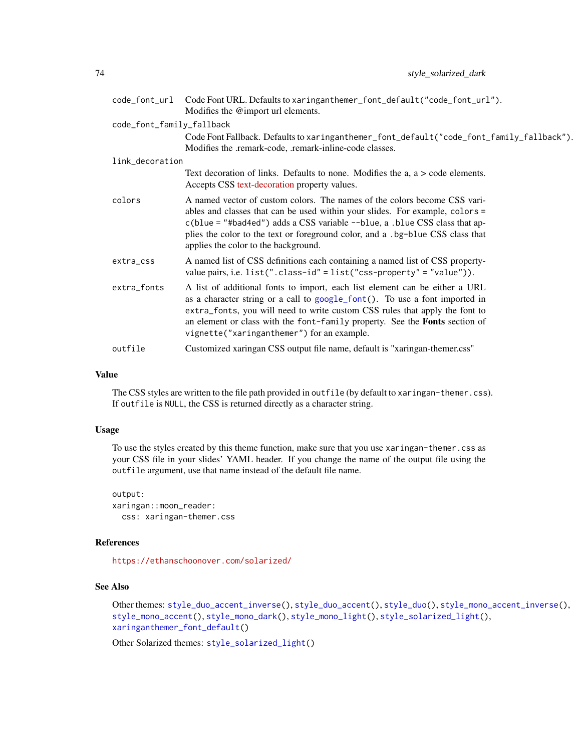| | |
|---|---|
| `code_font_url` | Code Font URL. Defaults to `xaringanthemer_font_default("code_font_url")`. Modifies the @import url elements. |
| `code_font_family_fallback` | Code Font Fallback. Defaults to `xaringanthemer_font_default("code_font_family_fallback")`. Modifies the .remark-code, .remark-inline-code classes. |
| `link_decoration` | Text decoration of links. Defaults to none. Modifies the a, a > code elements. Accepts CSS text-decoration property values. |
| `colors` | A named vector of custom colors. The names of the colors become CSS variables and classes that can be used within your slides. For example, `colors = c(blue = "#bad4ed")` adds a CSS variable `--blue`, a `.blue` CSS class that applies the color to the text or foreground color, and a `.bg-blue` CSS class that applies the color to the background. |
| `extra_css` | A named list of CSS definitions each containing a named list of CSS property-value pairs, i.e. `list(".class-id" = list("css-property" = "value"))`. |
| `extra_fonts` | A list of additional fonts to import, each list element can be either a URL as a character string or a call to `google_font()`. To use a font imported in `extra_fonts`, you will need to write custom CSS rules that apply the font to an element or class with the `font-family` property. See the **Fonts** section of `vignette("xaringanthemer")` for an example. |
| `outfile` | Customized xaringan CSS output file name, default is "xaringan-themer.css" |

## Value

The CSS styles are written to the file path provided in `outfile` (by default to `xaringan-themer.css`). If `outfile` is `NULL`, the CSS is returned directly as a character string.

## Usage

To use the styles created by this theme function, make sure that you use `xaringan-themer.css` as your CSS file in your slides' YAML header. If you change the name of the output file using the `outfile` argument, use that name instead of the default file name.

```
output:
xaringan::moon_reader:
  css: xaringan-themer.css
```

## References

https://ethanschoonover.com/solarized/

## See Also

Other themes: `style_duo_accent_inverse()`, `style_duo_accent()`, `style_duo()`, `style_mono_accent_inverse()`, `style_mono_accent()`, `style_mono_dark()`, `style_mono_light()`, `style_solarized_light()`, `xaringanthemer_font_default()`

Other Solarized themes: `style_solarized_light()`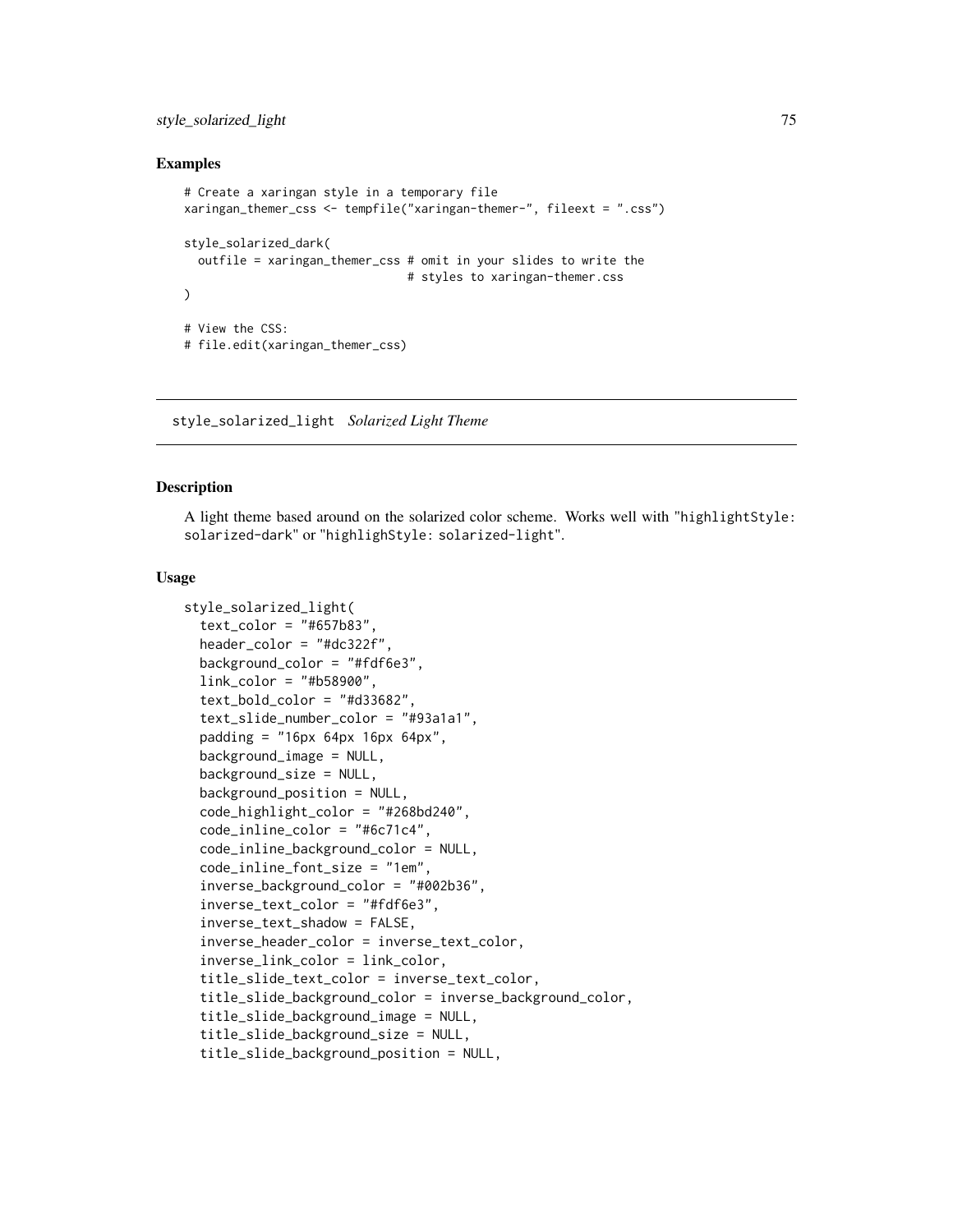## Examples

```
# Create a xaringan style in a temporary file
xaringan_themer_css <- tempfile("xaringan-themer-", fileext = ".css")

style_solarized_dark(
  outfile = xaringan_themer_css # omit in your slides to write the
                                # styles to xaringan-themer.css
)

# View the CSS:
# file.edit(xaringan_themer_css)
```

---

# style_solarized_light *Solarized Light Theme*

---

## Description

A light theme based around on the solarized color scheme. Works well with "highlightStyle: solarized-dark" or "highlighStyle: solarized-light".

## Usage

```
style_solarized_light(
  text_color = "#657b83",
  header_color = "#dc322f",
  background_color = "#fdf6e3",
  link_color = "#b58900",
  text_bold_color = "#d33682",
  text_slide_number_color = "#93a1a1",
  padding = "16px 64px 16px 64px",
  background_image = NULL,
  background_size = NULL,
  background_position = NULL,
  code_highlight_color = "#268bd240",
  code_inline_color = "#6c71c4",
  code_inline_background_color = NULL,
  code_inline_font_size = "1em",
  inverse_background_color = "#002b36",
  inverse_text_color = "#fdf6e3",
  inverse_text_shadow = FALSE,
  inverse_header_color = inverse_text_color,
  inverse_link_color = link_color,
  title_slide_text_color = inverse_text_color,
  title_slide_background_color = inverse_background_color,
  title_slide_background_image = NULL,
  title_slide_background_size = NULL,
  title_slide_background_position = NULL,
```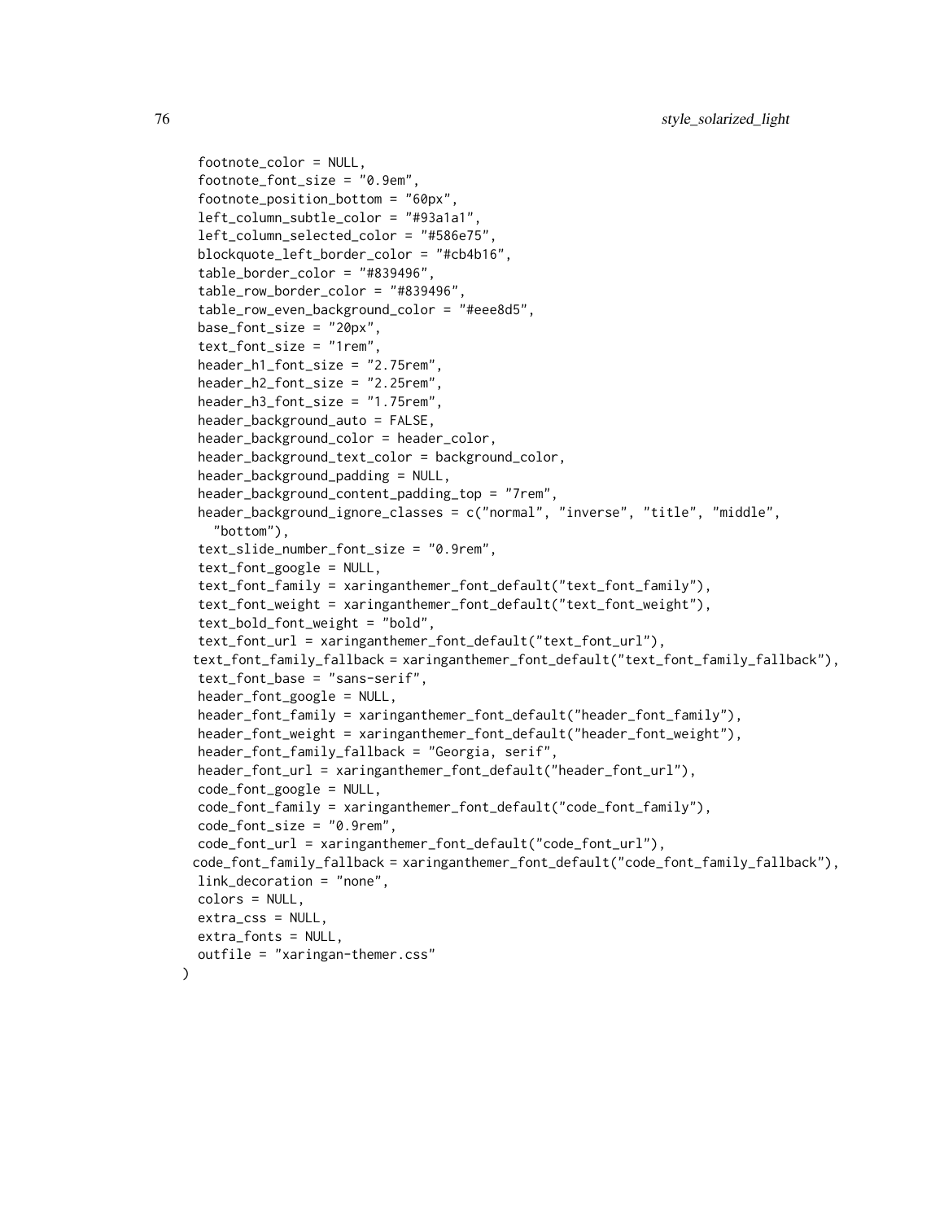```
  footnote_color = NULL,
  footnote_font_size = "0.9em",
  footnote_position_bottom = "60px",
  left_column_subtle_color = "#93a1a1",
  left_column_selected_color = "#586e75",
  blockquote_left_border_color = "#cb4b16",
  table_border_color = "#839496",
  table_row_border_color = "#839496",
  table_row_even_background_color = "#eee8d5",
  base_font_size = "20px",
  text_font_size = "1rem",
  header_h1_font_size = "2.75rem",
  header_h2_font_size = "2.25rem",
  header_h3_font_size = "1.75rem",
  header_background_auto = FALSE,
  header_background_color = header_color,
  header_background_text_color = background_color,
  header_background_padding = NULL,
  header_background_content_padding_top = "7rem",
  header_background_ignore_classes = c("normal", "inverse", "title", "middle",
    "bottom"),
  text_slide_number_font_size = "0.9rem",
  text_font_google = NULL,
  text_font_family = xaringanthemer_font_default("text_font_family"),
  text_font_weight = xaringanthemer_font_default("text_font_weight"),
  text_bold_font_weight = "bold",
  text_font_url = xaringanthemer_font_default("text_font_url"),
 text_font_family_fallback = xaringanthemer_font_default("text_font_family_fallback"),
  text_font_base = "sans-serif",
  header_font_google = NULL,
  header_font_family = xaringanthemer_font_default("header_font_family"),
  header_font_weight = xaringanthemer_font_default("header_font_weight"),
  header_font_family_fallback = "Georgia, serif",
  header_font_url = xaringanthemer_font_default("header_font_url"),
  code_font_google = NULL,
  code_font_family = xaringanthemer_font_default("code_font_family"),
  code_font_size = "0.9rem",
  code_font_url = xaringanthemer_font_default("code_font_url"),
 code_font_family_fallback = xaringanthemer_font_default("code_font_family_fallback"),
  link_decoration = "none",
  colors = NULL,
  extra_css = NULL,
  extra_fonts = NULL,
  outfile = "xaringan-themer.css"
)
```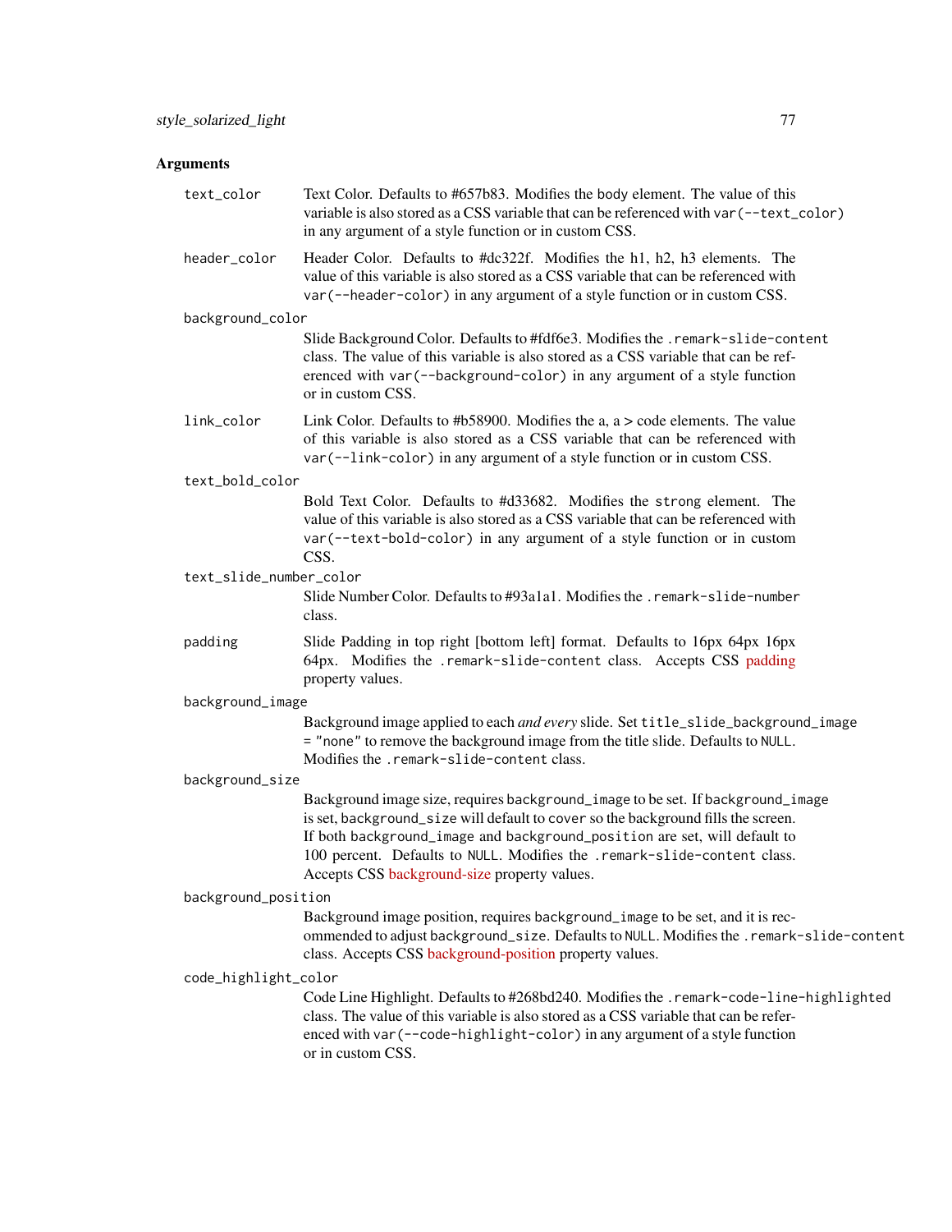## Arguments

`text_color`
: Text Color. Defaults to #657b83. Modifies the body element. The value of this variable is also stored as a CSS variable that can be referenced with `var(--text_color)` in any argument of a style function or in custom CSS.

`header_color`
: Header Color. Defaults to #dc322f. Modifies the h1, h2, h3 elements. The value of this variable is also stored as a CSS variable that can be referenced with `var(--header-color)` in any argument of a style function or in custom CSS.

`background_color`
: Slide Background Color. Defaults to #fdf6e3. Modifies the `.remark-slide-content` class. The value of this variable is also stored as a CSS variable that can be referenced with `var(--background-color)` in any argument of a style function or in custom CSS.

`link_color`
: Link Color. Defaults to #b58900. Modifies the a, a > code elements. The value of this variable is also stored as a CSS variable that can be referenced with `var(--link-color)` in any argument of a style function or in custom CSS.

`text_bold_color`
: Bold Text Color. Defaults to #d33682. Modifies the `strong` element. The value of this variable is also stored as a CSS variable that can be referenced with `var(--text-bold-color)` in any argument of a style function or in custom CSS.

`text_slide_number_color`
: Slide Number Color. Defaults to #93a1a1. Modifies the `.remark-slide-number` class.

`padding`
: Slide Padding in top right [bottom left] format. Defaults to 16px 64px 16px 64px. Modifies the `.remark-slide-content` class. Accepts CSS padding property values.

`background_image`
: Background image applied to each *and every* slide. Set `title_slide_background_image = "none"` to remove the background image from the title slide. Defaults to `NULL`. Modifies the `.remark-slide-content` class.

`background_size`
: Background image size, requires `background_image` to be set. If `background_image` is set, `background_size` will default to `cover` so the background fills the screen. If both `background_image` and `background_position` are set, will default to 100 percent. Defaults to `NULL`. Modifies the `.remark-slide-content` class. Accepts CSS background-size property values.

`background_position`
: Background image position, requires `background_image` to be set, and it is recommended to adjust `background_size`. Defaults to `NULL`. Modifies the `.remark-slide-content` class. Accepts CSS background-position property values.

`code_highlight_color`
: Code Line Highlight. Defaults to #268bd240. Modifies the `.remark-code-line-highlighted` class. The value of this variable is also stored as a CSS variable that can be referenced with `var(--code-highlight-color)` in any argument of a style function or in custom CSS.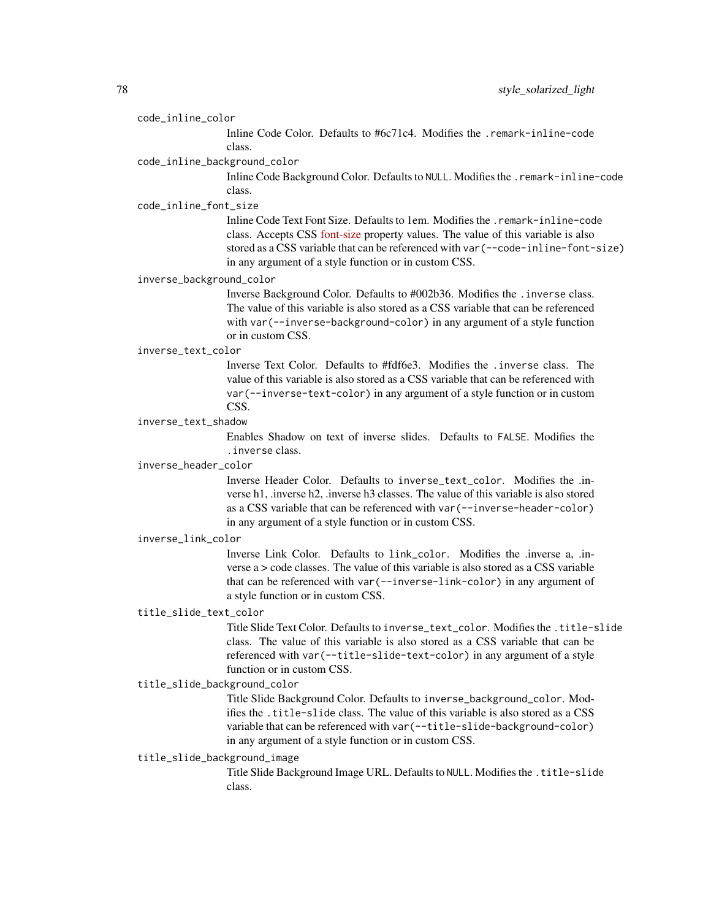`code_inline_color`
: Inline Code Color. Defaults to #6c71c4. Modifies the `.remark-inline-code` class.

`code_inline_background_color`
: Inline Code Background Color. Defaults to `NULL`. Modifies the `.remark-inline-code` class.

`code_inline_font_size`
: Inline Code Text Font Size. Defaults to 1em. Modifies the `.remark-inline-code` class. Accepts CSS font-size property values. The value of this variable is also stored as a CSS variable that can be referenced with `var(--code-inline-font-size)` in any argument of a style function or in custom CSS.

`inverse_background_color`
: Inverse Background Color. Defaults to #002b36. Modifies the `.inverse` class. The value of this variable is also stored as a CSS variable that can be referenced with `var(--inverse-background-color)` in any argument of a style function or in custom CSS.

`inverse_text_color`
: Inverse Text Color. Defaults to #fdf6e3. Modifies the `.inverse` class. The value of this variable is also stored as a CSS variable that can be referenced with `var(--inverse-text-color)` in any argument of a style function or in custom CSS.

`inverse_text_shadow`
: Enables Shadow on text of inverse slides. Defaults to `FALSE`. Modifies the `.inverse` class.

`inverse_header_color`
: Inverse Header Color. Defaults to `inverse_text_color`. Modifies the .inverse h1, .inverse h2, .inverse h3 classes. The value of this variable is also stored as a CSS variable that can be referenced with `var(--inverse-header-color)` in any argument of a style function or in custom CSS.

`inverse_link_color`
: Inverse Link Color. Defaults to `link_color`. Modifies the .inverse a, .inverse a > code classes. The value of this variable is also stored as a CSS variable that can be referenced with `var(--inverse-link-color)` in any argument of a style function or in custom CSS.

`title_slide_text_color`
: Title Slide Text Color. Defaults to `inverse_text_color`. Modifies the `.title-slide` class. The value of this variable is also stored as a CSS variable that can be referenced with `var(--title-slide-text-color)` in any argument of a style function or in custom CSS.

`title_slide_background_color`
: Title Slide Background Color. Defaults to `inverse_background_color`. Modifies the `.title-slide` class. The value of this variable is also stored as a CSS variable that can be referenced with `var(--title-slide-background-color)` in any argument of a style function or in custom CSS.

`title_slide_background_image`
: Title Slide Background Image URL. Defaults to `NULL`. Modifies the `.title-slide` class.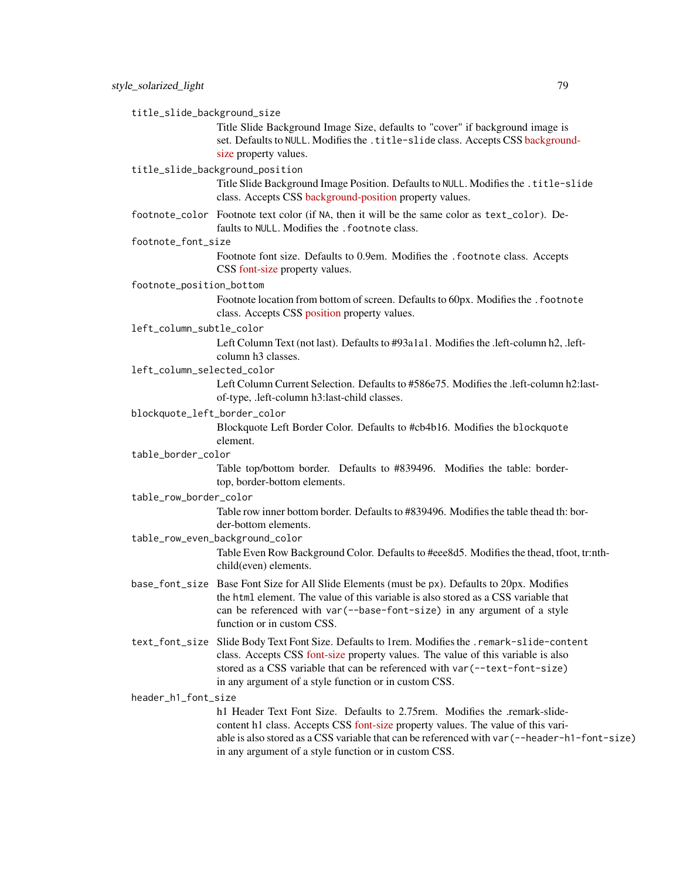`title_slide_background_size`
: Title Slide Background Image Size, defaults to "cover" if background image is set. Defaults to `NULL`. Modifies the `.title-slide` class. Accepts CSS background-size property values.

`title_slide_background_position`
: Title Slide Background Image Position. Defaults to `NULL`. Modifies the `.title-slide` class. Accepts CSS background-position property values.

`footnote_color`
: Footnote text color (if `NA`, then it will be the same color as `text_color`). Defaults to `NULL`. Modifies the `.footnote` class.

`footnote_font_size`
: Footnote font size. Defaults to 0.9em. Modifies the `.footnote` class. Accepts CSS font-size property values.

`footnote_position_bottom`
: Footnote location from bottom of screen. Defaults to 60px. Modifies the `.footnote` class. Accepts CSS position property values.

`left_column_subtle_color`
: Left Column Text (not last). Defaults to #93a1a1. Modifies the .left-column h2, .left-column h3 classes.

`left_column_selected_color`
: Left Column Current Selection. Defaults to #586e75. Modifies the .left-column h2:last-of-type, .left-column h3:last-child classes.

`blockquote_left_border_color`
: Blockquote Left Border Color. Defaults to #cb4b16. Modifies the `blockquote` element.

`table_border_color`
: Table top/bottom border. Defaults to #839496. Modifies the table: border-top, border-bottom elements.

`table_row_border_color`
: Table row inner bottom border. Defaults to #839496. Modifies the table thead th: border-bottom elements.

`table_row_even_background_color`
: Table Even Row Background Color. Defaults to #eee8d5. Modifies the thead, tfoot, tr:nth-child(even) elements.

`base_font_size`
: Base Font Size for All Slide Elements (must be `px`). Defaults to 20px. Modifies the `html` element. The value of this variable is also stored as a CSS variable that can be referenced with `var(--base-font-size)` in any argument of a style function or in custom CSS.

`text_font_size`
: Slide Body Text Font Size. Defaults to 1rem. Modifies the `.remark-slide-content` class. Accepts CSS font-size property values. The value of this variable is also stored as a CSS variable that can be referenced with `var(--text-font-size)` in any argument of a style function or in custom CSS.

`header_h1_font_size`
: h1 Header Text Font Size. Defaults to 2.75rem. Modifies the .remark-slide-content h1 class. Accepts CSS font-size property values. The value of this variable is also stored as a CSS variable that can be referenced with `var(--header-h1-font-size)` in any argument of a style function or in custom CSS.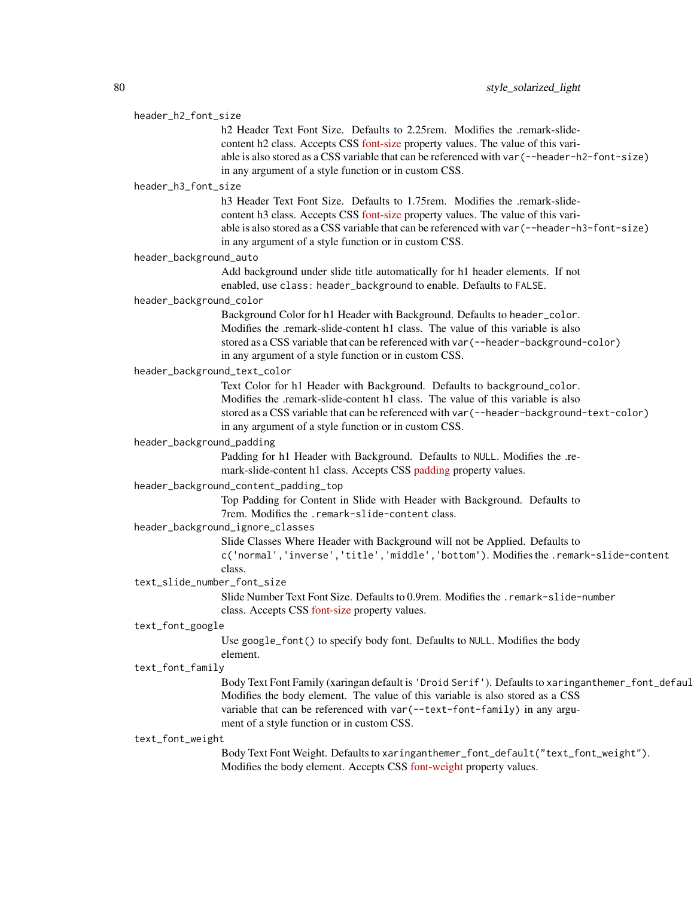`header_h2_font_size`
: h2 Header Text Font Size. Defaults to 2.25rem. Modifies the .remark-slide-content h2 class. Accepts CSS font-size property values. The value of this variable is also stored as a CSS variable that can be referenced with `var(--header-h2-font-size)` in any argument of a style function or in custom CSS.

`header_h3_font_size`
: h3 Header Text Font Size. Defaults to 1.75rem. Modifies the .remark-slide-content h3 class. Accepts CSS font-size property values. The value of this variable is also stored as a CSS variable that can be referenced with `var(--header-h3-font-size)` in any argument of a style function or in custom CSS.

`header_background_auto`
: Add background under slide title automatically for h1 header elements. If not enabled, use `class: header_background` to enable. Defaults to `FALSE`.

`header_background_color`
: Background Color for h1 Header with Background. Defaults to `header_color`. Modifies the .remark-slide-content h1 class. The value of this variable is also stored as a CSS variable that can be referenced with `var(--header-background-color)` in any argument of a style function or in custom CSS.

`header_background_text_color`
: Text Color for h1 Header with Background. Defaults to `background_color`. Modifies the .remark-slide-content h1 class. The value of this variable is also stored as a CSS variable that can be referenced with `var(--header-background-text-color)` in any argument of a style function or in custom CSS.

`header_background_padding`
: Padding for h1 Header with Background. Defaults to `NULL`. Modifies the .remark-slide-content h1 class. Accepts CSS padding property values.

`header_background_content_padding_top`
: Top Padding for Content in Slide with Header with Background. Defaults to 7rem. Modifies the `.remark-slide-content` class.

`header_background_ignore_classes`
: Slide Classes Where Header with Background will not be Applied. Defaults to `c('normal','inverse','title','middle','bottom')`. Modifies the `.remark-slide-content` class.

`text_slide_number_font_size`
: Slide Number Text Font Size. Defaults to 0.9rem. Modifies the `.remark-slide-number` class. Accepts CSS font-size property values.

`text_font_google`
: Use `google_font()` to specify body font. Defaults to `NULL`. Modifies the body element.

`text_font_family`
: Body Text Font Family (xaringan default is `'Droid Serif'`). Defaults to `xaringanthemer_font_default("text_font_family")`. Modifies the body element. The value of this variable is also stored as a CSS variable that can be referenced with `var(--text-font-family)` in any argument of a style function or in custom CSS.

`text_font_weight`
: Body Text Font Weight. Defaults to `xaringanthemer_font_default("text_font_weight")`. Modifies the body element. Accepts CSS font-weight property values.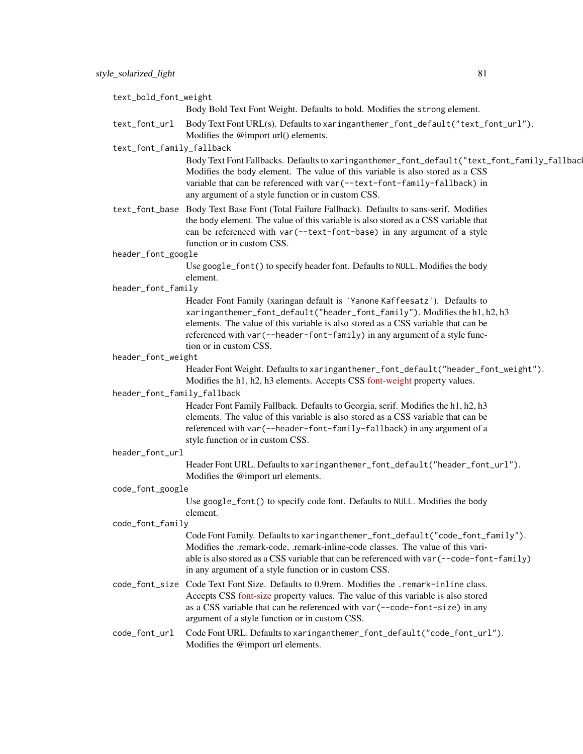`text_bold_font_weight`
: Body Bold Text Font Weight. Defaults to bold. Modifies the `strong` element.

`text_font_url`
: Body Text Font URL(s). Defaults to `xaringanthemer_font_default("text_font_url")`. Modifies the @import url() elements.

`text_font_family_fallback`
: Body Text Font Fallbacks. Defaults to `xaringanthemer_font_default("text_font_family_fallback")`. Modifies the body element. The value of this variable is also stored as a CSS variable that can be referenced with `var(--text-font-family-fallback)` in any argument of a style function or in custom CSS.

`text_font_base`
: Body Text Base Font (Total Failure Fallback). Defaults to sans-serif. Modifies the body element. The value of this variable is also stored as a CSS variable that can be referenced with `var(--text-font-base)` in any argument of a style function or in custom CSS.

`header_font_google`
: Use `google_font()` to specify header font. Defaults to `NULL`. Modifies the body element.

`header_font_family`
: Header Font Family (xaringan default is `'Yanone Kaffeesatz'`). Defaults to `xaringanthemer_font_default("header_font_family")`. Modifies the h1, h2, h3 elements. The value of this variable is also stored as a CSS variable that can be referenced with `var(--header-font-family)` in any argument of a style function or in custom CSS.

`header_font_weight`
: Header Font Weight. Defaults to `xaringanthemer_font_default("header_font_weight")`. Modifies the h1, h2, h3 elements. Accepts CSS font-weight property values.

`header_font_family_fallback`
: Header Font Family Fallback. Defaults to Georgia, serif. Modifies the h1, h2, h3 elements. The value of this variable is also stored as a CSS variable that can be referenced with `var(--header-font-family-fallback)` in any argument of a style function or in custom CSS.

`header_font_url`
: Header Font URL. Defaults to `xaringanthemer_font_default("header_font_url")`. Modifies the @import url elements.

`code_font_google`
: Use `google_font()` to specify code font. Defaults to `NULL`. Modifies the body element.

`code_font_family`
: Code Font Family. Defaults to `xaringanthemer_font_default("code_font_family")`. Modifies the .remark-code, .remark-inline-code classes. The value of this variable is also stored as a CSS variable that can be referenced with `var(--code-font-family)` in any argument of a style function or in custom CSS.

`code_font_size`
: Code Text Font Size. Defaults to 0.9rem. Modifies the `.remark-inline` class. Accepts CSS font-size property values. The value of this variable is also stored as a CSS variable that can be referenced with `var(--code-font-size)` in any argument of a style function or in custom CSS.

`code_font_url`
: Code Font URL. Defaults to `xaringanthemer_font_default("code_font_url")`. Modifies the @import url elements.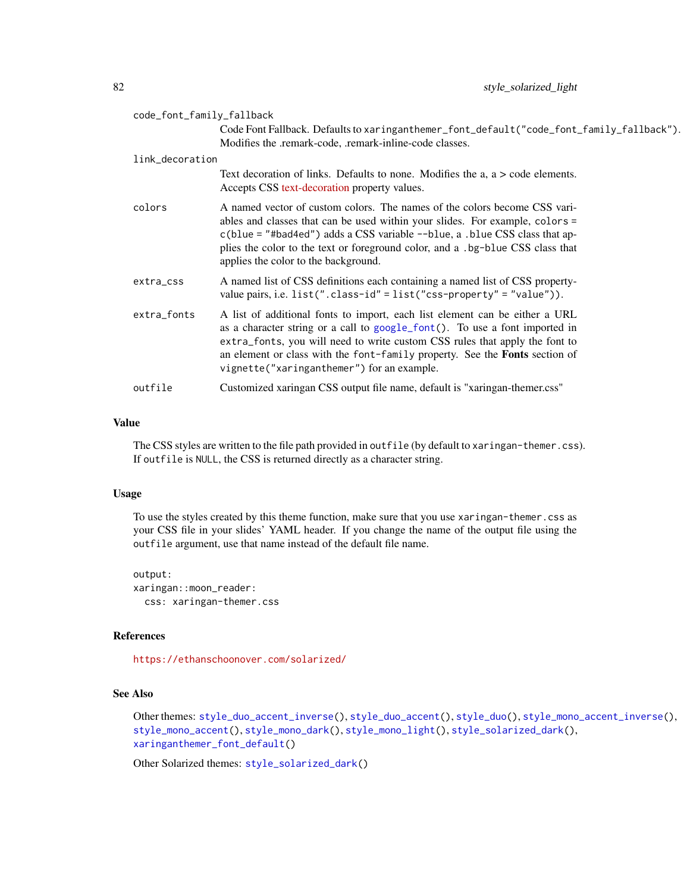`code_font_family_fallback`
: Code Font Fallback. Defaults to `xaringanthemer_font_default("code_font_family_fallback")`. Modifies the .remark-code, .remark-inline-code classes.

`link_decoration`
: Text decoration of links. Defaults to none. Modifies the a, a > code elements. Accepts CSS text-decoration property values.

`colors`
: A named vector of custom colors. The names of the colors become CSS variables and classes that can be used within your slides. For example, `colors = c(blue = "#bad4ed")` adds a CSS variable `--blue`, a `.blue` CSS class that applies the color to the text or foreground color, and a `.bg-blue` CSS class that applies the color to the background.

`extra_css`
: A named list of CSS definitions each containing a named list of CSS property-value pairs, i.e. `list(".class-id" = list("css-property" = "value"))`.

`extra_fonts`
: A list of additional fonts to import, each list element can be either a URL as a character string or a call to `google_font()`. To use a font imported in `extra_fonts`, you will need to write custom CSS rules that apply the font to an element or class with the `font-family` property. See the **Fonts** section of `vignette("xaringanthemer")` for an example.

`outfile`
: Customized xaringan CSS output file name, default is "xaringan-themer.css"

## Value

The CSS styles are written to the file path provided in `outfile` (by default to `xaringan-themer.css`). If `outfile` is `NULL`, the CSS is returned directly as a character string.

## Usage

To use the styles created by this theme function, make sure that you use `xaringan-themer.css` as your CSS file in your slides' YAML header. If you change the name of the output file using the `outfile` argument, use that name instead of the default file name.

```
output:
xaringan::moon_reader:
  css: xaringan-themer.css
```

## References

https://ethanschoonover.com/solarized/

## See Also

Other themes: `style_duo_accent_inverse()`, `style_duo_accent()`, `style_duo()`, `style_mono_accent_inverse()`, `style_mono_accent()`, `style_mono_dark()`, `style_mono_light()`, `style_solarized_dark()`, `xaringanthemer_font_default()`

Other Solarized themes: `style_solarized_dark()`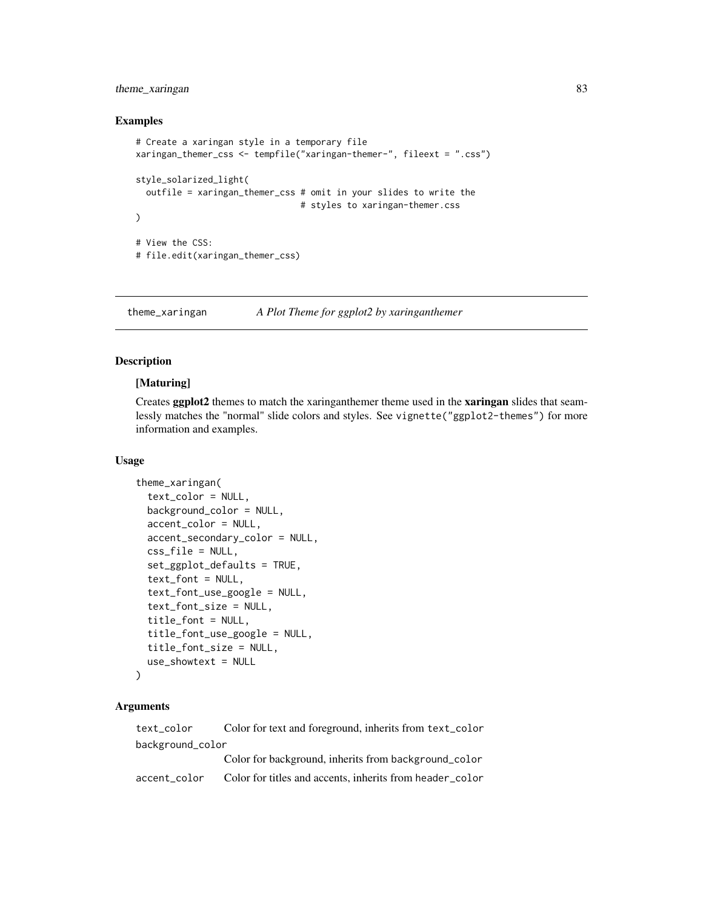### Examples

```
# Create a xaringan style in a temporary file
xaringan_themer_css <- tempfile("xaringan-themer-", fileext = ".css")

style_solarized_light(
  outfile = xaringan_themer_css # omit in your slides to write the
                                # styles to xaringan-themer.css
)

# View the CSS:
# file.edit(xaringan_themer_css)
```

---

## theme_xaringan — *A Plot Theme for ggplot2 by xaringanthemer*

---

### Description

**[Maturing]**

Creates **ggplot2** themes to match the xaringanthemer theme used in the **xaringan** slides that seamlessly matches the "normal" slide colors and styles. See `vignette("ggplot2-themes")` for more information and examples.

### Usage

```
theme_xaringan(
  text_color = NULL,
  background_color = NULL,
  accent_color = NULL,
  accent_secondary_color = NULL,
  css_file = NULL,
  set_ggplot_defaults = TRUE,
  text_font = NULL,
  text_font_use_google = NULL,
  text_font_size = NULL,
  title_font = NULL,
  title_font_use_google = NULL,
  title_font_size = NULL,
  use_showtext = NULL
)
```

### Arguments

`text_color` Color for text and foreground, inherits from `text_color`

`background_color` Color for background, inherits from `background_color`

`accent_color` Color for titles and accents, inherits from `header_color`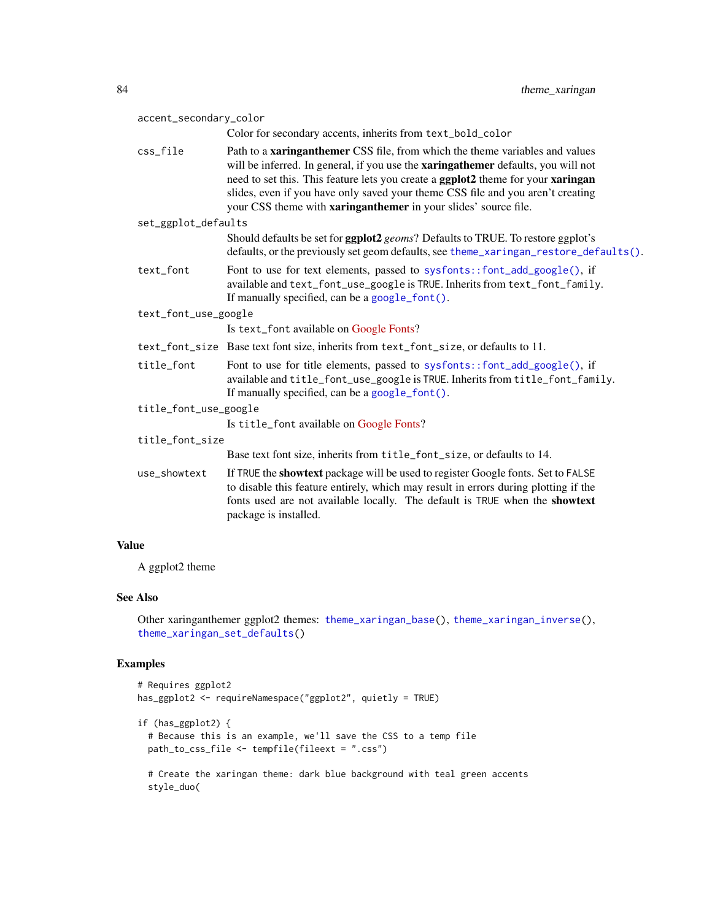`accent_secondary_color`
: Color for secondary accents, inherits from `text_bold_color`

`css_file`
: Path to a **xaringanthemer** CSS file, from which the theme variables and values will be inferred. In general, if you use the **xaringathemer** defaults, you will not need to set this. This feature lets you create a **ggplot2** theme for your **xaringan** slides, even if you have only saved your theme CSS file and you aren't creating your CSS theme with **xaringanthemer** in your slides' source file.

`set_ggplot_defaults`
: Should defaults be set for **ggplot2** *geoms*? Defaults to TRUE. To restore ggplot's defaults, or the previously set geom defaults, see `theme_xaringan_restore_defaults()`.

`text_font`
: Font to use for text elements, passed to `sysfonts::font_add_google()`, if available and `text_font_use_google` is `TRUE`. Inherits from `text_font_family`. If manually specified, can be a `google_font()`.

`text_font_use_google`
: Is `text_font` available on Google Fonts?

`text_font_size`
: Base text font size, inherits from `text_font_size`, or defaults to 11.

`title_font`
: Font to use for title elements, passed to `sysfonts::font_add_google()`, if available and `title_font_use_google` is `TRUE`. Inherits from `title_font_family`. If manually specified, can be a `google_font()`.

`title_font_use_google`
: Is `title_font` available on Google Fonts?

`title_font_size`
: Base text font size, inherits from `title_font_size`, or defaults to 14.

`use_showtext`
: If `TRUE` the **showtext** package will be used to register Google fonts. Set to `FALSE` to disable this feature entirely, which may result in errors during plotting if the fonts used are not available locally. The default is `TRUE` when the **showtext** package is installed.

## Value

A ggplot2 theme

## See Also

Other xaringanthemer ggplot2 themes: `theme_xaringan_base()`, `theme_xaringan_inverse()`, `theme_xaringan_set_defaults()`

## Examples

```
# Requires ggplot2
has_ggplot2 <- requireNamespace("ggplot2", quietly = TRUE)

if (has_ggplot2) {
  # Because this is an example, we'll save the CSS to a temp file
  path_to_css_file <- tempfile(fileext = ".css")

  # Create the xaringan theme: dark blue background with teal green accents
  style_duo(
```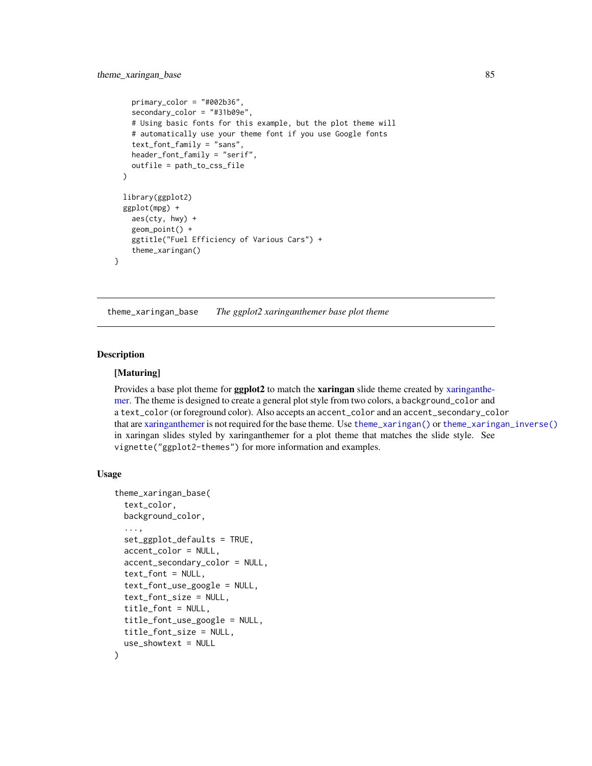```
    primary_color = "#002b36",
    secondary_color = "#31b09e",
    # Using basic fonts for this example, but the plot theme will
    # automatically use your theme font if you use Google fonts
    text_font_family = "sans",
    header_font_family = "serif",
    outfile = path_to_css_file
  )

  library(ggplot2)
  ggplot(mpg) +
    aes(cty, hwy) +
    geom_point() +
    ggtitle("Fuel Efficiency of Various Cars") +
    theme_xaringan()
}
```

---

`theme_xaringan_base` *The ggplot2 xaringanthemer base plot theme*

---

## Description

**[Maturing]**

Provides a base plot theme for **ggplot2** to match the **xaringan** slide theme created by xaringanthemer. The theme is designed to create a general plot style from two colors, a `background_color` and a `text_color` (or foreground color). Also accepts an `accent_color` and an `accent_secondary_color` that are xaringanthemer is not required for the base theme. Use `theme_xaringan()` or `theme_xaringan_inverse()` in xaringan slides styled by xaringanthemer for a plot theme that matches the slide style. See `vignette("ggplot2-themes")` for more information and examples.

## Usage

```
theme_xaringan_base(
  text_color,
  background_color,
  ...,
  set_ggplot_defaults = TRUE,
  accent_color = NULL,
  accent_secondary_color = NULL,
  text_font = NULL,
  text_font_use_google = NULL,
  text_font_size = NULL,
  title_font = NULL,
  title_font_use_google = NULL,
  title_font_size = NULL,
  use_showtext = NULL
)
```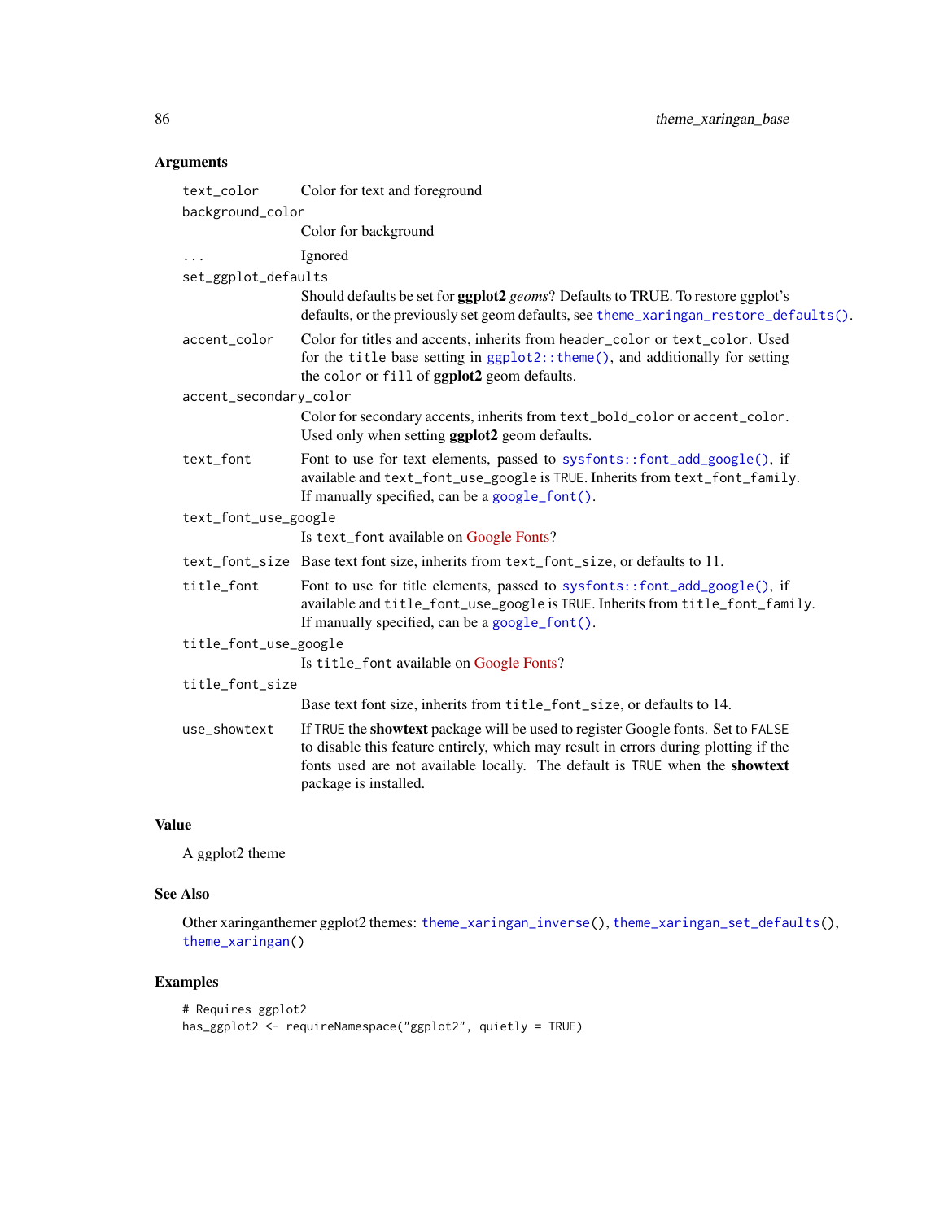## Arguments

`text_color` Color for text and foreground

`background_color`
: Color for background

`...` Ignored

`set_ggplot_defaults`
: Should defaults be set for **ggplot2** *geoms*? Defaults to TRUE. To restore ggplot's defaults, or the previously set geom defaults, see `theme_xaringan_restore_defaults()`.

`accent_color` Color for titles and accents, inherits from `header_color` or `text_color`. Used for the `title` base setting in `ggplot2::theme()`, and additionally for setting the `color` or `fill` of **ggplot2** geom defaults.

`accent_secondary_color`
: Color for secondary accents, inherits from `text_bold_color` or `accent_color`. Used only when setting **ggplot2** geom defaults.

`text_font` Font to use for text elements, passed to `sysfonts::font_add_google()`, if available and `text_font_use_google` is TRUE. Inherits from `text_font_family`. If manually specified, can be a `google_font()`.

`text_font_use_google`
: Is `text_font` available on Google Fonts?

`text_font_size` Base text font size, inherits from `text_font_size`, or defaults to 11.

`title_font` Font to use for title elements, passed to `sysfonts::font_add_google()`, if available and `title_font_use_google` is TRUE. Inherits from `title_font_family`. If manually specified, can be a `google_font()`.

`title_font_use_google`
: Is `title_font` available on Google Fonts?

`title_font_size`
: Base text font size, inherits from `title_font_size`, or defaults to 14.

`use_showtext` If TRUE the **showtext** package will be used to register Google fonts. Set to FALSE to disable this feature entirely, which may result in errors during plotting if the fonts used are not available locally. The default is TRUE when the **showtext** package is installed.

## Value

A ggplot2 theme

## See Also

Other xaringanthemer ggplot2 themes: `theme_xaringan_inverse()`, `theme_xaringan_set_defaults()`, `theme_xaringan()`

## Examples

```
# Requires ggplot2
has_ggplot2 <- requireNamespace("ggplot2", quietly = TRUE)
```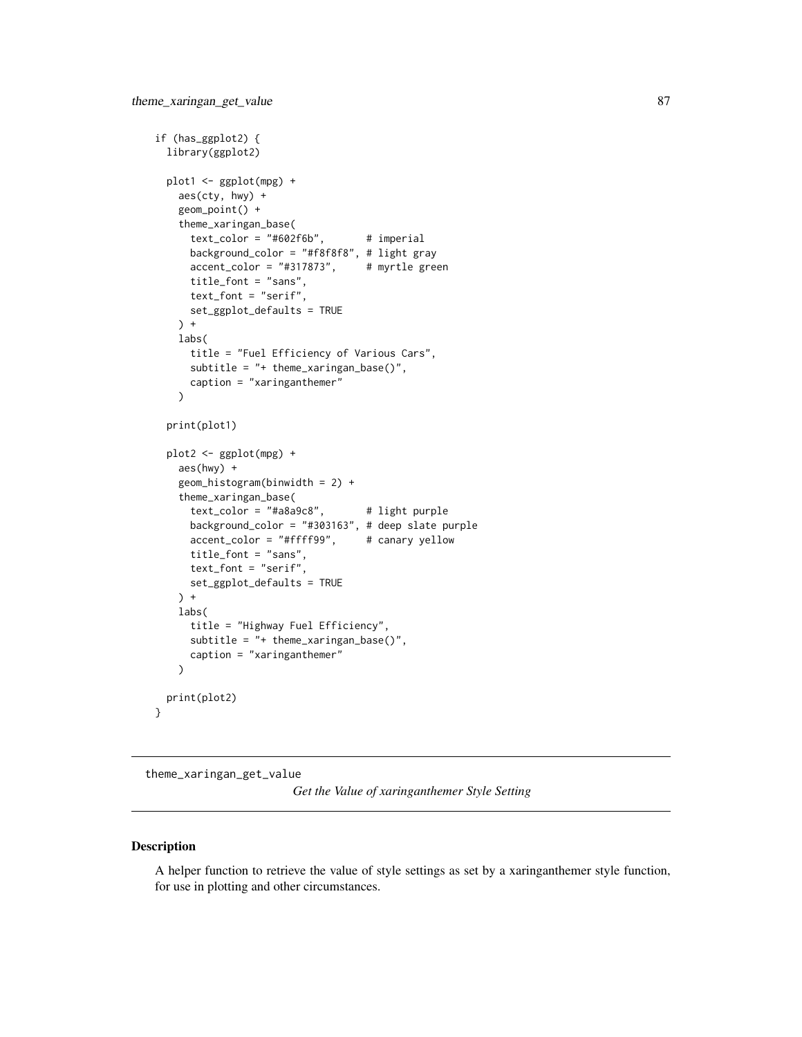```
if (has_ggplot2) {
  library(ggplot2)

  plot1 <- ggplot(mpg) +
    aes(cty, hwy) +
    geom_point() +
    theme_xaringan_base(
      text_color = "#602f6b",       # imperial
      background_color = "#f8f8f8", # light gray
      accent_color = "#317873",     # myrtle green
      title_font = "sans",
      text_font = "serif",
      set_ggplot_defaults = TRUE
    ) +
    labs(
      title = "Fuel Efficiency of Various Cars",
      subtitle = "+ theme_xaringan_base()",
      caption = "xaringanthemer"
    )

  print(plot1)

  plot2 <- ggplot(mpg) +
    aes(hwy) +
    geom_histogram(binwidth = 2) +
    theme_xaringan_base(
      text_color = "#a8a9c8",       # light purple
      background_color = "#303163", # deep slate purple
      accent_color = "#ffff99",     # canary yellow
      title_font = "sans",
      text_font = "serif",
      set_ggplot_defaults = TRUE
    ) +
    labs(
      title = "Highway Fuel Efficiency",
      subtitle = "+ theme_xaringan_base()",
      caption = "xaringanthemer"
    )

  print(plot2)
}
```

---

`theme_xaringan_get_value` *Get the Value of xaringanthemer Style Setting*

---

## Description

A helper function to retrieve the value of style settings as set by a xaringanthemer style function, for use in plotting and other circumstances.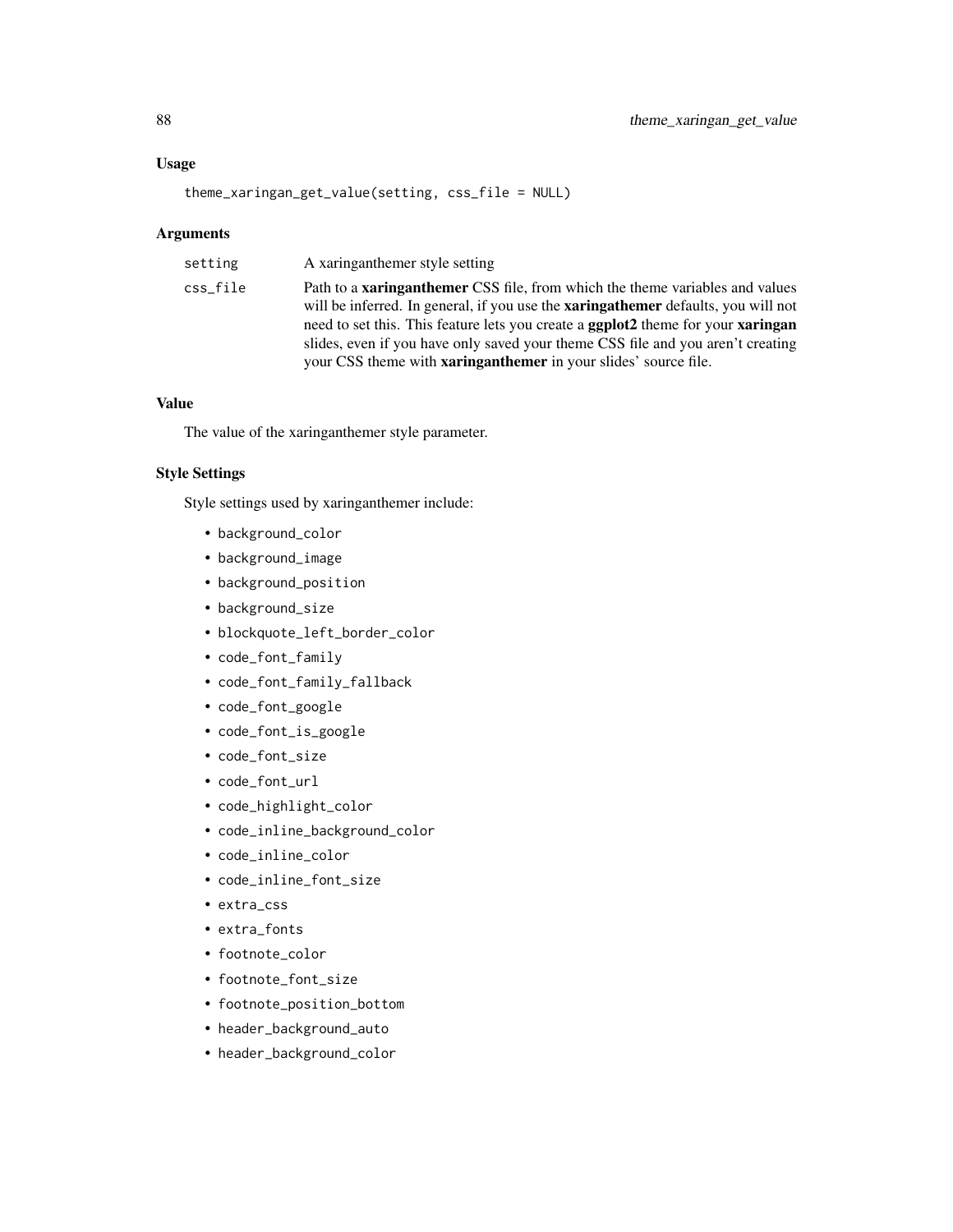### Usage

```
theme_xaringan_get_value(setting, css_file = NULL)
```

### Arguments

| | |
|---|---|
| `setting` | A xaringanthemer style setting |
| `css_file` | Path to a **xaringanthemer** CSS file, from which the theme variables and values will be inferred. In general, if you use the **xaringathemer** defaults, you will not need to set this. This feature lets you create a **ggplot2** theme for your **xaringan** slides, even if you have only saved your theme CSS file and you aren't creating your CSS theme with **xaringanthemer** in your slides' source file. |

### Value

The value of the xaringanthemer style parameter.

### Style Settings

Style settings used by xaringanthemer include:

- `background_color`
- `background_image`
- `background_position`
- `background_size`
- `blockquote_left_border_color`
- `code_font_family`
- `code_font_family_fallback`
- `code_font_google`
- `code_font_is_google`
- `code_font_size`
- `code_font_url`
- `code_highlight_color`
- `code_inline_background_color`
- `code_inline_color`
- `code_inline_font_size`
- `extra_css`
- `extra_fonts`
- `footnote_color`
- `footnote_font_size`
- `footnote_position_bottom`
- `header_background_auto`
- `header_background_color`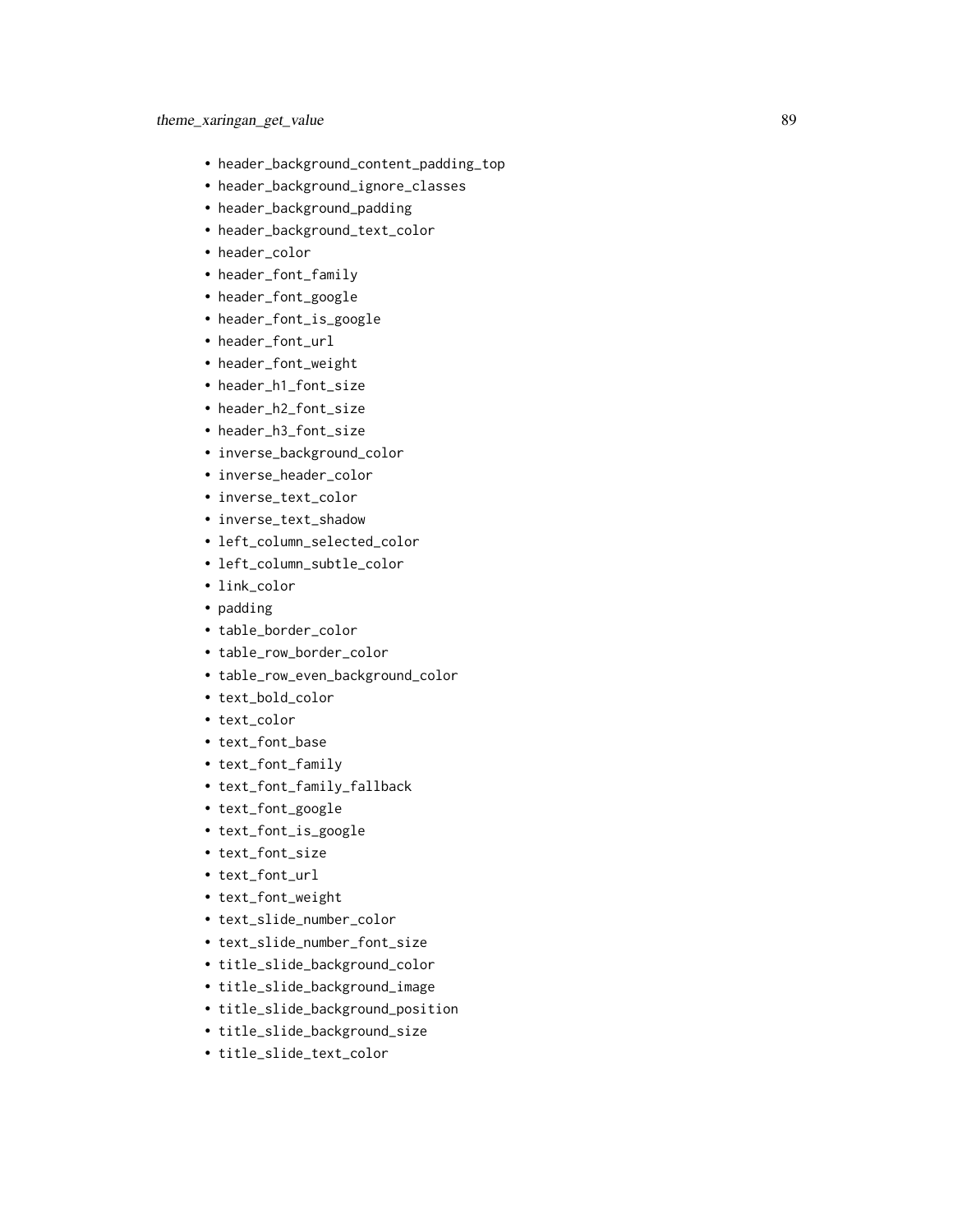- header_background_content_padding_top
- header_background_ignore_classes
- header_background_padding
- header_background_text_color
- header_color
- header_font_family
- header_font_google
- header_font_is_google
- header_font_url
- header_font_weight
- header_h1_font_size
- header_h2_font_size
- header_h3_font_size
- inverse_background_color
- inverse_header_color
- inverse_text_color
- inverse_text_shadow
- left_column_selected_color
- left_column_subtle_color
- link_color
- padding
- table_border_color
- table_row_border_color
- table_row_even_background_color
- text_bold_color
- text_color
- text_font_base
- text_font_family
- text_font_family_fallback
- text_font_google
- text_font_is_google
- text_font_size
- text_font_url
- text_font_weight
- text_slide_number_color
- text_slide_number_font_size
- title_slide_background_color
- title_slide_background_image
- title_slide_background_position
- title_slide_background_size
- title_slide_text_color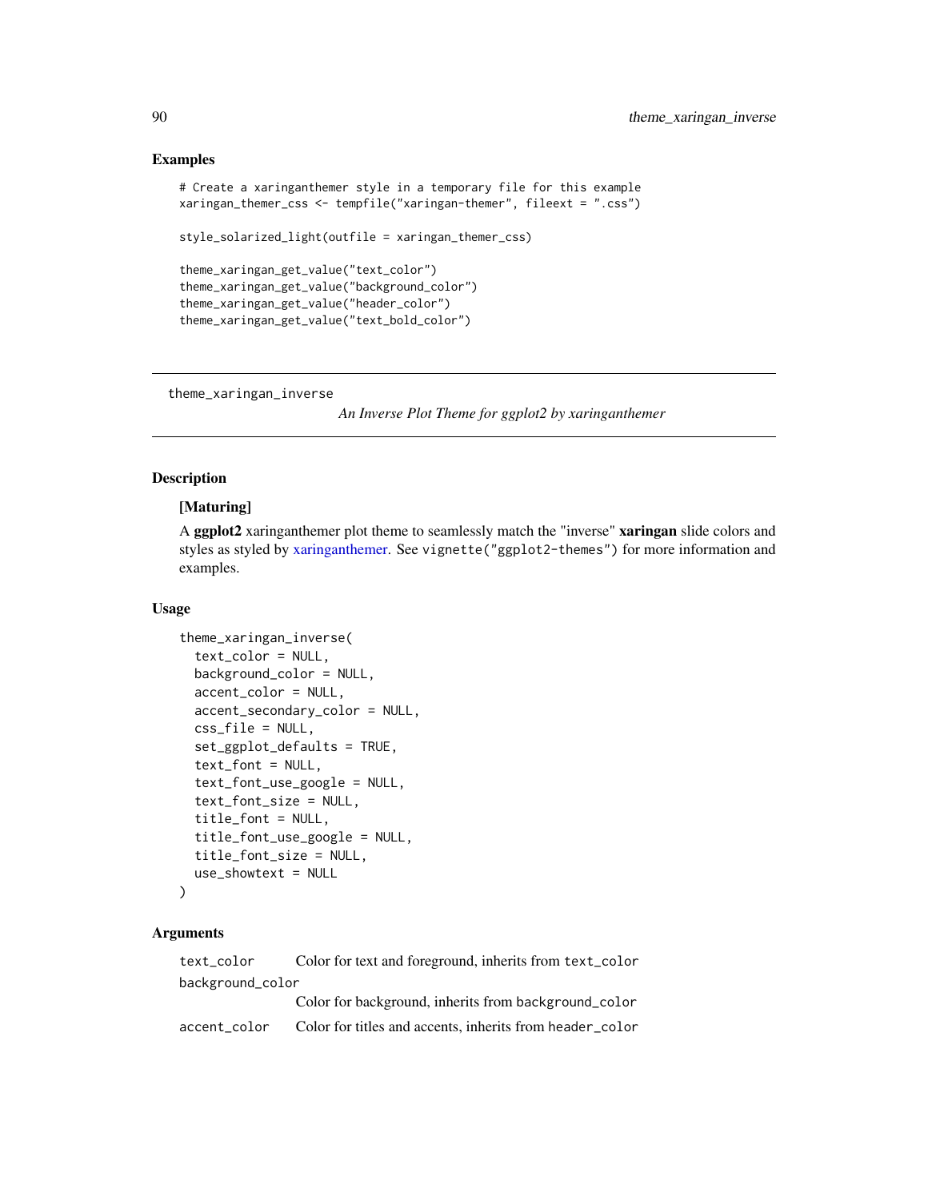## Examples

```
# Create a xaringanthemer style in a temporary file for this example
xaringan_themer_css <- tempfile("xaringan-themer", fileext = ".css")

style_solarized_light(outfile = xaringan_themer_css)

theme_xaringan_get_value("text_color")
theme_xaringan_get_value("background_color")
theme_xaringan_get_value("header_color")
theme_xaringan_get_value("text_bold_color")
```

---

theme_xaringan_inverse

*An Inverse Plot Theme for ggplot2 by xaringanthemer*

---

## Description

**[Maturing]**

A **ggplot2** xaringanthemer plot theme to seamlessly match the "inverse" **xaringan** slide colors and styles as styled by xaringanthemer. See `vignette("ggplot2-themes")` for more information and examples.

## Usage

```
theme_xaringan_inverse(
  text_color = NULL,
  background_color = NULL,
  accent_color = NULL,
  accent_secondary_color = NULL,
  css_file = NULL,
  set_ggplot_defaults = TRUE,
  text_font = NULL,
  text_font_use_google = NULL,
  text_font_size = NULL,
  title_font = NULL,
  title_font_use_google = NULL,
  title_font_size = NULL,
  use_showtext = NULL
)
```

## Arguments

| | |
|---|---|
| `text_color` | Color for text and foreground, inherits from `text_color` |
| `background_color` | Color for background, inherits from `background_color` |
| `accent_color` | Color for titles and accents, inherits from `header_color` |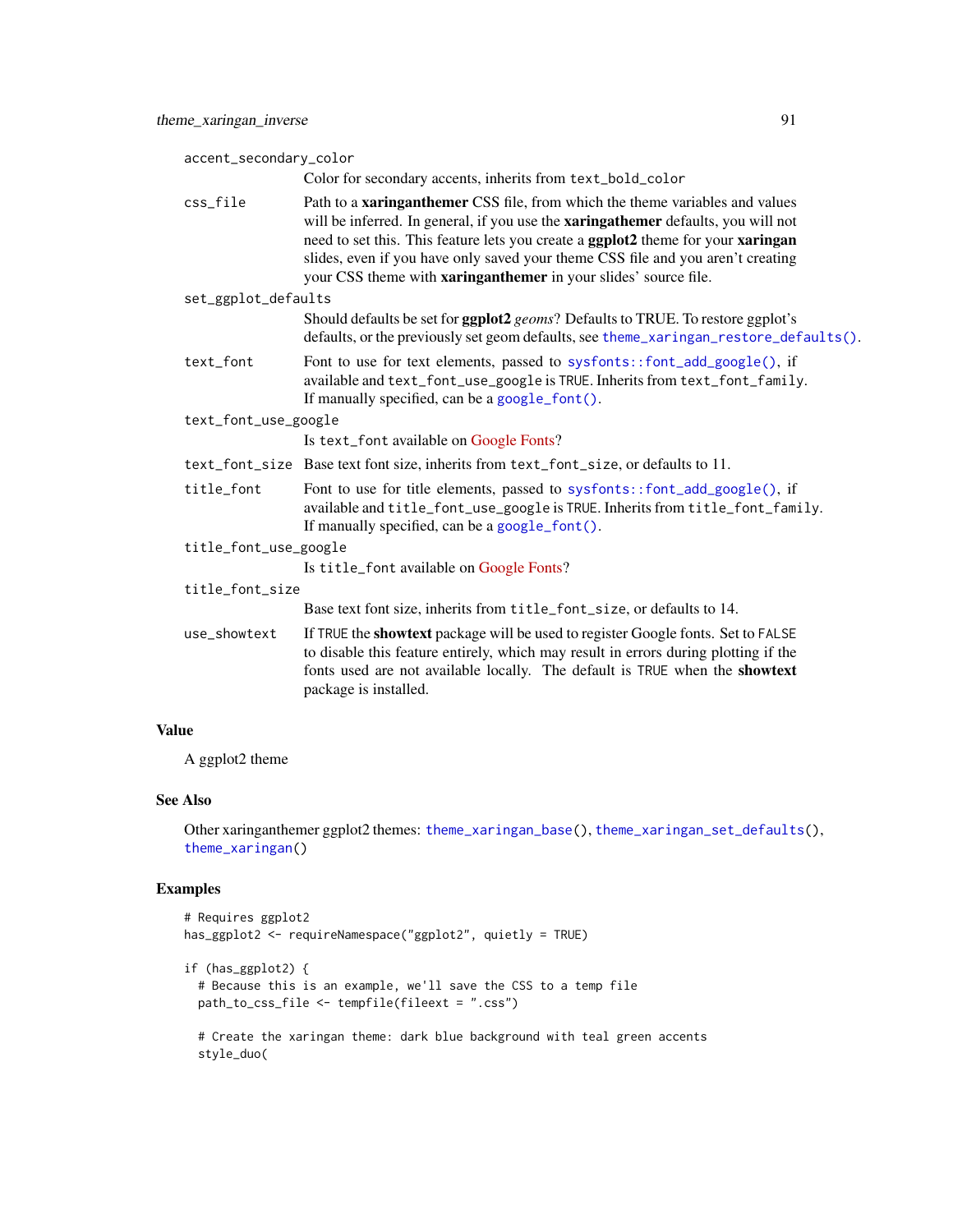`accent_secondary_color`
: Color for secondary accents, inherits from `text_bold_color`

`css_file`
: Path to a **xaringanthemer** CSS file, from which the theme variables and values will be inferred. In general, if you use the **xaringathemer** defaults, you will not need to set this. This feature lets you create a **ggplot2** theme for your **xaringan** slides, even if you have only saved your theme CSS file and you aren't creating your CSS theme with **xaringanthemer** in your slides' source file.

`set_ggplot_defaults`
: Should defaults be set for **ggplot2** *geoms*? Defaults to TRUE. To restore ggplot's defaults, or the previously set geom defaults, see `theme_xaringan_restore_defaults()`.

`text_font`
: Font to use for text elements, passed to `sysfonts::font_add_google()`, if available and `text_font_use_google` is `TRUE`. Inherits from `text_font_family`. If manually specified, can be a `google_font()`.

`text_font_use_google`
: Is `text_font` available on Google Fonts?

`text_font_size`
: Base text font size, inherits from `text_font_size`, or defaults to 11.

`title_font`
: Font to use for title elements, passed to `sysfonts::font_add_google()`, if available and `title_font_use_google` is `TRUE`. Inherits from `title_font_family`. If manually specified, can be a `google_font()`.

`title_font_use_google`
: Is `title_font` available on Google Fonts?

`title_font_size`
: Base text font size, inherits from `title_font_size`, or defaults to 14.

`use_showtext`
: If `TRUE` the **showtext** package will be used to register Google fonts. Set to `FALSE` to disable this feature entirely, which may result in errors during plotting if the fonts used are not available locally. The default is `TRUE` when the **showtext** package is installed.

## Value

A ggplot2 theme

## See Also

Other xaringanthemer ggplot2 themes: `theme_xaringan_base()`, `theme_xaringan_set_defaults()`, `theme_xaringan()`

## Examples

```
# Requires ggplot2
has_ggplot2 <- requireNamespace("ggplot2", quietly = TRUE)

if (has_ggplot2) {
  # Because this is an example, we'll save the CSS to a temp file
  path_to_css_file <- tempfile(fileext = ".css")

  # Create the xaringan theme: dark blue background with teal green accents
  style_duo(
```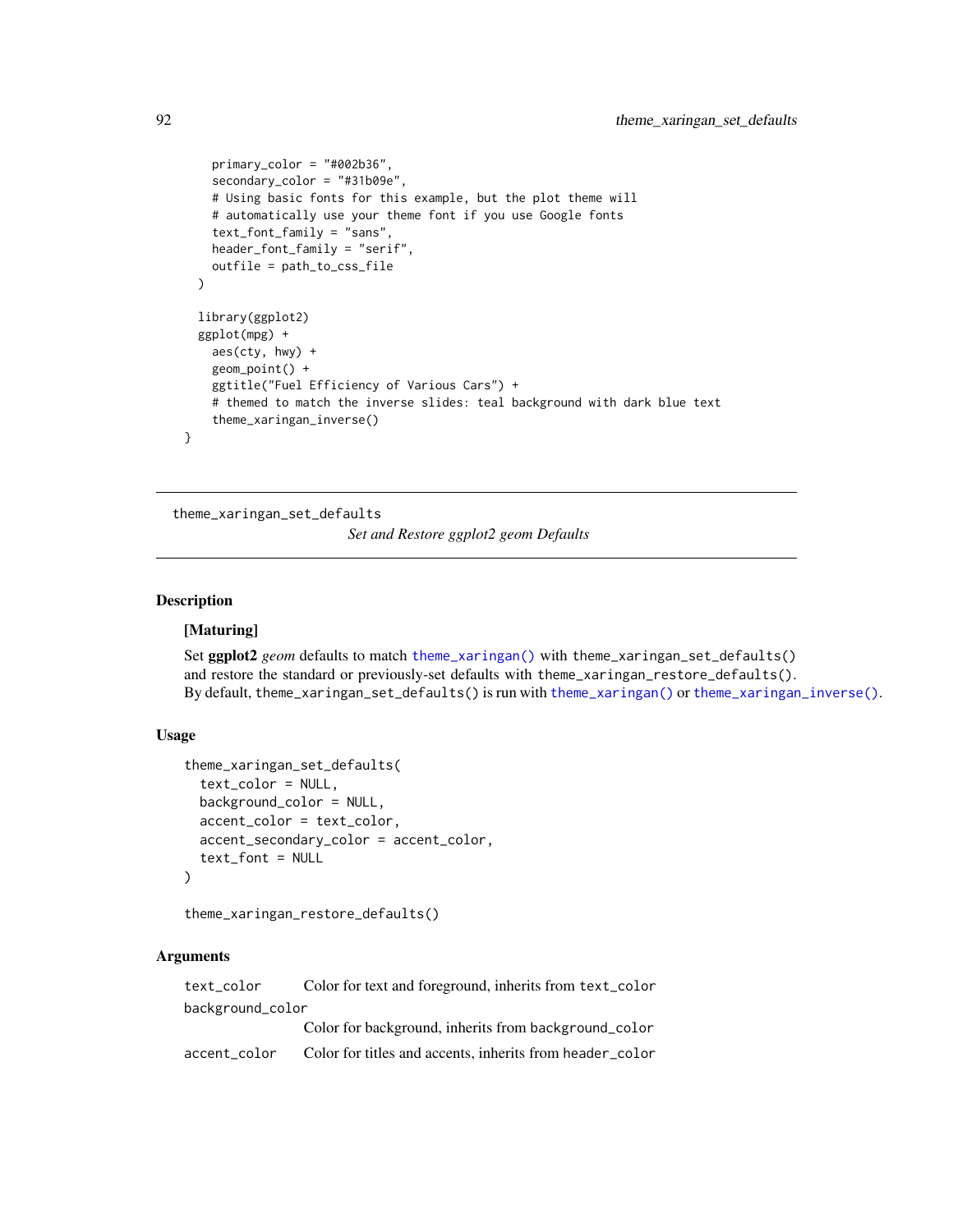```
    primary_color = "#002b36",
    secondary_color = "#31b09e",
    # Using basic fonts for this example, but the plot theme will
    # automatically use your theme font if you use Google fonts
    text_font_family = "sans",
    header_font_family = "serif",
    outfile = path_to_css_file
  )

  library(ggplot2)
  ggplot(mpg) +
    aes(cty, hwy) +
    geom_point() +
    ggtitle("Fuel Efficiency of Various Cars") +
    # themed to match the inverse slides: teal background with dark blue text
    theme_xaringan_inverse()
}
```

---

theme_xaringan_set_defaults

*Set and Restore ggplot2 geom Defaults*

---

## Description

**[Maturing]**

Set **ggplot2** *geom* defaults to match `theme_xaringan()` with `theme_xaringan_set_defaults()` and restore the standard or previously-set defaults with `theme_xaringan_restore_defaults()`. By default, `theme_xaringan_set_defaults()` is run with `theme_xaringan()` or `theme_xaringan_inverse()`.

## Usage

```
theme_xaringan_set_defaults(
  text_color = NULL,
  background_color = NULL,
  accent_color = text_color,
  accent_secondary_color = accent_color,
  text_font = NULL
)

theme_xaringan_restore_defaults()
```

## Arguments

| | |
|---|---|
| `text_color` | Color for text and foreground, inherits from `text_color` |
| `background_color` | Color for background, inherits from `background_color` |
| `accent_color` | Color for titles and accents, inherits from `header_color` |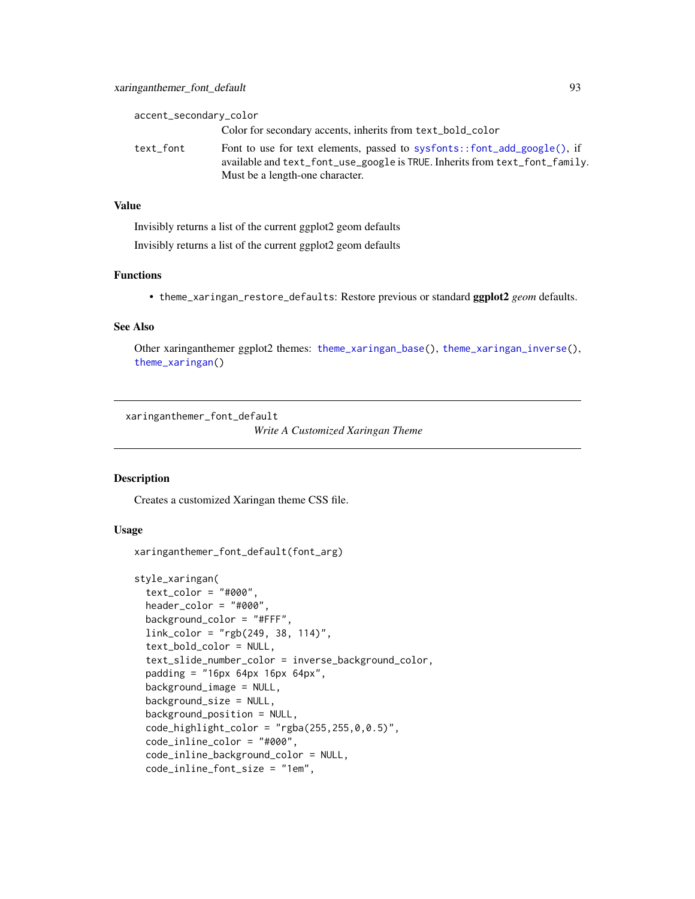accent_secondary_color
: Color for secondary accents, inherits from `text_bold_color`

text_font
: Font to use for text elements, passed to `sysfonts::font_add_google()`, if available and `text_font_use_google` is `TRUE`. Inherits from `text_font_family`. Must be a length-one character.

## Value

Invisibly returns a list of the current ggplot2 geom defaults

Invisibly returns a list of the current ggplot2 geom defaults

## Functions

- `theme_xaringan_restore_defaults`: Restore previous or standard **ggplot2** *geom* defaults.

## See Also

Other xaringanthemer ggplot2 themes: `theme_xaringan_base()`, `theme_xaringan_inverse()`, `theme_xaringan()`

---

`xaringanthemer_font_default` *Write A Customized Xaringan Theme*

---

## Description

Creates a customized Xaringan theme CSS file.

## Usage

```
xaringanthemer_font_default(font_arg)

style_xaringan(
  text_color = "#000",
  header_color = "#000",
  background_color = "#FFF",
  link_color = "rgb(249, 38, 114)",
  text_bold_color = NULL,
  text_slide_number_color = inverse_background_color,
  padding = "16px 64px 16px 64px",
  background_image = NULL,
  background_size = NULL,
  background_position = NULL,
  code_highlight_color = "rgba(255,255,0,0.5)",
  code_inline_color = "#000",
  code_inline_background_color = NULL,
  code_inline_font_size = "1em",
```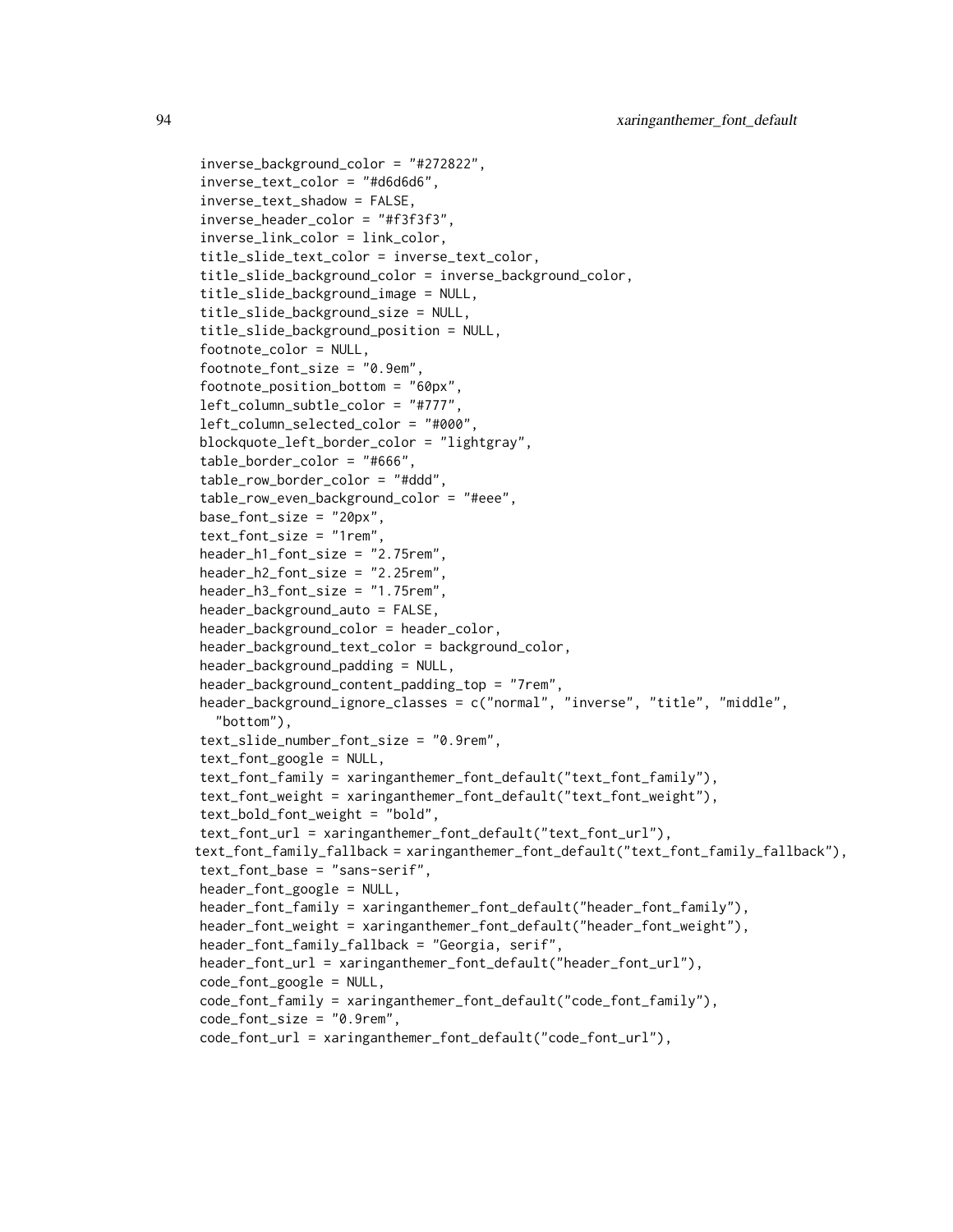```
inverse_background_color = "#272822",
inverse_text_color = "#d6d6d6",
inverse_text_shadow = FALSE,
inverse_header_color = "#f3f3f3",
inverse_link_color = link_color,
title_slide_text_color = inverse_text_color,
title_slide_background_color = inverse_background_color,
title_slide_background_image = NULL,
title_slide_background_size = NULL,
title_slide_background_position = NULL,
footnote_color = NULL,
footnote_font_size = "0.9em",
footnote_position_bottom = "60px",
left_column_subtle_color = "#777",
left_column_selected_color = "#000",
blockquote_left_border_color = "lightgray",
table_border_color = "#666",
table_row_border_color = "#ddd",
table_row_even_background_color = "#eee",
base_font_size = "20px",
text_font_size = "1rem",
header_h1_font_size = "2.75rem",
header_h2_font_size = "2.25rem",
header_h3_font_size = "1.75rem",
header_background_auto = FALSE,
header_background_color = header_color,
header_background_text_color = background_color,
header_background_padding = NULL,
header_background_content_padding_top = "7rem",
header_background_ignore_classes = c("normal", "inverse", "title", "middle",
  "bottom"),
text_slide_number_font_size = "0.9rem",
text_font_google = NULL,
text_font_family = xaringanthemer_font_default("text_font_family"),
text_font_weight = xaringanthemer_font_default("text_font_weight"),
text_bold_font_weight = "bold",
text_font_url = xaringanthemer_font_default("text_font_url"),
text_font_family_fallback = xaringanthemer_font_default("text_font_family_fallback"),
text_font_base = "sans-serif",
header_font_google = NULL,
header_font_family = xaringanthemer_font_default("header_font_family"),
header_font_weight = xaringanthemer_font_default("header_font_weight"),
header_font_family_fallback = "Georgia, serif",
header_font_url = xaringanthemer_font_default("header_font_url"),
code_font_google = NULL,
code_font_family = xaringanthemer_font_default("code_font_family"),
code_font_size = "0.9rem",
code_font_url = xaringanthemer_font_default("code_font_url"),
```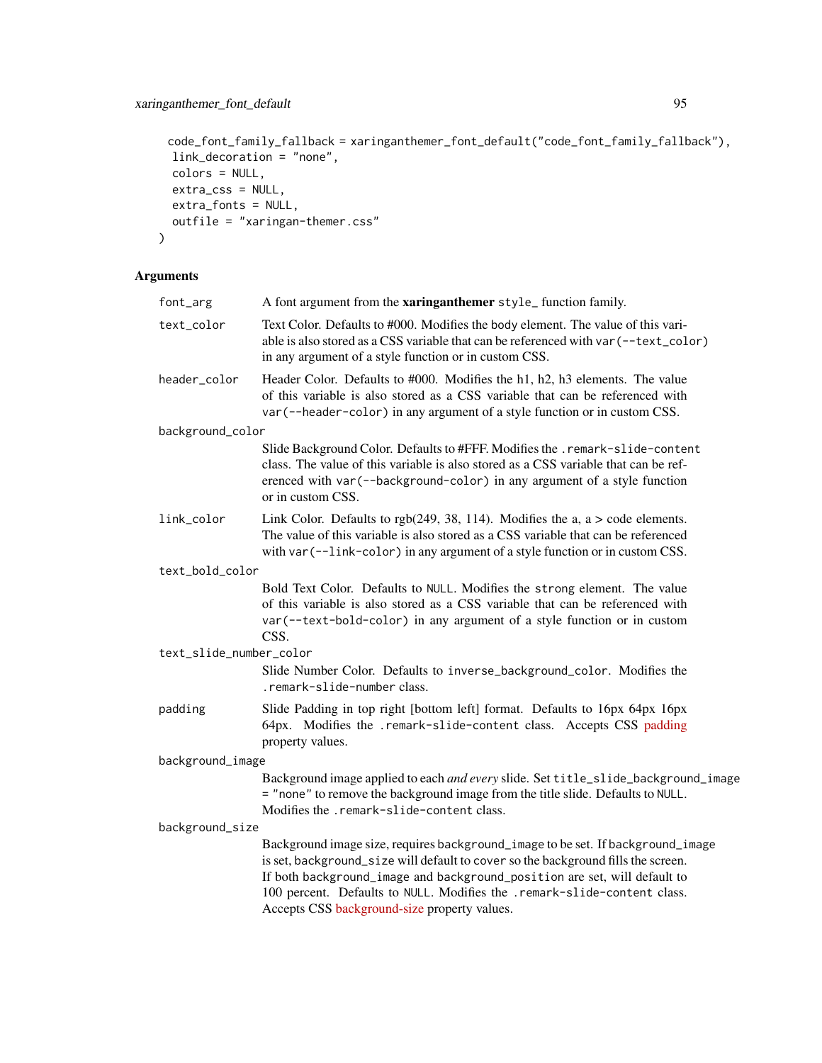```
  code_font_family_fallback = xaringanthemer_font_default("code_font_family_fallback"),
  link_decoration = "none",
  colors = NULL,
  extra_css = NULL,
  extra_fonts = NULL,
  outfile = "xaringan-themer.css"
)
```

### Arguments

| | |
|---|---|
| `font_arg` | A font argument from the **xaringanthemer** `style_` function family. |
| `text_color` | Text Color. Defaults to #000. Modifies the body element. The value of this variable is also stored as a CSS variable that can be referenced with `var(--text_color)` in any argument of a style function or in custom CSS. |
| `header_color` | Header Color. Defaults to #000. Modifies the h1, h2, h3 elements. The value of this variable is also stored as a CSS variable that can be referenced with `var(--header-color)` in any argument of a style function or in custom CSS. |
| `background_color` | Slide Background Color. Defaults to #FFF. Modifies the `.remark-slide-content` class. The value of this variable is also stored as a CSS variable that can be referenced with `var(--background-color)` in any argument of a style function or in custom CSS. |
| `link_color` | Link Color. Defaults to rgb(249, 38, 114). Modifies the a, a > code elements. The value of this variable is also stored as a CSS variable that can be referenced with `var(--link-color)` in any argument of a style function or in custom CSS. |
| `text_bold_color` | Bold Text Color. Defaults to `NULL`. Modifies the `strong` element. The value of this variable is also stored as a CSS variable that can be referenced with `var(--text-bold-color)` in any argument of a style function or in custom CSS. |
| `text_slide_number_color` | Slide Number Color. Defaults to `inverse_background_color`. Modifies the `.remark-slide-number` class. |
| `padding` | Slide Padding in top right [bottom left] format. Defaults to 16px 64px 16px 64px. Modifies the `.remark-slide-content` class. Accepts CSS padding property values. |
| `background_image` | Background image applied to each *and every* slide. Set `title_slide_background_image = "none"` to remove the background image from the title slide. Defaults to `NULL`. Modifies the `.remark-slide-content` class. |
| `background_size` | Background image size, requires `background_image` to be set. If `background_image` is set, `background_size` will default to `cover` so the background fills the screen. If both `background_image` and `background_position` are set, will default to 100 percent. Defaults to `NULL`. Modifies the `.remark-slide-content` class. Accepts CSS background-size property values. |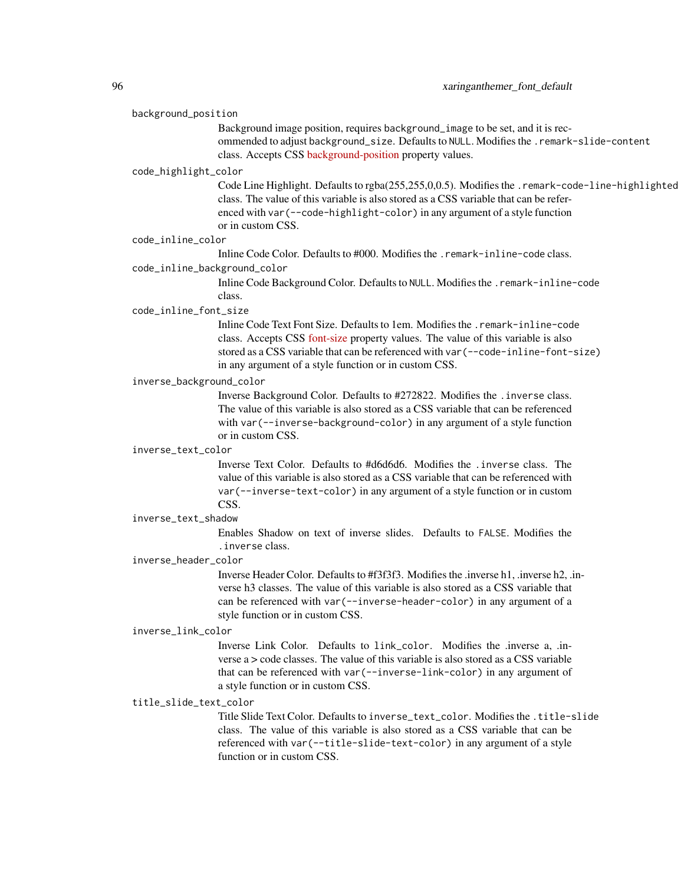`background_position`
: Background image position, requires `background_image` to be set, and it is recommended to adjust `background_size`. Defaults to `NULL`. Modifies the `.remark-slide-content` class. Accepts CSS background-position property values.

`code_highlight_color`
: Code Line Highlight. Defaults to rgba(255,255,0,0.5). Modifies the `.remark-code-line-highlighted` class. The value of this variable is also stored as a CSS variable that can be referenced with `var(--code-highlight-color)` in any argument of a style function or in custom CSS.

`code_inline_color`
: Inline Code Color. Defaults to #000. Modifies the `.remark-inline-code` class.

`code_inline_background_color`
: Inline Code Background Color. Defaults to `NULL`. Modifies the `.remark-inline-code` class.

`code_inline_font_size`
: Inline Code Text Font Size. Defaults to 1em. Modifies the `.remark-inline-code` class. Accepts CSS font-size property values. The value of this variable is also stored as a CSS variable that can be referenced with `var(--code-inline-font-size)` in any argument of a style function or in custom CSS.

`inverse_background_color`
: Inverse Background Color. Defaults to #272822. Modifies the `.inverse` class. The value of this variable is also stored as a CSS variable that can be referenced with `var(--inverse-background-color)` in any argument of a style function or in custom CSS.

`inverse_text_color`
: Inverse Text Color. Defaults to #d6d6d6. Modifies the `.inverse` class. The value of this variable is also stored as a CSS variable that can be referenced with `var(--inverse-text-color)` in any argument of a style function or in custom CSS.

`inverse_text_shadow`
: Enables Shadow on text of inverse slides. Defaults to `FALSE`. Modifies the `.inverse` class.

`inverse_header_color`
: Inverse Header Color. Defaults to #f3f3f3. Modifies the .inverse h1, .inverse h2, .inverse h3 classes. The value of this variable is also stored as a CSS variable that can be referenced with `var(--inverse-header-color)` in any argument of a style function or in custom CSS.

`inverse_link_color`
: Inverse Link Color. Defaults to `link_color`. Modifies the .inverse a, .inverse a > code classes. The value of this variable is also stored as a CSS variable that can be referenced with `var(--inverse-link-color)` in any argument of a style function or in custom CSS.

`title_slide_text_color`
: Title Slide Text Color. Defaults to `inverse_text_color`. Modifies the `.title-slide` class. The value of this variable is also stored as a CSS variable that can be referenced with `var(--title-slide-text-color)` in any argument of a style function or in custom CSS.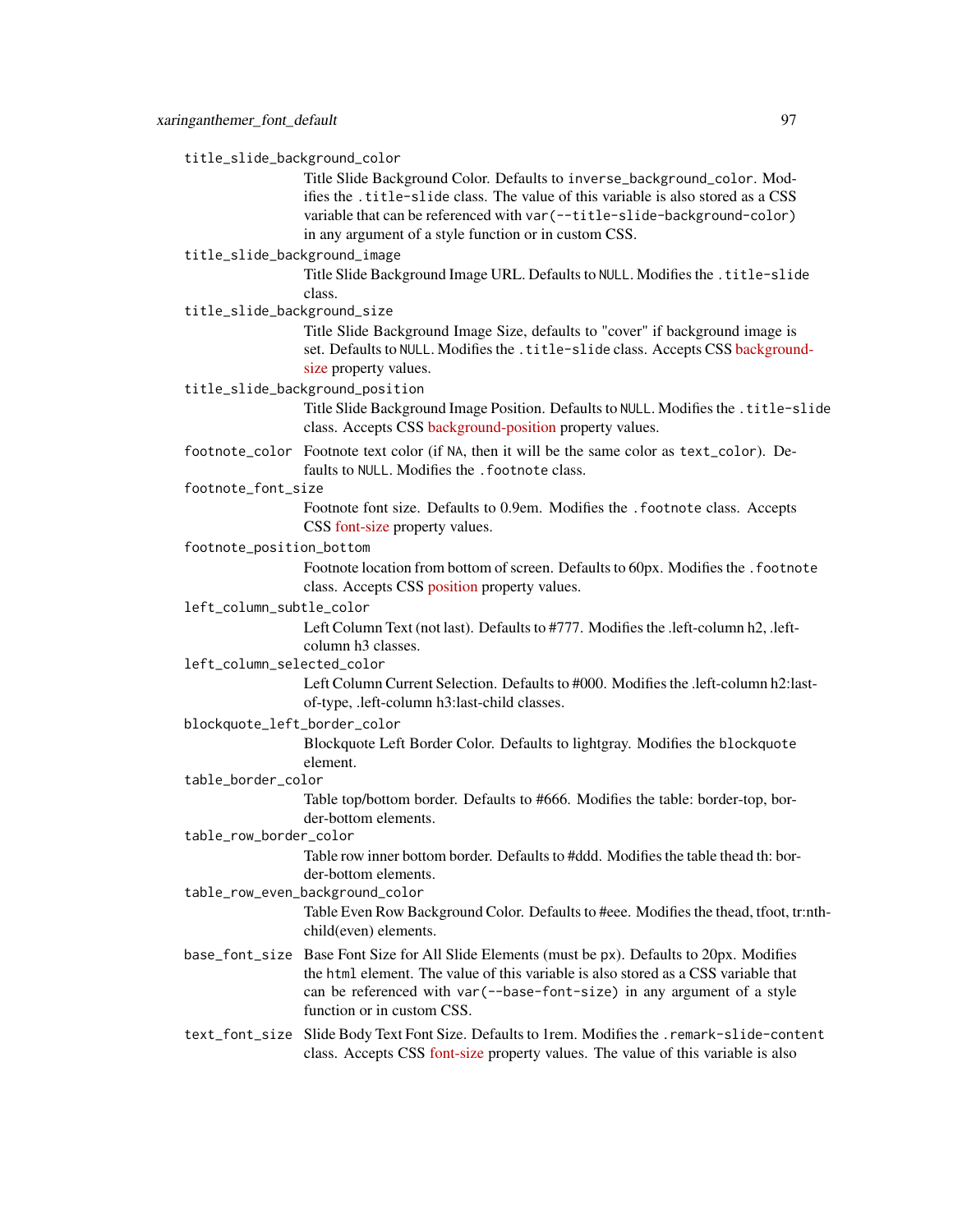`title_slide_background_color`
: Title Slide Background Color. Defaults to `inverse_background_color`. Modifies the `.title-slide` class. The value of this variable is also stored as a CSS variable that can be referenced with `var(--title-slide-background-color)` in any argument of a style function or in custom CSS.

`title_slide_background_image`
: Title Slide Background Image URL. Defaults to `NULL`. Modifies the `.title-slide` class.

`title_slide_background_size`
: Title Slide Background Image Size, defaults to "cover" if background image is set. Defaults to `NULL`. Modifies the `.title-slide` class. Accepts CSS background-size property values.

`title_slide_background_position`
: Title Slide Background Image Position. Defaults to `NULL`. Modifies the `.title-slide` class. Accepts CSS background-position property values.

`footnote_color`
: Footnote text color (if `NA`, then it will be the same color as `text_color`). Defaults to `NULL`. Modifies the `.footnote` class.

`footnote_font_size`
: Footnote font size. Defaults to 0.9em. Modifies the `.footnote` class. Accepts CSS font-size property values.

`footnote_position_bottom`
: Footnote location from bottom of screen. Defaults to 60px. Modifies the `.footnote` class. Accepts CSS position property values.

`left_column_subtle_color`
: Left Column Text (not last). Defaults to #777. Modifies the .left-column h2, .left-column h3 classes.

`left_column_selected_color`
: Left Column Current Selection. Defaults to #000. Modifies the .left-column h2:last-of-type, .left-column h3:last-child classes.

`blockquote_left_border_color`
: Blockquote Left Border Color. Defaults to lightgray. Modifies the `blockquote` element.

`table_border_color`
: Table top/bottom border. Defaults to #666. Modifies the table: border-top, border-bottom elements.

`table_row_border_color`
: Table row inner bottom border. Defaults to #ddd. Modifies the table thead th: border-bottom elements.

`table_row_even_background_color`
: Table Even Row Background Color. Defaults to #eee. Modifies the thead, tfoot, tr:nth-child(even) elements.

`base_font_size`
: Base Font Size for All Slide Elements (must be `px`). Defaults to 20px. Modifies the `html` element. The value of this variable is also stored as a CSS variable that can be referenced with `var(--base-font-size)` in any argument of a style function or in custom CSS.

`text_font_size`
: Slide Body Text Font Size. Defaults to 1rem. Modifies the `.remark-slide-content` class. Accepts CSS font-size property values. The value of this variable is also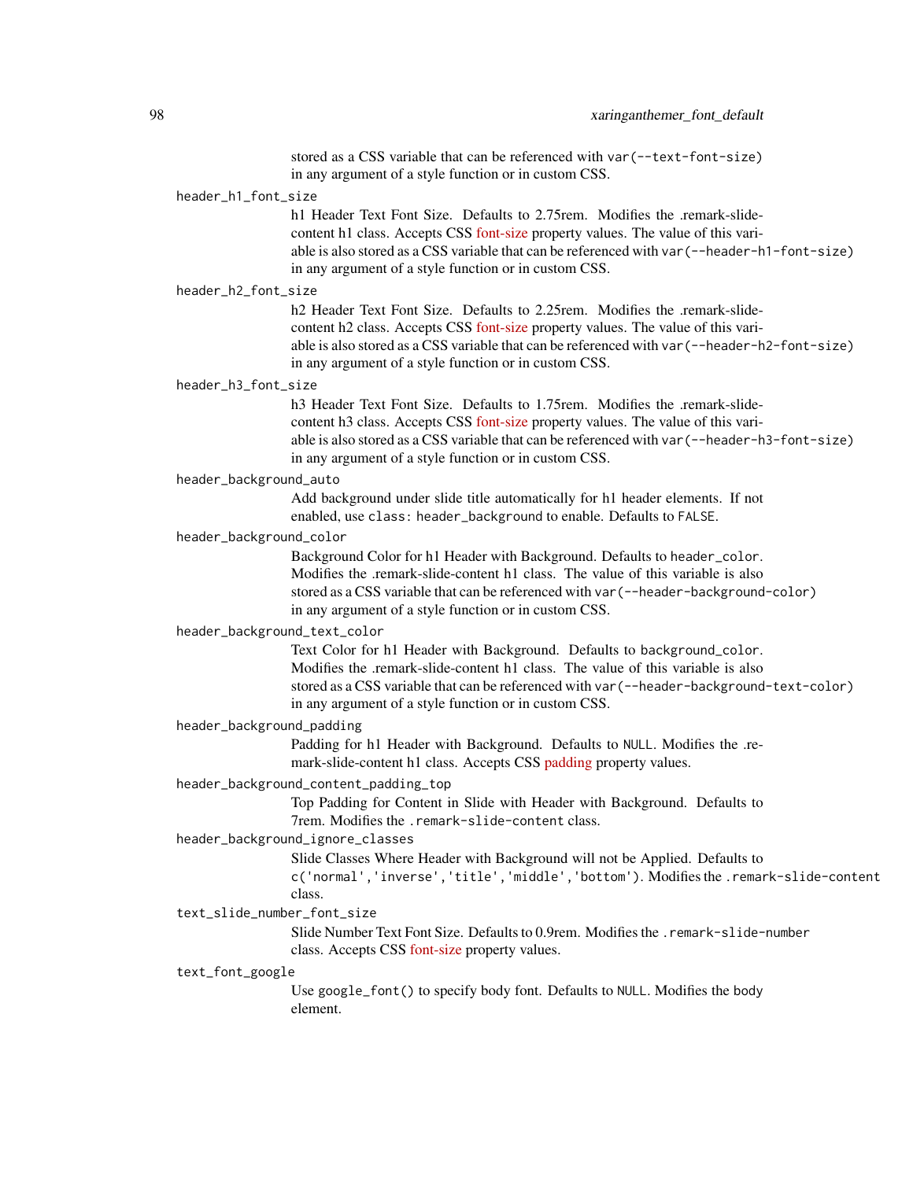stored as a CSS variable that can be referenced with `var(--text-font-size)` in any argument of a style function or in custom CSS.

`header_h1_font_size`
: h1 Header Text Font Size. Defaults to 2.75rem. Modifies the .remark-slide-content h1 class. Accepts CSS font-size property values. The value of this variable is also stored as a CSS variable that can be referenced with `var(--header-h1-font-size)` in any argument of a style function or in custom CSS.

`header_h2_font_size`
: h2 Header Text Font Size. Defaults to 2.25rem. Modifies the .remark-slide-content h2 class. Accepts CSS font-size property values. The value of this variable is also stored as a CSS variable that can be referenced with `var(--header-h2-font-size)` in any argument of a style function or in custom CSS.

`header_h3_font_size`
: h3 Header Text Font Size. Defaults to 1.75rem. Modifies the .remark-slide-content h3 class. Accepts CSS font-size property values. The value of this variable is also stored as a CSS variable that can be referenced with `var(--header-h3-font-size)` in any argument of a style function or in custom CSS.

`header_background_auto`
: Add background under slide title automatically for h1 header elements. If not enabled, use `class: header_background` to enable. Defaults to `FALSE`.

`header_background_color`
: Background Color for h1 Header with Background. Defaults to `header_color`. Modifies the .remark-slide-content h1 class. The value of this variable is also stored as a CSS variable that can be referenced with `var(--header-background-color)` in any argument of a style function or in custom CSS.

`header_background_text_color`
: Text Color for h1 Header with Background. Defaults to `background_color`. Modifies the .remark-slide-content h1 class. The value of this variable is also stored as a CSS variable that can be referenced with `var(--header-background-text-color)` in any argument of a style function or in custom CSS.

`header_background_padding`
: Padding for h1 Header with Background. Defaults to `NULL`. Modifies the .remark-slide-content h1 class. Accepts CSS padding property values.

`header_background_content_padding_top`
: Top Padding for Content in Slide with Header with Background. Defaults to 7rem. Modifies the `.remark-slide-content` class.

`header_background_ignore_classes`
: Slide Classes Where Header with Background will not be Applied. Defaults to `c('normal','inverse','title','middle','bottom')`. Modifies the `.remark-slide-content` class.

`text_slide_number_font_size`
: Slide Number Text Font Size. Defaults to 0.9rem. Modifies the `.remark-slide-number` class. Accepts CSS font-size property values.

`text_font_google`
: Use `google_font()` to specify body font. Defaults to `NULL`. Modifies the body element.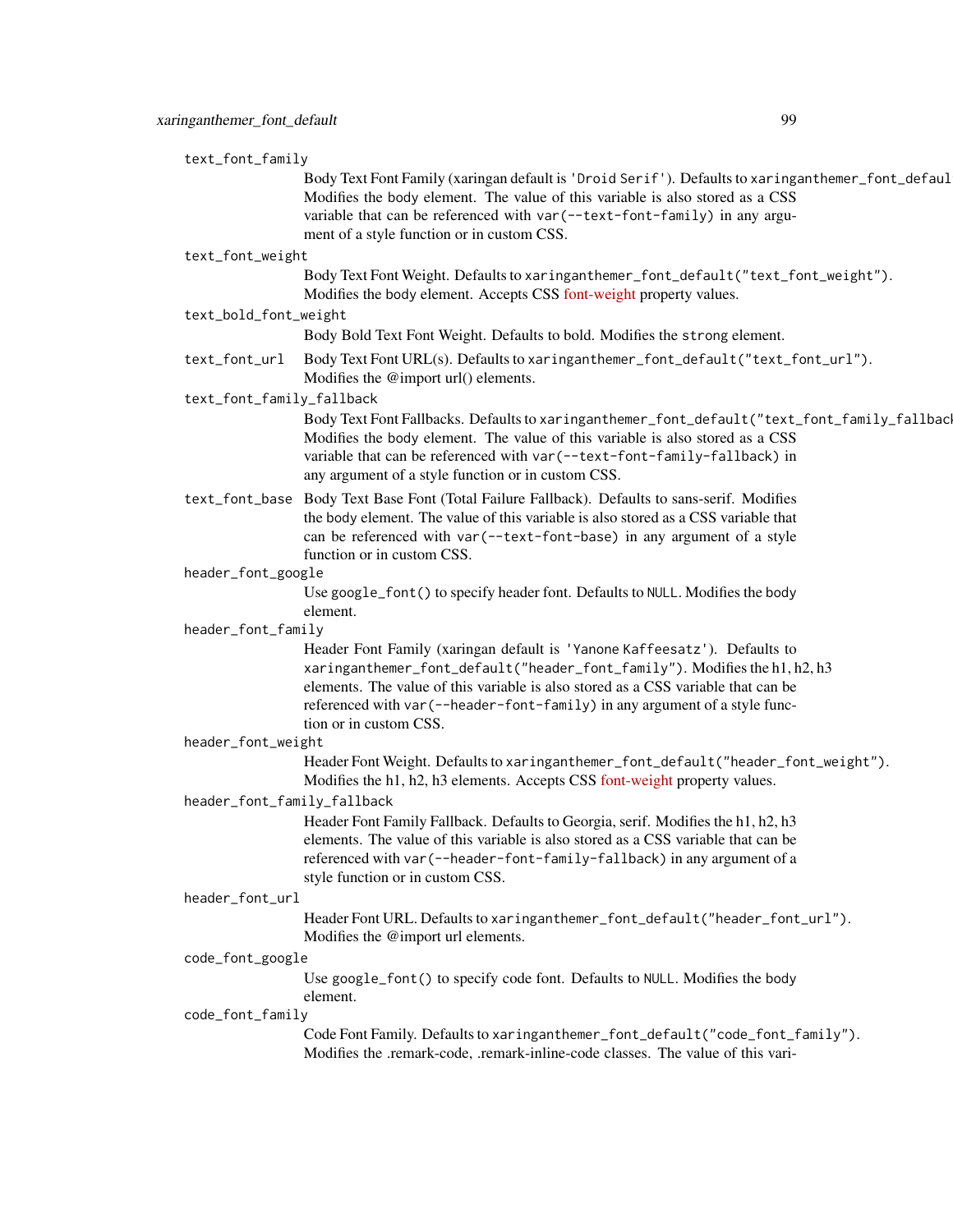`text_font_family`
: Body Text Font Family (xaringan default is `'Droid Serif'`). Defaults to `xaringanthemer_font_default("text_font_family")`. Modifies the body element. The value of this variable is also stored as a CSS variable that can be referenced with `var(--text-font-family)` in any argument of a style function or in custom CSS.

`text_font_weight`
: Body Text Font Weight. Defaults to `xaringanthemer_font_default("text_font_weight")`. Modifies the body element. Accepts CSS font-weight property values.

`text_bold_font_weight`
: Body Bold Text Font Weight. Defaults to bold. Modifies the `strong` element.

`text_font_url`
: Body Text Font URL(s). Defaults to `xaringanthemer_font_default("text_font_url")`. Modifies the @import url() elements.

`text_font_family_fallback`
: Body Text Font Fallbacks. Defaults to `xaringanthemer_font_default("text_font_family_fallback")`. Modifies the body element. The value of this variable is also stored as a CSS variable that can be referenced with `var(--text-font-family-fallback)` in any argument of a style function or in custom CSS.

`text_font_base`
: Body Text Base Font (Total Failure Fallback). Defaults to sans-serif. Modifies the body element. The value of this variable is also stored as a CSS variable that can be referenced with `var(--text-font-base)` in any argument of a style function or in custom CSS.

`header_font_google`
: Use `google_font()` to specify header font. Defaults to `NULL`. Modifies the body element.

`header_font_family`
: Header Font Family (xaringan default is `'Yanone Kaffeesatz'`). Defaults to `xaringanthemer_font_default("header_font_family")`. Modifies the h1, h2, h3 elements. The value of this variable is also stored as a CSS variable that can be referenced with `var(--header-font-family)` in any argument of a style function or in custom CSS.

`header_font_weight`
: Header Font Weight. Defaults to `xaringanthemer_font_default("header_font_weight")`. Modifies the h1, h2, h3 elements. Accepts CSS font-weight property values.

`header_font_family_fallback`
: Header Font Family Fallback. Defaults to Georgia, serif. Modifies the h1, h2, h3 elements. The value of this variable is also stored as a CSS variable that can be referenced with `var(--header-font-family-fallback)` in any argument of a style function or in custom CSS.

`header_font_url`
: Header Font URL. Defaults to `xaringanthemer_font_default("header_font_url")`. Modifies the @import url elements.

`code_font_google`
: Use `google_font()` to specify code font. Defaults to `NULL`. Modifies the body element.

`code_font_family`
: Code Font Family. Defaults to `xaringanthemer_font_default("code_font_family")`. Modifies the .remark-code, .remark-inline-code classes. The value of this vari-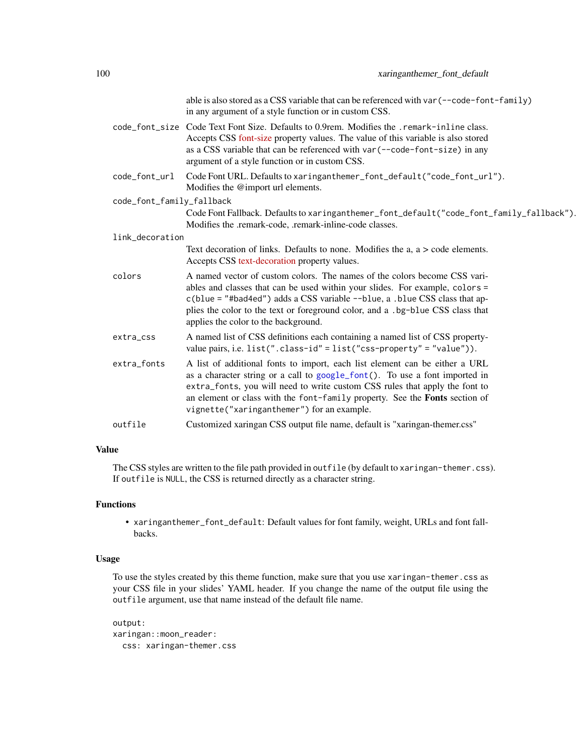able is also stored as a CSS variable that can be referenced with `var(--code-font-family)` in any argument of a style function or in custom CSS.

`code_font_size`
: Code Text Font Size. Defaults to 0.9rem. Modifies the `.remark-inline` class. Accepts CSS font-size property values. The value of this variable is also stored as a CSS variable that can be referenced with `var(--code-font-size)` in any argument of a style function or in custom CSS.

`code_font_url`
: Code Font URL. Defaults to `xaringanthemer_font_default("code_font_url")`. Modifies the @import url elements.

`code_font_family_fallback`
: Code Font Fallback. Defaults to `xaringanthemer_font_default("code_font_family_fallback")`. Modifies the .remark-code, .remark-inline-code classes.

`link_decoration`
: Text decoration of links. Defaults to none. Modifies the a, a > code elements. Accepts CSS text-decoration property values.

`colors`
: A named vector of custom colors. The names of the colors become CSS variables and classes that can be used within your slides. For example, `colors = c(blue = "#bad4ed")` adds a CSS variable `--blue`, a `.blue` CSS class that applies the color to the text or foreground color, and a `.bg-blue` CSS class that applies the color to the background.

`extra_css`
: A named list of CSS definitions each containing a named list of CSS property-value pairs, i.e. `list(".class-id" = list("css-property" = "value"))`.

`extra_fonts`
: A list of additional fonts to import, each list element can be either a URL as a character string or a call to `google_font()`. To use a font imported in `extra_fonts`, you will need to write custom CSS rules that apply the font to an element or class with the `font-family` property. See the **Fonts** section of `vignette("xaringanthemer")` for an example.

`outfile`
: Customized xaringan CSS output file name, default is "xaringan-themer.css"

### Value

The CSS styles are written to the file path provided in `outfile` (by default to `xaringan-themer.css`). If `outfile` is `NULL`, the CSS is returned directly as a character string.

### Functions

- `xaringanthemer_font_default`: Default values for font family, weight, URLs and font fallbacks.

### Usage

To use the styles created by this theme function, make sure that you use `xaringan-themer.css` as your CSS file in your slides' YAML header. If you change the name of the output file using the `outfile` argument, use that name instead of the default file name.

```
output:
xaringan::moon_reader:
  css: xaringan-themer.css
```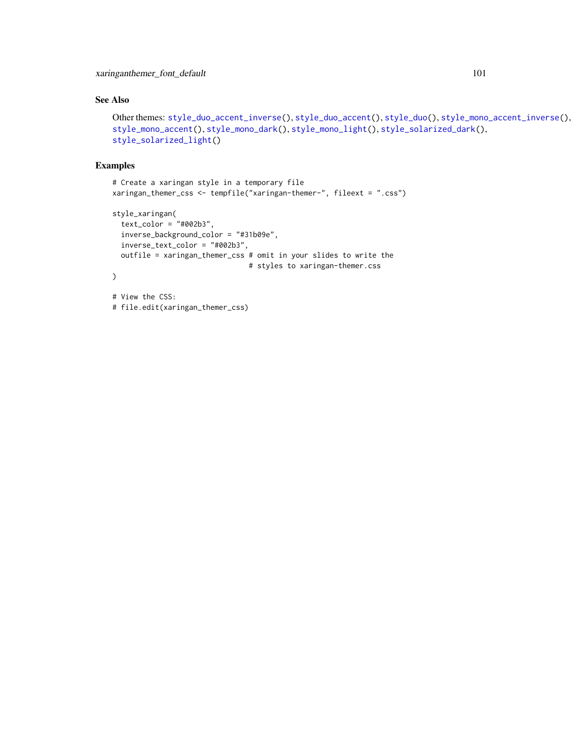## See Also

Other themes: `style_duo_accent_inverse()`, `style_duo_accent()`, `style_duo()`, `style_mono_accent_inverse()`, `style_mono_accent()`, `style_mono_dark()`, `style_mono_light()`, `style_solarized_dark()`, `style_solarized_light()`

## Examples

```
# Create a xaringan style in a temporary file
xaringan_themer_css <- tempfile("xaringan-themer-", fileext = ".css")

style_xaringan(
  text_color = "#002b3",
  inverse_background_color = "#31b09e",
  inverse_text_color = "#002b3",
  outfile = xaringan_themer_css # omit in your slides to write the
                                # styles to xaringan-themer.css
)

# View the CSS:
# file.edit(xaringan_themer_css)
```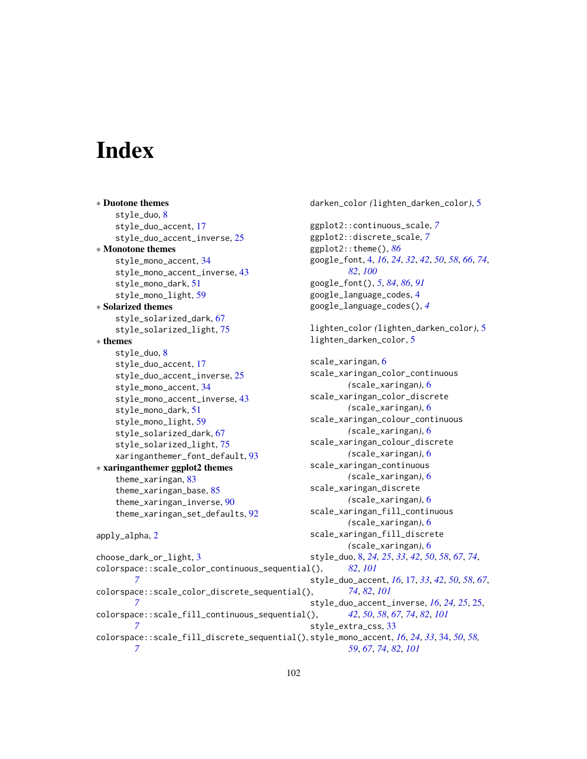# Index

* **Duotone themes**
  - style_duo, 8
  - style_duo_accent, 17
  - style_duo_accent_inverse, 25
* **Monotone themes**
  - style_mono_accent, 34
  - style_mono_accent_inverse, 43
  - style_mono_dark, 51
  - style_mono_light, 59
* **Solarized themes**
  - style_solarized_dark, 67
  - style_solarized_light, 75
* **themes**
  - style_duo, 8
  - style_duo_accent, 17
  - style_duo_accent_inverse, 25
  - style_mono_accent, 34
  - style_mono_accent_inverse, 43
  - style_mono_dark, 51
  - style_mono_light, 59
  - style_solarized_dark, 67
  - style_solarized_light, 75
  - xaringanthemer_font_default, 93
* **xaringanthemer ggplot2 themes**
  - theme_xaringan, 83
  - theme_xaringan_base, 85
  - theme_xaringan_inverse, 90
  - theme_xaringan_set_defaults, 92

apply_alpha, 2

choose_dark_or_light, 3
colorspace::scale_color_continuous_sequential(), *7*
colorspace::scale_color_discrete_sequential(), *7*
colorspace::scale_fill_continuous_sequential(), *7*
colorspace::scale_fill_discrete_sequential(), *7*

darken_color *(*lighten_darken_color*)*, 5

ggplot2::continuous_scale, *7*
ggplot2::discrete_scale, *7*
ggplot2::theme(), *86*
google_font, 4, *16*, *24*, *32*, *42*, *50*, *58*, *66*, *74*, *82*, *100*
google_font(), *5*, *84*, *86*, *91*
google_language_codes, 4
google_language_codes(), *4*

lighten_color *(*lighten_darken_color*)*, 5
lighten_darken_color, 5

scale_xaringan, 6
scale_xaringan_color_continuous *(*scale_xaringan*)*, 6
scale_xaringan_color_discrete *(*scale_xaringan*)*, 6
scale_xaringan_colour_continuous *(*scale_xaringan*)*, 6
scale_xaringan_colour_discrete *(*scale_xaringan*)*, 6
scale_xaringan_continuous *(*scale_xaringan*)*, 6
scale_xaringan_discrete *(*scale_xaringan*)*, 6
scale_xaringan_fill_continuous *(*scale_xaringan*)*, 6
scale_xaringan_fill_discrete *(*scale_xaringan*)*, 6
style_duo, 8, *24, 25*, *33*, *42*, *50*, *58*, *67*, *74*, *82*, *101*
style_duo_accent, *16*, 17, *33*, *42*, *50*, *58*, *67*, *74*, *82*, *101*
style_duo_accent_inverse, *16*, *24, 25*, 25, *42*, *50*, *58*, *67*, *74*, *82*, *101*
style_extra_css, 33
style_mono_accent, *16*, *24*, *33*, 34, *50*, *58, 59*, *67*, *74*, *82*, *101*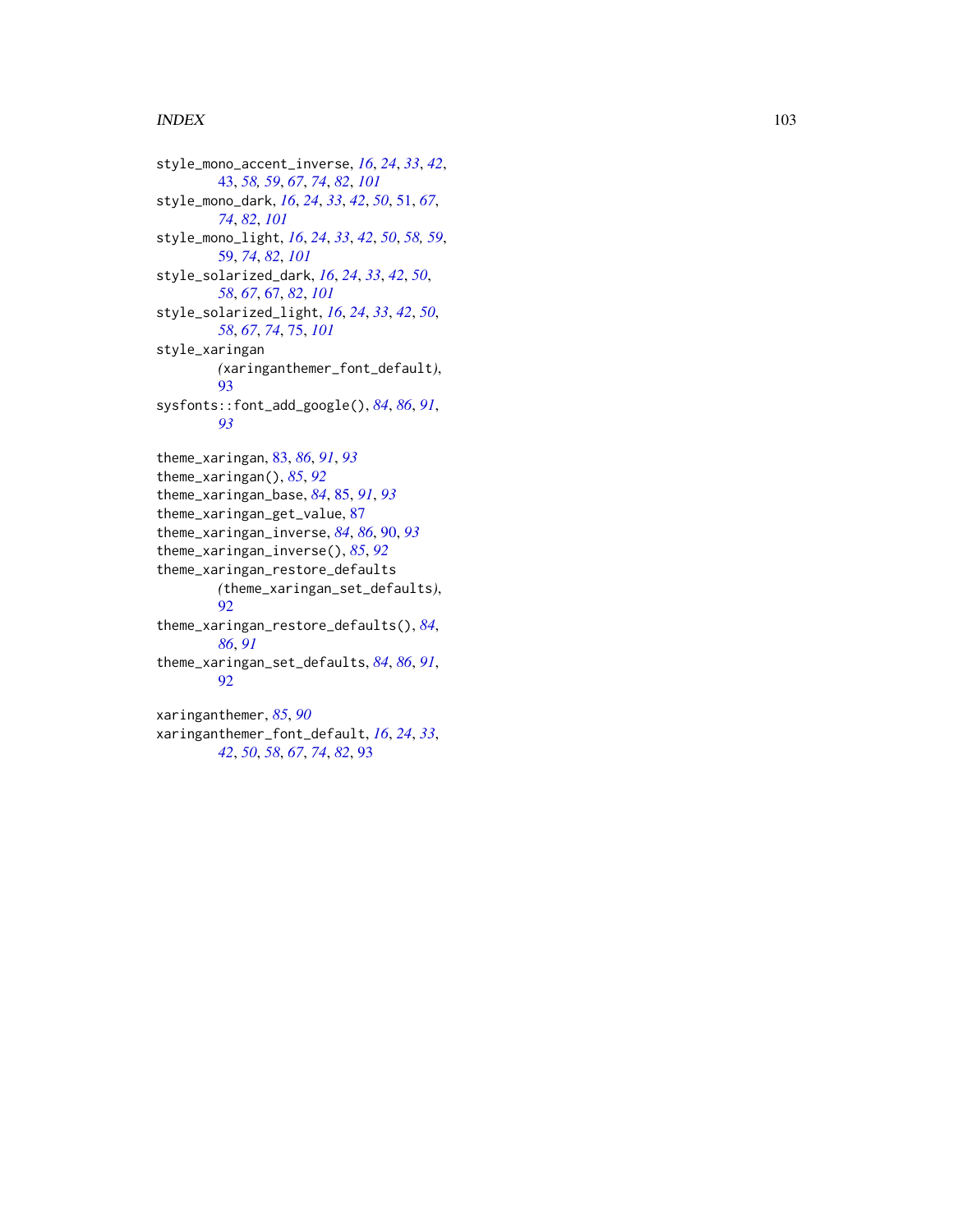style_mono_accent_inverse, *16*, *24*, *33*, *42*, 43, *58*, *59*, *67*, *74*, *82*, *101*
style_mono_dark, *16*, *24*, *33*, *42*, *50*, 51, *67*, *74*, *82*, *101*
style_mono_light, *16*, *24*, *33*, *42*, *50*, *58*, *59*, 59, *74*, *82*, *101*
style_solarized_dark, *16*, *24*, *33*, *42*, *50*, *58*, *67*, 67, *82*, *101*
style_solarized_light, *16*, *24*, *33*, *42*, *50*, *58*, *67*, *74*, 75, *101*
style_xaringan (xaringanthemer_font_default), 93
sysfonts::font_add_google(), *84*, *86*, *91*, *93*

theme_xaringan, 83, *86*, *91*, *93*
theme_xaringan(), *85*, *92*
theme_xaringan_base, *84*, 85, *91*, *93*
theme_xaringan_get_value, 87
theme_xaringan_inverse, *84*, *86*, 90, *93*
theme_xaringan_inverse(), *85*, *92*
theme_xaringan_restore_defaults (theme_xaringan_set_defaults), 92
theme_xaringan_restore_defaults(), *84*, *86*, *91*
theme_xaringan_set_defaults, *84*, *86*, *91*, 92

xaringanthemer, *85*, *90*
xaringanthemer_font_default, *16*, *24*, *33*, *42*, *50*, *58*, *67*, *74*, *82*, 93